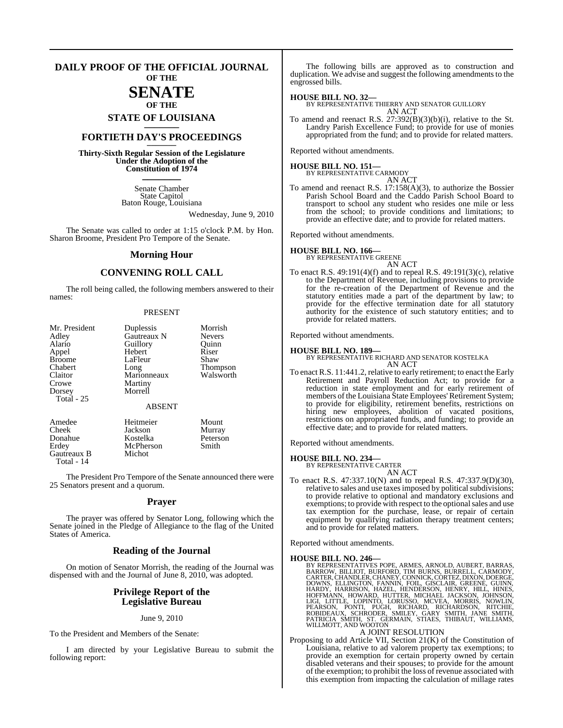# DAILY PROOF OF THE OFFICIAL JOURNAL OF THE

# SENATE

## OF THE

## STATE OF LOUISIANA

## FORTIETH DAY'S PROCEEDINGS

**Thirty-Sixth Regular Session of the Legislature Under the Adoption of the Constitution of 1974**

Senate Chamber
State Capitol
Baton Rouge, Louisiana

Wednesday, June 9, 2010

The Senate was called to order at 1:15 o'clock P.M. by Hon. Sharon Broome, President Pro Tempore of the Senate.

## Morning Hour

## CONVENING ROLL CALL

The roll being called, the following members answered to their names:

PRESENT

| | | |
|---|---|---|
| Mr. President | Duplessis | Morrish |
| Adley | Gautreaux N | Nevers |
| Alario | Guillory | Quinn |
| Appel | Hebert | Riser |
| Broome | LaFleur | Shaw |
| Chabert | Long | Thompson |
| Claitor | Marionneaux | Walsworth |
| Crowe | Martiny | |
| Dorsey | Morrell | |
| Total - 25 | | |

ABSENT

| | | |
|---|---|---|
| Amedee | Heitmeier | Mount |
| Cheek | Jackson | Murray |
| Donahue | Kostelka | Peterson |
| Erdey | McPherson | Smith |
| Gautreaux B | Michot | |
| Total - 14 | | |

The President Pro Tempore of the Senate announced there were 25 Senators present and a quorum.

## Prayer

The prayer was offered by Senator Long, following which the Senate joined in the Pledge of Allegiance to the flag of the United States of America.

## Reading of the Journal

On motion of Senator Morrish, the reading of the Journal was dispensed with and the Journal of June 8, 2010, was adopted.

## Privilege Report of the Legislative Bureau

June 9, 2010

To the President and Members of the Senate:

I am directed by your Legislative Bureau to submit the following report:

The following bills are approved as to construction and duplication. We advise and suggest the following amendments to the engrossed bills.

**HOUSE BILL NO. 32—**
BY REPRESENTATIVE THIERRY AND SENATOR GUILLORY
AN ACT
To amend and reenact R.S. 27:392(B)(3)(b)(i), relative to the St. Landry Parish Excellence Fund; to provide for use of monies appropriated from the fund; and to provide for related matters.

Reported without amendments.

**HOUSE BILL NO. 151—**
BY REPRESENTATIVE CARMODY
AN ACT
To amend and reenact R.S. 17:158(A)(3), to authorize the Bossier Parish School Board and the Caddo Parish School Board to transport to school any student who resides one mile or less from the school; to provide conditions and limitations; to provide an effective date; and to provide for related matters.

Reported without amendments.

**HOUSE BILL NO. 166—**
BY REPRESENTATIVE GREENE
AN ACT
To enact R.S. 49:191(4)(f) and to repeal R.S. 49:191(3)(c), relative to the Department of Revenue, including provisions to provide for the re-creation of the Department of Revenue and the statutory entities made a part of the department by law; to provide for the effective termination date for all statutory authority for the existence of such statutory entities; and to provide for related matters.

Reported without amendments.

**HOUSE BILL NO. 189—**
BY REPRESENTATIVE RICHARD AND SENATOR KOSTELKA
AN ACT
To enact R.S. 11:441.2, relative to early retirement; to enact the Early Retirement and Payroll Reduction Act; to provide for a reduction in state employment and for early retirement of members of the Louisiana State Employees' Retirement System; to provide for eligibility, retirement benefits, restrictions on hiring new employees, abolition of vacated positions, restrictions on appropriated funds, and funding; to provide an effective date; and to provide for related matters.

Reported without amendments.

**HOUSE BILL NO. 234—**
BY REPRESENTATIVE CARTER
AN ACT
To enact R.S. 47:337.10(N) and to repeal R.S. 47:337.9(D)(30), relative to sales and use taxes imposed by political subdivisions; to provide relative to optional and mandatory exclusions and exemptions; to provide with respect to the optional sales and use tax exemption for the purchase, lease, or repair of certain equipment by qualifying radiation therapy treatment centers; and to provide for related matters.

Reported without amendments.

**HOUSE BILL NO. 246—**
BY REPRESENTATIVES POPE, ARMES, ARNOLD, AUBERT, BARRAS, BARROW, BILLIOT, BURFORD, TIM BURNS, BURRELL, CARMODY, CARTER, CHANDLER, CHANEY, CONNICK, CORTEZ, DIXON, DOERGE, DOWNS, ELLINGTON, FANNIN, FOIL, GISCLAIR, GREENE, GUINN, HARDY, HARRISON, HAZEL, HENDERSON, HENRY, HILL, HINES, HOFFMANN, HOWARD, HUTTER, MICHAEL JACKSON, JOHNSON, LIGI, LITTLE, LOPINTO, LORUSSO, MCVEA, MORRIS, NOWLIN, PEARSON, PONTI, PUGH, RICHARD, RICHARDSON, RITCHIE, ROBIDEAUX, SCHRODER, SMILEY, GARY SMITH, JANE SMITH, PATRICIA SMITH, ST. GERMAIN, STIAES, THIBAUT, WILLIAMS, WILLMOTT, AND WOOTON
A JOINT RESOLUTION
Proposing to add Article VII, Section 21(K) of the Constitution of Louisiana, relative to ad valorem property tax exemptions; to provide an exemption for certain property owned by certain disabled veterans and their spouses; to provide for the amount of the exemption; to prohibit the loss of revenue associated with this exemption from impacting the calculation of millage rates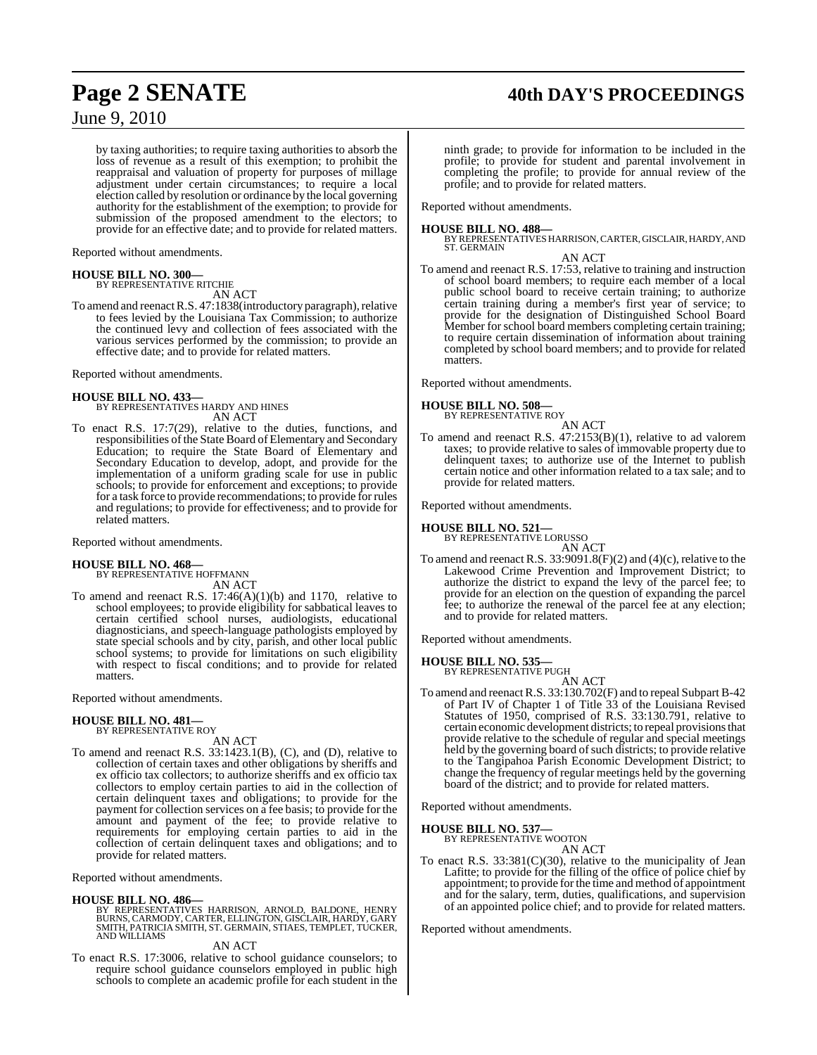by taxing authorities; to require taxing authorities to absorb the loss of revenue as a result of this exemption; to prohibit the reappraisal and valuation of property for purposes of millage adjustment under certain circumstances; to require a local election called by resolution or ordinance by the local governing authority for the establishment of the exemption; to provide for submission of the proposed amendment to the electors; to provide for an effective date; and to provide for related matters.

Reported without amendments.

**HOUSE BILL NO. 300—**
BY REPRESENTATIVE RITCHIE
AN ACT
To amend and reenact R.S. 47:1838(introductory paragraph), relative to fees levied by the Louisiana Tax Commission; to authorize the continued levy and collection of fees associated with the various services performed by the commission; to provide an effective date; and to provide for related matters.

Reported without amendments.

**HOUSE BILL NO. 433—**
BY REPRESENTATIVES HARDY AND HINES
AN ACT
To enact R.S. 17:7(29), relative to the duties, functions, and responsibilities of the State Board of Elementary and Secondary Education; to require the State Board of Elementary and Secondary Education to develop, adopt, and provide for the implementation of a uniform grading scale for use in public schools; to provide for enforcement and exceptions; to provide for a task force to provide recommendations; to provide for rules and regulations; to provide for effectiveness; and to provide for related matters.

Reported without amendments.

**HOUSE BILL NO. 468—**
BY REPRESENTATIVE HOFFMANN
AN ACT
To amend and reenact R.S. 17:46(A)(1)(b) and 1170, relative to school employees; to provide eligibility for sabbatical leaves to certain certified school nurses, audiologists, educational diagnosticians, and speech-language pathologists employed by state special schools and by city, parish, and other local public school systems; to provide for limitations on such eligibility with respect to fiscal conditions; and to provide for related matters.

Reported without amendments.

**HOUSE BILL NO. 481—**
BY REPRESENTATIVE ROY
AN ACT
To amend and reenact R.S. 33:1423.1(B), (C), and (D), relative to collection of certain taxes and other obligations by sheriffs and ex officio tax collectors; to authorize sheriffs and ex officio tax collectors to employ certain parties to aid in the collection of certain delinquent taxes and obligations; to provide for the payment for collection services on a fee basis; to provide for the amount and payment of the fee; to provide relative to requirements for employing certain parties to aid in the collection of certain delinquent taxes and obligations; and to provide for related matters.

Reported without amendments.

**HOUSE BILL NO. 486—**
BY REPRESENTATIVES HARRISON, ARNOLD, BALDONE, HENRY BURNS, CARMODY, CARTER, ELLINGTON, GISCLAIR, HARDY, GARY SMITH, PATRICIA SMITH, ST. GERMAIN, STIAES, TEMPLET, TUCKER, AND WILLIAMS
AN ACT
To enact R.S. 17:3006, relative to school guidance counselors; to require school guidance counselors employed in public high schools to complete an academic profile for each student in the ninth grade; to provide for information to be included in the profile; to provide for student and parental involvement in completing the profile; to provide for annual review of the profile; and to provide for related matters.

Reported without amendments.

**HOUSE BILL NO. 488—**
BY REPRESENTATIVES HARRISON, CARTER, GISCLAIR, HARDY, AND ST. GERMAIN
AN ACT
To amend and reenact R.S. 17:53, relative to training and instruction of school board members; to require each member of a local public school board to receive certain training; to authorize certain training during a member's first year of service; to provide for the designation of Distinguished School Board Member for school board members completing certain training; to require certain dissemination of information about training completed by school board members; and to provide for related matters.

Reported without amendments.

**HOUSE BILL NO. 508—**
BY REPRESENTATIVE ROY
AN ACT
To amend and reenact R.S. 47:2153(B)(1), relative to ad valorem taxes; to provide relative to sales of immovable property due to delinquent taxes; to authorize use of the Internet to publish certain notice and other information related to a tax sale; and to provide for related matters.

Reported without amendments.

**HOUSE BILL NO. 521—**
BY REPRESENTATIVE LORUSSO
AN ACT
To amend and reenact R.S. 33:9091.8(F)(2) and (4)(c), relative to the Lakewood Crime Prevention and Improvement District; to authorize the district to expand the levy of the parcel fee; to provide for an election on the question of expanding the parcel fee; to authorize the renewal of the parcel fee at any election; and to provide for related matters.

Reported without amendments.

**HOUSE BILL NO. 535—**
BY REPRESENTATIVE PUGH
AN ACT
To amend and reenact R.S. 33:130.702(F) and to repeal Subpart B-42 of Part IV of Chapter 1 of Title 33 of the Louisiana Revised Statutes of 1950, comprised of R.S. 33:130.791, relative to certain economic development districts; to repeal provisions that provide relative to the schedule of regular and special meetings held by the governing board of such districts; to provide relative to the Tangipahoa Parish Economic Development District; to change the frequency of regular meetings held by the governing board of the district; and to provide for related matters.

Reported without amendments.

**HOUSE BILL NO. 537—**
BY REPRESENTATIVE WOOTON
AN ACT
To enact R.S. 33:381(C)(30), relative to the municipality of Jean Lafitte; to provide for the filling of the office of police chief by appointment; to provide for the time and method of appointment and for the salary, term, duties, qualifications, and supervision of an appointed police chief; and to provide for related matters.

Reported without amendments.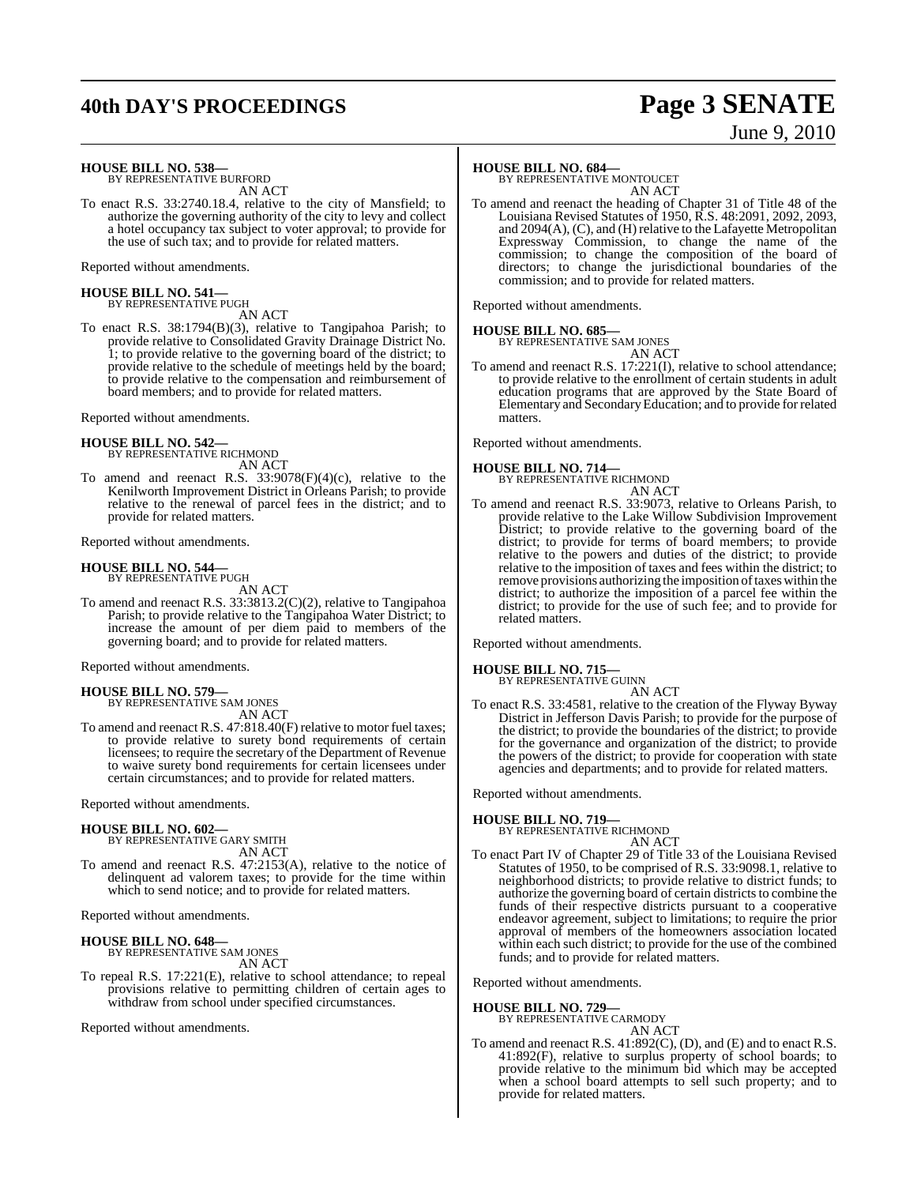**HOUSE BILL NO. 538—**
BY REPRESENTATIVE BURFORD
AN ACT

To enact R.S. 33:2740.18.4, relative to the city of Mansfield; to authorize the governing authority of the city to levy and collect a hotel occupancy tax subject to voter approval; to provide for the use of such tax; and to provide for related matters.

Reported without amendments.

**HOUSE BILL NO. 541—**
BY REPRESENTATIVE PUGH
AN ACT

To enact R.S. 38:1794(B)(3), relative to Tangipahoa Parish; to provide relative to Consolidated Gravity Drainage District No. 1; to provide relative to the governing board of the district; to provide relative to the schedule of meetings held by the board; to provide relative to the compensation and reimbursement of board members; and to provide for related matters.

Reported without amendments.

**HOUSE BILL NO. 542—**
BY REPRESENTATIVE RICHMOND
AN ACT

To amend and reenact R.S. 33:9078(F)(4)(c), relative to the Kenilworth Improvement District in Orleans Parish; to provide relative to the renewal of parcel fees in the district; and to provide for related matters.

Reported without amendments.

**HOUSE BILL NO. 544—**
BY REPRESENTATIVE PUGH
AN ACT

To amend and reenact R.S. 33:3813.2(C)(2), relative to Tangipahoa Parish; to provide relative to the Tangipahoa Water District; to increase the amount of per diem paid to members of the governing board; and to provide for related matters.

Reported without amendments.

**HOUSE BILL NO. 579—**
BY REPRESENTATIVE SAM JONES
AN ACT

To amend and reenact R.S. 47:818.40(F) relative to motor fuel taxes; to provide relative to surety bond requirements of certain licensees; to require the secretary of the Department of Revenue to waive surety bond requirements for certain licensees under certain circumstances; and to provide for related matters.

Reported without amendments.

**HOUSE BILL NO. 602—**
BY REPRESENTATIVE GARY SMITH
AN ACT

To amend and reenact R.S. 47:2153(A), relative to the notice of delinquent ad valorem taxes; to provide for the time within which to send notice; and to provide for related matters.

Reported without amendments.

**HOUSE BILL NO. 648—**
BY REPRESENTATIVE SAM JONES
AN ACT

To repeal R.S. 17:221(E), relative to school attendance; to repeal provisions relative to permitting children of certain ages to withdraw from school under specified circumstances.

Reported without amendments.

**HOUSE BILL NO. 684—**
BY REPRESENTATIVE MONTOUCET
AN ACT

To amend and reenact the heading of Chapter 31 of Title 48 of the Louisiana Revised Statutes of 1950, R.S. 48:2091, 2092, 2093, and 2094(A), (C), and (H) relative to the Lafayette Metropolitan Expressway Commission, to change the name of the commission; to change the composition of the board of directors; to change the jurisdictional boundaries of the commission; and to provide for related matters.

Reported without amendments.

**HOUSE BILL NO. 685—**
BY REPRESENTATIVE SAM JONES
AN ACT

To amend and reenact R.S. 17:221(I), relative to school attendance; to provide relative to the enrollment of certain students in adult education programs that are approved by the State Board of Elementary and Secondary Education; and to provide for related matters.

Reported without amendments.

**HOUSE BILL NO. 714—**
BY REPRESENTATIVE RICHMOND
AN ACT

To amend and reenact R.S. 33:9073, relative to Orleans Parish, to provide relative to the Lake Willow Subdivision Improvement District; to provide relative to the governing board of the district; to provide for terms of board members; to provide relative to the powers and duties of the district; to provide relative to the imposition of taxes and fees within the district; to remove provisions authorizing the imposition of taxes within the district; to authorize the imposition of a parcel fee within the district; to provide for the use of such fee; and to provide for related matters.

Reported without amendments.

**HOUSE BILL NO. 715—**
BY REPRESENTATIVE GUINN
AN ACT

To enact R.S. 33:4581, relative to the creation of the Flyway Byway District in Jefferson Davis Parish; to provide for the purpose of the district; to provide the boundaries of the district; to provide for the governance and organization of the district; to provide the powers of the district; to provide for cooperation with state agencies and departments; and to provide for related matters.

Reported without amendments.

**HOUSE BILL NO. 719—**
BY REPRESENTATIVE RICHMOND
AN ACT

To enact Part IV of Chapter 29 of Title 33 of the Louisiana Revised Statutes of 1950, to be comprised of R.S. 33:9098.1, relative to neighborhood districts; to provide relative to district funds; to authorize the governing board of certain districts to combine the funds of their respective districts pursuant to a cooperative endeavor agreement, subject to limitations; to require the prior approval of members of the homeowners association located within each such district; to provide for the use of the combined funds; and to provide for related matters.

Reported without amendments.

**HOUSE BILL NO. 729—**
BY REPRESENTATIVE CARMODY
AN ACT

To amend and reenact R.S. 41:892(C), (D), and (E) and to enact R.S. 41:892(F), relative to surplus property of school boards; to provide relative to the minimum bid which may be accepted when a school board attempts to sell such property; and to provide for related matters.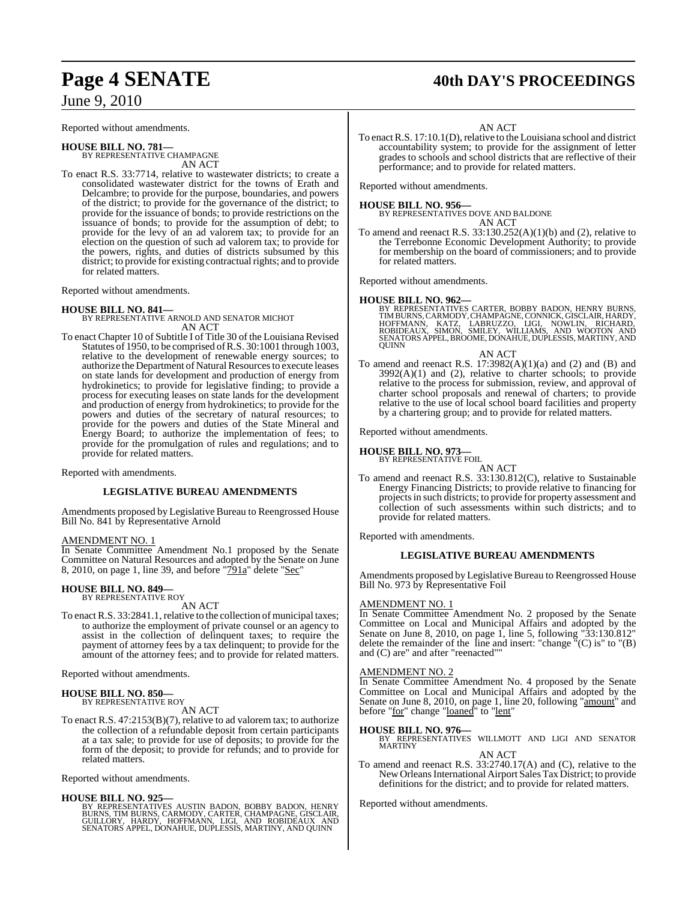Reported without amendments.

**HOUSE BILL NO. 781—**
BY REPRESENTATIVE CHAMPAGNE
AN ACT

To enact R.S. 33:7714, relative to wastewater districts; to create a consolidated wastewater district for the towns of Erath and Delcambre; to provide for the purpose, boundaries, and powers of the district; to provide for the governance of the district; to provide for the issuance of bonds; to provide restrictions on the issuance of bonds; to provide for the assumption of debt; to provide for the levy of an ad valorem tax; to provide for an election on the question of such ad valorem tax; to provide for the powers, rights, and duties of districts subsumed by this district; to provide for existing contractual rights; and to provide for related matters.

Reported without amendments.

**HOUSE BILL NO. 841—**
BY REPRESENTATIVE ARNOLD AND SENATOR MICHOT
AN ACT

To enact Chapter 10 of Subtitle I of Title 30 of the Louisiana Revised Statutes of 1950, to be comprised of R.S. 30:1001 through 1003, relative to the development of renewable energy sources; to authorize the Department of Natural Resources to execute leases on state lands for development and production of energy from hydrokinetics; to provide for legislative finding; to provide a process for executing leases on state lands for the development and production of energy from hydrokinetics; to provide for the powers and duties of the secretary of natural resources; to provide for the powers and duties of the State Mineral and Energy Board; to authorize the implementation of fees; to provide for the promulgation of rules and regulations; and to provide for related matters.

Reported with amendments.

**LEGISLATIVE BUREAU AMENDMENTS**

Amendments proposed by Legislative Bureau to Reengrossed House Bill No. 841 by Representative Arnold

AMENDMENT NO. 1

In Senate Committee Amendment No.1 proposed by the Senate Committee on Natural Resources and adopted by the Senate on June 8, 2010, on page 1, line 39, and before "791a" delete "Sec"

**HOUSE BILL NO. 849—**
BY REPRESENTATIVE ROY
AN ACT

To enact R.S. 33:2841.1, relative to the collection of municipal taxes; to authorize the employment of private counsel or an agency to assist in the collection of delinquent taxes; to require the payment of attorney fees by a tax delinquent; to provide for the amount of the attorney fees; and to provide for related matters.

Reported without amendments.

**HOUSE BILL NO. 850—**
BY REPRESENTATIVE ROY
AN ACT

To enact R.S. 47:2153(B)(7), relative to ad valorem tax; to authorize the collection of a refundable deposit from certain participants at a tax sale; to provide for use of deposits; to provide for the form of the deposit; to provide for refunds; and to provide for related matters.

Reported without amendments.

**HOUSE BILL NO. 925—**
BY REPRESENTATIVES AUSTIN BADON, BOBBY BADON, HENRY BURNS, TIM BURNS, CARMODY, CARTER, CHAMPAGNE, GISCLAIR, GUILLORY, HARDY, HOFFMANN, LIGI, AND ROBIDEAUX AND SENATORS APPEL, DONAHUE, DUPLESSIS, MARTINY, AND QUINN
AN ACT

To enact R.S. 17:10.1(D), relative to the Louisiana school and district accountability system; to provide for the assignment of letter grades to schools and school districts that are reflective of their performance; and to provide for related matters.

Reported without amendments.

**HOUSE BILL NO. 956—**
BY REPRESENTATIVES DOVE AND BALDONE
AN ACT

To amend and reenact R.S. 33:130.252(A)(1)(b) and (2), relative to the Terrebonne Economic Development Authority; to provide for membership on the board of commissioners; and to provide for related matters.

Reported without amendments.

**HOUSE BILL NO. 962—**
BY REPRESENTATIVES CARTER, BOBBY BADON, HENRY BURNS, TIM BURNS, CARMODY, CHAMPAGNE, CONNICK, GISCLAIR, HARDY, HOFFMANN, KATZ, LABRUZZO, LIGI, NOWLIN, RICHARD, ROBIDEAUX, SIMON, SMILEY, WILLIAMS, AND WOOTON AND SENATORS APPEL, BROOME, DONAHUE, DUPLESSIS, MARTINY, AND QUINN
AN ACT

To amend and reenact R.S. 17:3982(A)(1)(a) and (2) and (B) and 3992(A)(1) and (2), relative to charter schools; to provide relative to the process for submission, review, and approval of charter school proposals and renewal of charters; to provide relative to the use of local school board facilities and property by a chartering group; and to provide for related matters.

Reported without amendments.

**HOUSE BILL NO. 973—**
BY REPRESENTATIVE FOIL
AN ACT

To amend and reenact R.S. 33:130.812(C), relative to Sustainable Energy Financing Districts; to provide relative to financing for projects in such districts; to provide for property assessment and collection of such assessments within such districts; and to provide for related matters.

Reported with amendments.

**LEGISLATIVE BUREAU AMENDMENTS**

Amendments proposed by Legislative Bureau to Reengrossed House Bill No. 973 by Representative Foil

AMENDMENT NO. 1

In Senate Committee Amendment No. 2 proposed by the Senate Committee on Local and Municipal Affairs and adopted by the Senate on June 8, 2010, on page 1, line 5, following "33:130.812" delete the remainder of the line and insert: "change "(C) is" to "(B) and (C) are" and after "reenacted""

AMENDMENT NO. 2

In Senate Committee Amendment No. 4 proposed by the Senate Committee on Local and Municipal Affairs and adopted by the Senate on June 8, 2010, on page 1, line 20, following "amount" and before "for" change "loaned" to "lent"

**HOUSE BILL NO. 976—**
BY REPRESENTATIVES WILLMOTT AND LIGI AND SENATOR MARTINY
AN ACT

To amend and reenact R.S. 33:2740.17(A) and (C), relative to the New Orleans International Airport Sales Tax District; to provide definitions for the district; and to provide for related matters.

Reported without amendments.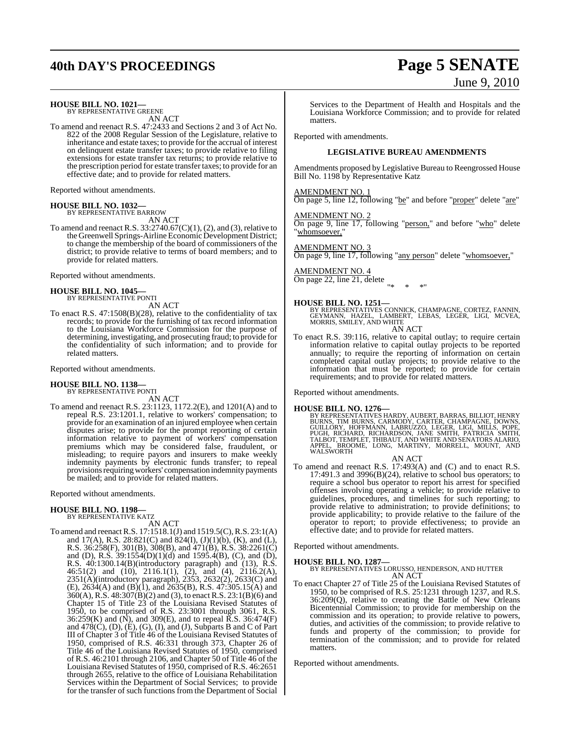**HOUSE BILL NO. 1021—**
BY REPRESENTATIVE GREENE

AN ACT

To amend and reenact R.S. 47:2433 and Sections 2 and 3 of Act No. 822 of the 2008 Regular Session of the Legislature, relative to inheritance and estate taxes; to provide for the accrual of interest on delinquent estate transfer taxes; to provide relative to filing extensions for estate transfer tax returns; to provide relative to the prescription period for estate transfer taxes; to provide for an effective date; and to provide for related matters.

Reported without amendments.

**HOUSE BILL NO. 1032—**
BY REPRESENTATIVE BARROW

AN ACT

To amend and reenact R.S. 33:2740.67(C)(1), (2), and (3), relative to the Greenwell Springs-Airline Economic Development District; to change the membership of the board of commissioners of the district; to provide relative to terms of board members; and to provide for related matters.

Reported without amendments.

**HOUSE BILL NO. 1045—**
BY REPRESENTATIVE PONTI

AN ACT

To enact R.S. 47:1508(B)(28), relative to the confidentiality of tax records; to provide for the furnishing of tax record information to the Louisiana Workforce Commission for the purpose of determining, investigating, and prosecuting fraud; to provide for the confidentiality of such information; and to provide for related matters.

Reported without amendments.

**HOUSE BILL NO. 1138—**
BY REPRESENTATIVE PONTI

AN ACT

To amend and reenact R.S. 23:1123, 1172.2(E), and 1201(A) and to repeal R.S. 23:1201.1, relative to workers' compensation; to provide for an examination of an injured employee when certain disputes arise; to provide for the prompt reporting of certain information relative to payment of workers' compensation premiums which may be considered false, fraudulent, or misleading; to require payors and insurers to make weekly indemnity payments by electronic funds transfer; to repeal provisions requiring workers' compensation indemnity payments be mailed; and to provide for related matters.

Reported without amendments.

**HOUSE BILL NO. 1198—**
BY REPRESENTATIVE KATZ

AN ACT

To amend and reenact R.S. 17:1518.1(J) and 1519.5(C), R.S. 23:1(A) and 17(A), R.S. 28:821(C) and 824(I), (J)(1)(b), (K), and (L), R.S. 36:258(F), 301(B), 308(B), and 471(B), R.S. 38:2261(C) and (D), R.S. 39:1554(D)(1)(d) and 1595.4(B), (C), and (D), R.S. 40:1300.14(B)(introductory paragraph) and (13), R.S. 46:51(2) and (10), 2116.1(1), (2), and (4), 2116.2(A), 2351(A)(introductory paragraph), 2353, 2632(2), 2633(C) and (E), 2634(A) and (B)(1), and 2635(B), R.S. 47:305.15(A) and 360(A), R.S. 48:307(B)(2) and (3), to enact R.S. 23:1(B)(6) and Chapter 15 of Title 23 of the Louisiana Revised Statutes of 1950, to be comprised of R.S. 23:3001 through 3061, R.S. 36:259(K) and (N), and 309(E), and to repeal R.S. 36:474(F) and 478(C), (D), (E), (G), (I), and (J), Subparts B and C of Part III of Chapter 3 of Title 46 of the Louisiana Revised Statutes of 1950, comprised of R.S. 46:331 through 373, Chapter 26 of Title 46 of the Louisiana Revised Statutes of 1950, comprised of R.S. 46:2101 through 2106, and Chapter 50 of Title 46 of the Louisiana Revised Statutes of 1950, comprised of R.S. 46:2651 through 2655, relative to the office of Louisiana Rehabilitation Services within the Department of Social Services; to provide for the transfer of such functions from the Department of Social Services to the Department of Health and Hospitals and the Louisiana Workforce Commission; and to provide for related matters.

Reported with amendments.

**LEGISLATIVE BUREAU AMENDMENTS**

Amendments proposed by Legislative Bureau to Reengrossed House Bill No. 1198 by Representative Katz

AMENDMENT NO. 1
On page 5, line 12, following "be" and before "proper" delete "are"

AMENDMENT NO. 2
On page 9, line 17, following "person," and before "who" delete "whomsoever,"

AMENDMENT NO. 3
On page 9, line 17, following "any person" delete "whomsoever,"

AMENDMENT NO. 4
On page 22, line 21, delete
"* * *"

**HOUSE BILL NO. 1251—**
BY REPRESENTATIVES CONNICK, CHAMPAGNE, CORTEZ, FANNIN, GEYMANN, HAZEL, LAMBERT, LEBAS, LEGER, LIGI, MCVEA, MORRIS, SMILEY, AND WHITE

AN ACT

To enact R.S. 39:116, relative to capital outlay; to require certain information relative to capital outlay projects to be reported annually; to require the reporting of information on certain completed capital outlay projects; to provide relative to the information that must be reported; to provide for certain requirements; and to provide for related matters.

Reported without amendments.

**HOUSE BILL NO. 1276—**
BY REPRESENTATIVES HARDY, AUBERT, BARRAS, BILLIOT, HENRY BURNS, TIM BURNS, CARMODY, CARTER, CHAMPAGNE, DOWNS, GUILLORY, HOFFMANN, LABRUZZO, LEGER, LIGI, MILLS, POPE, PUGH, RICHARD, RICHARDSON, JANE SMITH, PATRICIA SMITH, TALBOT, TEMPLET, THIBAUT, AND WHITE AND SENATORS ALARIO, APPEL, BROOME, LONG, MARTINY, MORRELL, MOUNT, AND WALSWORTH

AN ACT

To amend and reenact R.S. 17:493(A) and (C) and to enact R.S. 17:491.3 and 3996(B)(24), relative to school bus operators; to require a school bus operator to report his arrest for specified offenses involving operating a vehicle; to provide relative to guidelines, procedures, and timelines for such reporting; to provide relative to administration; to provide definitions; to provide applicability; to provide relative to the failure of the operator to report; to provide effectiveness; to provide an effective date; and to provide for related matters.

Reported without amendments.

**HOUSE BILL NO. 1287—**
BY REPRESENTATIVES LORUSSO, HENDERSON, AND HUTTER

AN ACT

To enact Chapter 27 of Title 25 of the Louisiana Revised Statutes of 1950, to be comprised of R.S. 25:1231 through 1237, and R.S. 36:209(Q), relative to creating the Battle of New Orleans Bicentennial Commission; to provide for membership on the commission and its operation; to provide relative to powers, duties, and activities of the commission; to provide relative to funds and property of the commission; to provide for termination of the commission; and to provide for related matters.

Reported without amendments.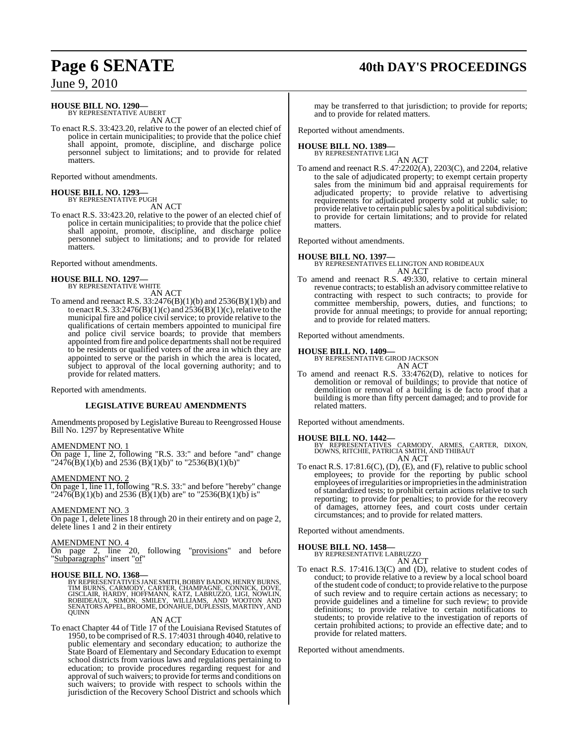**HOUSE BILL NO. 1290—**
BY REPRESENTATIVE AUBERT
AN ACT

To enact R.S. 33:423.20, relative to the power of an elected chief of police in certain municipalities; to provide that the police chief shall appoint, promote, discipline, and discharge police personnel subject to limitations; and to provide for related matters.

Reported without amendments.

**HOUSE BILL NO. 1293—**
BY REPRESENTATIVE PUGH
AN ACT

To enact R.S. 33:423.20, relative to the power of an elected chief of police in certain municipalities; to provide that the police chief shall appoint, promote, discipline, and discharge police personnel subject to limitations; and to provide for related matters.

Reported without amendments.

**HOUSE BILL NO. 1297—**
BY REPRESENTATIVE WHITE
AN ACT

To amend and reenact R.S. 33:2476(B)(1)(b) and 2536(B)(1)(b) and to enact R.S. 33:2476(B)(1)(c) and 2536(B)(1)(c), relative to the municipal fire and police civil service; to provide relative to the qualifications of certain members appointed to municipal fire and police civil service boards; to provide that members appointed from fire and police departments shall not be required to be residents or qualified voters of the area in which they are appointed to serve or the parish in which the area is located, subject to approval of the local governing authority; and to provide for related matters.

Reported with amendments.

**LEGISLATIVE BUREAU AMENDMENTS**

Amendments proposed by Legislative Bureau to Reengrossed House Bill No. 1297 by Representative White

AMENDMENT NO. 1
On page 1, line 2, following "R.S. 33:" and before "and" change "2476(B)(1)(b) and 2536 (B)(1)(b)" to "2536(B)(1)(b)"

AMENDMENT NO. 2
On page 1, line 11, following "R.S. 33:" and before "hereby" change "2476(B)(1)(b) and 2536 (B)(1)(b) are" to "2536(B)(1)(b) is"

AMENDMENT NO. 3
On page 1, delete lines 18 through 20 in their entirety and on page 2, delete lines 1 and 2 in their entirety

AMENDMENT NO. 4
On page 2, line 20, following "provisions" and before "Subparagraphs" insert "of"

**HOUSE BILL NO. 1368—**
BY REPRESENTATIVES JANE SMITH, BOBBY BADON, HENRY BURNS, TIM BURNS, CARMODY, CARTER, CHAMPAGNE, CONNICK, DOVE, GISCLAIR, HARDY, HOFFMANN, KATZ, LABRUZZO, LIGI, NOWLIN, ROBIDEAUX, SIMON, SMILEY, WILLIAMS, AND WOOTON AND SENATORS APPEL, BROOME, DONAHUE, DUPLESSIS, MARTINY, AND QUINN
AN ACT

To enact Chapter 44 of Title 17 of the Louisiana Revised Statutes of 1950, to be comprised of R.S. 17:4031 through 4040, relative to public elementary and secondary education; to authorize the State Board of Elementary and Secondary Education to exempt school districts from various laws and regulations pertaining to education; to provide procedures regarding request for and approval of such waivers; to provide for terms and conditions on such waivers; to provide with respect to schools within the jurisdiction of the Recovery School District and schools which may be transferred to that jurisdiction; to provide for reports; and to provide for related matters.

Reported without amendments.

**HOUSE BILL NO. 1389—**
BY REPRESENTATIVE LIGI
AN ACT

To amend and reenact R.S. 47:2202(A), 2203(C), and 2204, relative to the sale of adjudicated property; to exempt certain property sales from the minimum bid and appraisal requirements for adjudicated property; to provide relative to advertising requirements for adjudicated property sold at public sale; to provide relative to certain public sales by a political subdivision; to provide for certain limitations; and to provide for related matters.

Reported without amendments.

**HOUSE BILL NO. 1397—**
BY REPRESENTATIVES ELLINGTON AND ROBIDEAUX
AN ACT

To amend and reenact R.S. 49:330, relative to certain mineral revenue contracts; to establish an advisory committee relative to contracting with respect to such contracts; to provide for committee membership, powers, duties, and functions; to provide for annual meetings; to provide for annual reporting; and to provide for related matters.

Reported without amendments.

**HOUSE BILL NO. 1409—**
BY REPRESENTATIVE GIROD JACKSON
AN ACT

To amend and reenact R.S. 33:4762(D), relative to notices for demolition or removal of buildings; to provide that notice of demolition or removal of a building is de facto proof that a building is more than fifty percent damaged; and to provide for related matters.

Reported without amendments.

**HOUSE BILL NO. 1442—**
BY REPRESENTATIVES CARMODY, ARMES, CARTER, DIXON, DOWNS, RITCHIE, PATRICIA SMITH, AND THIBAUT
AN ACT

To enact R.S. 17:81.6(C), (D), (E), and (F), relative to public school employees; to provide for the reporting by public school employees of irregularities or improprieties in the administration of standardized tests; to prohibit certain actions relative to such reporting; to provide for penalties; to provide for the recovery of damages, attorney fees, and court costs under certain circumstances; and to provide for related matters.

Reported without amendments.

**HOUSE BILL NO. 1458—**
BY REPRESENTATIVE LABRUZZO
AN ACT

To enact R.S. 17:416.13(C) and (D), relative to student codes of conduct; to provide relative to a review by a local school board of the student code of conduct; to provide relative to the purpose of such review and to require certain actions as necessary; to provide guidelines and a timeline for such review; to provide definitions; to provide relative to certain notifications to students; to provide relative to the investigation of reports of certain prohibited actions; to provide an effective date; and to provide for related matters.

Reported without amendments.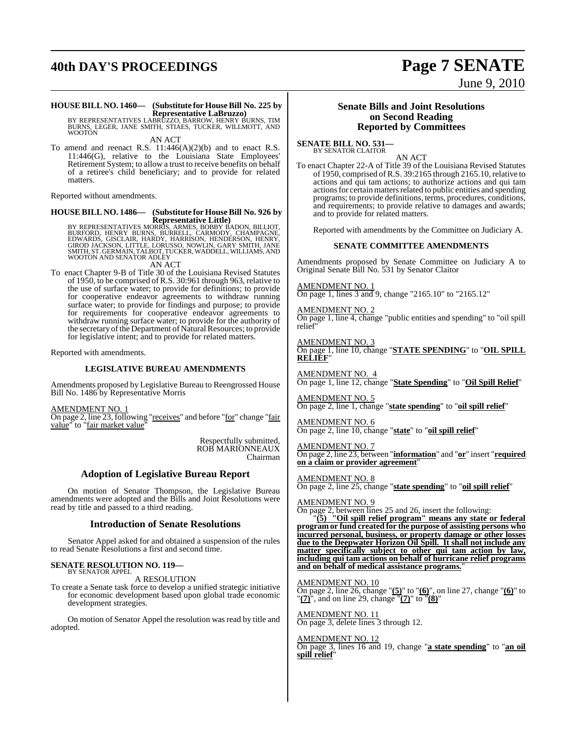**HOUSE BILL NO. 1460— (Substitute for House Bill No. 225 by Representative LaBruzzo)**
BY REPRESENTATIVES LABRUZZO, BARROW, HENRY BURNS, TIM BURNS, LEGER, JANE SMITH, STIAES, TUCKER, WILLMOTT, AND WOOTON

AN ACT

To amend and reenact R.S. 11:446(A)(2)(b) and to enact R.S. 11:446(G), relative to the Louisiana State Employees' Retirement System; to allow a trust to receive benefits on behalf of a retiree's child beneficiary; and to provide for related matters.

Reported without amendments.

**HOUSE BILL NO. 1486— (Substitute for House Bill No. 926 by Representative Little)**
BY REPRESENTATIVES MORRIS, ARMES, BOBBY BADON, BILLIOT, BURFORD, HENRY BURNS, BURRELL, CARMODY, CHAMPAGNE, EDWARDS, GISCLAIR, HARDY, HARRISON, HENDERSON, HENRY, GIROD JACKSON, LITTLE, LORUSSO, NOWLIN, GARY SMITH, JANE SMITH, ST. GERMAIN, TALBOT, TUCKER, WADDELL, WILLIAMS, AND WOOTON AND SENATOR ADLEY

AN ACT

To enact Chapter 9-B of Title 30 of the Louisiana Revised Statutes of 1950, to be comprised of R.S. 30:961 through 963, relative to the use of surface water; to provide for definitions; to provide for cooperative endeavor agreements to withdraw running surface water; to provide for findings and purpose; to provide for requirements for cooperative endeavor agreements to withdraw running surface water; to provide for the authority of the secretary of the Department of Natural Resources; to provide for legislative intent; and to provide for related matters.

Reported with amendments.

**LEGISLATIVE BUREAU AMENDMENTS**

Amendments proposed by Legislative Bureau to Reengrossed House Bill No. 1486 by Representative Morris

AMENDMENT NO. 1
On page 2, line 23, following "receives" and before "for" change "fair value" to "fair market value"

Respectfully submitted,
ROB MARIONNEAUX
Chairman

## Adoption of Legislative Bureau Report

On motion of Senator Thompson, the Legislative Bureau amendments were adopted and the Bills and Joint Resolutions were read by title and passed to a third reading.

## Introduction of Senate Resolutions

Senator Appel asked for and obtained a suspension of the rules to read Senate Resolutions a first and second time.

**SENATE RESOLUTION NO. 119—**
BY SENATOR APPEL

A RESOLUTION

To create a Senate task force to develop a unified strategic initiative for economic development based upon global trade economic development strategies.

On motion of Senator Appel the resolution was read by title and adopted.

## Senate Bills and Joint Resolutions on Second Reading Reported by Committees

**SENATE BILL NO. 531—**
BY SENATOR CLAITOR

AN ACT

To enact Chapter 22-A of Title 39 of the Louisiana Revised Statutes of 1950, comprised of R.S. 39:2165 through 2165.10, relative to actions and qui tam actions; to authorize actions and qui tam actions for certain matters related to public entities and spending programs; to provide definitions, terms, procedures, conditions, and requirements; to provide relative to damages and awards; and to provide for related matters.

Reported with amendments by the Committee on Judiciary A.

**SENATE COMMITTEE AMENDMENTS**

Amendments proposed by Senate Committee on Judiciary A to Original Senate Bill No. 531 by Senator Claitor

AMENDMENT NO. 1
On page 1, lines 3 and 9, change "2165.10" to "2165.12"

AMENDMENT NO. 2
On page 1, line 4, change "public entities and spending" to "oil spill relief"

AMENDMENT NO. 3
On page 1, line 10, change "**STATE SPENDING**" to "**OIL SPILL RELIEF**"

AMENDMENT NO. 4
On page 1, line 12, change "**State Spending**" to "**Oil Spill Relief**"

AMENDMENT NO. 5
On page 2, line 1, change "**state spending**" to "**oil spill relief**"

AMENDMENT NO. 6
On page 2, line 10, change "**state**" to "**oil spill relief**"

AMENDMENT NO. 7
On page 2, line 23, between "**information**" and "**or**" insert "**required on a claim or provider agreement**"

AMENDMENT NO. 8
On page 2, line 25, change "**state spending**" to "**oil spill relief**"

AMENDMENT NO. 9
On page 2, between lines 25 and 26, insert the following:

"**(5) "Oil spill relief program" means any state or federal program or fund created for the purpose of assisting persons who incurred personal, business, or property damage or other losses due to the Deepwater Horizon Oil Spill. It shall not include any matter specifically subject to other qui tam action by law, including qui tam actions on behalf of hurricane relief programs and on behalf of medical assistance programs.**"

AMENDMENT NO. 10
On page 2, line 26, change "**(5)**" to "**(6)**", on line 27, change "**(6)**" to "**(7)**", and on line 29, change "**(7)**" to "**(8)**"

AMENDMENT NO. 11
On page 3, delete lines 3 through 12.

AMENDMENT NO. 12
On page 3, lines 16 and 19, change "**a state spending**" to "**an oil spill relief**"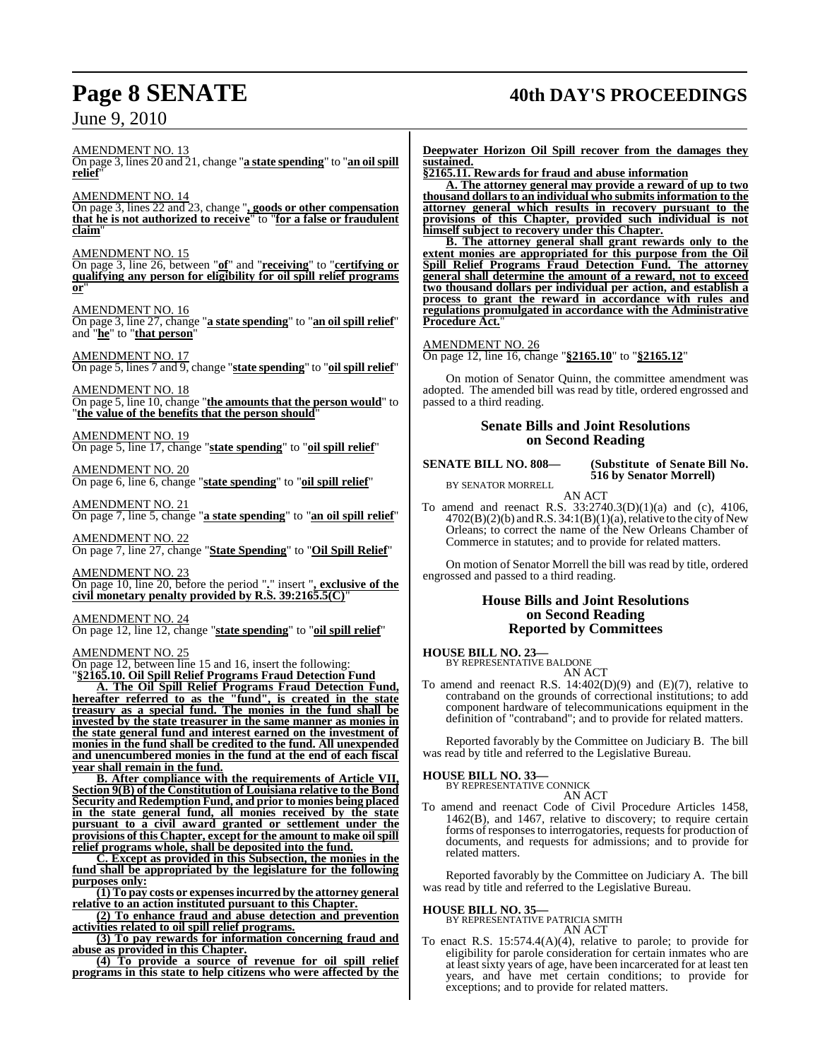AMENDMENT NO. 13

On page 3, lines 20 and 21, change "**a state spending**" to "**an oil spill relief**"

AMENDMENT NO. 14

On page 3, lines 22 and 23, change "**, goods or other compensation that he is not authorized to receive**" to "**for a false or fraudulent claim**"

AMENDMENT NO. 15

On page 3, line 26, between "**of**" and "**receiving**" to "**certifying or qualifying any person for eligibility for oil spill relief programs or**"

AMENDMENT NO. 16

On page 3, line 27, change "**a state spending**" to "**an oil spill relief**" and "**he**" to "**that person**"

AMENDMENT NO. 17

On page 5, lines 7 and 9, change "**state spending**" to "**oil spill relief**"

AMENDMENT NO. 18

On page 5, line 10, change "**the amounts that the person would**" to "**the value of the benefits that the person should**"

AMENDMENT NO. 19

On page 5, line 17, change "**state spending**" to "**oil spill relief**"

AMENDMENT NO. 20

On page 6, line 6, change "**state spending**" to "**oil spill relief**"

AMENDMENT NO. 21

On page 7, line 5, change "**a state spending**" to "**an oil spill relief**"

AMENDMENT NO. 22

On page 7, line 27, change "**State Spending**" to "**Oil Spill Relief**"

AMENDMENT NO. 23

On page 10, line 20, before the period "**.**" insert "**, exclusive of the civil monetary penalty provided by R.S. 39:2165.5(C)**"

AMENDMENT NO. 24

On page 12, line 12, change "**state spending**" to "**oil spill relief**"

AMENDMENT NO. 25

On page 12, between line 15 and 16, insert the following:

"**§2165.10. Oil Spill Relief Programs Fraud Detection Fund**

**A. The Oil Spill Relief Programs Fraud Detection Fund, hereafter referred to as the "fund", is created in the state treasury as a special fund. The monies in the fund shall be invested by the state treasurer in the same manner as monies in the state general fund and interest earned on the investment of monies in the fund shall be credited to the fund. All unexpended and unencumbered monies in the fund at the end of each fiscal year shall remain in the fund.**

**B. After compliance with the requirements of Article VII, Section 9(B) of the Constitution of Louisiana relative to the Bond Security and Redemption Fund, and prior to monies being placed in the state general fund, all monies received by the state pursuant to a civil award granted or settlement under the provisions of this Chapter, except for the amount to make oil spill relief programs whole, shall be deposited into the fund.**

**C. Except as provided in this Subsection, the monies in the fund shall be appropriated by the legislature for the following purposes only:**

**(1) To pay costs or expenses incurred by the attorney general relative to an action instituted pursuant to this Chapter.**

**(2) To enhance fraud and abuse detection and prevention activities related to oil spill relief programs.**

**(3) To pay rewards for information concerning fraud and abuse as provided in this Chapter.**

**(4) To provide a source of revenue for oil spill relief programs in this state to help citizens who were affected by the Deepwater Horizon Oil Spill recover from the damages they sustained.**

**§2165.11. Rewards for fraud and abuse information**

**A. The attorney general may provide a reward of up to two thousand dollars to an individual who submits information to the attorney general which results in recovery pursuant to the provisions of this Chapter, provided such individual is not himself subject to recovery under this Chapter.**

**B. The attorney general shall grant rewards only to the extent monies are appropriated for this purpose from the Oil Spill Relief Programs Fraud Detection Fund. The attorney general shall determine the amount of a reward, not to exceed two thousand dollars per individual per action, and establish a process to grant the reward in accordance with rules and regulations promulgated in accordance with the Administrative Procedure Act.**"

AMENDMENT NO. 26

On page 12, line 16, change "**§2165.10**" to "**§2165.12**"

On motion of Senator Quinn, the committee amendment was adopted. The amended bill was read by title, ordered engrossed and passed to a third reading.

## Senate Bills and Joint Resolutions on Second Reading

**SENATE BILL NO. 808—** **(Substitute of Senate Bill No. 516 by Senator Morrell)**

BY SENATOR MORRELL

AN ACT

To amend and reenact R.S. 33:2740.3(D)(1)(a) and (c), 4106, 4702(B)(2)(b) and R.S. 34:1(B)(1)(a), relative to the city of New Orleans; to correct the name of the New Orleans Chamber of Commerce in statutes; and to provide for related matters.

On motion of Senator Morrell the bill was read by title, ordered engrossed and passed to a third reading.

## House Bills and Joint Resolutions on Second Reading Reported by Committees

**HOUSE BILL NO. 23—**

BY REPRESENTATIVE BALDONE

AN ACT

To amend and reenact R.S. 14:402(D)(9) and (E)(7), relative to contraband on the grounds of correctional institutions; to add component hardware of telecommunications equipment in the definition of "contraband"; and to provide for related matters.

Reported favorably by the Committee on Judiciary B. The bill was read by title and referred to the Legislative Bureau.

**HOUSE BILL NO. 33—**

BY REPRESENTATIVE CONNICK

AN ACT

To amend and reenact Code of Civil Procedure Articles 1458, 1462(B), and 1467, relative to discovery; to require certain forms of responses to interrogatories, requests for production of documents, and requests for admissions; and to provide for related matters.

Reported favorably by the Committee on Judiciary A. The bill was read by title and referred to the Legislative Bureau.

**HOUSE BILL NO. 35—**

BY REPRESENTATIVE PATRICIA SMITH

AN ACT

To enact R.S. 15:574.4(A)(4), relative to parole; to provide for eligibility for parole consideration for certain inmates who are at least sixty years of age, have been incarcerated for at least ten years, and have met certain conditions; to provide for exceptions; and to provide for related matters.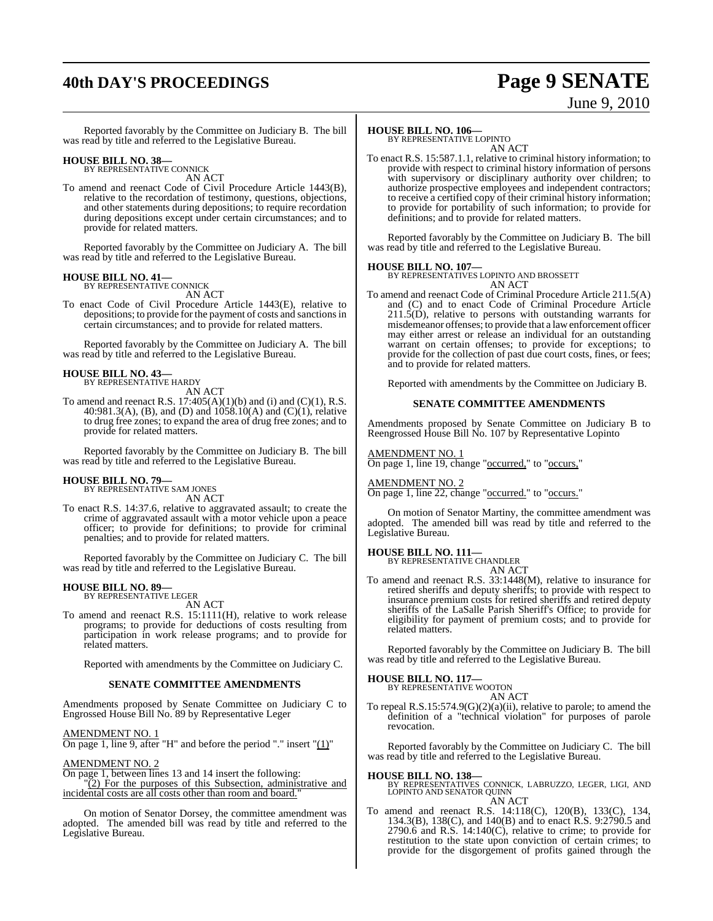Reported favorably by the Committee on Judiciary B. The bill was read by title and referred to the Legislative Bureau.

**HOUSE BILL NO. 38—**
BY REPRESENTATIVE CONNICK
AN ACT

To amend and reenact Code of Civil Procedure Article 1443(B), relative to the recordation of testimony, questions, objections, and other statements during depositions; to require recordation during depositions except under certain circumstances; and to provide for related matters.

Reported favorably by the Committee on Judiciary A. The bill was read by title and referred to the Legislative Bureau.

**HOUSE BILL NO. 41—**
BY REPRESENTATIVE CONNICK
AN ACT

To enact Code of Civil Procedure Article 1443(E), relative to depositions; to provide for the payment of costs and sanctions in certain circumstances; and to provide for related matters.

Reported favorably by the Committee on Judiciary A. The bill was read by title and referred to the Legislative Bureau.

**HOUSE BILL NO. 43—**
BY REPRESENTATIVE HARDY
AN ACT

To amend and reenact R.S. 17:405(A)(1)(b) and (i) and (C)(1), R.S. 40:981.3(A), (B), and (D) and 1058.10(A) and (C)(1), relative to drug free zones; to expand the area of drug free zones; and to provide for related matters.

Reported favorably by the Committee on Judiciary B. The bill was read by title and referred to the Legislative Bureau.

**HOUSE BILL NO. 79—**
BY REPRESENTATIVE SAM JONES
AN ACT

To enact R.S. 14:37.6, relative to aggravated assault; to create the crime of aggravated assault with a motor vehicle upon a peace officer; to provide for definitions; to provide for criminal penalties; and to provide for related matters.

Reported favorably by the Committee on Judiciary C. The bill was read by title and referred to the Legislative Bureau.

**HOUSE BILL NO. 89—**
BY REPRESENTATIVE LEGER
AN ACT

To amend and reenact R.S. 15:1111(H), relative to work release programs; to provide for deductions of costs resulting from participation in work release programs; and to provide for related matters.

Reported with amendments by the Committee on Judiciary C.

**SENATE COMMITTEE AMENDMENTS**

Amendments proposed by Senate Committee on Judiciary C to Engrossed House Bill No. 89 by Representative Leger

AMENDMENT NO. 1
On page 1, line 9, after "H" and before the period "." insert "(1)"

AMENDMENT NO. 2
On page 1, between lines 13 and 14 insert the following:
"(2) For the purposes of this Subsection, administrative and incidental costs are all costs other than room and board."

On motion of Senator Dorsey, the committee amendment was adopted. The amended bill was read by title and referred to the Legislative Bureau.

**HOUSE BILL NO. 106—**
BY REPRESENTATIVE LOPINTO
AN ACT

To enact R.S. 15:587.1.1, relative to criminal history information; to provide with respect to criminal history information of persons with supervisory or disciplinary authority over children; to authorize prospective employees and independent contractors; to receive a certified copy of their criminal history information; to provide for portability of such information; to provide for definitions; and to provide for related matters.

Reported favorably by the Committee on Judiciary B. The bill was read by title and referred to the Legislative Bureau.

**HOUSE BILL NO. 107—**
BY REPRESENTATIVES LOPINTO AND BROSSETT
AN ACT

To amend and reenact Code of Criminal Procedure Article 211.5(A) and (C) and to enact Code of Criminal Procedure Article 211.5(D), relative to persons with outstanding warrants for misdemeanor offenses; to provide that a law enforcement officer may either arrest or release an individual for an outstanding warrant on certain offenses; to provide for exceptions; to provide for the collection of past due court costs, fines, or fees; and to provide for related matters.

Reported with amendments by the Committee on Judiciary B.

**SENATE COMMITTEE AMENDMENTS**

Amendments proposed by Senate Committee on Judiciary B to Reengrossed House Bill No. 107 by Representative Lopinto

AMENDMENT NO. 1
On page 1, line 19, change "occurred," to "occurs,"

AMENDMENT NO. 2
On page 1, line 22, change "occurred." to "occurs."

On motion of Senator Martiny, the committee amendment was adopted. The amended bill was read by title and referred to the Legislative Bureau.

**HOUSE BILL NO. 111—**
BY REPRESENTATIVE CHANDLER
AN ACT

To amend and reenact R.S. 33:1448(M), relative to insurance for retired sheriffs and deputy sheriffs; to provide with respect to insurance premium costs for retired sheriffs and retired deputy sheriffs of the LaSalle Parish Sheriff's Office; to provide for eligibility for payment of premium costs; and to provide for related matters.

Reported favorably by the Committee on Judiciary B. The bill was read by title and referred to the Legislative Bureau.

**HOUSE BILL NO. 117—**
BY REPRESENTATIVE WOOTON
AN ACT

To repeal R.S.15:574.9(G)(2)(a)(ii), relative to parole; to amend the definition of a "technical violation" for purposes of parole revocation.

Reported favorably by the Committee on Judiciary C. The bill was read by title and referred to the Legislative Bureau.

**HOUSE BILL NO. 138—**
BY REPRESENTATIVES CONNICK, LABRUZZO, LEGER, LIGI, AND LOPINTO AND SENATOR QUINN
AN ACT

To amend and reenact R.S. 14:118(C), 120(B), 133(C), 134, 134.3(B), 138(C), and 140(B) and to enact R.S. 9:2790.5 and 2790.6 and R.S. 14:140(C), relative to crime; to provide for restitution to the state upon conviction of certain crimes; to provide for the disgorgement of profits gained through the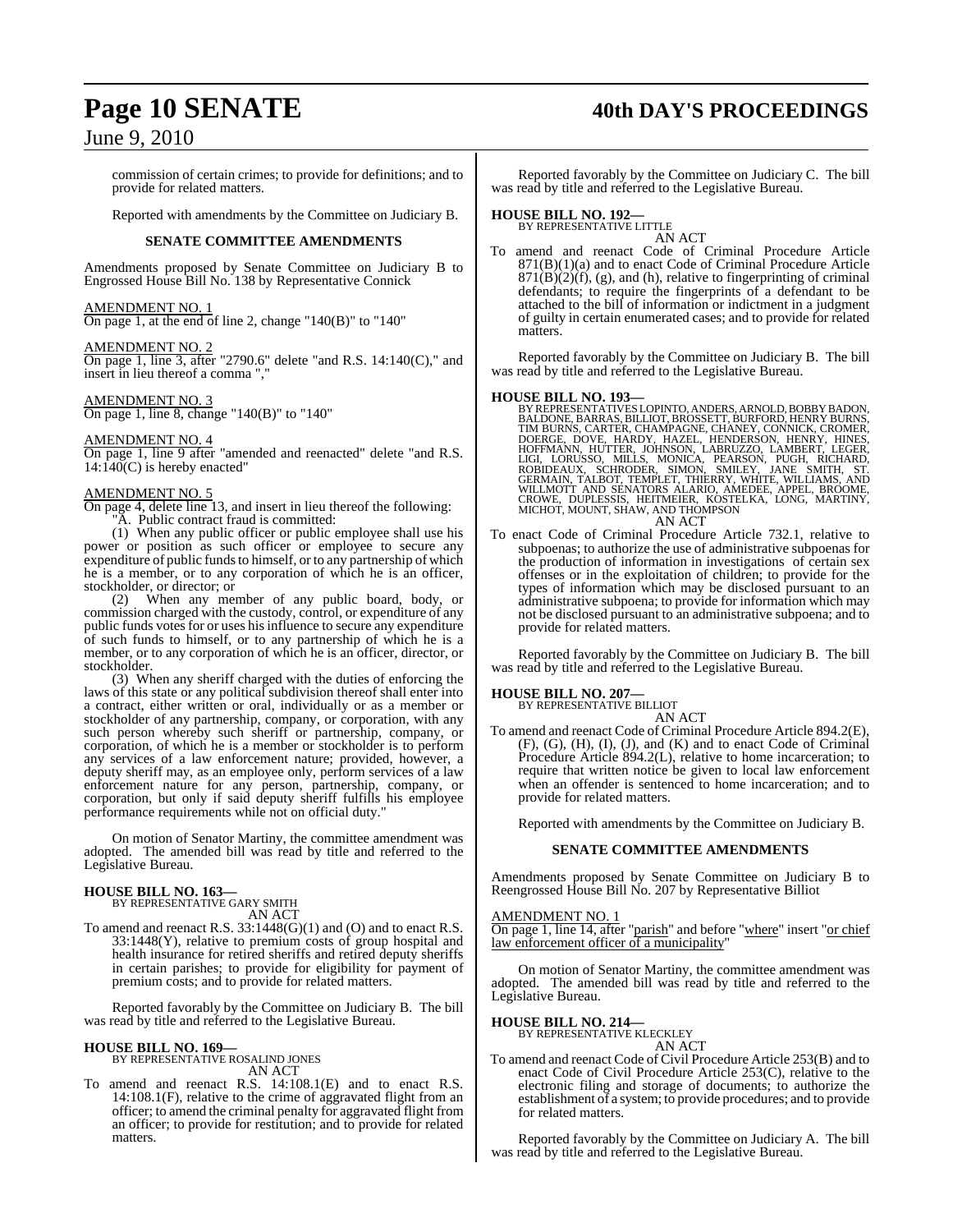commission of certain crimes; to provide for definitions; and to provide for related matters.

Reported with amendments by the Committee on Judiciary B.

**SENATE COMMITTEE AMENDMENTS**

Amendments proposed by Senate Committee on Judiciary B to Engrossed House Bill No. 138 by Representative Connick

AMENDMENT NO. 1
On page 1, at the end of line 2, change "140(B)" to "140"

AMENDMENT NO. 2
On page 1, line 3, after "2790.6" delete "and R.S. 14:140(C)," and insert in lieu thereof a comma ","

AMENDMENT NO. 3
On page 1, line 8, change "140(B)" to "140"

AMENDMENT NO. 4
On page 1, line 9 after "amended and reenacted" delete "and R.S. 14:140(C) is hereby enacted"

AMENDMENT NO. 5
On page 4, delete line 13, and insert in lieu thereof the following:

"A. Public contract fraud is committed:

(1) When any public officer or public employee shall use his power or position as such officer or employee to secure any expenditure of public funds to himself, or to any partnership of which he is a member, or to any corporation of which he is an officer, stockholder, or director; or

(2) When any member of any public board, body, or commission charged with the custody, control, or expenditure of any public funds votes for or uses his influence to secure any expenditure of such funds to himself, or to any partnership of which he is a member, or to any corporation of which he is an officer, director, or stockholder.

(3) When any sheriff charged with the duties of enforcing the laws of this state or any political subdivision thereof shall enter into a contract, either written or oral, individually or as a member or stockholder of any partnership, company, or corporation, with any such person whereby such sheriff or partnership, company, or corporation, of which he is a member or stockholder is to perform any services of a law enforcement nature; provided, however, a deputy sheriff may, as an employee only, perform services of a law enforcement nature for any person, partnership, company, or corporation, but only if said deputy sheriff fulfills his employee performance requirements while not on official duty."

On motion of Senator Martiny, the committee amendment was adopted. The amended bill was read by title and referred to the Legislative Bureau.

**HOUSE BILL NO. 163—**
BY REPRESENTATIVE GARY SMITH
AN ACT

To amend and reenact R.S. 33:1448(G)(1) and (O) and to enact R.S. 33:1448(Y), relative to premium costs of group hospital and health insurance for retired sheriffs and retired deputy sheriffs in certain parishes; to provide for eligibility for payment of premium costs; and to provide for related matters.

Reported favorably by the Committee on Judiciary B. The bill was read by title and referred to the Legislative Bureau.

**HOUSE BILL NO. 169—**
BY REPRESENTATIVE ROSALIND JONES
AN ACT

To amend and reenact R.S. 14:108.1(E) and to enact R.S. 14:108.1(F), relative to the crime of aggravated flight from an officer; to amend the criminal penalty for aggravated flight from an officer; to provide for restitution; and to provide for related matters.

Reported favorably by the Committee on Judiciary C. The bill was read by title and referred to the Legislative Bureau.

**HOUSE BILL NO. 192—**
BY REPRESENTATIVE LITTLE
AN ACT

To amend and reenact Code of Criminal Procedure Article 871(B)(1)(a) and to enact Code of Criminal Procedure Article 871(B)(2)(f), (g), and (h), relative to fingerprinting of criminal defendants; to require the fingerprints of a defendant to be attached to the bill of information or indictment in a judgment of guilty in certain enumerated cases; and to provide for related matters.

Reported favorably by the Committee on Judiciary B. The bill was read by title and referred to the Legislative Bureau.

**HOUSE BILL NO. 193—**
BY REPRESENTATIVES LOPINTO, ANDERS, ARNOLD, BOBBY BADON, BALDONE, BARRAS, BILLIOT, BROSSETT, BURFORD, HENRY BURNS, TIM BURNS, CARTER, CHAMPAGNE, CHANEY, CONNICK, CROMER, DOERGE, DOVE, HARDY, HAZEL, HENDERSON, HENRY, HINES, HOFFMANN, HUTTER, JOHNSON, LABRUZZO, LAMBERT, LEGER, LIGI, LORUSSO, MILLS, MONICA, PEARSON, PUGH, RICHARD, ROBIDEAUX, SCHRODER, SIMON, SMILEY, JANE SMITH, ST. GERMAIN, TALBOT, TEMPLET, THIERRY, WHITE, WILLIAMS, AND WILLMOTT AND SENATORS ALARIO, AMEDEE, APPEL, BROOME, CROWE, DUPLESSIS, HEITMEIER, KOSTELKA, LONG, MARTINY, MICHOT, MOUNT, SHAW, AND THOMPSON
AN ACT

To enact Code of Criminal Procedure Article 732.1, relative to subpoenas; to authorize the use of administrative subpoenas for the production of information in investigations of certain sex offenses or in the exploitation of children; to provide for the types of information which may be disclosed pursuant to an administrative subpoena; to provide for information which may not be disclosed pursuant to an administrative subpoena; and to provide for related matters.

Reported favorably by the Committee on Judiciary B. The bill was read by title and referred to the Legislative Bureau.

**HOUSE BILL NO. 207—**
BY REPRESENTATIVE BILLIOT
AN ACT

To amend and reenact Code of Criminal Procedure Article 894.2(E), (F), (G), (H), (I), (J), and (K) and to enact Code of Criminal Procedure Article 894.2(L), relative to home incarceration; to require that written notice be given to local law enforcement when an offender is sentenced to home incarceration; and to provide for related matters.

Reported with amendments by the Committee on Judiciary B.

**SENATE COMMITTEE AMENDMENTS**

Amendments proposed by Senate Committee on Judiciary B to Reengrossed House Bill No. 207 by Representative Billiot

AMENDMENT NO. 1
On page 1, line 14, after "parish" and before "where" insert "or chief law enforcement officer of a municipality"

On motion of Senator Martiny, the committee amendment was adopted. The amended bill was read by title and referred to the Legislative Bureau.

**HOUSE BILL NO. 214—**
BY REPRESENTATIVE KLECKLEY
AN ACT

To amend and reenact Code of Civil Procedure Article 253(B) and to enact Code of Civil Procedure Article 253(C), relative to the electronic filing and storage of documents; to authorize the establishment of a system; to provide procedures; and to provide for related matters.

Reported favorably by the Committee on Judiciary A. The bill was read by title and referred to the Legislative Bureau.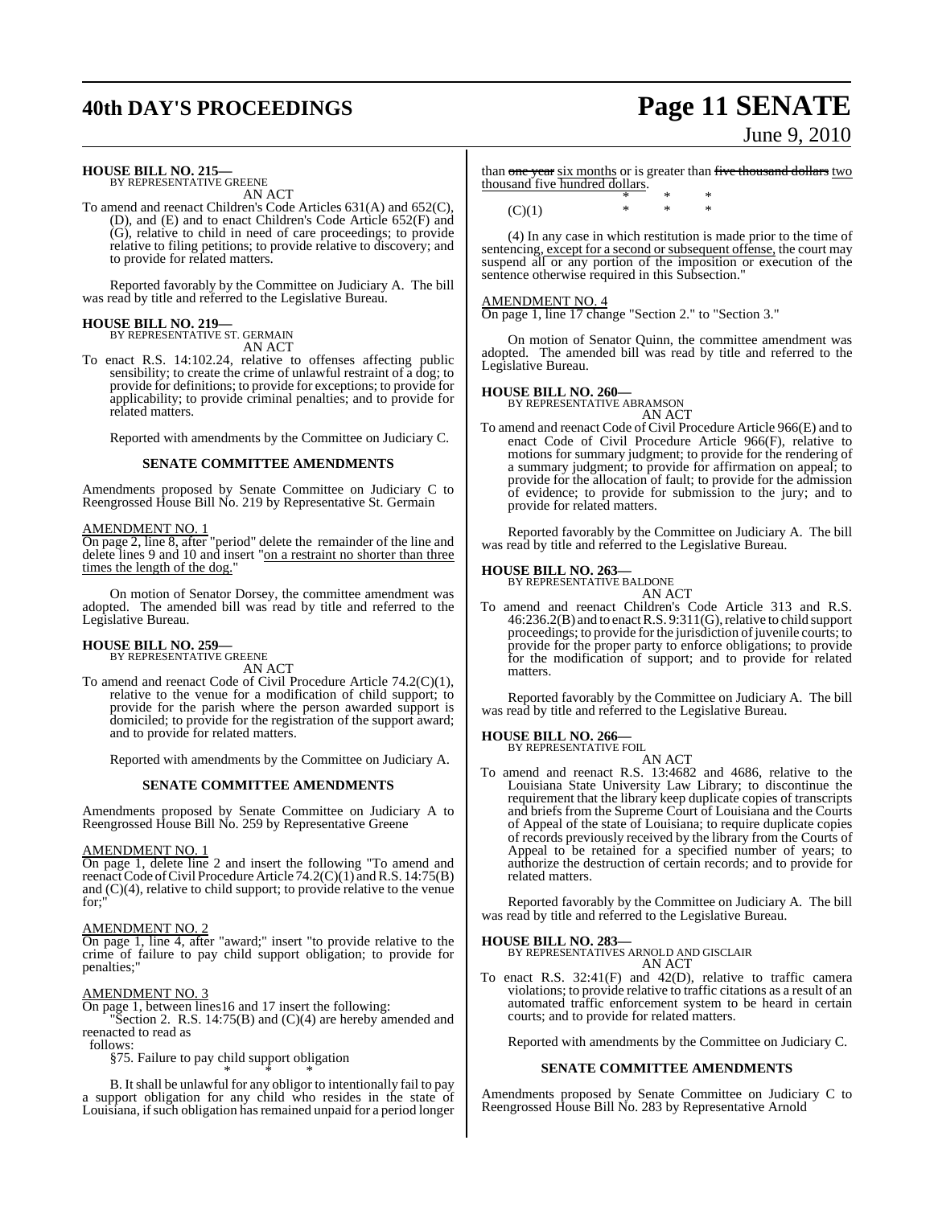**HOUSE BILL NO. 215—**
BY REPRESENTATIVE GREENE
AN ACT

To amend and reenact Children's Code Articles 631(A) and 652(C), (D), and (E) and to enact Children's Code Article 652(F) and (G), relative to child in need of care proceedings; to provide relative to filing petitions; to provide relative to discovery; and to provide for related matters.

Reported favorably by the Committee on Judiciary A. The bill was read by title and referred to the Legislative Bureau.

**HOUSE BILL NO. 219—**
BY REPRESENTATIVE ST. GERMAIN
AN ACT

To enact R.S. 14:102.24, relative to offenses affecting public sensibility; to create the crime of unlawful restraint of a dog; to provide for definitions; to provide for exceptions; to provide for applicability; to provide criminal penalties; and to provide for related matters.

Reported with amendments by the Committee on Judiciary C.

**SENATE COMMITTEE AMENDMENTS**

Amendments proposed by Senate Committee on Judiciary C to Reengrossed House Bill No. 219 by Representative St. Germain

AMENDMENT NO. 1
On page 2, line 8, after "period" delete the remainder of the line and delete lines 9 and 10 and insert "on a restraint no shorter than three times the length of the dog."

On motion of Senator Dorsey, the committee amendment was adopted. The amended bill was read by title and referred to the Legislative Bureau.

**HOUSE BILL NO. 259—**
BY REPRESENTATIVE GREENE
AN ACT

To amend and reenact Code of Civil Procedure Article 74.2(C)(1), relative to the venue for a modification of child support; to provide for the parish where the person awarded support is domiciled; to provide for the registration of the support award; and to provide for related matters.

Reported with amendments by the Committee on Judiciary A.

**SENATE COMMITTEE AMENDMENTS**

Amendments proposed by Senate Committee on Judiciary A to Reengrossed House Bill No. 259 by Representative Greene

AMENDMENT NO. 1
On page 1, delete line 2 and insert the following "To amend and reenact Code of Civil Procedure Article 74.2(C)(1) and R.S. 14:75(B) and (C)(4), relative to child support; to provide relative to the venue for;"

AMENDMENT NO. 2
On page 1, line 4, after "award;" insert "to provide relative to the crime of failure to pay child support obligation; to provide for penalties;"

AMENDMENT NO. 3
On page 1, between lines16 and 17 insert the following:

"Section 2. R.S. 14:75(B) and (C)(4) are hereby amended and reenacted to read as
follows:

§75. Failure to pay child support obligation

\* \* \*

B. It shall be unlawful for any obligor to intentionally fail to pay a support obligation for any child who resides in the state of Louisiana, if such obligation has remained unpaid for a period longer than ~~one year~~ six months or is greater than ~~five thousand dollars~~ two thousand five hundred dollars.

\* \* \*

(C)(1) \* \* \*

(4) In any case in which restitution is made prior to the time of sentencing, except for a second or subsequent offense, the court may suspend all or any portion of the imposition or execution of the sentence otherwise required in this Subsection."

AMENDMENT NO. 4
On page 1, line 17 change "Section 2." to "Section 3."

On motion of Senator Quinn, the committee amendment was adopted. The amended bill was read by title and referred to the Legislative Bureau.

**HOUSE BILL NO. 260—**
BY REPRESENTATIVE ABRAMSON
AN ACT

To amend and reenact Code of Civil Procedure Article 966(E) and to enact Code of Civil Procedure Article 966(F), relative to motions for summary judgment; to provide for the rendering of a summary judgment; to provide for affirmation on appeal; to provide for the allocation of fault; to provide for the admission of evidence; to provide for submission to the jury; and to provide for related matters.

Reported favorably by the Committee on Judiciary A. The bill was read by title and referred to the Legislative Bureau.

**HOUSE BILL NO. 263—**
BY REPRESENTATIVE BALDONE
AN ACT

To amend and reenact Children's Code Article 313 and R.S. 46:236.2(B) and to enact R.S. 9:311(G), relative to child support proceedings; to provide for the jurisdiction of juvenile courts; to provide for the proper party to enforce obligations; to provide for the modification of support; and to provide for related matters.

Reported favorably by the Committee on Judiciary A. The bill was read by title and referred to the Legislative Bureau.

**HOUSE BILL NO. 266—**
BY REPRESENTATIVE FOIL
AN ACT

To amend and reenact R.S. 13:4682 and 4686, relative to the Louisiana State University Law Library; to discontinue the requirement that the library keep duplicate copies of transcripts and briefs from the Supreme Court of Louisiana and the Courts of Appeal of the state of Louisiana; to require duplicate copies of records previously received by the library from the Courts of Appeal to be retained for a specified number of years; to authorize the destruction of certain records; and to provide for related matters.

Reported favorably by the Committee on Judiciary A. The bill was read by title and referred to the Legislative Bureau.

**HOUSE BILL NO. 283—**
BY REPRESENTATIVES ARNOLD AND GISCLAIR
AN ACT

To enact R.S. 32:41(F) and 42(D), relative to traffic camera violations; to provide relative to traffic citations as a result of an automated traffic enforcement system to be heard in certain courts; and to provide for related matters.

Reported with amendments by the Committee on Judiciary C.

**SENATE COMMITTEE AMENDMENTS**

Amendments proposed by Senate Committee on Judiciary C to Reengrossed House Bill No. 283 by Representative Arnold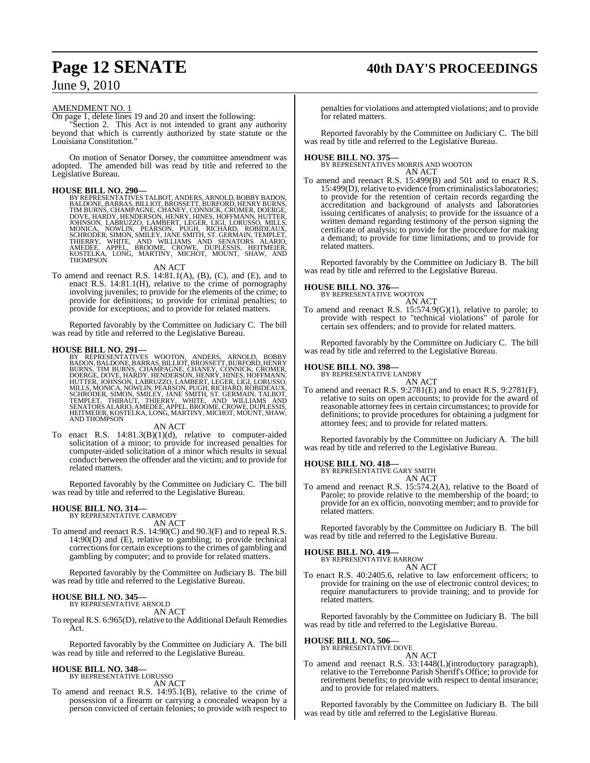AMENDMENT NO. 1

On page 1, delete lines 19 and 20 and insert the following:

"Section 2. This Act is not intended to grant any authority beyond that which is currently authorized by state statute or the Louisiana Constitution."

On motion of Senator Dorsey, the committee amendment was adopted. The amended bill was read by title and referred to the Legislative Bureau.

**HOUSE BILL NO. 290—**
BY REPRESENTATIVES TALBOT, ANDERS, ARNOLD, BOBBY BADON, BALDONE, BARRAS, BILLIOT, BROSSETT, BURFORD, HENRY BURNS, TIM BURNS, CHAMPAGNE, CHANEY, CONNICK, CROMER, DOERGE, DOVE, HARDY, HENDERSON, HENRY, HINES, HOFFMANN, HUTTER, JOHNSON, LABRUZZO, LAMBERT, LEGER, LIGI, LORUSSO, MILLS, MONICA, NOWLIN, PEARSON, PUGH, RICHARD, ROBIDEAUX, SCHRODER, SIMON, SMILEY, JANE SMITH, ST. GERMAIN, TEMPLET, THIERRY, WHITE, AND WILLIAMS AND SENATORS ALARIO, AMEDEE, APPEL, BROOME, CROWE, DUPLESSIS, HEITMEIER, KOSTELKA, LONG, MARTINY, MICHOT, MOUNT, SHAW, AND THOMPSON

AN ACT

To amend and reenact R.S. 14:81.1(A), (B), (C), and (E), and to enact R.S. 14:81.1(H), relative to the crime of pornography involving juveniles; to provide for the elements of the crime; to provide for definitions; to provide for criminal penalties; to provide for exceptions; and to provide for related matters.

Reported favorably by the Committee on Judiciary C. The bill was read by title and referred to the Legislative Bureau.

**HOUSE BILL NO. 291—**
BY REPRESENTATIVES WOOTON, ANDERS, ARNOLD, BOBBY BADON, BALDONE, BARRAS, BILLIOT, BROSSETT, BURFORD, HENRY BURNS, TIM BURNS, CHAMPAGNE, CHANEY, CONNICK, CROMER, DOERGE, DOVE, HARDY, HENDERSON, HENRY, HINES, HOFFMANN, HUTTER, JOHNSON, LABRUZZO, LAMBERT, LEGER, LIGI, LORUSSO, MILLS, MONICA, NOWLIN, PEARSON, PUGH, RICHARD, ROBIDEAUX, SCHRODER, SIMON, SMILEY, JANE SMITH, ST. GERMAIN, TALBOT, TEMPLET, THIBAUT, THIERRY, WHITE, AND WILLIAMS AND SENATORS ALARIO, AMEDEE, APPEL, BROOME, CROWE, DUPLESSIS, HEITMEIER, KOSTELKA, LONG, MARTINY, MICHOT, MOUNT, SHAW, AND THOMPSON

AN ACT

To enact R.S. 14:81.3(B)(1)(d), relative to computer-aided solicitation of a minor; to provide for increased penalties for computer-aided solicitation of a minor which results in sexual conduct between the offender and the victim; and to provide for related matters.

Reported favorably by the Committee on Judiciary C. The bill was read by title and referred to the Legislative Bureau.

**HOUSE BILL NO. 314—**
BY REPRESENTATIVE CARMODY

AN ACT

To amend and reenact R.S. 14:90(C) and 90.3(F) and to repeal R.S. 14:90(D) and (E), relative to gambling; to provide technical corrections for certain exceptions to the crimes of gambling and gambling by computer; and to provide for related matters.

Reported favorably by the Committee on Judiciary B. The bill was read by title and referred to the Legislative Bureau.

**HOUSE BILL NO. 345—**
BY REPRESENTATIVE ARNOLD

AN ACT

To repeal R.S. 6:965(D), relative to the Additional Default Remedies Act.

Reported favorably by the Committee on Judiciary A. The bill was read by title and referred to the Legislative Bureau.

**HOUSE BILL NO. 348—**
BY REPRESENTATIVE LORUSSO

AN ACT

To amend and reenact R.S. 14:95.1(B), relative to the crime of possession of a firearm or carrying a concealed weapon by a person convicted of certain felonies; to provide with respect to penalties for violations and attempted violations; and to provide for related matters.

Reported favorably by the Committee on Judiciary C. The bill was read by title and referred to the Legislative Bureau.

**HOUSE BILL NO. 375—**
BY REPRESENTATIVES MORRIS AND WOOTON

AN ACT

To amend and reenact R.S. 15:499(B) and 501 and to enact R.S. 15:499(D), relative to evidence from criminalistics laboratories; to provide for the retention of certain records regarding the accreditation and background of analysts and laboratories issuing certificates of analysis; to provide for the issuance of a written demand regarding testimony of the person signing the certificate of analysis; to provide for the procedure for making a demand; to provide for time limitations; and to provide for related matters.

Reported favorably by the Committee on Judiciary B. The bill was read by title and referred to the Legislative Bureau.

**HOUSE BILL NO. 376—**
BY REPRESENTATIVE WOOTON

AN ACT

To amend and reenact R.S. 15:574.9(G)(1), relative to parole; to provide with respect to "technical violations" of parole for certain sex offenders; and to provide for related matters.

Reported favorably by the Committee on Judiciary C. The bill was read by title and referred to the Legislative Bureau.

**HOUSE BILL NO. 398—**
BY REPRESENTATIVE LANDRY

AN ACT

To amend and reenact R.S. 9:2781(E) and to enact R.S. 9:2781(F), relative to suits on open accounts; to provide for the award of reasonable attorney fees in certain circumstances; to provide for definitions; to provide procedures for obtaining a judgment for attorney fees; and to provide for related matters.

Reported favorably by the Committee on Judiciary A. The bill was read by title and referred to the Legislative Bureau.

**HOUSE BILL NO. 418—**
BY REPRESENTATIVE GARY SMITH

AN ACT

To amend and reenact R.S. 15:574.2(A), relative to the Board of Parole; to provide relative to the membership of the board; to provide for an ex officio, nonvoting member; and to provide for related matters.

Reported favorably by the Committee on Judiciary B. The bill was read by title and referred to the Legislative Bureau.

**HOUSE BILL NO. 419—**
BY REPRESENTATIVE BARROW

AN ACT

To enact R.S. 40:2405.6, relative to law enforcement officers; to provide for training on the use of electronic control devices; to require manufacturers to provide training; and to provide for related matters.

Reported favorably by the Committee on Judiciary B. The bill was read by title and referred to the Legislative Bureau.

**HOUSE BILL NO. 506—**
BY REPRESENTATIVE DOVE

AN ACT

To amend and reenact R.S. 33:1448(L)(introductory paragraph), relative to the Terrebonne Parish Sheriff's Office; to provide for retirement benefits; to provide with respect to dental insurance; and to provide for related matters.

Reported favorably by the Committee on Judiciary B. The bill was read by title and referred to the Legislative Bureau.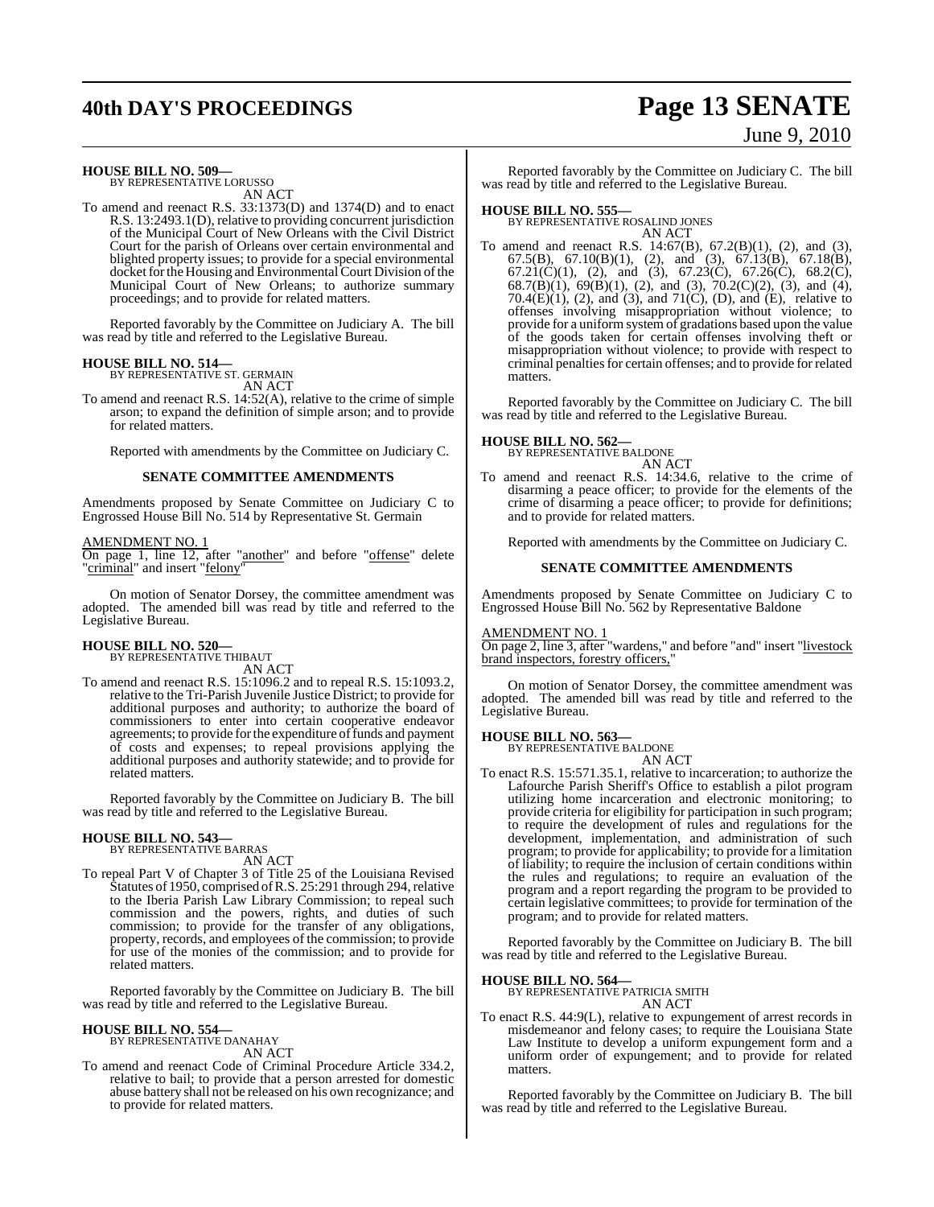**HOUSE BILL NO. 509—**
BY REPRESENTATIVE LORUSSO
AN ACT

To amend and reenact R.S. 33:1373(D) and 1374(D) and to enact R.S. 13:2493.1(D), relative to providing concurrent jurisdiction of the Municipal Court of New Orleans with the Civil District Court for the parish of Orleans over certain environmental and blighted property issues; to provide for a special environmental docket for the Housing and Environmental Court Division of the Municipal Court of New Orleans; to authorize summary proceedings; and to provide for related matters.

Reported favorably by the Committee on Judiciary A. The bill was read by title and referred to the Legislative Bureau.

**HOUSE BILL NO. 514—**
BY REPRESENTATIVE ST. GERMAIN
AN ACT

To amend and reenact R.S. 14:52(A), relative to the crime of simple arson; to expand the definition of simple arson; and to provide for related matters.

Reported with amendments by the Committee on Judiciary C.

**SENATE COMMITTEE AMENDMENTS**

Amendments proposed by Senate Committee on Judiciary C to Engrossed House Bill No. 514 by Representative St. Germain

AMENDMENT NO. 1
On page 1, line 12, after "another" and before "offense" delete "criminal" and insert "felony"

On motion of Senator Dorsey, the committee amendment was adopted. The amended bill was read by title and referred to the Legislative Bureau.

**HOUSE BILL NO. 520—**
BY REPRESENTATIVE THIBAUT
AN ACT

To amend and reenact R.S. 15:1096.2 and to repeal R.S. 15:1093.2, relative to the Tri-Parish Juvenile Justice District; to provide for additional purposes and authority; to authorize the board of commissioners to enter into certain cooperative endeavor agreements; to provide for the expenditure of funds and payment of costs and expenses; to repeal provisions applying the additional purposes and authority statewide; and to provide for related matters.

Reported favorably by the Committee on Judiciary B. The bill was read by title and referred to the Legislative Bureau.

**HOUSE BILL NO. 543—**
BY REPRESENTATIVE BARRAS
AN ACT

To repeal Part V of Chapter 3 of Title 25 of the Louisiana Revised Statutes of 1950, comprised of R.S. 25:291 through 294, relative to the Iberia Parish Law Library Commission; to repeal such commission and the powers, rights, and duties of such commission; to provide for the transfer of any obligations, property, records, and employees of the commission; to provide for use of the monies of the commission; and to provide for related matters.

Reported favorably by the Committee on Judiciary B. The bill was read by title and referred to the Legislative Bureau.

**HOUSE BILL NO. 554—**
BY REPRESENTATIVE DANAHAY
AN ACT

To amend and reenact Code of Criminal Procedure Article 334.2, relative to bail; to provide that a person arrested for domestic abuse battery shall not be released on his own recognizance; and to provide for related matters.

Reported favorably by the Committee on Judiciary C. The bill was read by title and referred to the Legislative Bureau.

**HOUSE BILL NO. 555—**
BY REPRESENTATIVE ROSALIND JONES
AN ACT

To amend and reenact R.S. 14:67(B), 67.2(B)(1), (2), and (3), 67.5(B), 67.10(B)(1), (2), and (3), 67.13(B), 67.18(B), 67.21(C)(1), (2), and (3), 67.23(C), 67.26(C), 68.2(C), 68.7(B)(1), 69(B)(1), (2), and (3), 70.2(C)(2), (3), and (4), 70.4(E)(1), (2), and (3), and 71(C), (D), and (E), relative to offenses involving misappropriation without violence; to provide for a uniform system of gradations based upon the value of the goods taken for certain offenses involving theft or misappropriation without violence; to provide with respect to criminal penalties for certain offenses; and to provide for related matters.

Reported favorably by the Committee on Judiciary C. The bill was read by title and referred to the Legislative Bureau.

**HOUSE BILL NO. 562—**
BY REPRESENTATIVE BALDONE
AN ACT

To amend and reenact R.S. 14:34.6, relative to the crime of disarming a peace officer; to provide for the elements of the crime of disarming a peace officer; to provide for definitions; and to provide for related matters.

Reported with amendments by the Committee on Judiciary C.

**SENATE COMMITTEE AMENDMENTS**

Amendments proposed by Senate Committee on Judiciary C to Engrossed House Bill No. 562 by Representative Baldone

AMENDMENT NO. 1
On page 2, line 3, after "wardens," and before "and" insert "livestock brand inspectors, forestry officers,"

On motion of Senator Dorsey, the committee amendment was adopted. The amended bill was read by title and referred to the Legislative Bureau.

**HOUSE BILL NO. 563—**
BY REPRESENTATIVE BALDONE
AN ACT

To enact R.S. 15:571.35.1, relative to incarceration; to authorize the Lafourche Parish Sheriff's Office to establish a pilot program utilizing home incarceration and electronic monitoring; to provide criteria for eligibility for participation in such program; to require the development of rules and regulations for the development, implementation, and administration of such program; to provide for applicability; to provide for a limitation of liability; to require the inclusion of certain conditions within the rules and regulations; to require an evaluation of the program and a report regarding the program to be provided to certain legislative committees; to provide for termination of the program; and to provide for related matters.

Reported favorably by the Committee on Judiciary B. The bill was read by title and referred to the Legislative Bureau.

**HOUSE BILL NO. 564—**
BY REPRESENTATIVE PATRICIA SMITH
AN ACT

To enact R.S. 44:9(L), relative to expungement of arrest records in misdemeanor and felony cases; to require the Louisiana State Law Institute to develop a uniform expungement form and a uniform order of expungement; and to provide for related matters.

Reported favorably by the Committee on Judiciary B. The bill was read by title and referred to the Legislative Bureau.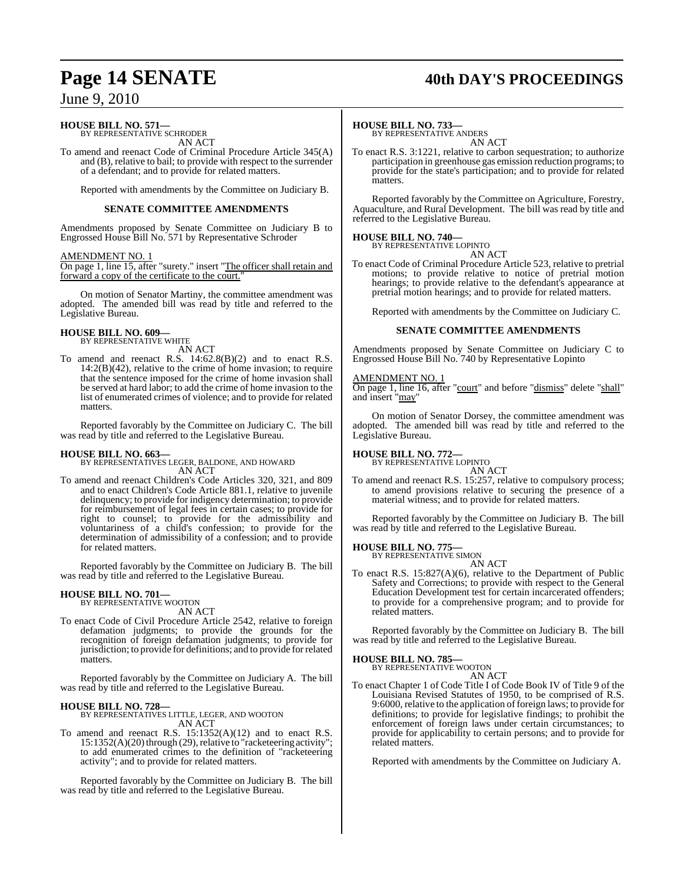**HOUSE BILL NO. 571—**
BY REPRESENTATIVE SCHRODER
AN ACT

To amend and reenact Code of Criminal Procedure Article 345(A) and (B), relative to bail; to provide with respect to the surrender of a defendant; and to provide for related matters.

Reported with amendments by the Committee on Judiciary B.

**SENATE COMMITTEE AMENDMENTS**

Amendments proposed by Senate Committee on Judiciary B to Engrossed House Bill No. 571 by Representative Schroder

AMENDMENT NO. 1
On page 1, line 15, after "surety." insert "The officer shall retain and forward a copy of the certificate to the court."

On motion of Senator Martiny, the committee amendment was adopted. The amended bill was read by title and referred to the Legislative Bureau.

**HOUSE BILL NO. 609—**
BY REPRESENTATIVE WHITE
AN ACT

To amend and reenact R.S. 14:62.8(B)(2) and to enact R.S. 14:2(B)(42), relative to the crime of home invasion; to require that the sentence imposed for the crime of home invasion shall be served at hard labor; to add the crime of home invasion to the list of enumerated crimes of violence; and to provide for related matters.

Reported favorably by the Committee on Judiciary C. The bill was read by title and referred to the Legislative Bureau.

**HOUSE BILL NO. 663—**
BY REPRESENTATIVES LEGER, BALDONE, AND HOWARD
AN ACT

To amend and reenact Children's Code Articles 320, 321, and 809 and to enact Children's Code Article 881.1, relative to juvenile delinquency; to provide for indigency determination; to provide for reimbursement of legal fees in certain cases; to provide for right to counsel; to provide for the admissibility and voluntariness of a child's confession; to provide for the determination of admissibility of a confession; and to provide for related matters.

Reported favorably by the Committee on Judiciary B. The bill was read by title and referred to the Legislative Bureau.

**HOUSE BILL NO. 701—**
BY REPRESENTATIVE WOOTON
AN ACT

To enact Code of Civil Procedure Article 2542, relative to foreign defamation judgments; to provide the grounds for the recognition of foreign defamation judgments; to provide for jurisdiction; to provide for definitions; and to provide for related matters.

Reported favorably by the Committee on Judiciary A. The bill was read by title and referred to the Legislative Bureau.

**HOUSE BILL NO. 728—**
BY REPRESENTATIVES LITTLE, LEGER, AND WOOTON
AN ACT

To amend and reenact R.S. 15:1352(A)(12) and to enact R.S. 15:1352(A)(20) through (29), relative to "racketeering activity"; to add enumerated crimes to the definition of "racketeering activity"; and to provide for related matters.

Reported favorably by the Committee on Judiciary B. The bill was read by title and referred to the Legislative Bureau.

**HOUSE BILL NO. 733—**
BY REPRESENTATIVE ANDERS
AN ACT

To enact R.S. 3:1221, relative to carbon sequestration; to authorize participation in greenhouse gas emission reduction programs; to provide for the state's participation; and to provide for related matters.

Reported favorably by the Committee on Agriculture, Forestry, Aquaculture, and Rural Development. The bill was read by title and referred to the Legislative Bureau.

**HOUSE BILL NO. 740—**
BY REPRESENTATIVE LOPINTO
AN ACT

To enact Code of Criminal Procedure Article 523, relative to pretrial motions; to provide relative to notice of pretrial motion hearings; to provide relative to the defendant's appearance at pretrial motion hearings; and to provide for related matters.

Reported with amendments by the Committee on Judiciary C.

**SENATE COMMITTEE AMENDMENTS**

Amendments proposed by Senate Committee on Judiciary C to Engrossed House Bill No. 740 by Representative Lopinto

AMENDMENT NO. 1
On page 1, line 16, after "court" and before "dismiss" delete "shall" and insert "may"

On motion of Senator Dorsey, the committee amendment was adopted. The amended bill was read by title and referred to the Legislative Bureau.

**HOUSE BILL NO. 772—**
BY REPRESENTATIVE LOPINTO
AN ACT

To amend and reenact R.S. 15:257, relative to compulsory process; to amend provisions relative to securing the presence of a material witness; and to provide for related matters.

Reported favorably by the Committee on Judiciary B. The bill was read by title and referred to the Legislative Bureau.

**HOUSE BILL NO. 775—**
BY REPRESENTATIVE SIMON
AN ACT

To enact R.S. 15:827(A)(6), relative to the Department of Public Safety and Corrections; to provide with respect to the General Education Development test for certain incarcerated offenders; to provide for a comprehensive program; and to provide for related matters.

Reported favorably by the Committee on Judiciary B. The bill was read by title and referred to the Legislative Bureau.

**HOUSE BILL NO. 785—**
BY REPRESENTATIVE WOOTON
AN ACT

To enact Chapter 1 of Code Title I of Code Book IV of Title 9 of the Louisiana Revised Statutes of 1950, to be comprised of R.S. 9:6000, relative to the application of foreign laws; to provide for definitions; to provide for legislative findings; to prohibit the enforcement of foreign laws under certain circumstances; to provide for applicability to certain persons; and to provide for related matters.

Reported with amendments by the Committee on Judiciary A.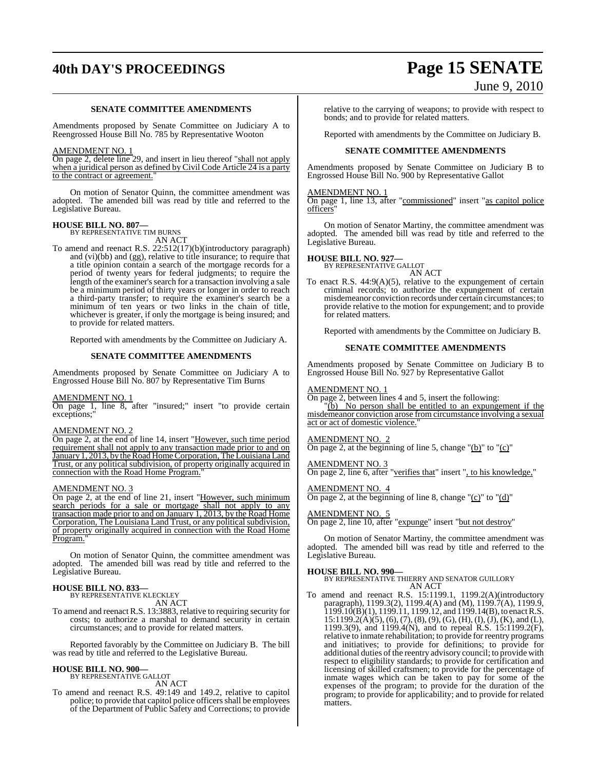**SENATE COMMITTEE AMENDMENTS**

Amendments proposed by Senate Committee on Judiciary A to Reengrossed House Bill No. 785 by Representative Wooton

AMENDMENT NO. 1
On page 2, delete line 29, and insert in lieu thereof "shall not apply when a juridical person as defined by Civil Code Article 24 is a party to the contract or agreement."

On motion of Senator Quinn, the committee amendment was adopted. The amended bill was read by title and referred to the Legislative Bureau.

**HOUSE BILL NO. 807—**
BY REPRESENTATIVE TIM BURNS
AN ACT

To amend and reenact R.S. 22:512(17)(b)(introductory paragraph) and (vi)(bb) and (gg), relative to title insurance; to require that a title opinion contain a search of the mortgage records for a period of twenty years for federal judgments; to require the length of the examiner's search for a transaction involving a sale be a minimum period of thirty years or longer in order to reach a third-party transfer; to require the examiner's search be a minimum of ten years or two links in the chain of title, whichever is greater, if only the mortgage is being insured; and to provide for related matters.

Reported with amendments by the Committee on Judiciary A.

**SENATE COMMITTEE AMENDMENTS**

Amendments proposed by Senate Committee on Judiciary A to Engrossed House Bill No. 807 by Representative Tim Burns

AMENDMENT NO. 1
On page 1, line 8, after "insured;" insert "to provide certain exceptions;"

AMENDMENT NO. 2
On page 2, at the end of line 14, insert "However, such time period requirement shall not apply to any transaction made prior to and on January 1, 2013, by the Road Home Corporation, The Louisiana Land Trust, or any political subdivision, of property originally acquired in connection with the Road Home Program."

AMENDMENT NO. 3
On page 2, at the end of line 21, insert "However, such minimum search periods for a sale or mortgage shall not apply to any transaction made prior to and on January 1, 2013, by the Road Home Corporation, The Louisiana Land Trust, or any political subdivision, of property originally acquired in connection with the Road Home Program."

On motion of Senator Quinn, the committee amendment was adopted. The amended bill was read by title and referred to the Legislative Bureau.

**HOUSE BILL NO. 833—**
BY REPRESENTATIVE KLECKLEY
AN ACT

To amend and reenact R.S. 13:3883, relative to requiring security for costs; to authorize a marshal to demand security in certain circumstances; and to provide for related matters.

Reported favorably by the Committee on Judiciary B. The bill was read by title and referred to the Legislative Bureau.

**HOUSE BILL NO. 900—**
BY REPRESENTATIVE GALLOT
AN ACT

To amend and reenact R.S. 49:149 and 149.2, relative to capitol police; to provide that capitol police officers shall be employees of the Department of Public Safety and Corrections; to provide relative to the carrying of weapons; to provide with respect to bonds; and to provide for related matters.

Reported with amendments by the Committee on Judiciary B.

**SENATE COMMITTEE AMENDMENTS**

Amendments proposed by Senate Committee on Judiciary B to Engrossed House Bill No. 900 by Representative Gallot

AMENDMENT NO. 1
On page 1, line 13, after "commissioned" insert "as capitol police officers"

On motion of Senator Martiny, the committee amendment was adopted. The amended bill was read by title and referred to the Legislative Bureau.

**HOUSE BILL NO. 927—**
BY REPRESENTATIVE GALLOT
AN ACT

To enact R.S. 44:9(A)(5), relative to the expungement of certain criminal records; to authorize the expungement of certain misdemeanor conviction records under certain circumstances; to provide relative to the motion for expungement; and to provide for related matters.

Reported with amendments by the Committee on Judiciary B.

**SENATE COMMITTEE AMENDMENTS**

Amendments proposed by Senate Committee on Judiciary B to Engrossed House Bill No. 927 by Representative Gallot

AMENDMENT NO. 1
On page 2, between lines 4 and 5, insert the following:
"(b) No person shall be entitled to an expungement if the misdemeanor conviction arose from circumstance involving a sexual act or act of domestic violence."

AMENDMENT NO. 2
On page 2, at the beginning of line 5, change "(b)" to "(c)"

AMENDMENT NO. 3
On page 2, line 6, after "verifies that" insert ", to his knowledge,"

AMENDMENT NO. 4
On page 2, at the beginning of line 8, change "(c)" to "(d)"

AMENDMENT NO. 5
On page 2, line 10, after "expunge" insert "but not destroy"

On motion of Senator Martiny, the committee amendment was adopted. The amended bill was read by title and referred to the Legislative Bureau.

**HOUSE BILL NO. 990—**
BY REPRESENTATIVE THIERRY AND SENATOR GUILLORY
AN ACT

To amend and reenact R.S. 15:1199.1, 1199.2(A)(introductory paragraph), 1199.3(2), 1199.4(A) and (M), 1199.7(A), 1199.9, 1199.10(B)(1), 1199.11, 1199.12, and 1199.14(B), to enact R.S. 15:1199.2(A)(5), (6), (7), (8), (9), (G), (H), (I), (J), (K), and (L), 1199.3(9), and 1199.4(N), and to repeal R.S. 15:1199.2(F), relative to inmate rehabilitation; to provide for reentry programs and initiatives; to provide for definitions; to provide for additional duties of the reentry advisory council; to provide with respect to eligibility standards; to provide for certification and licensing of skilled craftsmen; to provide for the percentage of inmate wages which can be taken to pay for some of the expenses of the program; to provide for the duration of the program; to provide for applicability; and to provide for related matters.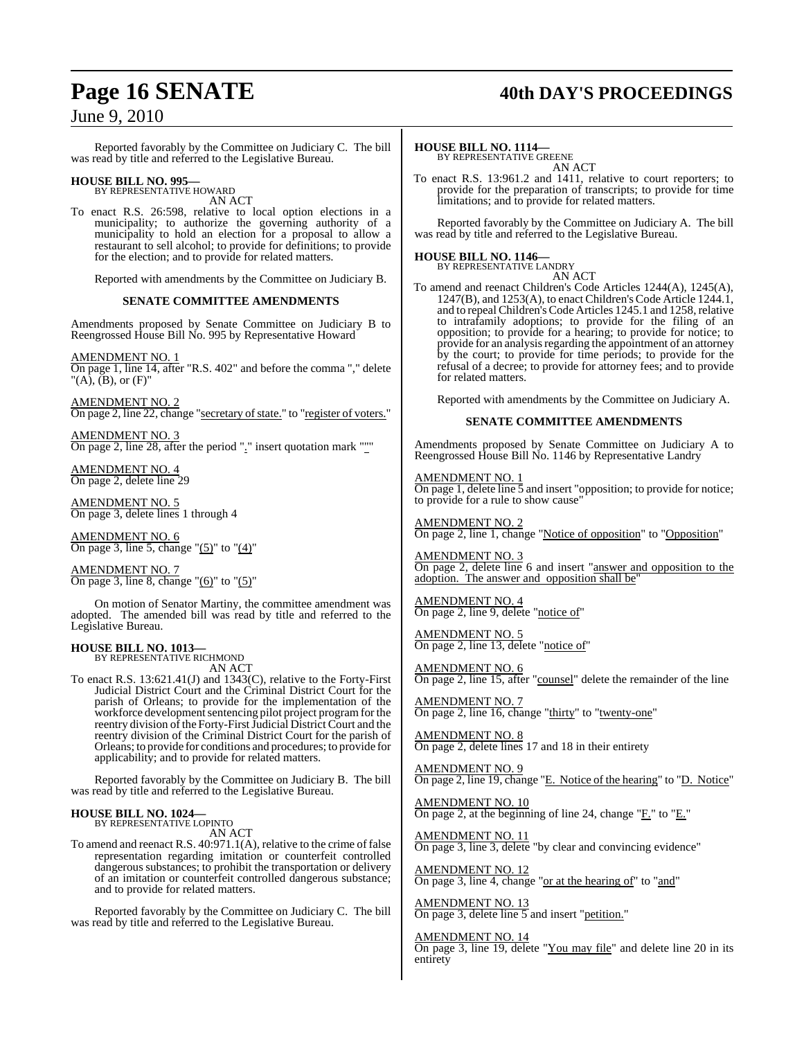Reported favorably by the Committee on Judiciary C. The bill was read by title and referred to the Legislative Bureau.

**HOUSE BILL NO. 995—**
BY REPRESENTATIVE HOWARD
AN ACT

To enact R.S. 26:598, relative to local option elections in a municipality; to authorize the governing authority of a municipality to hold an election for a proposal to allow a restaurant to sell alcohol; to provide for definitions; to provide for the election; and to provide for related matters.

Reported with amendments by the Committee on Judiciary B.

**SENATE COMMITTEE AMENDMENTS**

Amendments proposed by Senate Committee on Judiciary B to Reengrossed House Bill No. 995 by Representative Howard

AMENDMENT NO. 1
On page 1, line 14, after "R.S. 402" and before the comma "," delete "(A), (B), or (F)"

AMENDMENT NO. 2
On page 2, line 22, change "secretary of state." to "register of voters."

AMENDMENT NO. 3
On page 2, line 28, after the period "." insert quotation mark """

AMENDMENT NO. 4
On page 2, delete line 29

AMENDMENT NO. 5
On page 3, delete lines 1 through 4

AMENDMENT NO. 6
On page 3, line 5, change "(5)" to "(4)"

AMENDMENT NO. 7
On page 3, line 8, change "(6)" to "(5)"

On motion of Senator Martiny, the committee amendment was adopted. The amended bill was read by title and referred to the Legislative Bureau.

**HOUSE BILL NO. 1013—**
BY REPRESENTATIVE RICHMOND
AN ACT

To enact R.S. 13:621.41(J) and 1343(C), relative to the Forty-First Judicial District Court and the Criminal District Court for the parish of Orleans; to provide for the implementation of the workforce development sentencing pilot project program for the reentry division of the Forty-First Judicial District Court and the reentry division of the Criminal District Court for the parish of Orleans; to provide for conditions and procedures; to provide for applicability; and to provide for related matters.

Reported favorably by the Committee on Judiciary B. The bill was read by title and referred to the Legislative Bureau.

**HOUSE BILL NO. 1024—**
BY REPRESENTATIVE LOPINTO
AN ACT

To amend and reenact R.S. 40:971.1(A), relative to the crime of false representation regarding imitation or counterfeit controlled dangerous substances; to prohibit the transportation or delivery of an imitation or counterfeit controlled dangerous substance; and to provide for related matters.

Reported favorably by the Committee on Judiciary C. The bill was read by title and referred to the Legislative Bureau.

**HOUSE BILL NO. 1114—**
BY REPRESENTATIVE GREENE
AN ACT

To enact R.S. 13:961.2 and 1411, relative to court reporters; to provide for the preparation of transcripts; to provide for time limitations; and to provide for related matters.

Reported favorably by the Committee on Judiciary A. The bill was read by title and referred to the Legislative Bureau.

**HOUSE BILL NO. 1146—**
BY REPRESENTATIVE LANDRY
AN ACT

To amend and reenact Children's Code Articles 1244(A), 1245(A), 1247(B), and 1253(A), to enact Children's Code Article 1244.1, and to repeal Children's Code Articles 1245.1 and 1258, relative to intrafamily adoptions; to provide for the filing of an opposition; to provide for a hearing; to provide for notice; to provide for an analysis regarding the appointment of an attorney by the court; to provide for time periods; to provide for the refusal of a decree; to provide for attorney fees; and to provide for related matters.

Reported with amendments by the Committee on Judiciary A.

**SENATE COMMITTEE AMENDMENTS**

Amendments proposed by Senate Committee on Judiciary A to Reengrossed House Bill No. 1146 by Representative Landry

AMENDMENT NO. 1
On page 1, delete line 5 and insert "opposition; to provide for notice; to provide for a rule to show cause"

AMENDMENT NO. 2
On page 2, line 1, change "Notice of opposition" to "Opposition"

AMENDMENT NO. 3
On page 2, delete line 6 and insert "answer and opposition to the adoption. The answer and opposition shall be"

AMENDMENT NO. 4
On page 2, line 9, delete "notice of"

AMENDMENT NO. 5
On page 2, line 13, delete "notice of"

AMENDMENT NO. 6
On page 2, line 15, after "counsel" delete the remainder of the line

AMENDMENT NO. 7
On page 2, line 16, change "thirty" to "twenty-one"

AMENDMENT NO. 8
On page 2, delete lines 17 and 18 in their entirety

AMENDMENT NO. 9
On page 2, line 19, change "E. Notice of the hearing" to "D. Notice"

AMENDMENT NO. 10
On page 2, at the beginning of line 24, change "F." to "E."

AMENDMENT NO. 11
On page 3, line 3, delete "by clear and convincing evidence"

AMENDMENT NO. 12
On page 3, line 4, change "or at the hearing of" to "and"

AMENDMENT NO. 13
On page 3, delete line 5 and insert "petition."

AMENDMENT NO. 14
On page 3, line 19, delete "You may file" and delete line 20 in its entirety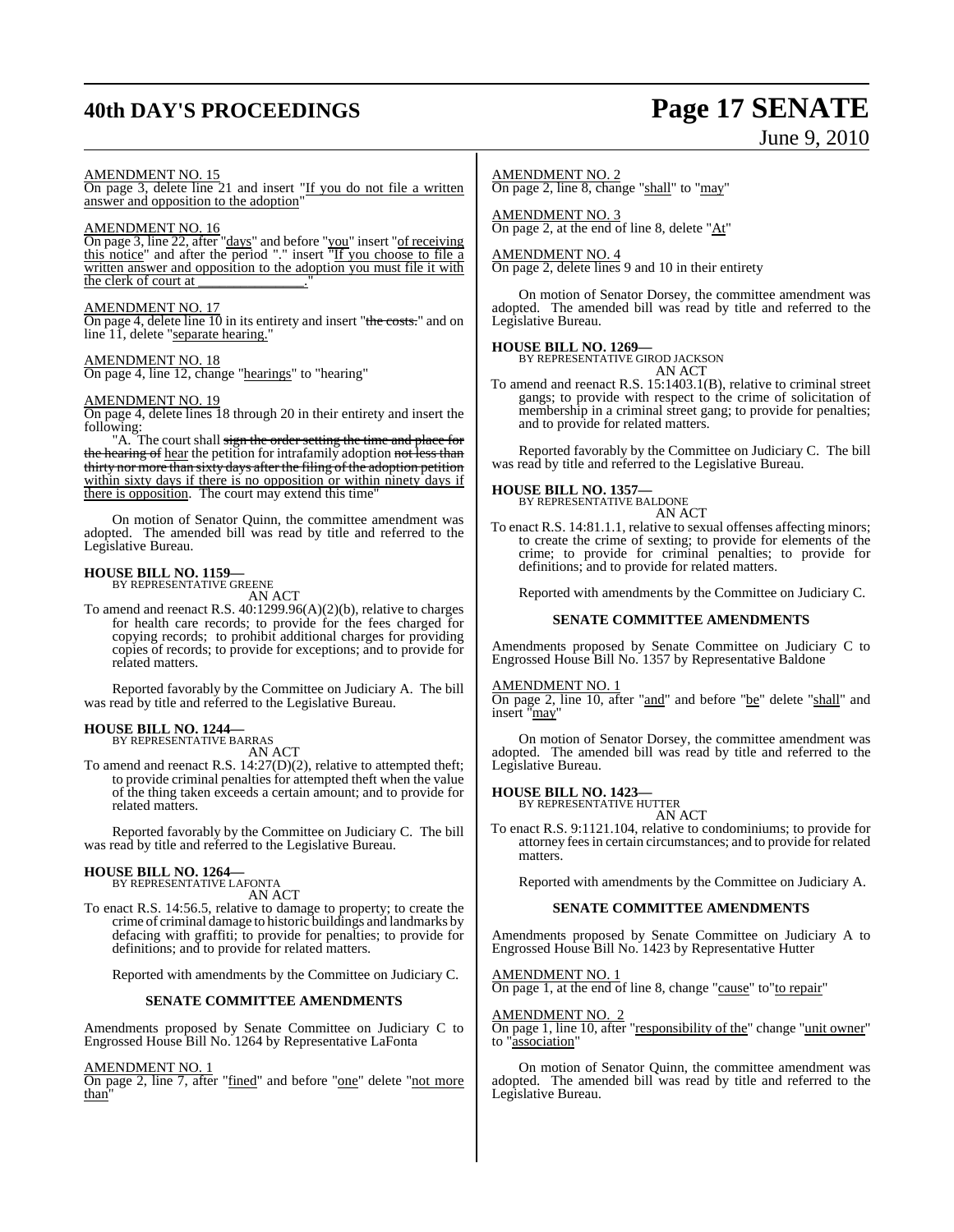AMENDMENT NO. 15

On page 3, delete line 21 and insert "If you do not file a written answer and opposition to the adoption"

AMENDMENT NO. 16

On page 3, line 22, after "days" and before "you" insert "of receiving this notice" and after the period "." insert "If you choose to file a written answer and opposition to the adoption you must file it with the clerk of court at _______________."

AMENDMENT NO. 17

On page 4, delete line 10 in its entirety and insert "~~the costs.~~" and on line 11, delete "separate hearing."

AMENDMENT NO. 18

On page 4, line 12, change "hearings" to "hearing"

AMENDMENT NO. 19

On page 4, delete lines 18 through 20 in their entirety and insert the following:

"A. The court shall ~~sign the order setting the time and place for the hearing of~~ hear the petition for intrafamily adoption ~~not less than thirty nor more than sixty days after the filing of the adoption petition~~ within sixty days if there is no opposition or within ninety days if there is opposition. The court may extend this time"

On motion of Senator Quinn, the committee amendment was adopted. The amended bill was read by title and referred to the Legislative Bureau.

**HOUSE BILL NO. 1159—**
BY REPRESENTATIVE GREENE
AN ACT

To amend and reenact R.S. 40:1299.96(A)(2)(b), relative to charges for health care records; to provide for the fees charged for copying records; to prohibit additional charges for providing copies of records; to provide for exceptions; and to provide for related matters.

Reported favorably by the Committee on Judiciary A. The bill was read by title and referred to the Legislative Bureau.

**HOUSE BILL NO. 1244—**
BY REPRESENTATIVE BARRAS
AN ACT

To amend and reenact R.S. 14:27(D)(2), relative to attempted theft; to provide criminal penalties for attempted theft when the value of the thing taken exceeds a certain amount; and to provide for related matters.

Reported favorably by the Committee on Judiciary C. The bill was read by title and referred to the Legislative Bureau.

**HOUSE BILL NO. 1264—**
BY REPRESENTATIVE LAFONTA
AN ACT

To enact R.S. 14:56.5, relative to damage to property; to create the crime of criminal damage to historic buildings and landmarks by defacing with graffiti; to provide for penalties; to provide for definitions; and to provide for related matters.

Reported with amendments by the Committee on Judiciary C.

**SENATE COMMITTEE AMENDMENTS**

Amendments proposed by Senate Committee on Judiciary C to Engrossed House Bill No. 1264 by Representative LaFonta

AMENDMENT NO. 1

On page 2, line 7, after "fined" and before "one" delete "not more than"

AMENDMENT NO. 2

On page 2, line 8, change "shall" to "may"

AMENDMENT NO. 3

On page 2, at the end of line 8, delete "At"

AMENDMENT NO. 4

On page 2, delete lines 9 and 10 in their entirety

On motion of Senator Dorsey, the committee amendment was adopted. The amended bill was read by title and referred to the Legislative Bureau.

**HOUSE BILL NO. 1269—**
BY REPRESENTATIVE GIROD JACKSON
AN ACT

To amend and reenact R.S. 15:1403.1(B), relative to criminal street gangs; to provide with respect to the crime of solicitation of membership in a criminal street gang; to provide for penalties; and to provide for related matters.

Reported favorably by the Committee on Judiciary C. The bill was read by title and referred to the Legislative Bureau.

**HOUSE BILL NO. 1357—**
BY REPRESENTATIVE BALDONE
AN ACT

To enact R.S. 14:81.1.1, relative to sexual offenses affecting minors; to create the crime of sexting; to provide for elements of the crime; to provide for criminal penalties; to provide for definitions; and to provide for related matters.

Reported with amendments by the Committee on Judiciary C.

**SENATE COMMITTEE AMENDMENTS**

Amendments proposed by Senate Committee on Judiciary C to Engrossed House Bill No. 1357 by Representative Baldone

AMENDMENT NO. 1

On page 2, line 10, after "and" and before "be" delete "shall" and insert "may"

On motion of Senator Dorsey, the committee amendment was adopted. The amended bill was read by title and referred to the Legislative Bureau.

**HOUSE BILL NO. 1423—**
BY REPRESENTATIVE HUTTER
AN ACT

To enact R.S. 9:1121.104, relative to condominiums; to provide for attorney fees in certain circumstances; and to provide for related matters.

Reported with amendments by the Committee on Judiciary A.

**SENATE COMMITTEE AMENDMENTS**

Amendments proposed by Senate Committee on Judiciary A to Engrossed House Bill No. 1423 by Representative Hutter

AMENDMENT NO. 1

On page 1, at the end of line 8, change "cause" to"to repair"

AMENDMENT NO. 2

On page 1, line 10, after "responsibility of the" change "unit owner" to "association"

On motion of Senator Quinn, the committee amendment was adopted. The amended bill was read by title and referred to the Legislative Bureau.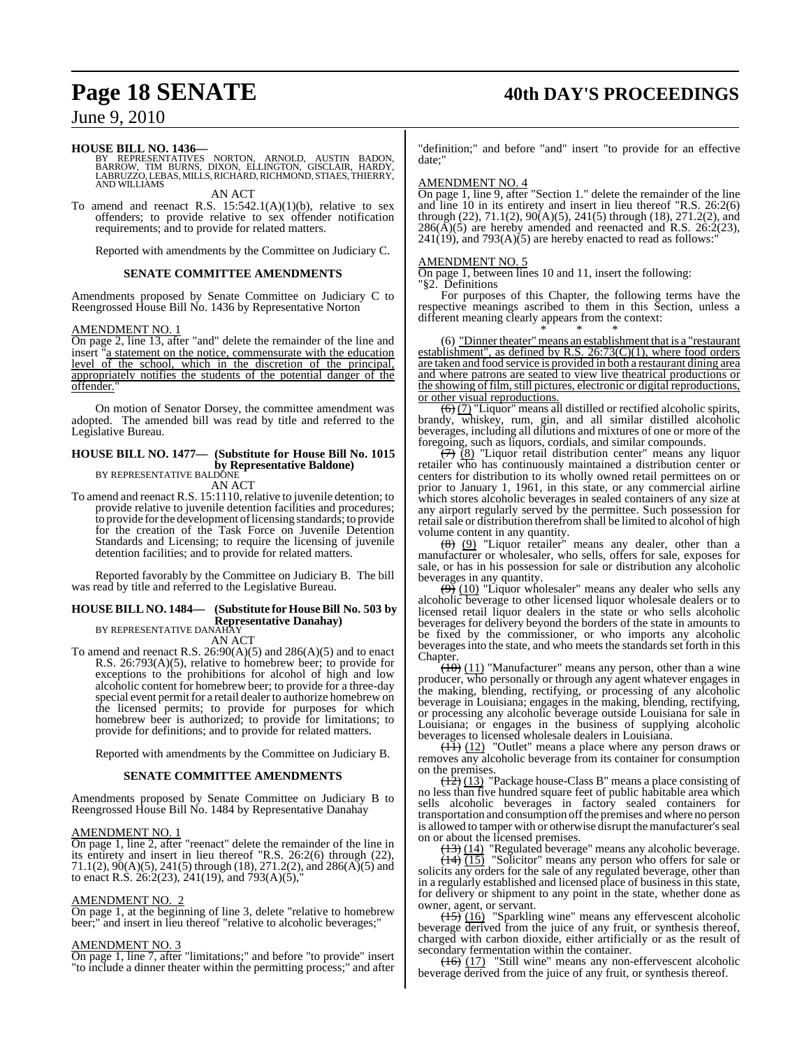**HOUSE BILL NO. 1436—**
BY REPRESENTATIVES NORTON, ARNOLD, AUSTIN BADON, BARROW, TIM BURNS, DIXON, ELLINGTON, GISCLAIR, HARDY, LABRUZZO, LEBAS, MILLS, RICHARD, RICHMOND, STIAES, THIERRY, AND WILLIAMS

AN ACT

To amend and reenact R.S. 15:542.1(A)(1)(b), relative to sex offenders; to provide relative to sex offender notification requirements; and to provide for related matters.

Reported with amendments by the Committee on Judiciary C.

**SENATE COMMITTEE AMENDMENTS**

Amendments proposed by Senate Committee on Judiciary C to Reengrossed House Bill No. 1436 by Representative Norton

AMENDMENT NO. 1

On page 2, line 13, after "and" delete the remainder of the line and insert "a statement on the notice, commensurate with the education level of the school, which in the discretion of the principal, appropriately notifies the students of the potential danger of the offender."

On motion of Senator Dorsey, the committee amendment was adopted. The amended bill was read by title and referred to the Legislative Bureau.

**HOUSE BILL NO. 1477— (Substitute for House Bill No. 1015 by Representative Baldone)**
BY REPRESENTATIVE BALDONE

AN ACT

To amend and reenact R.S. 15:1110, relative to juvenile detention; to provide relative to juvenile detention facilities and procedures; to provide for the development of licensing standards; to provide for the creation of the Task Force on Juvenile Detention Standards and Licensing; to require the licensing of juvenile detention facilities; and to provide for related matters.

Reported favorably by the Committee on Judiciary B. The bill was read by title and referred to the Legislative Bureau.

**HOUSE BILL NO. 1484— (Substitute for House Bill No. 503 by Representative Danahay)**
BY REPRESENTATIVE DANAHAY

AN ACT

To amend and reenact R.S. 26:90(A)(5) and 286(A)(5) and to enact R.S. 26:793(A)(5), relative to homebrew beer; to provide for exceptions to the prohibitions for alcohol of high and low alcoholic content for homebrew beer; to provide for a three-day special event permit for a retail dealer to authorize homebrew on the licensed permits; to provide for purposes for which homebrew beer is authorized; to provide for limitations; to provide for definitions; and to provide for related matters.

Reported with amendments by the Committee on Judiciary B.

**SENATE COMMITTEE AMENDMENTS**

Amendments proposed by Senate Committee on Judiciary B to Reengrossed House Bill No. 1484 by Representative Danahay

AMENDMENT NO. 1

On page 1, line 2, after "reenact" delete the remainder of the line in its entirety and insert in lieu thereof "R.S. 26:2(6) through (22), 71.1(2), 90(A)(5), 241(5) through (18), 271.2(2), and 286(A)(5) and to enact R.S. 26:2(23), 241(19), and 793(A)(5),"

AMENDMENT NO. 2

On page 1, at the beginning of line 3, delete "relative to homebrew beer;" and insert in lieu thereof "relative to alcoholic beverages;"

AMENDMENT NO. 3

On page 1, line 7, after "limitations;" and before "to provide" insert "to include a dinner theater within the permitting process;" and after "definition;" and before "and" insert "to provide for an effective date;"

AMENDMENT NO. 4

On page 1, line 9, after "Section 1." delete the remainder of the line and line 10 in its entirety and insert in lieu thereof "R.S. 26:2(6) through (22), 71.1(2), 90(A)(5), 241(5) through (18), 271.2(2), and 286(A)(5) are hereby amended and reenacted and R.S. 26:2(23), 241(19), and 793(A)(5) are hereby enacted to read as follows:"

AMENDMENT NO. 5

On page 1, between lines 10 and 11, insert the following:

"§2. Definitions

For purposes of this Chapter, the following terms have the respective meanings ascribed to them in this Section, unless a different meaning clearly appears from the context:

\* \* \*

(6) "Dinner theater" means an establishment that is a "restaurant establishment", as defined by R.S. 26:73(C)(1), where food orders are taken and food service is provided in both a restaurant dining area and where patrons are seated to view live theatrical productions or the showing of film, still pictures, electronic or digital reproductions, or other visual reproductions.

~~(6)~~ (7) "Liquor" means all distilled or rectified alcoholic spirits, brandy, whiskey, rum, gin, and all similar distilled alcoholic beverages, including all dilutions and mixtures of one or more of the foregoing, such as liquors, cordials, and similar compounds.

~~(7)~~ (8) "Liquor retail distribution center" means any liquor retailer who has continuously maintained a distribution center or centers for distribution to its wholly owned retail permittees on or prior to January 1, 1961, in this state, or any commercial airline which stores alcoholic beverages in sealed containers of any size at any airport regularly served by the permittee. Such possession for retail sale or distribution therefrom shall be limited to alcohol of high volume content in any quantity.

~~(8)~~ (9) "Liquor retailer" means any dealer, other than a manufacturer or wholesaler, who sells, offers for sale, exposes for sale, or has in his possession for sale or distribution any alcoholic beverages in any quantity.

~~(9)~~ (10) "Liquor wholesaler" means any dealer who sells any alcoholic beverage to other licensed liquor wholesale dealers or to licensed retail liquor dealers in the state or who sells alcoholic beverages for delivery beyond the borders of the state in amounts to be fixed by the commissioner, or who imports any alcoholic beverages into the state, and who meets the standards set forth in this Chapter.

~~(10)~~ (11) "Manufacturer" means any person, other than a wine producer, who personally or through any agent whatever engages in the making, blending, rectifying, or processing of any alcoholic beverage in Louisiana; engages in the making, blending, rectifying, or processing any alcoholic beverage outside Louisiana for sale in Louisiana; or engages in the business of supplying alcoholic beverages to licensed wholesale dealers in Louisiana.

~~(11)~~ (12) "Outlet" means a place where any person draws or removes any alcoholic beverage from its container for consumption on the premises.

~~(12)~~ (13) "Package house-Class B" means a place consisting of no less than five hundred square feet of public habitable area which sells alcoholic beverages in factory sealed containers for transportation and consumption off the premises and where no person is allowed to tamper with or otherwise disrupt the manufacturer's seal on or about the licensed premises.

~~(13)~~ (14) "Regulated beverage" means any alcoholic beverage.

~~(14)~~ (15) "Solicitor" means any person who offers for sale or solicits any orders for the sale of any regulated beverage, other than in a regularly established and licensed place of business in this state, for delivery or shipment to any point in the state, whether done as owner, agent, or servant.

~~(15)~~ (16) "Sparkling wine" means any effervescent alcoholic beverage derived from the juice of any fruit, or synthesis thereof, charged with carbon dioxide, either artificially or as the result of secondary fermentation within the container.

~~(16)~~ (17) "Still wine" means any non-effervescent alcoholic beverage derived from the juice of any fruit, or synthesis thereof.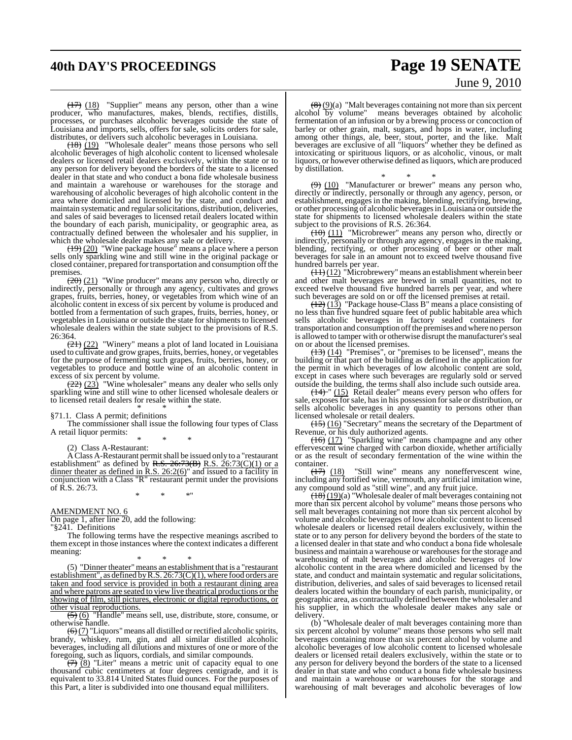(17) (18) "Supplier" means any person, other than a wine producer, who manufactures, makes, blends, rectifies, distills, processes, or purchases alcoholic beverages outside the state of Louisiana and imports, sells, offers for sale, solicits orders for sale, distributes, or delivers such alcoholic beverages in Louisiana.

(18) (19) "Wholesale dealer" means those persons who sell alcoholic beverages of high alcoholic content to licensed wholesale dealers or licensed retail dealers exclusively, within the state or to any person for delivery beyond the borders of the state to a licensed dealer in that state and who conduct a bona fide wholesale business and maintain a warehouse or warehouses for the storage and warehousing of alcoholic beverages of high alcoholic content in the area where domiciled and licensed by the state, and conduct and maintain systematic and regular solicitations, distribution, deliveries, and sales of said beverages to licensed retail dealers located within the boundary of each parish, municipality, or geographic area, as contractually defined between the wholesaler and his supplier, in which the wholesale dealer makes any sale or delivery.

(19) (20) "Wine package house" means a place where a person sells only sparkling wine and still wine in the original package or closed container, prepared for transportation and consumption off the premises.

(20) (21) "Wine producer" means any person who, directly or indirectly, personally or through any agency, cultivates and grows grapes, fruits, berries, honey, or vegetables from which wine of an alcoholic content in excess of six percent by volume is produced and bottled from a fermentation of such grapes, fruits, berries, honey, or vegetables in Louisiana or outside the state for shipments to licensed wholesale dealers within the state subject to the provisions of R.S. 26:364.

(21) (22) "Winery" means a plot of land located in Louisiana used to cultivate and grow grapes, fruits, berries, honey, or vegetables for the purpose of fermenting such grapes, fruits, berries, honey, or vegetables to produce and bottle wine of an alcoholic content in excess of six percent by volume.

(22) (23) "Wine wholesaler" means any dealer who sells only sparkling wine and still wine to other licensed wholesale dealers or to licensed retail dealers for resale within the state.

\* \* \*

§71.1. Class A permit; definitions

The commissioner shall issue the following four types of Class A retail liquor permits:

\* \* \*

(2) Class A-Restaurant:

A Class A-Restaurant permit shall be issued only to a "restaurant establishment" as defined by R.S. 26:73(B) R.S. 26:73(C)(1) or a dinner theater as defined in R.S. 26:2(6)" and issued to a facility in conjunction with a Class "R" restaurant permit under the provisions of R.S. 26:73.

\* \* \*"

AMENDMENT NO. 6

On page 1, after line 20, add the following:

"§241. Definitions

The following terms have the respective meanings ascribed to them except in those instances where the context indicates a different meaning:

\* \* \*

(5) "Dinner theater" means an establishment that is a "restaurant establishment", as defined by R.S. 26:73(C)(1), where food orders are taken and food service is provided in both a restaurant dining area and where patrons are seated to view live theatrical productions or the showing of film, still pictures, electronic or digital reproductions, or other visual reproductions.

(5) (6) "Handle" means sell, use, distribute, store, consume, or otherwise handle.

(6) (7) "Liquors" means all distilled or rectified alcoholic spirits, brandy, whiskey, rum, gin, and all similar distilled alcoholic beverages, including all dilutions and mixtures of one or more of the foregoing, such as liquors, cordials, and similar compounds.

(7) (8) "Liter" means a metric unit of capacity equal to one thousand cubic centimeters at four degrees centigrade, and it is equivalent to 33.814 United States fluid ounces. For the purposes of this Part, a liter is subdivided into one thousand equal milliliters.

(8) (9)(a) "Malt beverages containing not more than six percent alcohol by volume" means beverages obtained by alcoholic fermentation of an infusion or by a brewing process or concoction of barley or other grain, malt, sugars, and hops in water, including among other things, ale, beer, stout, porter, and the like. Malt beverages are exclusive of all "liquors" whether they be defined as intoxicating or spirituous liquors, or as alcoholic, vinous, or malt liquors, or however otherwise defined as liquors, which are produced by distillation.

\* \* \*

(9) (10) "Manufacturer or brewer" means any person who, directly or indirectly, personally or through any agency, person, or establishment, engages in the making, blending, rectifying, brewing, or other processing of alcoholic beverages in Louisiana or outside the state for shipments to licensed wholesale dealers within the state subject to the provisions of R.S. 26:364.

(10) (11) "Microbrewer" means any person who, directly or indirectly, personally or through any agency, engages in the making, blending, rectifying, or other processing of beer or other malt beverages for sale in an amount not to exceed twelve thousand five hundred barrels per year.

(11) (12) "Microbrewery" means an establishment wherein beer and other malt beverages are brewed in small quantities, not to exceed twelve thousand five hundred barrels per year, and where such beverages are sold on or off the licensed premises at retail.

(12) (13) "Package house-Class B" means a place consisting of no less than five hundred square feet of public habitable area which sells alcoholic beverages in factory sealed containers for transportation and consumption off the premises and where no person is allowed to tamper with or otherwise disrupt the manufacturer's seal on or about the licensed premises.

(13) (14) "Premises", or "premises to be licensed", means the building or that part of the building as defined in the application for the permit in which beverages of low alcoholic content are sold, except in cases where such beverages are regularly sold or served outside the building, the terms shall also include such outside area.

(14) " (15) Retail dealer" means every person who offers for sale, exposes for sale, has in his possession for sale or distribution, or sells alcoholic beverages in any quantity to persons other than licensed wholesale or retail dealers.

(15) (16) "Secretary" means the secretary of the Department of Revenue, or his duly authorized agents.

(16) (17) "Sparkling wine" means champagne and any other effervescent wine charged with carbon dioxide, whether artificially or as the result of secondary fermentation of the wine within the container.

(17) (18) "Still wine" means any noneffervescent wine, including any fortified wine, vermouth, any artificial imitation wine, any compound sold as "still wine", and any fruit juice.

(18) (19)(a) "Wholesale dealer of malt beverages containing not more than six percent alcohol by volume" means those persons who sell malt beverages containing not more than six percent alcohol by volume and alcoholic beverages of low alcoholic content to licensed wholesale dealers or licensed retail dealers exclusively, within the state or to any person for delivery beyond the borders of the state to a licensed dealer in that state and who conduct a bona fide wholesale business and maintain a warehouse or warehouses for the storage and warehousing of malt beverages and alcoholic beverages of low alcoholic content in the area where domiciled and licensed by the state, and conduct and maintain systematic and regular solicitations, distribution, deliveries, and sales of said beverages to licensed retail dealers located within the boundary of each parish, municipality, or geographic area, as contractually defined between the wholesaler and his supplier, in which the wholesale dealer makes any sale or delivery.

(b) "Wholesale dealer of malt beverages containing more than six percent alcohol by volume" means those persons who sell malt beverages containing more than six percent alcohol by volume and alcoholic beverages of low alcoholic content to licensed wholesale dealers or licensed retail dealers exclusively, within the state or to any person for delivery beyond the borders of the state to a licensed dealer in that state and who conduct a bona fide wholesale business and maintain a warehouse or warehouses for the storage and warehousing of malt beverages and alcoholic beverages of low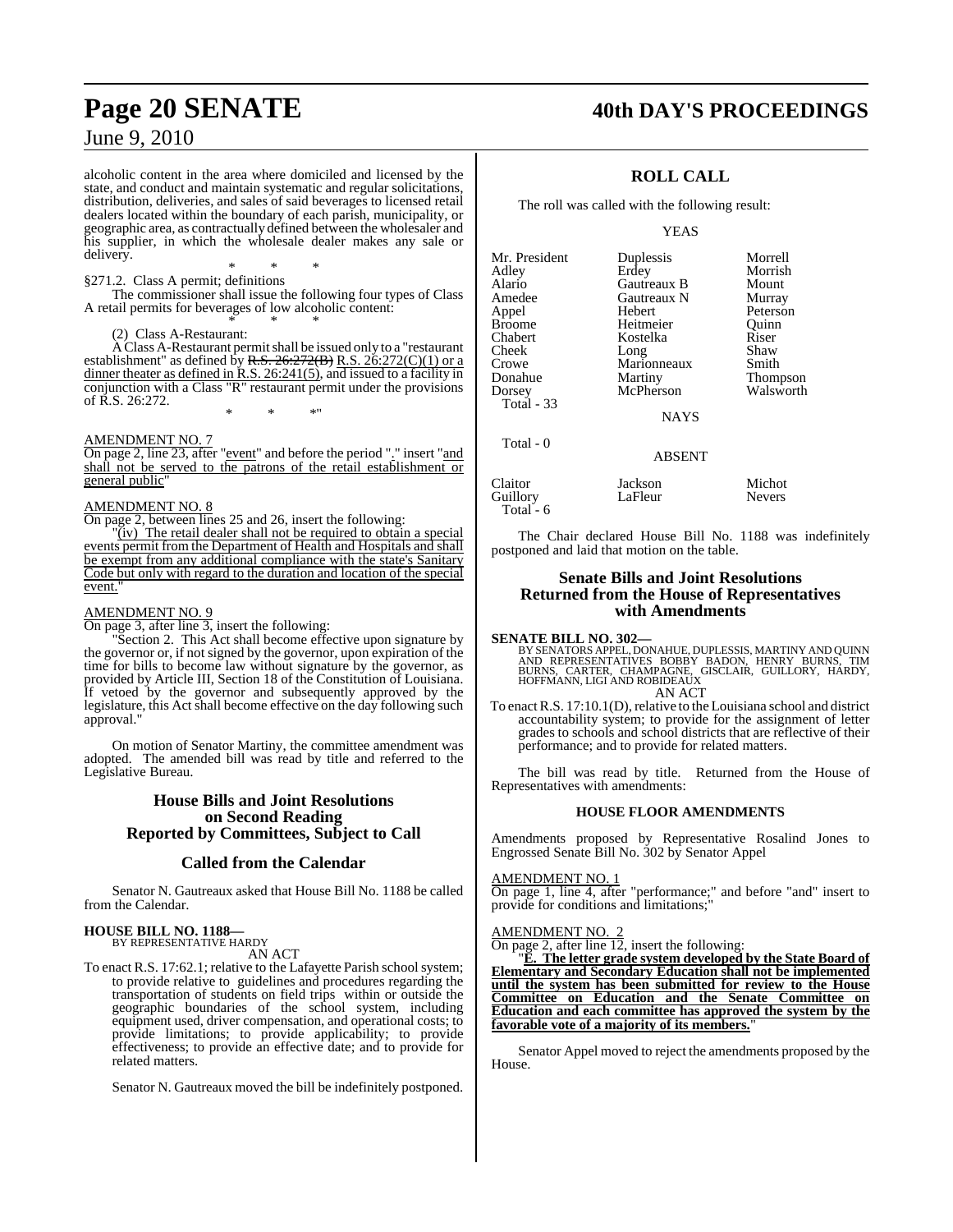alcoholic content in the area where domiciled and licensed by the state, and conduct and maintain systematic and regular solicitations, distribution, deliveries, and sales of said beverages to licensed retail dealers located within the boundary of each parish, municipality, or geographic area, as contractually defined between the wholesaler and his supplier, in which the wholesale dealer makes any sale or delivery.

\* \* \*

§271.2. Class A permit; definitions

The commissioner shall issue the following four types of Class A retail permits for beverages of low alcoholic content:

\* \* \*

(2) Class A-Restaurant:

A Class A-Restaurant permit shall be issued only to a "restaurant establishment" as defined by ~~R.S. 26:272(B)~~ R.S. 26:272(C)(1) or a dinner theater as defined in R.S. 26:241(5), and issued to a facility in conjunction with a Class "R" restaurant permit under the provisions of R.S. 26:272.

\* \* \*"

AMENDMENT NO. 7

On page 2, line 23, after "event" and before the period "." insert "and shall not be served to the patrons of the retail establishment or general public"

AMENDMENT NO. 8

On page 2, between lines 25 and 26, insert the following:

"(iv) The retail dealer shall not be required to obtain a special events permit from the Department of Health and Hospitals and shall be exempt from any additional compliance with the state's Sanitary Code but only with regard to the duration and location of the special event."

AMENDMENT NO. 9

On page 3, after line 3, insert the following:

"Section 2. This Act shall become effective upon signature by the governor or, if not signed by the governor, upon expiration of the time for bills to become law without signature by the governor, as provided by Article III, Section 18 of the Constitution of Louisiana. If vetoed by the governor and subsequently approved by the legislature, this Act shall become effective on the day following such approval."

On motion of Senator Martiny, the committee amendment was adopted. The amended bill was read by title and referred to the Legislative Bureau.

## House Bills and Joint Resolutions on Second Reading Reported by Committees, Subject to Call

## Called from the Calendar

Senator N. Gautreaux asked that House Bill No. 1188 be called from the Calendar.

**HOUSE BILL NO. 1188—**
BY REPRESENTATIVE HARDY
AN ACT

To enact R.S. 17:62.1; relative to the Lafayette Parish school system; to provide relative to guidelines and procedures regarding the transportation of students on field trips within or outside the geographic boundaries of the school system, including equipment used, driver compensation, and operational costs; to provide limitations; to provide applicability; to provide effectiveness; to provide an effective date; and to provide for related matters.

Senator N. Gautreaux moved the bill be indefinitely postponed.

## ROLL CALL

The roll was called with the following result:

YEAS

| | | |
|---|---|---|
| Mr. President | Duplessis | Morrell |
| Adley | Erdey | Morrish |
| Alario | Gautreaux B | Mount |
| Amedee | Gautreaux N | Murray |
| Appel | Hebert | Peterson |
| Broome | Heitmeier | Quinn |
| Chabert | Kostelka | Riser |
| Cheek | Long | Shaw |
| Crowe | Marionneaux | Smith |
| Donahue | Martiny | Thompson |
| Dorsey | McPherson | Walsworth |

Total - 33

NAYS

Total - 0

ABSENT

| | | |
|---|---|---|
| Claitor | Jackson | Michot |
| Guillory | LaFleur | Nevers |

Total - 6

The Chair declared House Bill No. 1188 was indefinitely postponed and laid that motion on the table.

## Senate Bills and Joint Resolutions Returned from the House of Representatives with Amendments

**SENATE BILL NO. 302—**
BY SENATORS APPEL, DONAHUE, DUPLESSIS, MARTINY AND QUINN AND REPRESENTATIVES BOBBY BADON, HENRY BURNS, TIM BURNS, CARTER, CHAMPAGNE, GISCLAIR, GUILLORY, HARDY, HOFFMANN, LIGI AND ROBIDEAUX
AN ACT

To enact R.S. 17:10.1(D), relative to the Louisiana school and district accountability system; to provide for the assignment of letter grades to schools and school districts that are reflective of their performance; and to provide for related matters.

The bill was read by title. Returned from the House of Representatives with amendments:

### HOUSE FLOOR AMENDMENTS

Amendments proposed by Representative Rosalind Jones to Engrossed Senate Bill No. 302 by Senator Appel

AMENDMENT NO. 1

On page 1, line 4, after "performance;" and before "and" insert to provide for conditions and limitations;"

AMENDMENT NO. 2

On page 2, after line 12, insert the following:

"**E. The letter grade system developed by the State Board of Elementary and Secondary Education shall not be implemented until the system has been submitted for review to the House Committee on Education and the Senate Committee on Education and each committee has approved the system by the favorable vote of a majority of its members.**"

Senator Appel moved to reject the amendments proposed by the House.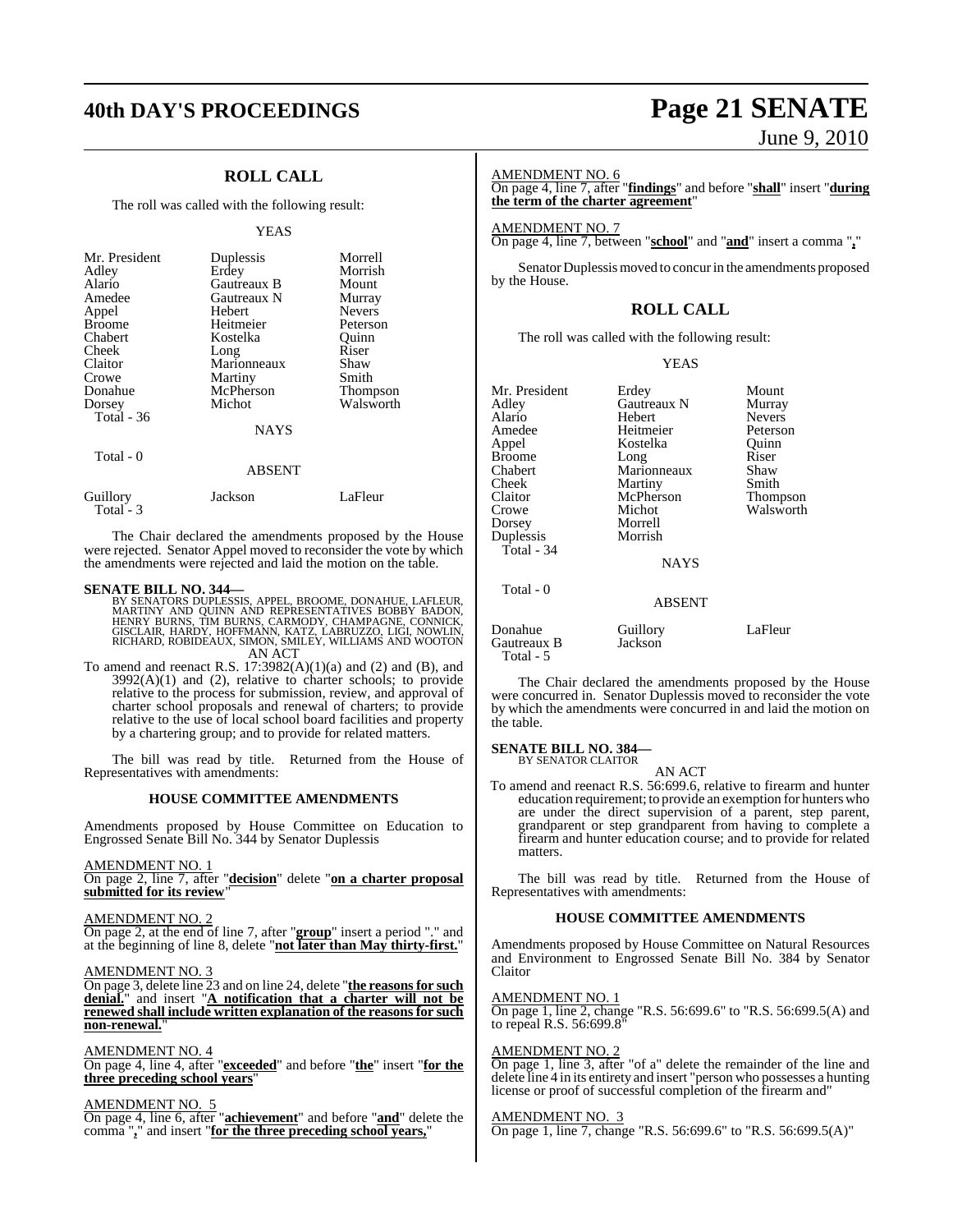## ROLL CALL

The roll was called with the following result:

YEAS

| | | |
|---|---|---|
| Mr. President | Duplessis | Morrell |
| Adley | Erdey | Morrish |
| Alario | Gautreaux B | Mount |
| Amedee | Gautreaux N | Murray |
| Appel | Hebert | Nevers |
| Broome | Heitmeier | Peterson |
| Chabert | Kostelka | Quinn |
| Cheek | Long | Riser |
| Claitor | Marionneaux | Shaw |
| Crowe | Martiny | Smith |
| Donahue | McPherson | Thompson |
| Dorsey | Michot | Walsworth |
| Total - 36 | | |

NAYS

Total - 0

ABSENT

| | | |
|---|---|---|
| Guillory | Jackson | LaFleur |
| Total - 3 | | |

The Chair declared the amendments proposed by the House were rejected. Senator Appel moved to reconsider the vote by which the amendments were rejected and laid the motion on the table.

**SENATE BILL NO. 344—**
BY SENATORS DUPLESSIS, APPEL, BROOME, DONAHUE, LAFLEUR, MARTINY AND QUINN AND REPRESENTATIVES BOBBY BADON, HENRY BURNS, TIM BURNS, CARMODY, CHAMPAGNE, CONNICK, GISCLAIR, HARDY, HOFFMANN, KATZ, LABRUZZO, LIGI, NOWLIN, RICHARD, ROBIDEAUX, SIMON, SMILEY, WILLIAMS AND WOOTON
AN ACT

To amend and reenact R.S. 17:3982(A)(1)(a) and (2) and (B), and 3992(A)(1) and (2), relative to charter schools; to provide relative to the process for submission, review, and approval of charter school proposals and renewal of charters; to provide relative to the use of local school board facilities and property by a chartering group; and to provide for related matters.

The bill was read by title. Returned from the House of Representatives with amendments:

### HOUSE COMMITTEE AMENDMENTS

Amendments proposed by House Committee on Education to Engrossed Senate Bill No. 344 by Senator Duplessis

AMENDMENT NO. 1
On page 2, line 7, after "**decision**" delete "**on a charter proposal submitted for its review**"

AMENDMENT NO. 2
On page 2, at the end of line 7, after "**group**" insert a period "." and at the beginning of line 8, delete "**not later than May thirty-first.**"

AMENDMENT NO. 3
On page 3, delete line 23 and on line 24, delete "**the reasons for such denial.**" and insert "**A notification that a charter will not be renewed shall include written explanation of the reasons for such non-renewal.**"

AMENDMENT NO. 4
On page 4, line 4, after "**exceeded**" and before "**the**" insert "**for the three preceding school years**"

AMENDMENT NO. 5
On page 4, line 6, after "**achievement**" and before "**and**" delete the comma "**,**" and insert "**for the three preceding school years,**"

AMENDMENT NO. 6
On page 4, line 7, after "**findings**" and before "**shall**" insert "**during the term of the charter agreement**"

AMENDMENT NO. 7
On page 4, line 7, between "**school**" and "**and**" insert a comma "**,**"

Senator Duplessis moved to concur in the amendments proposed by the House.

## ROLL CALL

The roll was called with the following result:

YEAS

| | | |
|---|---|---|
| Mr. President | Erdey | Mount |
| Adley | Gautreaux N | Murray |
| Alario | Hebert | Nevers |
| Amedee | Heitmeier | Peterson |
| Appel | Kostelka | Quinn |
| Broome | Long | Riser |
| Chabert | Marionneaux | Shaw |
| Cheek | Martiny | Smith |
| Claitor | McPherson | Thompson |
| Crowe | Michot | Walsworth |
| Dorsey | Morrell | |
| Duplessis | Morrish | |
| Total - 34 | | |

NAYS

Total - 0

ABSENT

| | | |
|---|---|---|
| Donahue | Guillory | LaFleur |
| Gautreaux B | Jackson | |
| Total - 5 | | |

The Chair declared the amendments proposed by the House were concurred in. Senator Duplessis moved to reconsider the vote by which the amendments were concurred in and laid the motion on the table.

**SENATE BILL NO. 384—**
BY SENATOR CLAITOR
AN ACT

To amend and reenact R.S. 56:699.6, relative to firearm and hunter education requirement; to provide an exemption for hunters who are under the direct supervision of a parent, step parent, grandparent or step grandparent from having to complete a firearm and hunter education course; and to provide for related matters.

The bill was read by title. Returned from the House of Representatives with amendments:

### HOUSE COMMITTEE AMENDMENTS

Amendments proposed by House Committee on Natural Resources and Environment to Engrossed Senate Bill No. 384 by Senator Claitor

AMENDMENT NO. 1
On page 1, line 2, change "R.S. 56:699.6" to "R.S. 56:699.5(A) and to repeal R.S. 56:699.8"

AMENDMENT NO. 2
On page 1, line 3, after "of a" delete the remainder of the line and delete line 4 in its entirety and insert "person who possesses a hunting license or proof of successful completion of the firearm and"

AMENDMENT NO. 3
On page 1, line 7, change "R.S. 56:699.6" to "R.S. 56:699.5(A)"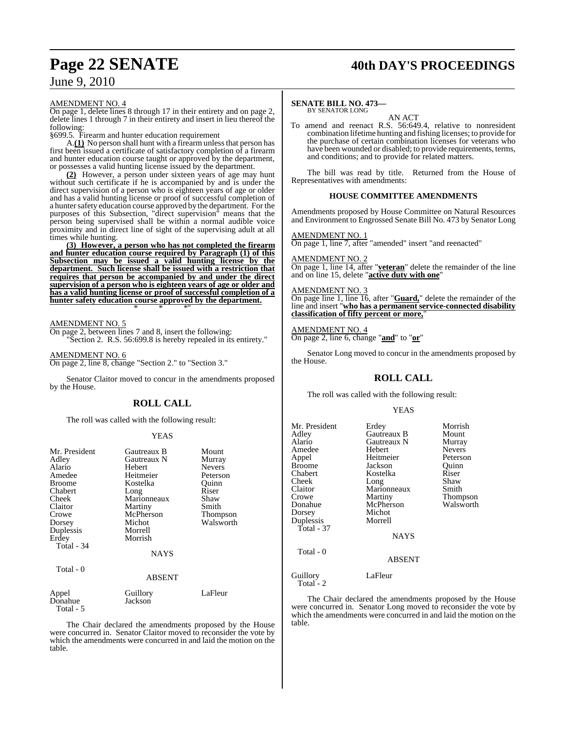AMENDMENT NO. 4

On page 1, delete lines 8 through 17 in their entirety and on page 2, delete lines 1 through 7 in their entirety and insert in lieu thereof the following:

§699.5. Firearm and hunter education requirement

A.**(1)** No person shall hunt with a firearm unless that person has first been issued a certificate of satisfactory completion of a firearm and hunter education course taught or approved by the department, or possesses a valid hunting license issued by the department.

**(2)** However, a person under sixteen years of age may hunt without such certificate if he is accompanied by and is under the direct supervision of a person who is eighteen years of age or older and has a valid hunting license or proof of successful completion of a hunter safety education course approved by the department. For the purposes of this Subsection, "direct supervision" means that the person being supervised shall be within a normal audible voice proximity and in direct line of sight of the supervising adult at all times while hunting.

**(3) However, a person who has not completed the firearm and hunter education course required by Paragraph (1) of this Subsection may be issued a valid hunting license by the department. Such license shall be issued with a restriction that requires that person be accompanied by and under the direct supervision of a person who is eighteen years of age or older and has a valid hunting license or proof of successful completion of a hunter safety education course approved by the department.**

\* \* \*"

AMENDMENT NO. 5

On page 2, between lines 7 and 8, insert the following:

"Section 2. R.S. 56:699.8 is hereby repealed in its entirety."

AMENDMENT NO. 6

On page 2, line 8, change "Section 2." to "Section 3."

Senator Claitor moved to concur in the amendments proposed by the House.

## ROLL CALL

The roll was called with the following result:

YEAS

| | | |
|---|---|---|
| Mr. President | Gautreaux B | Mount |
| Adley | Gautreaux N | Murray |
| Alario | Hebert | Nevers |
| Amedee | Heitmeier | Peterson |
| Broome | Kostelka | Quinn |
| Chabert | Long | Riser |
| Cheek | Marionneaux | Shaw |
| Claitor | Martiny | Smith |
| Crowe | McPherson | Thompson |
| Dorsey | Michot | Walsworth |
| Duplessis | Morrell | |
| Erdey | Morrish | |

Total - 34

NAYS

Total - 0

ABSENT

| | | |
|---|---|---|
| Appel | Guillory | LaFleur |
| Donahue | Jackson | |

Total - 5

The Chair declared the amendments proposed by the House were concurred in. Senator Claitor moved to reconsider the vote by which the amendments were concurred in and laid the motion on the table.

**SENATE BILL NO. 473—**
BY SENATOR LONG

AN ACT

To amend and reenact R.S. 56:649.4, relative to nonresident combination lifetime hunting and fishing licenses; to provide for the purchase of certain combination licenses for veterans who have been wounded or disabled; to provide requirements, terms, and conditions; and to provide for related matters.

The bill was read by title. Returned from the House of Representatives with amendments:

### HOUSE COMMITTEE AMENDMENTS

Amendments proposed by House Committee on Natural Resources and Environment to Engrossed Senate Bill No. 473 by Senator Long

AMENDMENT NO. 1

On page 1, line 7, after "amended" insert "and reenacted"

AMENDMENT NO. 2

On page 1, line 14, after "**veteran**" delete the remainder of the line and on line 15, delete "**active duty with one**"

AMENDMENT NO. 3

On page line 1, line 16, after "**Guard,**" delete the remainder of the line and insert "**who has a permanent service-connected disability classification of fifty percent or more,**"

AMENDMENT NO. 4

On page 2, line 6, change "**and**" to "**or**"

Senator Long moved to concur in the amendments proposed by the House.

## ROLL CALL

The roll was called with the following result:

YEAS

| | | |
|---|---|---|
| Mr. President | Erdey | Morrish |
| Adley | Gautreaux B | Mount |
| Alario | Gautreaux N | Murray |
| Amedee | Hebert | Nevers |
| Appel | Heitmeier | Peterson |
| Broome | Jackson | Quinn |
| Chabert | Kostelka | Riser |
| Cheek | Long | Shaw |
| Claitor | Marionneaux | Smith |
| Crowe | Martiny | Thompson |
| Donahue | McPherson | Walsworth |
| Dorsey | Michot | |
| Duplessis | Morrell | |

Total - 37

NAYS

Total - 0

ABSENT

| | |
|---|---|
| Guillory | LaFleur |

Total - 2

The Chair declared the amendments proposed by the House were concurred in. Senator Long moved to reconsider the vote by which the amendments were concurred in and laid the motion on the table.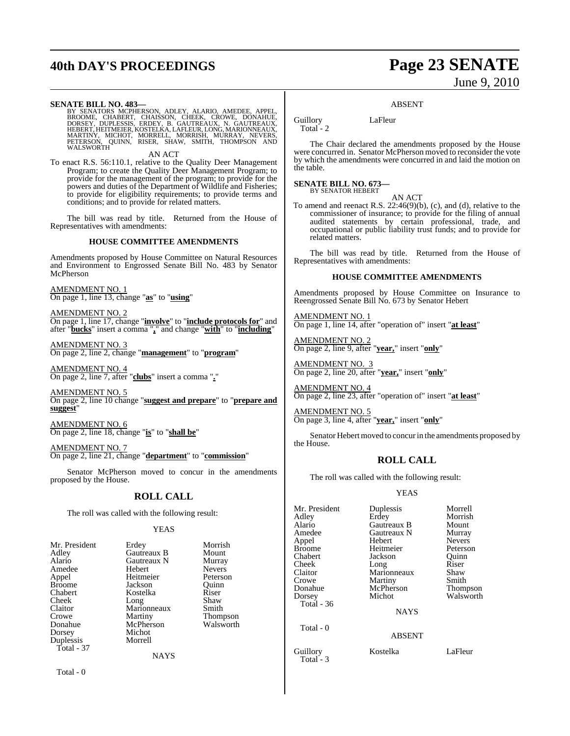**SENATE BILL NO. 483—**
BY SENATORS MCPHERSON, ADLEY, ALARIO, AMEDEE, APPEL, BROOME, CHABERT, CHAISSON, CHEEK, CROWE, DONAHUE, DORSEY, DUPLESSIS, ERDEY, B. GAUTREAUX, N. GAUTREAUX, HEBERT, HEITMEIER, KOSTELKA, LAFLEUR, LONG, MARIONNEAUX, MARTINY, MICHOT, MORRELL, MORRISH, MURRAY, NEVERS, PETERSON, QUINN, RISER, SHAW, SMITH, THOMPSON AND WALSWORTH

AN ACT

To enact R.S. 56:110.1, relative to the Quality Deer Management Program; to create the Quality Deer Management Program; to provide for the management of the program; to provide for the powers and duties of the Department of Wildlife and Fisheries; to provide for eligibility requirements; to provide terms and conditions; and to provide for related matters.

The bill was read by title. Returned from the House of Representatives with amendments:

## HOUSE COMMITTEE AMENDMENTS

Amendments proposed by House Committee on Natural Resources and Environment to Engrossed Senate Bill No. 483 by Senator McPherson

AMENDMENT NO. 1
On page 1, line 13, change "**as**" to "**using**"

AMENDMENT NO. 2
On page 1, line 17, change "**involve**" to "**include protocols for**" and after "**bucks**" insert a comma "**,**" and change "**with**" to "**including**"

AMENDMENT NO. 3
On page 2, line 2, change "**management**" to "**program**"

AMENDMENT NO. 4
On page 2, line 7, after "**clubs**" insert a comma "**,**"

AMENDMENT NO. 5
On page 2, line 10 change "**suggest and prepare**" to "**prepare and suggest**"

AMENDMENT NO. 6
On page 2, line 18, change "**is**" to "**shall be**"

AMENDMENT NO. 7
On page 2, line 21, change "**department**" to "**commission**"

Senator McPherson moved to concur in the amendments proposed by the House.

## ROLL CALL

The roll was called with the following result:

YEAS

| | | |
|---|---|---|
| Mr. President | Erdey | Morrish |
| Adley | Gautreaux B | Mount |
| Alario | Gautreaux N | Murray |
| Amedee | Hebert | Nevers |
| Appel | Heitmeier | Peterson |
| Broome | Jackson | Quinn |
| Chabert | Kostelka | Riser |
| Cheek | Long | Shaw |
| Claitor | Marionneaux | Smith |
| Crowe | Martiny | Thompson |
| Donahue | McPherson | Walsworth |
| Dorsey | Michot | |
| Duplessis | Morrell | |

Total - 37

NAYS

Total - 0

ABSENT

Guillory LaFleur
Total - 2

The Chair declared the amendments proposed by the House were concurred in. Senator McPherson moved to reconsider the vote by which the amendments were concurred in and laid the motion on the table.

**SENATE BILL NO. 673—**
BY SENATOR HEBERT

AN ACT

To amend and reenact R.S. 22:46(9)(b), (c), and (d), relative to the commissioner of insurance; to provide for the filing of annual audited statements by certain professional, trade, and occupational or public liability trust funds; and to provide for related matters.

The bill was read by title. Returned from the House of Representatives with amendments:

## HOUSE COMMITTEE AMENDMENTS

Amendments proposed by House Committee on Insurance to Reengrossed Senate Bill No. 673 by Senator Hebert

AMENDMENT NO. 1
On page 1, line 14, after "operation of" insert "**at least**"

AMENDMENT NO. 2
On page 2, line 9, after "**year,**" insert "**only**"

AMENDMENT NO. 3
On page 2, line 20, after "**year,**" insert "**only**"

AMENDMENT NO. 4
On page 2, line 23, after "operation of" insert "**at least**"

AMENDMENT NO. 5
On page 3, line 4, after "**year,**" insert "**only**"

Senator Hebert moved to concur in the amendments proposed by the House.

## ROLL CALL

The roll was called with the following result:

YEAS

| | | |
|---|---|---|
| Mr. President | Duplessis | Morrell |
| Adley | Erdey | Morrish |
| Alario | Gautreaux B | Mount |
| Amedee | Gautreaux N | Murray |
| Appel | Hebert | Nevers |
| Broome | Heitmeier | Peterson |
| Chabert | Jackson | Quinn |
| Cheek | Long | Riser |
| Claitor | Marionneaux | Shaw |
| Crowe | Martiny | Smith |
| Donahue | McPherson | Thompson |
| Dorsey | Michot | Walsworth |

Total - 36

NAYS

Total - 0

ABSENT

Guillory Kostelka LaFleur
Total - 3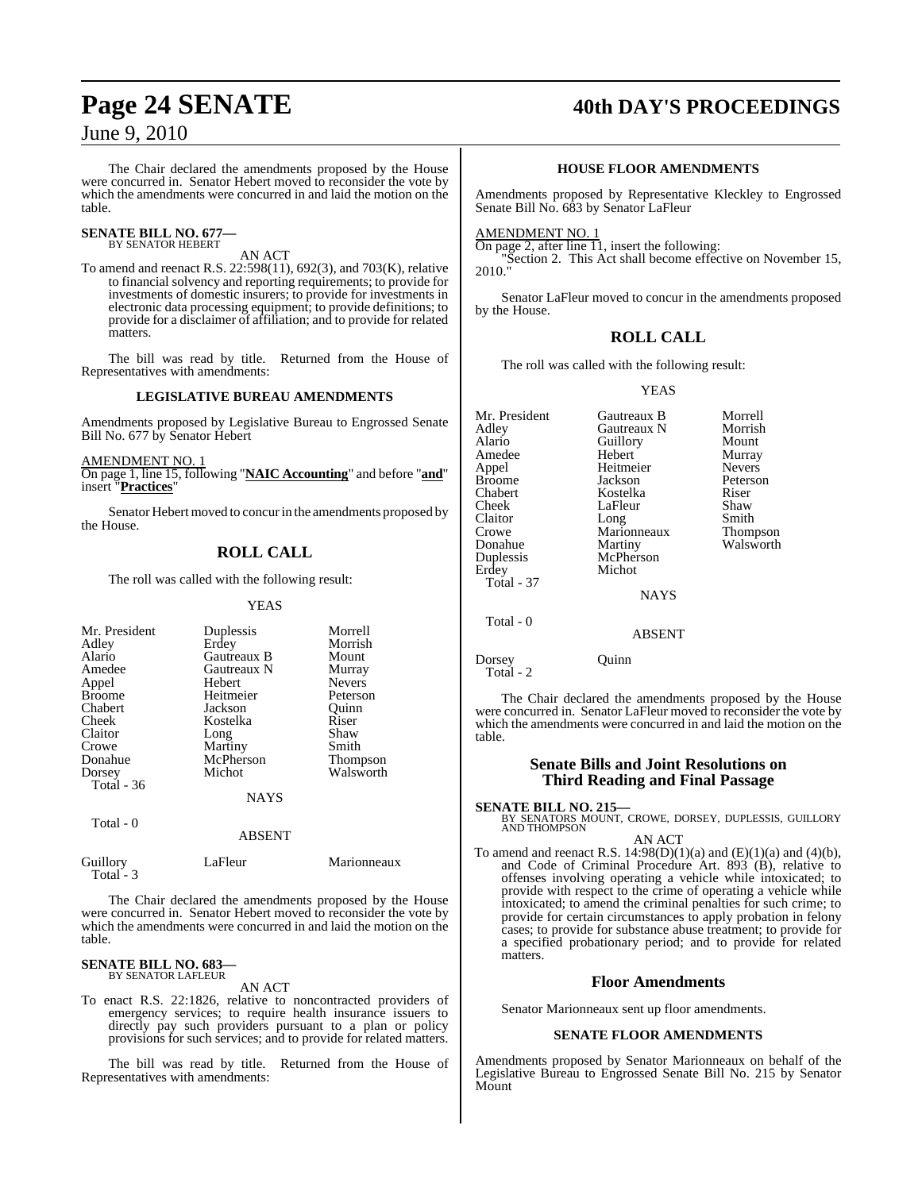The Chair declared the amendments proposed by the House were concurred in. Senator Hebert moved to reconsider the vote by which the amendments were concurred in and laid the motion on the table.

**SENATE BILL NO. 677—**
BY SENATOR HEBERT

AN ACT

To amend and reenact R.S. 22:598(11), 692(3), and 703(K), relative to financial solvency and reporting requirements; to provide for investments of domestic insurers; to provide for investments in electronic data processing equipment; to provide definitions; to provide for a disclaimer of affiliation; and to provide for related matters.

The bill was read by title. Returned from the House of Representatives with amendments:

### LEGISLATIVE BUREAU AMENDMENTS

Amendments proposed by Legislative Bureau to Engrossed Senate Bill No. 677 by Senator Hebert

AMENDMENT NO. 1

On page 1, line 15, following "**NAIC Accounting**" and before "**and**" insert "**Practices**"

Senator Hebert moved to concur in the amendments proposed by the House.

## ROLL CALL

The roll was called with the following result:

YEAS

| | | |
|---|---|---|
| Mr. President | Duplessis | Morrell |
| Adley | Erdey | Morrish |
| Alario | Gautreaux B | Mount |
| Amedee | Gautreaux N | Murray |
| Appel | Hebert | Nevers |
| Broome | Heitmeier | Peterson |
| Chabert | Jackson | Quinn |
| Cheek | Kostelka | Riser |
| Claitor | Long | Shaw |
| Crowe | Martiny | Smith |
| Donahue | McPherson | Thompson |
| Dorsey | Michot | Walsworth |

Total - 36

NAYS

Total - 0

ABSENT

| | | |
|---|---|---|
| Guillory | LaFleur | Marionneaux |

Total - 3

The Chair declared the amendments proposed by the House were concurred in. Senator Hebert moved to reconsider the vote by which the amendments were concurred in and laid the motion on the table.

**SENATE BILL NO. 683—**
BY SENATOR LAFLEUR

AN ACT

To enact R.S. 22:1826, relative to noncontracted providers of emergency services; to require health insurance issuers to directly pay such providers pursuant to a plan or policy provisions for such services; and to provide for related matters.

The bill was read by title. Returned from the House of Representatives with amendments:

### HOUSE FLOOR AMENDMENTS

Amendments proposed by Representative Kleckley to Engrossed Senate Bill No. 683 by Senator LaFleur

AMENDMENT NO. 1

On page 2, after line 11, insert the following:

"Section 2. This Act shall become effective on November 15, 2010."

Senator LaFleur moved to concur in the amendments proposed by the House.

## ROLL CALL

The roll was called with the following result:

YEAS

| | | |
|---|---|---|
| Mr. President | Gautreaux B | Morrell |
| Adley | Gautreaux N | Morrish |
| Alario | Guillory | Mount |
| Amedee | Hebert | Murray |
| Appel | Heitmeier | Nevers |
| Broome | Jackson | Peterson |
| Chabert | Kostelka | Riser |
| Cheek | LaFleur | Shaw |
| Claitor | Long | Smith |
| Crowe | Marionneaux | Thompson |
| Donahue | Martiny | Walsworth |
| Duplessis | McPherson | |
| Erdey | Michot | |

Total - 37

NAYS

Total - 0

ABSENT

| | |
|---|---|
| Dorsey | Quinn |

Total - 2

The Chair declared the amendments proposed by the House were concurred in. Senator LaFleur moved to reconsider the vote by which the amendments were concurred in and laid the motion on the table.

## Senate Bills and Joint Resolutions on Third Reading and Final Passage

**SENATE BILL NO. 215—**
BY SENATORS MOUNT, CROWE, DORSEY, DUPLESSIS, GUILLORY AND THOMPSON

AN ACT

To amend and reenact R.S. 14:98(D)(1)(a) and (E)(1)(a) and (4)(b), and Code of Criminal Procedure Art. 893 (B), relative to offenses involving operating a vehicle while intoxicated; to provide with respect to the crime of operating a vehicle while intoxicated; to amend the criminal penalties for such crime; to provide for certain circumstances to apply probation in felony cases; to provide for substance abuse treatment; to provide for a specified probationary period; and to provide for related matters.

## Floor Amendments

Senator Marionneaux sent up floor amendments.

### SENATE FLOOR AMENDMENTS

Amendments proposed by Senator Marionneaux on behalf of the Legislative Bureau to Engrossed Senate Bill No. 215 by Senator Mount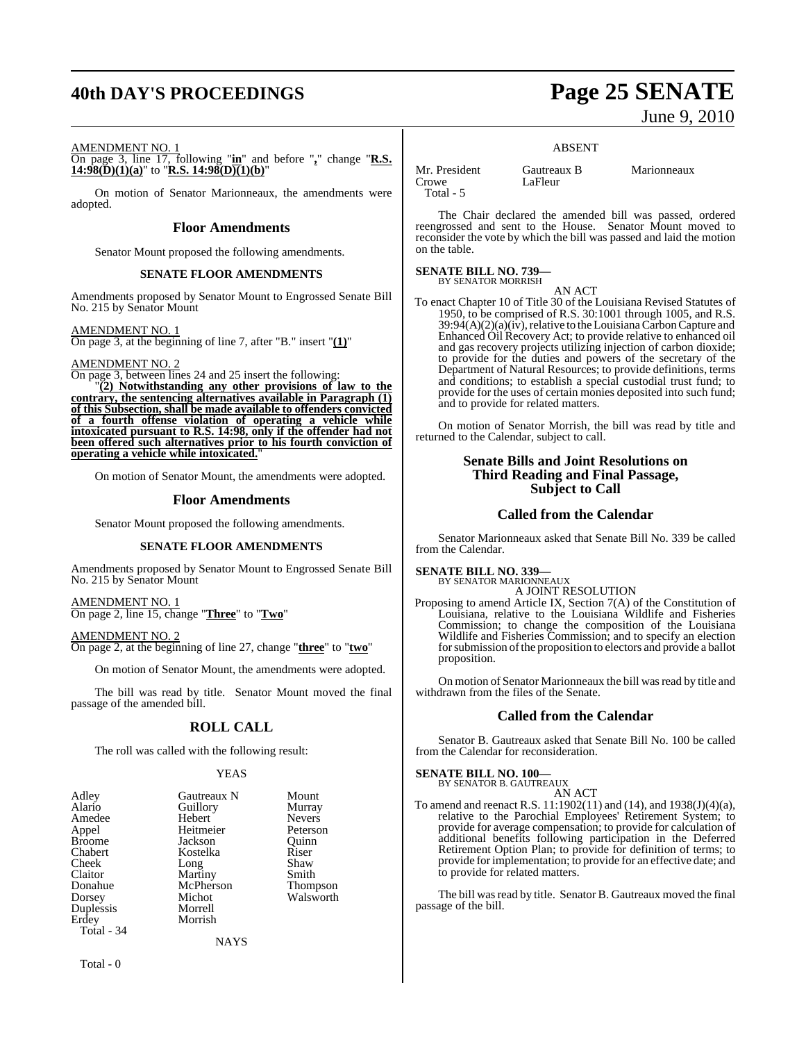AMENDMENT NO. 1

On page 3, line 17, following "**in**" and before "**,**" change "**R.S. 14:98(D)(1)(a)**" to "**R.S. 14:98(D)(1)(b)**"

On motion of Senator Marionneaux, the amendments were adopted.

## Floor Amendments

Senator Mount proposed the following amendments.

### SENATE FLOOR AMENDMENTS

Amendments proposed by Senator Mount to Engrossed Senate Bill No. 215 by Senator Mount

AMENDMENT NO. 1

On page 3, at the beginning of line 7, after "B." insert "**(1)**"

AMENDMENT NO. 2

On page 3, between lines 24 and 25 insert the following:

"**(2) Notwithstanding any other provisions of law to the contrary, the sentencing alternatives available in Paragraph (1) of this Subsection, shall be made available to offenders convicted of a fourth offense violation of operating a vehicle while intoxicated pursuant to R.S. 14:98, only if the offender had not been offered such alternatives prior to his fourth conviction of operating a vehicle while intoxicated.**"

On motion of Senator Mount, the amendments were adopted.

## Floor Amendments

Senator Mount proposed the following amendments.

### SENATE FLOOR AMENDMENTS

Amendments proposed by Senator Mount to Engrossed Senate Bill No. 215 by Senator Mount

AMENDMENT NO. 1

On page 2, line 15, change "**Three**" to "**Two**"

AMENDMENT NO. 2

On page 2, at the beginning of line 27, change "**three**" to "**two**"

On motion of Senator Mount, the amendments were adopted.

The bill was read by title. Senator Mount moved the final passage of the amended bill.

## ROLL CALL

The roll was called with the following result:

YEAS

| | | |
|---|---|---|
| Adley | Gautreaux N | Mount |
| Alario | Guillory | Murray |
| Amedee | Hebert | Nevers |
| Appel | Heitmeier | Peterson |
| Broome | Jackson | Quinn |
| Chabert | Kostelka | Riser |
| Cheek | Long | Shaw |
| Claitor | Martiny | Smith |
| Donahue | McPherson | Thompson |
| Dorsey | Michot | Walsworth |
| Duplessis | Morrell | |
| Erdey | Morrish | |

Total - 34

NAYS

Total - 0

ABSENT

| | | |
|---|---|---|
| Mr. President | Gautreaux B | Marionneaux |
| Crowe | LaFleur | |

Total - 5

The Chair declared the amended bill was passed, ordered reengrossed and sent to the House. Senator Mount moved to reconsider the vote by which the bill was passed and laid the motion on the table.

**SENATE BILL NO. 739—**
BY SENATOR MORRISH

AN ACT

To enact Chapter 10 of Title 30 of the Louisiana Revised Statutes of 1950, to be comprised of R.S. 30:1001 through 1005, and R.S. 39:94(A)(2)(a)(iv), relative to the Louisiana Carbon Capture and Enhanced Oil Recovery Act; to provide relative to enhanced oil and gas recovery projects utilizing injection of carbon dioxide; to provide for the duties and powers of the secretary of the Department of Natural Resources; to provide definitions, terms and conditions; to establish a special custodial trust fund; to provide for the uses of certain monies deposited into such fund; and to provide for related matters.

On motion of Senator Morrish, the bill was read by title and returned to the Calendar, subject to call.

## Senate Bills and Joint Resolutions on Third Reading and Final Passage, Subject to Call

## Called from the Calendar

Senator Marionneaux asked that Senate Bill No. 339 be called from the Calendar.

**SENATE BILL NO. 339—**
BY SENATOR MARIONNEAUX

A JOINT RESOLUTION

Proposing to amend Article IX, Section 7(A) of the Constitution of Louisiana, relative to the Louisiana Wildlife and Fisheries Commission; to change the composition of the Louisiana Wildlife and Fisheries Commission; and to specify an election for submission of the proposition to electors and provide a ballot proposition.

On motion of Senator Marionneaux the bill was read by title and withdrawn from the files of the Senate.

## Called from the Calendar

Senator B. Gautreaux asked that Senate Bill No. 100 be called from the Calendar for reconsideration.

**SENATE BILL NO. 100—**
BY SENATOR B. GAUTREAUX

AN ACT

To amend and reenact R.S. 11:1902(11) and (14), and 1938(J)(4)(a), relative to the Parochial Employees' Retirement System; to provide for average compensation; to provide for calculation of additional benefits following participation in the Deferred Retirement Option Plan; to provide for definition of terms; to provide for implementation; to provide for an effective date; and to provide for related matters.

The bill was read by title. Senator B. Gautreaux moved the final passage of the bill.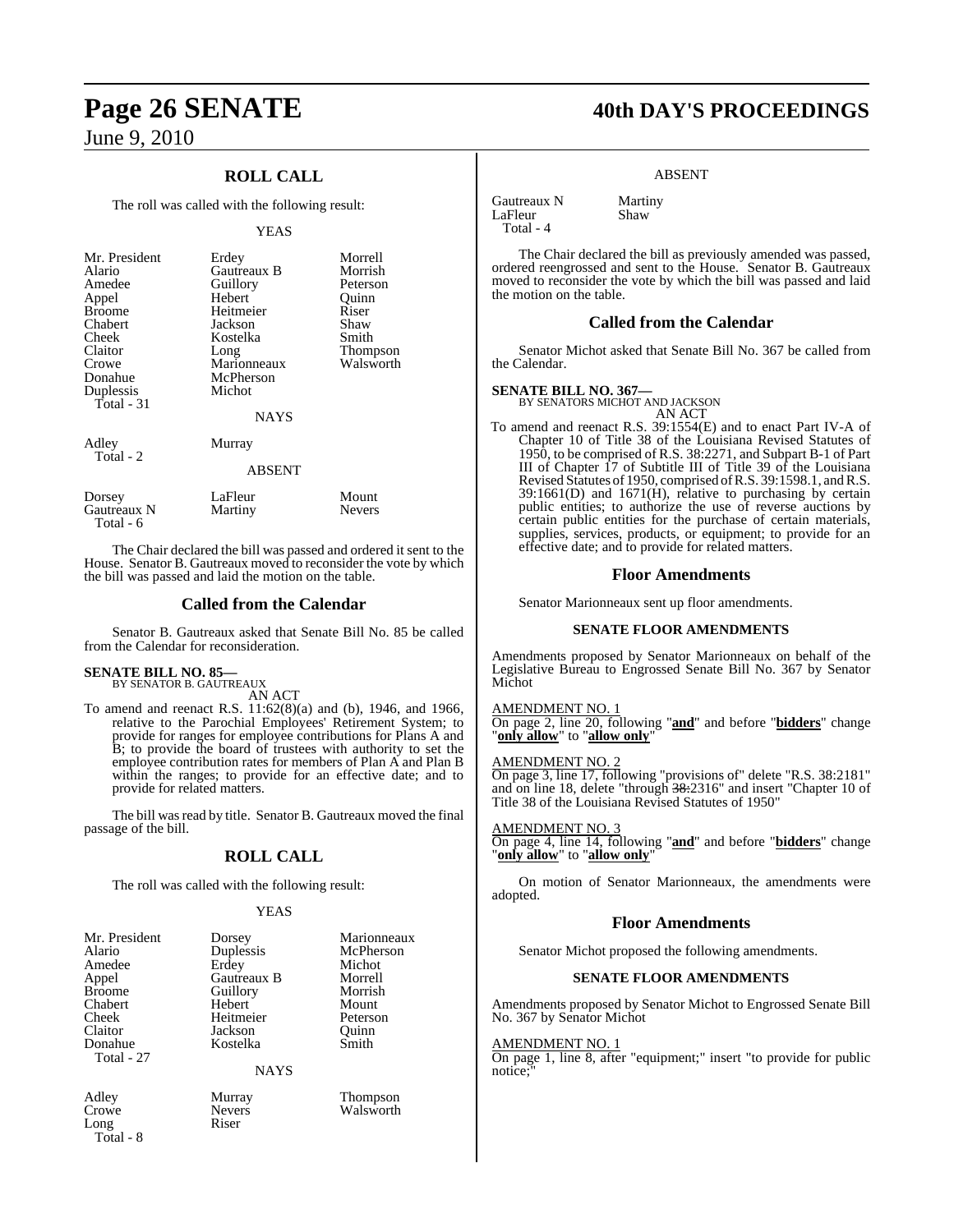## ROLL CALL

The roll was called with the following result:

YEAS

| | | |
|---|---|---|
| Mr. President | Erdey | Morrell |
| Alario | Gautreaux B | Morrish |
| Amedee | Guillory | Peterson |
| Appel | Hebert | Quinn |
| Broome | Heitmeier | Riser |
| Chabert | Jackson | Shaw |
| Cheek | Kostelka | Smith |
| Claitor | Long | Thompson |
| Crowe | Marionneaux | Walsworth |
| Donahue | McPherson | |
| Duplessis | Michot | |
| Total - 31 | | |

NAYS

| | |
|---|---|
| Adley | Murray |
| Total - 2 | |

ABSENT

| | | |
|---|---|---|
| Dorsey | LaFleur | Mount |
| Gautreaux N | Martiny | Nevers |
| Total - 6 | | |

The Chair declared the bill was passed and ordered it sent to the House. Senator B. Gautreaux moved to reconsider the vote by which the bill was passed and laid the motion on the table.

## Called from the Calendar

Senator B. Gautreaux asked that Senate Bill No. 85 be called from the Calendar for reconsideration.

**SENATE BILL NO. 85—**
BY SENATOR B. GAUTREAUX
AN ACT

To amend and reenact R.S. 11:62(8)(a) and (b), 1946, and 1966, relative to the Parochial Employees' Retirement System; to provide for ranges for employee contributions for Plans A and B; to provide the board of trustees with authority to set the employee contribution rates for members of Plan A and Plan B within the ranges; to provide for an effective date; and to provide for related matters.

The bill was read by title. Senator B. Gautreaux moved the final passage of the bill.

## ROLL CALL

The roll was called with the following result:

YEAS

| | | |
|---|---|---|
| Mr. President | Dorsey | Marionneaux |
| Alario | Duplessis | McPherson |
| Amedee | Erdey | Michot |
| Appel | Gautreaux B | Morrell |
| Broome | Guillory | Morrish |
| Chabert | Hebert | Mount |
| Cheek | Heitmeier | Peterson |
| Claitor | Jackson | Quinn |
| Donahue | Kostelka | Smith |
| Total - 27 | | |

NAYS

| | | |
|---|---|---|
| Adley | Murray | Thompson |
| Crowe | Nevers | Walsworth |
| Long | Riser | |
| Total - 8 | | |

ABSENT

| | |
|---|---|
| Gautreaux N | Martiny |
| LaFleur | Shaw |
| Total - 4 | |

The Chair declared the bill as previously amended was passed, ordered reengrossed and sent to the House. Senator B. Gautreaux moved to reconsider the vote by which the bill was passed and laid the motion on the table.

## Called from the Calendar

Senator Michot asked that Senate Bill No. 367 be called from the Calendar.

**SENATE BILL NO. 367—**
BY SENATORS MICHOT AND JACKSON
AN ACT

To amend and reenact R.S. 39:1554(E) and to enact Part IV-A of Chapter 10 of Title 38 of the Louisiana Revised Statutes of 1950, to be comprised of R.S. 38:2271, and Subpart B-1 of Part III of Chapter 17 of Subtitle III of Title 39 of the Louisiana Revised Statutes of 1950, comprised of R.S. 39:1598.1, and R.S. 39:1661(D) and 1671(H), relative to purchasing by certain public entities; to authorize the use of reverse auctions by certain public entities for the purchase of certain materials, supplies, services, products, or equipment; to provide for an effective date; and to provide for related matters.

## Floor Amendments

Senator Marionneaux sent up floor amendments.

### SENATE FLOOR AMENDMENTS

Amendments proposed by Senator Marionneaux on behalf of the Legislative Bureau to Engrossed Senate Bill No. 367 by Senator Michot

AMENDMENT NO. 1
On page 2, line 20, following "**and**" and before "**bidders**" change "**only allow**" to "**allow only**"

AMENDMENT NO. 2
On page 3, line 17, following "provisions of" delete "R.S. 38:2181" and on line 18, delete "through ~~38:~~2316" and insert "Chapter 10 of Title 38 of the Louisiana Revised Statutes of 1950"

AMENDMENT NO. 3
On page 4, line 14, following "**and**" and before "**bidders**" change "**only allow**" to "**allow only**"

On motion of Senator Marionneaux, the amendments were adopted.

## Floor Amendments

Senator Michot proposed the following amendments.

### SENATE FLOOR AMENDMENTS

Amendments proposed by Senator Michot to Engrossed Senate Bill No. 367 by Senator Michot

AMENDMENT NO. 1
On page 1, line 8, after "equipment;" insert "to provide for public notice;"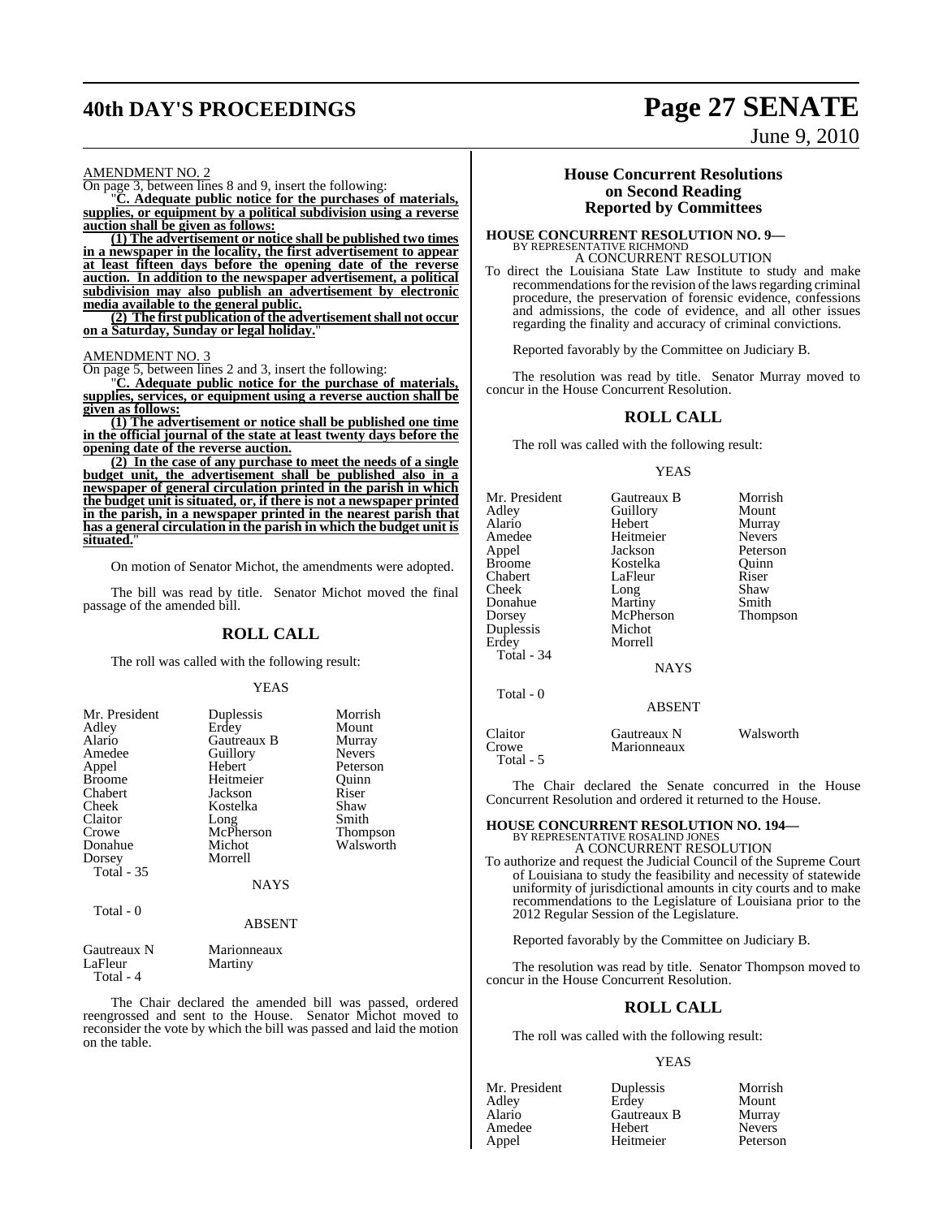AMENDMENT NO. 2

On page 3, between lines 8 and 9, insert the following:

"**C. Adequate public notice for the purchases of materials, supplies, or equipment by a political subdivision using a reverse auction shall be given as follows:**

**(1) The advertisement or notice shall be published two times in a newspaper in the locality, the first advertisement to appear at least fifteen days before the opening date of the reverse auction. In addition to the newspaper advertisement, a political subdivision may also publish an advertisement by electronic media available to the general public.**

**(2) The first publication of the advertisement shall not occur on a Saturday, Sunday or legal holiday.**"

AMENDMENT NO. 3

On page 5, between lines 2 and 3, insert the following:

"**C. Adequate public notice for the purchase of materials, supplies, services, or equipment using a reverse auction shall be given as follows:**

**(1) The advertisement or notice shall be published one time in the official journal of the state at least twenty days before the opening date of the reverse auction.**

**(2) In the case of any purchase to meet the needs of a single budget unit, the advertisement shall be published also in a newspaper of general circulation printed in the parish in which the budget unit is situated, or, if there is not a newspaper printed in the parish, in a newspaper printed in the nearest parish that has a general circulation in the parish in which the budget unit is situated.**"

On motion of Senator Michot, the amendments were adopted.

The bill was read by title. Senator Michot moved the final passage of the amended bill.

## ROLL CALL

The roll was called with the following result:

YEAS

| | | |
|---|---|---|
| Mr. President | Duplessis | Morrish |
| Adley | Erdey | Mount |
| Alario | Gautreaux B | Murray |
| Amedee | Guillory | Nevers |
| Appel | Hebert | Peterson |
| Broome | Heitmeier | Quinn |
| Chabert | Jackson | Riser |
| Cheek | Kostelka | Shaw |
| Claitor | Long | Smith |
| Crowe | McPherson | Thompson |
| Donahue | Michot | Walsworth |
| Dorsey | Morrell | |

Total - 35

NAYS

Total - 0

ABSENT

| | |
|---|---|
| Gautreaux N | Marionneaux |
| LaFleur | Martiny |

Total - 4

The Chair declared the amended bill was passed, ordered reengrossed and sent to the House. Senator Michot moved to reconsider the vote by which the bill was passed and laid the motion on the table.

## House Concurrent Resolutions on Second Reading Reported by Committees

**HOUSE CONCURRENT RESOLUTION NO. 9—**
BY REPRESENTATIVE RICHMOND
A CONCURRENT RESOLUTION

To direct the Louisiana State Law Institute to study and make recommendations for the revision of the laws regarding criminal procedure, the preservation of forensic evidence, confessions and admissions, the code of evidence, and all other issues regarding the finality and accuracy of criminal convictions.

Reported favorably by the Committee on Judiciary B.

The resolution was read by title. Senator Murray moved to concur in the House Concurrent Resolution.

## ROLL CALL

The roll was called with the following result:

YEAS

| | | |
|---|---|---|
| Mr. President | Gautreaux B | Morrish |
| Adley | Guillory | Mount |
| Alario | Hebert | Murray |
| Amedee | Heitmeier | Nevers |
| Appel | Jackson | Peterson |
| Broome | Kostelka | Quinn |
| Chabert | LaFleur | Riser |
| Cheek | Long | Shaw |
| Donahue | Martiny | Smith |
| Dorsey | McPherson | Thompson |
| Duplessis | Michot | |
| Erdey | Morrell | |

Total - 34

NAYS

Total - 0

ABSENT

| | | |
|---|---|---|
| Claitor | Gautreaux N | Walsworth |
| Crowe | Marionneaux | |

Total - 5

The Chair declared the Senate concurred in the House Concurrent Resolution and ordered it returned to the House.

**HOUSE CONCURRENT RESOLUTION NO. 194—**
BY REPRESENTATIVE ROSALIND JONES
A CONCURRENT RESOLUTION

To authorize and request the Judicial Council of the Supreme Court of Louisiana to study the feasibility and necessity of statewide uniformity of jurisdictional amounts in city courts and to make recommendations to the Legislature of Louisiana prior to the 2012 Regular Session of the Legislature.

Reported favorably by the Committee on Judiciary B.

The resolution was read by title. Senator Thompson moved to concur in the House Concurrent Resolution.

## ROLL CALL

The roll was called with the following result:

YEAS

| | | |
|---|---|---|
| Mr. President | Duplessis | Morrish |
| Adley | Erdey | Mount |
| Alario | Gautreaux B | Murray |
| Amedee | Hebert | Nevers |
| Appel | Heitmeier | Peterson |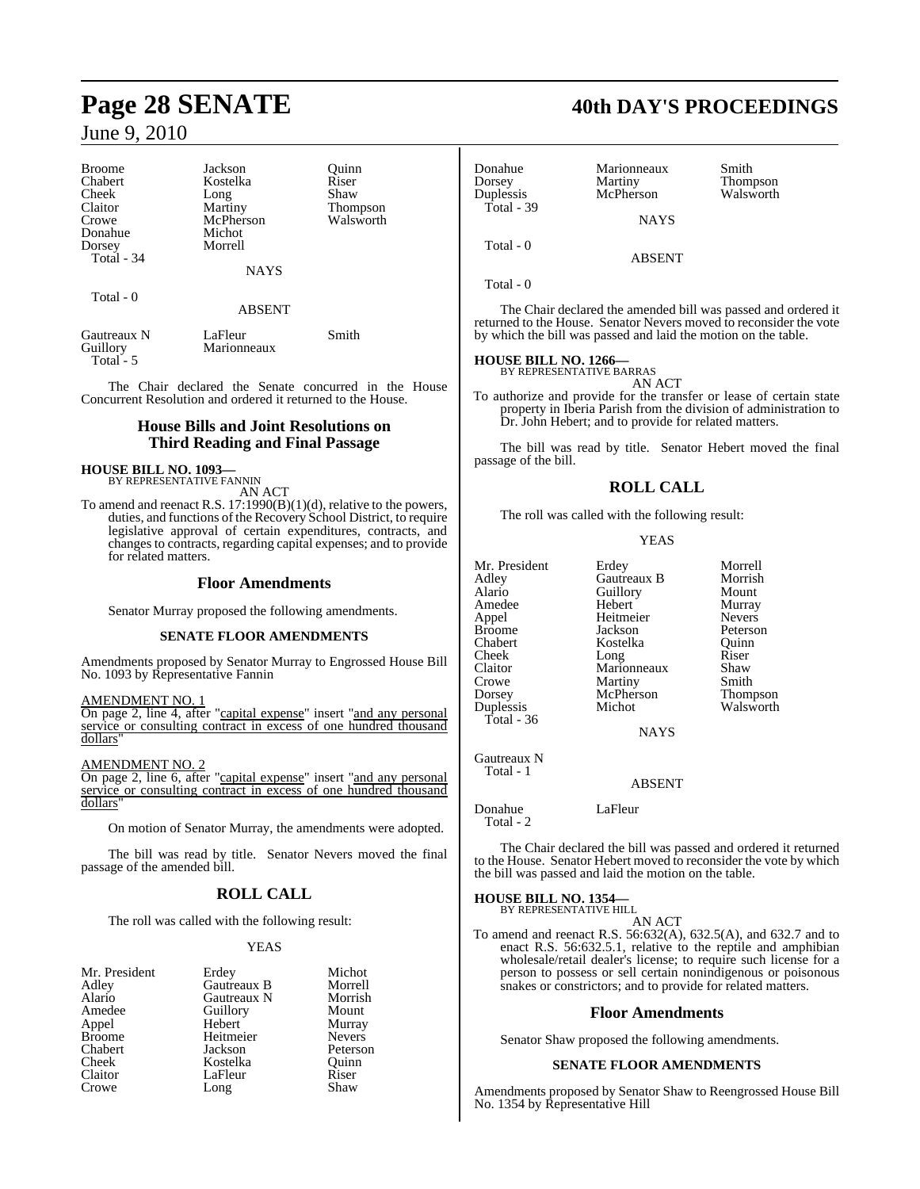| Broome | Jackson | Quinn |
|---|---|---|
| Chabert | Kostelka | Riser |
| Cheek | Long | Shaw |
| Claitor | Martiny | Thompson |
| Crowe | McPherson | Walsworth |
| Donahue | Michot | |
| Dorsey | Morrell | |
| Total - 34 | | |

NAYS

Total - 0

ABSENT

| Gautreaux N | LaFleur | Smith |
|---|---|---|
| Guillory | Marionneaux | |
| Total - 5 | | |

The Chair declared the Senate concurred in the House Concurrent Resolution and ordered it returned to the House.

## House Bills and Joint Resolutions on Third Reading and Final Passage

**HOUSE BILL NO. 1093—**
BY REPRESENTATIVE FANNIN
AN ACT

To amend and reenact R.S. 17:1990(B)(1)(d), relative to the powers, duties, and functions of the Recovery School District, to require legislative approval of certain expenditures, contracts, and changes to contracts, regarding capital expenses; and to provide for related matters.

### Floor Amendments

Senator Murray proposed the following amendments.

**SENATE FLOOR AMENDMENTS**

Amendments proposed by Senator Murray to Engrossed House Bill No. 1093 by Representative Fannin

AMENDMENT NO. 1
On page 2, line 4, after "capital expense" insert "and any personal service or consulting contract in excess of one hundred thousand dollars"

AMENDMENT NO. 2
On page 2, line 6, after "capital expense" insert "and any personal service or consulting contract in excess of one hundred thousand dollars"

On motion of Senator Murray, the amendments were adopted.

The bill was read by title. Senator Nevers moved the final passage of the amended bill.

## ROLL CALL

The roll was called with the following result:

YEAS

| Mr. President | Erdey | Michot |
|---|---|---|
| Adley | Gautreaux B | Morrell |
| Alario | Gautreaux N | Morrish |
| Amedee | Guillory | Mount |
| Appel | Hebert | Murray |
| Broome | Heitmeier | Nevers |
| Chabert | Jackson | Peterson |
| Cheek | Kostelka | Quinn |
| Claitor | LaFleur | Riser |
| Crowe | Long | Shaw |
| Donahue | Marionneaux | Smith |
| Dorsey | Martiny | Thompson |
| Duplessis | McPherson | Walsworth |
| Total - 39 | | |

NAYS

Total - 0

ABSENT

Total - 0

The Chair declared the amended bill was passed and ordered it returned to the House. Senator Nevers moved to reconsider the vote by which the bill was passed and laid the motion on the table.

**HOUSE BILL NO. 1266—**
BY REPRESENTATIVE BARRAS
AN ACT

To authorize and provide for the transfer or lease of certain state property in Iberia Parish from the division of administration to Dr. John Hebert; and to provide for related matters.

The bill was read by title. Senator Hebert moved the final passage of the bill.

## ROLL CALL

The roll was called with the following result:

YEAS

| Mr. President | Erdey | Morrell |
|---|---|---|
| Adley | Gautreaux B | Morrish |
| Alario | Guillory | Mount |
| Amedee | Hebert | Murray |
| Appel | Heitmeier | Nevers |
| Broome | Jackson | Peterson |
| Chabert | Kostelka | Quinn |
| Cheek | Long | Riser |
| Claitor | Marionneaux | Shaw |
| Crowe | Martiny | Smith |
| Dorsey | McPherson | Thompson |
| Duplessis | Michot | Walsworth |
| Total - 36 | | |

NAYS

Gautreaux N
Total - 1

ABSENT

| Donahue | LaFleur |
|---|---|
| Total - 2 | |

The Chair declared the bill was passed and ordered it returned to the House. Senator Hebert moved to reconsider the vote by which the bill was passed and laid the motion on the table.

**HOUSE BILL NO. 1354—**
BY REPRESENTATIVE HILL
AN ACT

To amend and reenact R.S. 56:632(A), 632.5(A), and 632.7 and to enact R.S. 56:632.5.1, relative to the reptile and amphibian wholesale/retail dealer's license; to require such license for a person to possess or sell certain nonindigenous or poisonous snakes or constrictors; and to provide for related matters.

### Floor Amendments

Senator Shaw proposed the following amendments.

**SENATE FLOOR AMENDMENTS**

Amendments proposed by Senator Shaw to Reengrossed House Bill No. 1354 by Representative Hill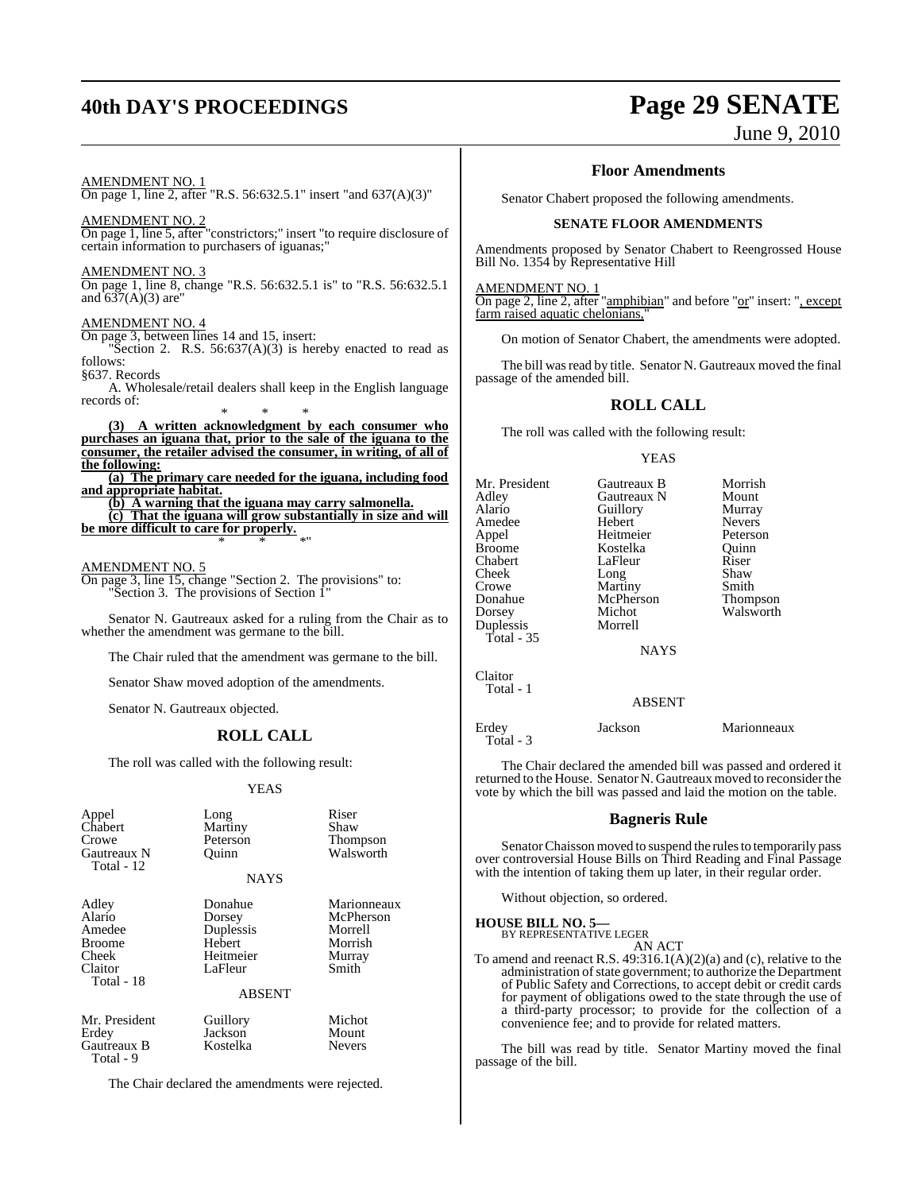AMENDMENT NO. 1

On page 1, line 2, after "R.S. 56:632.5.1" insert "and 637(A)(3)"

AMENDMENT NO. 2

On page 1, line 5, after "constrictors;" insert "to require disclosure of certain information to purchasers of iguanas;"

AMENDMENT NO. 3

On page 1, line 8, change "R.S. 56:632.5.1 is" to "R.S. 56:632.5.1 and 637(A)(3) are"

AMENDMENT NO. 4

On page 3, between lines 14 and 15, insert:

"Section 2. R.S. 56:637(A)(3) is hereby enacted to read as follows:

§637. Records

A. Wholesale/retail dealers shall keep in the English language records of:

\* \* \*

**(3) A written acknowledgment by each consumer who purchases an iguana that, prior to the sale of the iguana to the consumer, the retailer advised the consumer, in writing, of all of the following:**

**(a) The primary care needed for the iguana, including food and appropriate habitat.**

**(b) A warning that the iguana may carry salmonella.**

**(c) That the iguana will grow substantially in size and will be more difficult to care for properly.**

\* \* \*"

AMENDMENT NO. 5

On page 3, line 15, change "Section 2. The provisions" to:
"Section 3. The provisions of Section 1"

Senator N. Gautreaux asked for a ruling from the Chair as to whether the amendment was germane to the bill.

The Chair ruled that the amendment was germane to the bill.

Senator Shaw moved adoption of the amendments.

Senator N. Gautreaux objected.

## ROLL CALL

The roll was called with the following result:

YEAS

| | | |
|---|---|---|
| Appel | Long | Riser |
| Chabert | Martiny | Shaw |
| Crowe | Peterson | Thompson |
| Gautreaux N | Quinn | Walsworth |
| Total - 12 | | |

NAYS

| | | |
|---|---|---|
| Adley | Donahue | Marionneaux |
| Alario | Dorsey | McPherson |
| Amedee | Duplessis | Morrell |
| Broome | Hebert | Morrish |
| Cheek | Heitmeier | Murray |
| Claitor | LaFleur | Smith |
| Total - 18 | | |

ABSENT

| | | |
|---|---|---|
| Mr. President | Guillory | Michot |
| Erdey | Jackson | Mount |
| Gautreaux B | Kostelka | Nevers |
| Total - 9 | | |

The Chair declared the amendments were rejected.

## Floor Amendments

Senator Chabert proposed the following amendments.

### SENATE FLOOR AMENDMENTS

Amendments proposed by Senator Chabert to Reengrossed House Bill No. 1354 by Representative Hill

AMENDMENT NO. 1

On page 2, line 2, after "amphibian" and before "or" insert: ", except farm raised aquatic chelonians,"

On motion of Senator Chabert, the amendments were adopted.

The bill was read by title. Senator N. Gautreaux moved the final passage of the amended bill.

## ROLL CALL

The roll was called with the following result:

YEAS

| | | |
|---|---|---|
| Mr. President | Gautreaux B | Morrish |
| Adley | Gautreaux N | Mount |
| Alario | Guillory | Murray |
| Amedee | Hebert | Nevers |
| Appel | Heitmeier | Peterson |
| Broome | Kostelka | Quinn |
| Chabert | LaFleur | Riser |
| Cheek | Long | Shaw |
| Crowe | Martiny | Smith |
| Donahue | McPherson | Thompson |
| Dorsey | Michot | Walsworth |
| Duplessis | Morrell | |
| Total - 35 | | |

NAYS

Claitor
Total - 1

ABSENT

| | | |
|---|---|---|
| Erdey | Jackson | Marionneaux |
| Total - 3 | | |

The Chair declared the amended bill was passed and ordered it returned to the House. Senator N. Gautreaux moved to reconsider the vote by which the bill was passed and laid the motion on the table.

## Bagneris Rule

Senator Chaisson moved to suspend the rules to temporarily pass over controversial House Bills on Third Reading and Final Passage with the intention of taking them up later, in their regular order.

Without objection, so ordered.

**HOUSE BILL NO. 5—**
BY REPRESENTATIVE LEGER

AN ACT

To amend and reenact R.S. 49:316.1(A)(2)(a) and (c), relative to the administration of state government; to authorize the Department of Public Safety and Corrections, to accept debit or credit cards for payment of obligations owed to the state through the use of a third-party processor; to provide for the collection of a convenience fee; and to provide for related matters.

The bill was read by title. Senator Martiny moved the final passage of the bill.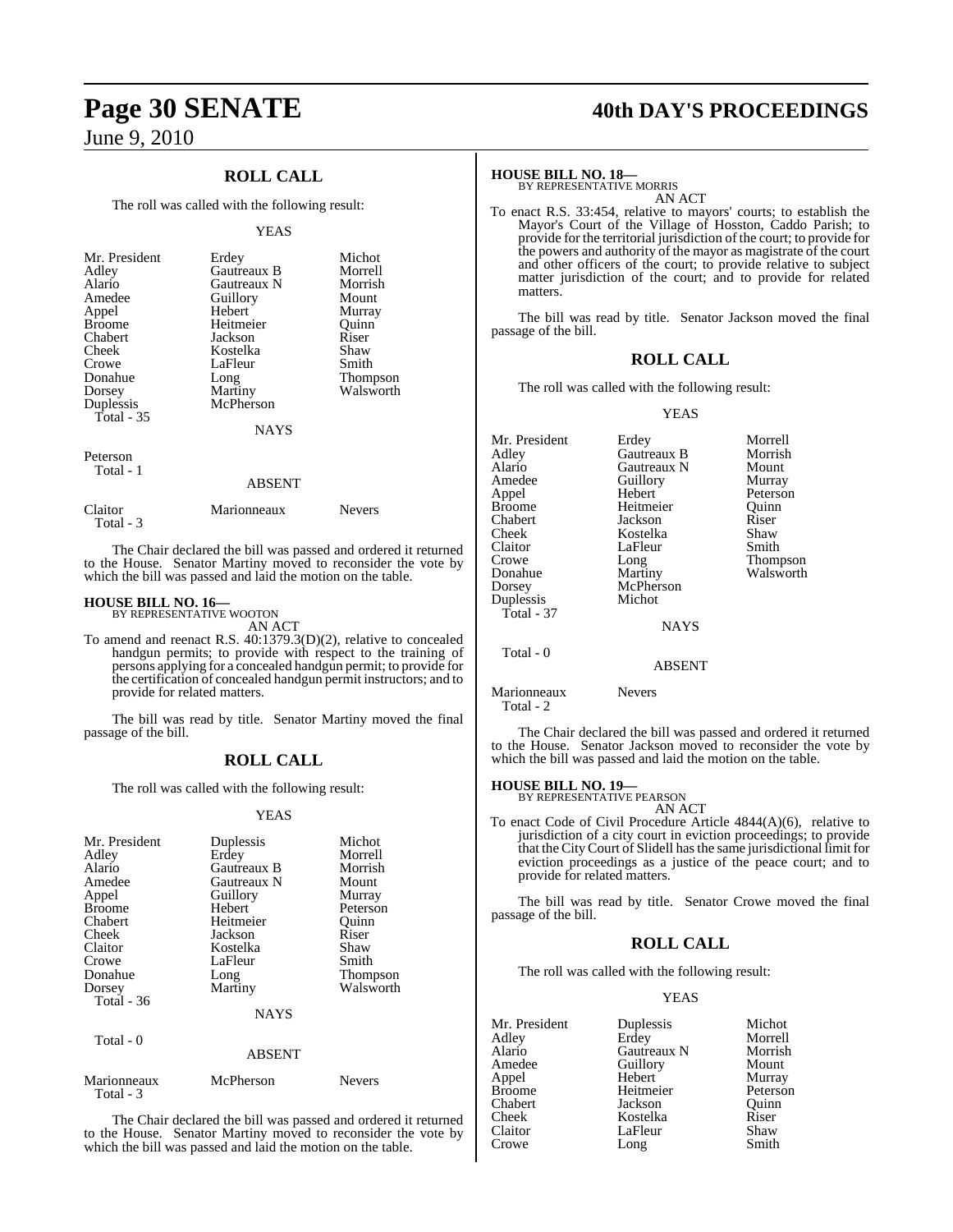## ROLL CALL

The roll was called with the following result:

YEAS

| | | |
|---|---|---|
| Mr. President | Erdey | Michot |
| Adley | Gautreaux B | Morrell |
| Alario | Gautreaux N | Morrish |
| Amedee | Guillory | Mount |
| Appel | Hebert | Murray |
| Broome | Heitmeier | Quinn |
| Chabert | Jackson | Riser |
| Cheek | Kostelka | Shaw |
| Crowe | LaFleur | Smith |
| Donahue | Long | Thompson |
| Dorsey | Martiny | Walsworth |
| Duplessis | McPherson | |
| Total - 35 | | |

NAYS

Peterson
Total - 1

ABSENT

| | | |
|---|---|---|
| Claitor | Marionneaux | Nevers |
| Total - 3 | | |

The Chair declared the bill was passed and ordered it returned to the House. Senator Martiny moved to reconsider the vote by which the bill was passed and laid the motion on the table.

**HOUSE BILL NO. 16—**
BY REPRESENTATIVE WOOTON
AN ACT

To amend and reenact R.S. 40:1379.3(D)(2), relative to concealed handgun permits; to provide with respect to the training of persons applying for a concealed handgun permit; to provide for the certification of concealed handgun permit instructors; and to provide for related matters.

The bill was read by title. Senator Martiny moved the final passage of the bill.

## ROLL CALL

The roll was called with the following result:

YEAS

| | | |
|---|---|---|
| Mr. President | Duplessis | Michot |
| Adley | Erdey | Morrell |
| Alario | Gautreaux B | Morrish |
| Amedee | Gautreaux N | Mount |
| Appel | Guillory | Murray |
| Broome | Hebert | Peterson |
| Chabert | Heitmeier | Quinn |
| Cheek | Jackson | Riser |
| Claitor | Kostelka | Shaw |
| Crowe | LaFleur | Smith |
| Donahue | Long | Thompson |
| Dorsey | Martiny | Walsworth |
| Total - 36 | | |

NAYS

Total - 0

ABSENT

| | | |
|---|---|---|
| Marionneaux | McPherson | Nevers |
| Total - 3 | | |

The Chair declared the bill was passed and ordered it returned to the House. Senator Martiny moved to reconsider the vote by which the bill was passed and laid the motion on the table.

**HOUSE BILL NO. 18—**
BY REPRESENTATIVE MORRIS
AN ACT

To enact R.S. 33:454, relative to mayors' courts; to establish the Mayor's Court of the Village of Hosston, Caddo Parish; to provide for the territorial jurisdiction of the court; to provide for the powers and authority of the mayor as magistrate of the court and other officers of the court; to provide relative to subject matter jurisdiction of the court; and to provide for related matters.

The bill was read by title. Senator Jackson moved the final passage of the bill.

## ROLL CALL

The roll was called with the following result:

YEAS

| | | |
|---|---|---|
| Mr. President | Erdey | Morrell |
| Adley | Gautreaux B | Morrish |
| Alario | Gautreaux N | Mount |
| Amedee | Guillory | Murray |
| Appel | Hebert | Peterson |
| Broome | Heitmeier | Quinn |
| Chabert | Jackson | Riser |
| Cheek | Kostelka | Shaw |
| Claitor | LaFleur | Smith |
| Crowe | Long | Thompson |
| Donahue | Martiny | Walsworth |
| Dorsey | McPherson | |
| Duplessis | Michot | |
| Total - 37 | | |

NAYS

Total - 0

ABSENT

| | |
|---|---|
| Marionneaux | Nevers |
| Total - 2 | |

The Chair declared the bill was passed and ordered it returned to the House. Senator Jackson moved to reconsider the vote by which the bill was passed and laid the motion on the table.

**HOUSE BILL NO. 19—**
BY REPRESENTATIVE PEARSON
AN ACT

To enact Code of Civil Procedure Article 4844(A)(6), relative to jurisdiction of a city court in eviction proceedings; to provide that the City Court of Slidell has the same jurisdictional limit for eviction proceedings as a justice of the peace court; and to provide for related matters.

The bill was read by title. Senator Crowe moved the final passage of the bill.

## ROLL CALL

The roll was called with the following result:

YEAS

| | | |
|---|---|---|
| Mr. President | Duplessis | Michot |
| Adley | Erdey | Morrell |
| Alario | Gautreaux N | Morrish |
| Amedee | Guillory | Mount |
| Appel | Hebert | Murray |
| Broome | Heitmeier | Peterson |
| Chabert | Jackson | Quinn |
| Cheek | Kostelka | Riser |
| Claitor | LaFleur | Shaw |
| Crowe | Long | Smith |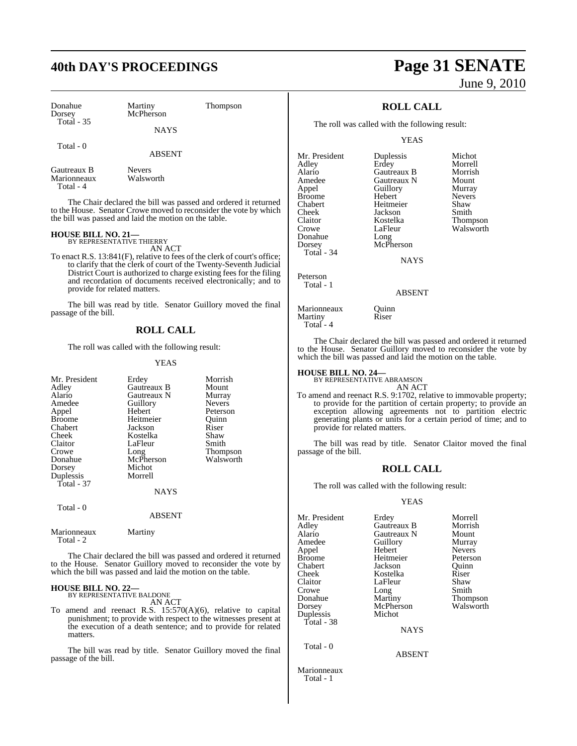| Donahue | Martiny | Thompson |
|---|---|---|
| Dorsey | McPherson | |
| Total - 35 | | |

NAYS

Total - 0

ABSENT

| Gautreaux B | Nevers |
|---|---|
| Marionneaux | Walsworth |
| Total - 4 | |

The Chair declared the bill was passed and ordered it returned to the House. Senator Crowe moved to reconsider the vote by which the bill was passed and laid the motion on the table.

**HOUSE BILL NO. 21—**
BY REPRESENTATIVE THIERRY
AN ACT

To enact R.S. 13:841(F), relative to fees of the clerk of court's office; to clarify that the clerk of court of the Twenty-Seventh Judicial District Court is authorized to charge existing fees for the filing and recordation of documents received electronically; and to provide for related matters.

The bill was read by title. Senator Guillory moved the final passage of the bill.

## ROLL CALL

The roll was called with the following result:

YEAS

| Mr. President | Erdey | Morrish |
|---|---|---|
| Adley | Gautreaux B | Mount |
| Alario | Gautreaux N | Murray |
| Amedee | Guillory | Nevers |
| Appel | Hebert | Peterson |
| Broome | Heitmeier | Quinn |
| Chabert | Jackson | Riser |
| Cheek | Kostelka | Shaw |
| Claitor | LaFleur | Smith |
| Crowe | Long | Thompson |
| Donahue | McPherson | Walsworth |
| Dorsey | Michot | |
| Duplessis | Morrell | |
| Total - 37 | | |

NAYS

Total - 0

ABSENT

| Marionneaux | Martiny |
|---|---|
| Total - 2 | |

The Chair declared the bill was passed and ordered it returned to the House. Senator Guillory moved to reconsider the vote by which the bill was passed and laid the motion on the table.

**HOUSE BILL NO. 22—**
BY REPRESENTATIVE BALDONE
AN ACT

To amend and reenact R.S. 15:570(A)(6), relative to capital punishment; to provide with respect to the witnesses present at the execution of a death sentence; and to provide for related matters.

The bill was read by title. Senator Guillory moved the final passage of the bill.

## ROLL CALL

The roll was called with the following result:

YEAS

| Mr. President | Duplessis | Michot |
|---|---|---|
| Adley | Erdey | Morrell |
| Alario | Gautreaux B | Morrish |
| Amedee | Gautreaux N | Mount |
| Appel | Guillory | Murray |
| Broome | Hebert | Nevers |
| Chabert | Heitmeier | Shaw |
| Cheek | Jackson | Smith |
| Claitor | Kostelka | Thompson |
| Crowe | LaFleur | Walsworth |
| Donahue | Long | |
| Dorsey | McPherson | |
| Total - 34 | | |

NAYS

Peterson
Total - 1

ABSENT

| Marionneaux | Quinn |
|---|---|
| Martiny | Riser |
| Total - 4 | |

The Chair declared the bill was passed and ordered it returned to the House. Senator Guillory moved to reconsider the vote by which the bill was passed and laid the motion on the table.

**HOUSE BILL NO. 24—**
BY REPRESENTATIVE ABRAMSON
AN ACT

To amend and reenact R.S. 9:1702, relative to immovable property; to provide for the partition of certain property; to provide an exception allowing agreements not to partition electric generating plants or units for a certain period of time; and to provide for related matters.

The bill was read by title. Senator Claitor moved the final passage of the bill.

## ROLL CALL

The roll was called with the following result:

YEAS

| Mr. President | Erdey | Morrell |
|---|---|---|
| Adley | Gautreaux B | Morrish |
| Alario | Gautreaux N | Mount |
| Amedee | Guillory | Murray |
| Appel | Hebert | Nevers |
| Broome | Heitmeier | Peterson |
| Chabert | Jackson | Quinn |
| Cheek | Kostelka | Riser |
| Claitor | LaFleur | Shaw |
| Crowe | Long | Smith |
| Donahue | Martiny | Thompson |
| Dorsey | McPherson | Walsworth |
| Duplessis | Michot | |
| Total - 38 | | |

NAYS

Total - 0

ABSENT

Marionneaux
Total - 1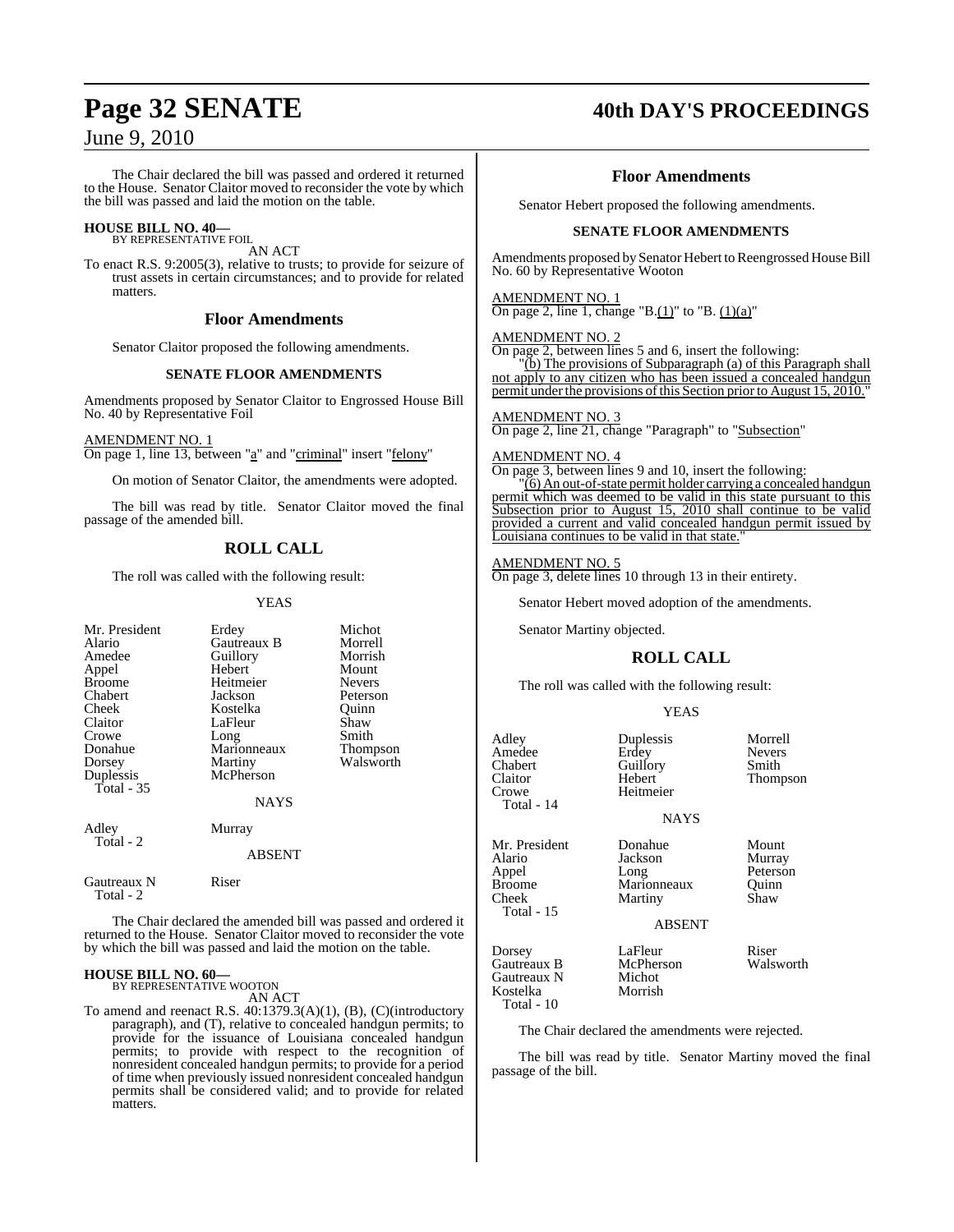The Chair declared the bill was passed and ordered it returned to the House. Senator Claitor moved to reconsider the vote by which the bill was passed and laid the motion on the table.

**HOUSE BILL NO. 40—**
BY REPRESENTATIVE FOIL

AN ACT

To enact R.S. 9:2005(3), relative to trusts; to provide for seizure of trust assets in certain circumstances; and to provide for related matters.

## Floor Amendments

Senator Claitor proposed the following amendments.

### SENATE FLOOR AMENDMENTS

Amendments proposed by Senator Claitor to Engrossed House Bill No. 40 by Representative Foil

AMENDMENT NO. 1
On page 1, line 13, between "a" and "criminal" insert "felony"

On motion of Senator Claitor, the amendments were adopted.

The bill was read by title. Senator Claitor moved the final passage of the amended bill.

## ROLL CALL

The roll was called with the following result:

YEAS

| | | |
|---|---|---|
| Mr. President | Erdey | Michot |
| Alario | Gautreaux B | Morrell |
| Amedee | Guillory | Morrish |
| Appel | Hebert | Mount |
| Broome | Heitmeier | Nevers |
| Chabert | Jackson | Peterson |
| Cheek | Kostelka | Quinn |
| Claitor | LaFleur | Shaw |
| Crowe | Long | Smith |
| Donahue | Marionneaux | Thompson |
| Dorsey | Martiny | Walsworth |
| Duplessis | McPherson | |
| Total - 35 | | |

NAYS

| | |
|---|---|
| Adley | Murray |
| Total - 2 | |

ABSENT

| | |
|---|---|
| Gautreaux N | Riser |
| Total - 2 | |

The Chair declared the amended bill was passed and ordered it returned to the House. Senator Claitor moved to reconsider the vote by which the bill was passed and laid the motion on the table.

**HOUSE BILL NO. 60—**
BY REPRESENTATIVE WOOTON

AN ACT

To amend and reenact R.S. 40:1379.3(A)(1), (B), (C)(introductory paragraph), and (T), relative to concealed handgun permits; to provide for the issuance of Louisiana concealed handgun permits; to provide with respect to the recognition of nonresident concealed handgun permits; to provide for a period of time when previously issued nonresident concealed handgun permits shall be considered valid; and to provide for related matters.

## Floor Amendments

Senator Hebert proposed the following amendments.

### SENATE FLOOR AMENDMENTS

Amendments proposed by Senator Hebert to Reengrossed House Bill No. 60 by Representative Wooton

AMENDMENT NO. 1
On page 2, line 1, change "B.(1)" to "B. (1)(a)"

AMENDMENT NO. 2
On page 2, between lines 5 and 6, insert the following:
"(b) The provisions of Subparagraph (a) of this Paragraph shall not apply to any citizen who has been issued a concealed handgun permit under the provisions of this Section prior to August 15, 2010."

AMENDMENT NO. 3
On page 2, line 21, change "Paragraph" to "Subsection"

AMENDMENT NO. 4
On page 3, between lines 9 and 10, insert the following:
"(6) An out-of-state permit holder carrying a concealed handgun permit which was deemed to be valid in this state pursuant to this Subsection prior to August 15, 2010 shall continue to be valid provided a current and valid concealed handgun permit issued by Louisiana continues to be valid in that state."

AMENDMENT NO. 5
On page 3, delete lines 10 through 13 in their entirety.

Senator Hebert moved adoption of the amendments.

Senator Martiny objected.

## ROLL CALL

The roll was called with the following result:

YEAS

| | | |
|---|---|---|
| Adley | Duplessis | Morrell |
| Amedee | Erdey | Nevers |
| Chabert | Guillory | Smith |
| Claitor | Hebert | Thompson |
| Crowe | Heitmeier | |
| Total - 14 | | |

NAYS

| | | |
|---|---|---|
| Mr. President | Donahue | Mount |
| Alario | Jackson | Murray |
| Appel | Long | Peterson |
| Broome | Marionneaux | Quinn |
| Cheek | Martiny | Shaw |
| Total - 15 | | |

ABSENT

| | | |
|---|---|---|
| Dorsey | LaFleur | Riser |
| Gautreaux B | McPherson | Walsworth |
| Gautreaux N | Michot | |
| Kostelka | Morrish | |
| Total - 10 | | |

The Chair declared the amendments were rejected.

The bill was read by title. Senator Martiny moved the final passage of the bill.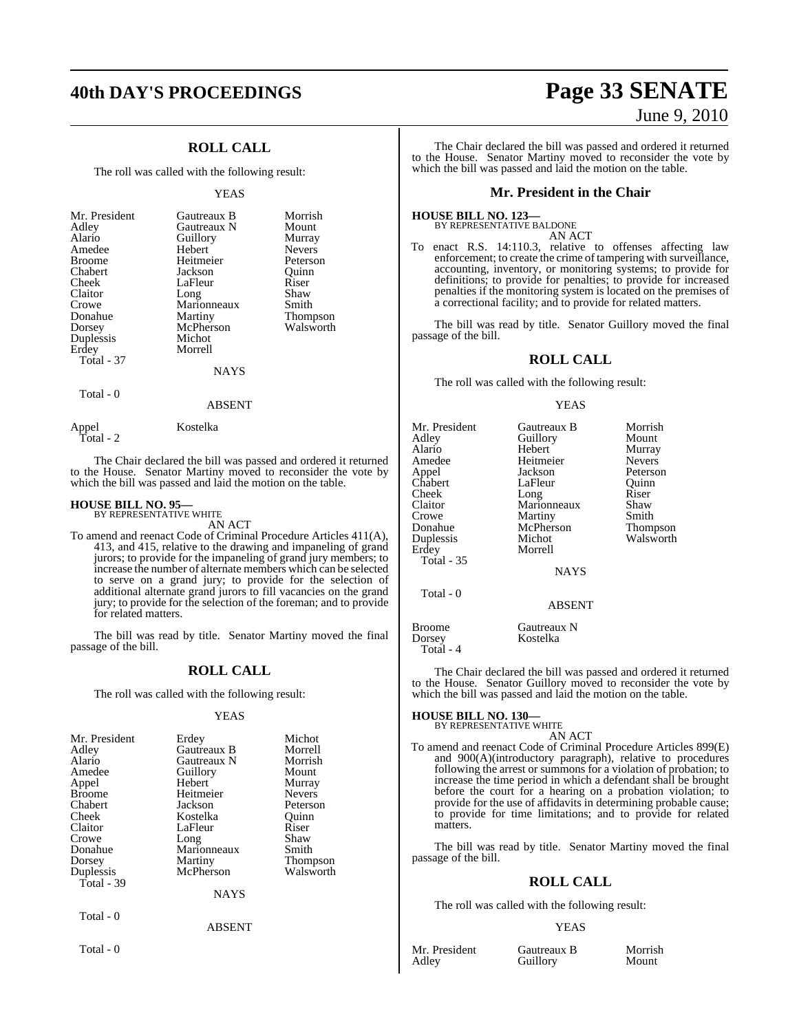## ROLL CALL

The roll was called with the following result:

YEAS

| | | |
|---|---|---|
| Mr. President | Gautreaux B | Morrish |
| Adley | Gautreaux N | Mount |
| Alario | Guillory | Murray |
| Amedee | Hebert | Nevers |
| Broome | Heitmeier | Peterson |
| Chabert | Jackson | Quinn |
| Cheek | LaFleur | Riser |
| Claitor | Long | Shaw |
| Crowe | Marionneaux | Smith |
| Donahue | Martiny | Thompson |
| Dorsey | McPherson | Walsworth |
| Duplessis | Michot | |
| Erdey | Morrell | |

Total - 37

NAYS

Total - 0

ABSENT

| | |
|---|---|
| Appel | Kostelka |

Total - 2

The Chair declared the bill was passed and ordered it returned to the House. Senator Martiny moved to reconsider the vote by which the bill was passed and laid the motion on the table.

**HOUSE BILL NO. 95—**
BY REPRESENTATIVE WHITE

AN ACT

To amend and reenact Code of Criminal Procedure Articles 411(A), 413, and 415, relative to the drawing and impaneling of grand jurors; to provide for the impaneling of grand jury members; to increase the number of alternate members which can be selected to serve on a grand jury; to provide for the selection of additional alternate grand jurors to fill vacancies on the grand jury; to provide for the selection of the foreman; and to provide for related matters.

The bill was read by title. Senator Martiny moved the final passage of the bill.

## ROLL CALL

The roll was called with the following result:

YEAS

| | | |
|---|---|---|
| Mr. President | Erdey | Michot |
| Adley | Gautreaux B | Morrell |
| Alario | Gautreaux N | Morrish |
| Amedee | Guillory | Mount |
| Appel | Hebert | Murray |
| Broome | Heitmeier | Nevers |
| Chabert | Jackson | Peterson |
| Cheek | Kostelka | Quinn |
| Claitor | LaFleur | Riser |
| Crowe | Long | Shaw |
| Donahue | Marionneaux | Smith |
| Dorsey | Martiny | Thompson |
| Duplessis | McPherson | Walsworth |

Total - 39

NAYS

Total - 0

ABSENT

Total - 0

The Chair declared the bill was passed and ordered it returned to the House. Senator Martiny moved to reconsider the vote by which the bill was passed and laid the motion on the table.

## Mr. President in the Chair

**HOUSE BILL NO. 123—**
BY REPRESENTATIVE BALDONE

AN ACT

To enact R.S. 14:110.3, relative to offenses affecting law enforcement; to create the crime of tampering with surveillance, accounting, inventory, or monitoring systems; to provide for definitions; to provide for penalties; to provide for increased penalties if the monitoring system is located on the premises of a correctional facility; and to provide for related matters.

The bill was read by title. Senator Guillory moved the final passage of the bill.

## ROLL CALL

The roll was called with the following result:

YEAS

| | | |
|---|---|---|
| Mr. President | Gautreaux B | Morrish |
| Adley | Guillory | Mount |
| Alario | Hebert | Murray |
| Amedee | Heitmeier | Nevers |
| Appel | Jackson | Peterson |
| Chabert | LaFleur | Quinn |
| Cheek | Long | Riser |
| Claitor | Marionneaux | Shaw |
| Crowe | Martiny | Smith |
| Donahue | McPherson | Thompson |
| Duplessis | Michot | Walsworth |
| Erdey | Morrell | |

Total - 35

NAYS

Total - 0

ABSENT

| | |
|---|---|
| Broome | Gautreaux N |
| Dorsey | Kostelka |

Total - 4

The Chair declared the bill was passed and ordered it returned to the House. Senator Guillory moved to reconsider the vote by which the bill was passed and laid the motion on the table.

**HOUSE BILL NO. 130—**
BY REPRESENTATIVE WHITE

AN ACT

To amend and reenact Code of Criminal Procedure Articles 899(E) and 900(A)(introductory paragraph), relative to procedures following the arrest or summons for a violation of probation; to increase the time period in which a defendant shall be brought before the court for a hearing on a probation violation; to provide for the use of affidavits in determining probable cause; to provide for time limitations; and to provide for related matters.

The bill was read by title. Senator Martiny moved the final passage of the bill.

## ROLL CALL

The roll was called with the following result:

YEAS

| | | |
|---|---|---|
| Mr. President | Gautreaux B | Morrish |
| Adley | Guillory | Mount |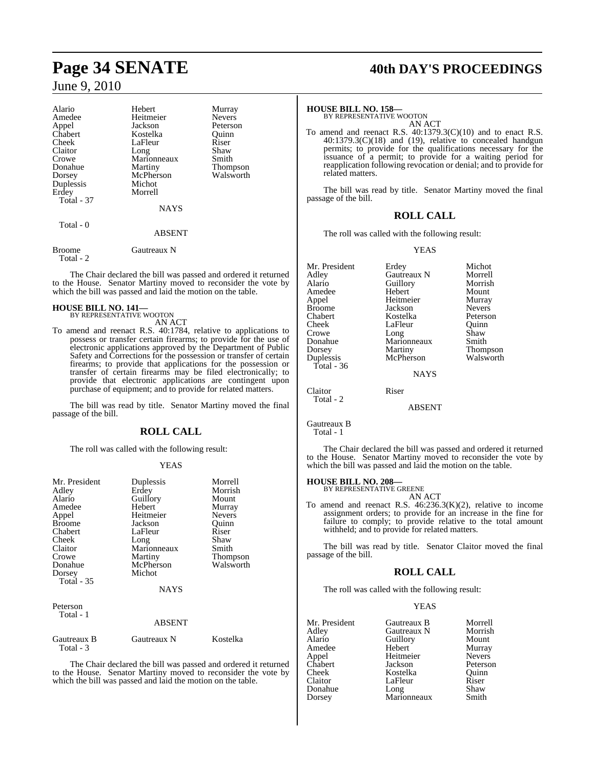| Alario | Hebert | Murray |
|---|---|---|
| Amedee | Heitmeier | Nevers |
| Appel | Jackson | Peterson |
| Chabert | Kostelka | Quinn |
| Cheek | LaFleur | Riser |
| Claitor | Long | Shaw |
| Crowe | Marionneaux | Smith |
| Donahue | Martiny | Thompson |
| Dorsey | McPherson | Walsworth |
| Duplessis | Michot | |
| Erdey | Morrell | |

Total - 37

NAYS

Total - 0

ABSENT

| Broome | Gautreaux N |
|---|---|

Total - 2

The Chair declared the bill was passed and ordered it returned to the House. Senator Martiny moved to reconsider the vote by which the bill was passed and laid the motion on the table.

**HOUSE BILL NO. 141—**
BY REPRESENTATIVE WOOTON
AN ACT

To amend and reenact R.S. 40:1784, relative to applications to possess or transfer certain firearms; to provide for the use of electronic applications approved by the Department of Public Safety and Corrections for the possession or transfer of certain firearms; to provide that applications for the possession or transfer of certain firearms may be filed electronically; to provide that electronic applications are contingent upon purchase of equipment; and to provide for related matters.

The bill was read by title. Senator Martiny moved the final passage of the bill.

## ROLL CALL

The roll was called with the following result:

YEAS

| Mr. President | Duplessis | Morrell |
|---|---|---|
| Adley | Erdey | Morrish |
| Alario | Guillory | Mount |
| Amedee | Hebert | Murray |
| Appel | Heitmeier | Nevers |
| Broome | Jackson | Quinn |
| Chabert | LaFleur | Riser |
| Cheek | Long | Shaw |
| Claitor | Marionneaux | Smith |
| Crowe | Martiny | Thompson |
| Donahue | McPherson | Walsworth |
| Dorsey | Michot | |

Total - 35

NAYS

Peterson

Total - 1

ABSENT

| Gautreaux B | Gautreaux N | Kostelka |
|---|---|---|

Total - 3

The Chair declared the bill was passed and ordered it returned to the House. Senator Martiny moved to reconsider the vote by which the bill was passed and laid the motion on the table.

**HOUSE BILL NO. 158—**
BY REPRESENTATIVE WOOTON
AN ACT

To amend and reenact R.S. 40:1379.3(C)(10) and to enact R.S. 40:1379.3(C)(18) and (19), relative to concealed handgun permits; to provide for the qualifications necessary for the issuance of a permit; to provide for a waiting period for reapplication following revocation or denial; and to provide for related matters.

The bill was read by title. Senator Martiny moved the final passage of the bill.

## ROLL CALL

The roll was called with the following result:

YEAS

| Mr. President | Erdey | Michot |
|---|---|---|
| Adley | Gautreaux N | Morrell |
| Alario | Guillory | Morrish |
| Amedee | Hebert | Mount |
| Appel | Heitmeier | Murray |
| Broome | Jackson | Nevers |
| Chabert | Kostelka | Peterson |
| Cheek | LaFleur | Quinn |
| Crowe | Long | Shaw |
| Donahue | Marionneaux | Smith |
| Dorsey | Martiny | Thompson |
| Duplessis | McPherson | Walsworth |

Total - 36

NAYS

| Claitor | Riser |
|---|---|

Total - 2

ABSENT

Gautreaux B

Total - 1

The Chair declared the bill was passed and ordered it returned to the House. Senator Martiny moved to reconsider the vote by which the bill was passed and laid the motion on the table.

**HOUSE BILL NO. 208—**
BY REPRESENTATIVE GREENE
AN ACT

To amend and reenact R.S. 46:236.3(K)(2), relative to income assignment orders; to provide for an increase in the fine for failure to comply; to provide relative to the total amount withheld; and to provide for related matters.

The bill was read by title. Senator Claitor moved the final passage of the bill.

## ROLL CALL

The roll was called with the following result:

YEAS

| Mr. President | Gautreaux B | Morrell |
|---|---|---|
| Adley | Gautreaux N | Morrish |
| Alario | Guillory | Mount |
| Amedee | Hebert | Murray |
| Appel | Heitmeier | Nevers |
| Chabert | Jackson | Peterson |
| Cheek | Kostelka | Quinn |
| Claitor | LaFleur | Riser |
| Donahue | Long | Shaw |
| Dorsey | Marionneaux | Smith |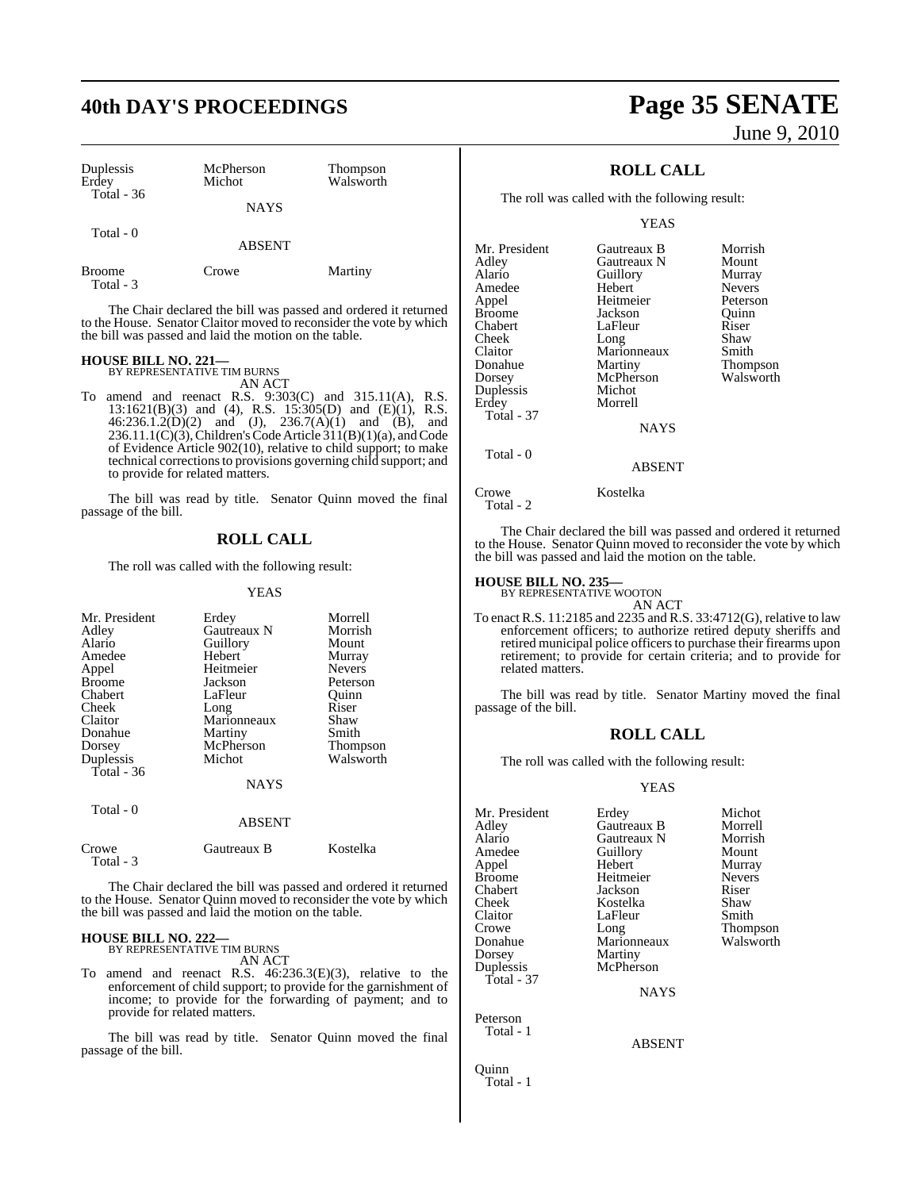| Duplessis | McPherson | Thompson |
|---|---|---|
| Erdey | Michot | Walsworth |
| Total - 36 | | |

NAYS

Total - 0

ABSENT

| Broome | Crowe | Martiny |
|---|---|---|
| Total - 3 | | |

The Chair declared the bill was passed and ordered it returned to the House. Senator Claitor moved to reconsider the vote by which the bill was passed and laid the motion on the table.

**HOUSE BILL NO. 221—**
BY REPRESENTATIVE TIM BURNS
AN ACT

To amend and reenact R.S. 9:303(C) and 315.11(A), R.S. 13:1621(B)(3) and (4), R.S. 15:305(D) and (E)(1), R.S. 46:236.1.2(D)(2) and (J), 236.7(A)(1) and (B), and 236.11.1(C)(3), Children's Code Article 311(B)(1)(a), and Code of Evidence Article 902(10), relative to child support; to make technical corrections to provisions governing child support; and to provide for related matters.

The bill was read by title. Senator Quinn moved the final passage of the bill.

## ROLL CALL

The roll was called with the following result:

YEAS

| Mr. President | Erdey | Morrell |
|---|---|---|
| Adley | Gautreaux N | Morrish |
| Alario | Guillory | Mount |
| Amedee | Hebert | Murray |
| Appel | Heitmeier | Nevers |
| Broome | Jackson | Peterson |
| Chabert | LaFleur | Quinn |
| Cheek | Long | Riser |
| Claitor | Marionneaux | Shaw |
| Donahue | Martiny | Smith |
| Dorsey | McPherson | Thompson |
| Duplessis | Michot | Walsworth |
| Total - 36 | | |

NAYS

Total - 0

ABSENT

| Crowe | Gautreaux B | Kostelka |
|---|---|---|
| Total - 3 | | |

The Chair declared the bill was passed and ordered it returned to the House. Senator Quinn moved to reconsider the vote by which the bill was passed and laid the motion on the table.

**HOUSE BILL NO. 222—**
BY REPRESENTATIVE TIM BURNS
AN ACT

To amend and reenact R.S. 46:236.3(E)(3), relative to the enforcement of child support; to provide for the garnishment of income; to provide for the forwarding of payment; and to provide for related matters.

The bill was read by title. Senator Quinn moved the final passage of the bill.

## ROLL CALL

The roll was called with the following result:

YEAS

| Mr. President | Gautreaux B | Morrish |
|---|---|---|
| Adley | Gautreaux N | Mount |
| Alario | Guillory | Murray |
| Amedee | Hebert | Nevers |
| Appel | Heitmeier | Peterson |
| Broome | Jackson | Quinn |
| Chabert | LaFleur | Riser |
| Cheek | Long | Shaw |
| Claitor | Marionneaux | Smith |
| Donahue | Martiny | Thompson |
| Dorsey | McPherson | Walsworth |
| Duplessis | Michot | |
| Erdey | Morrell | |
| Total - 37 | | |

NAYS

Total - 0

ABSENT

| Crowe | Kostelka |
|---|---|
| Total - 2 | |

The Chair declared the bill was passed and ordered it returned to the House. Senator Quinn moved to reconsider the vote by which the bill was passed and laid the motion on the table.

**HOUSE BILL NO. 235—**
BY REPRESENTATIVE WOOTON
AN ACT

To enact R.S. 11:2185 and 2235 and R.S. 33:4712(G), relative to law enforcement officers; to authorize retired deputy sheriffs and retired municipal police officers to purchase their firearms upon retirement; to provide for certain criteria; and to provide for related matters.

The bill was read by title. Senator Martiny moved the final passage of the bill.

## ROLL CALL

The roll was called with the following result:

YEAS

| Mr. President | Erdey | Michot |
|---|---|---|
| Adley | Gautreaux B | Morrell |
| Alario | Gautreaux N | Morrish |
| Amedee | Guillory | Mount |
| Appel | Hebert | Murray |
| Broome | Heitmeier | Nevers |
| Chabert | Jackson | Riser |
| Cheek | Kostelka | Shaw |
| Claitor | LaFleur | Smith |
| Crowe | Long | Thompson |
| Donahue | Marionneaux | Walsworth |
| Dorsey | Martiny | |
| Duplessis | McPherson | |
| Total - 37 | | |

NAYS

Peterson
Total - 1

ABSENT

Quinn
Total - 1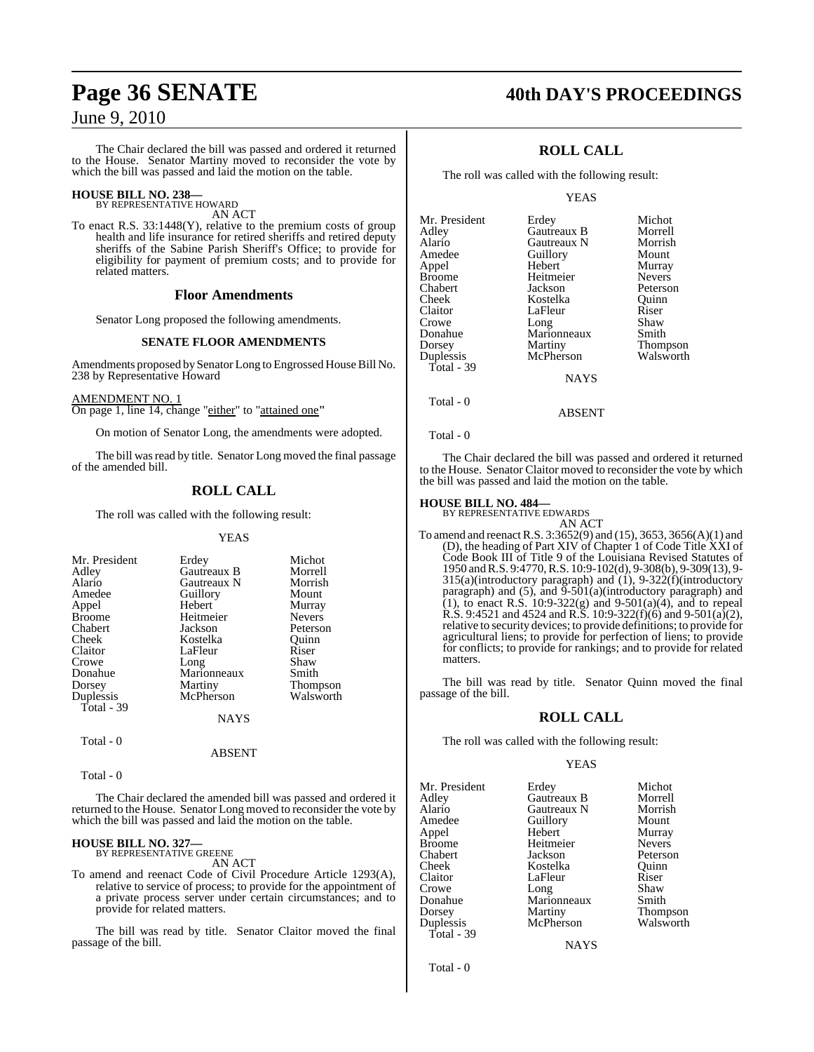The Chair declared the bill was passed and ordered it returned to the House. Senator Martiny moved to reconsider the vote by which the bill was passed and laid the motion on the table.

**HOUSE BILL NO. 238—**
BY REPRESENTATIVE HOWARD
AN ACT

To enact R.S. 33:1448(Y), relative to the premium costs of group health and life insurance for retired sheriffs and retired deputy sheriffs of the Sabine Parish Sheriff's Office; to provide for eligibility for payment of premium costs; and to provide for related matters.

## Floor Amendments

Senator Long proposed the following amendments.

### SENATE FLOOR AMENDMENTS

Amendments proposed by Senator Long to Engrossed House Bill No. 238 by Representative Howard

AMENDMENT NO. 1
On page 1, line 14, change "either" to "attained one"

On motion of Senator Long, the amendments were adopted.

The bill was read by title. Senator Long moved the final passage of the amended bill.

## ROLL CALL

The roll was called with the following result:

YEAS

| | | |
|---|---|---|
| Mr. President | Erdey | Michot |
| Adley | Gautreaux B | Morrell |
| Alario | Gautreaux N | Morrish |
| Amedee | Guillory | Mount |
| Appel | Hebert | Murray |
| Broome | Heitmeier | Nevers |
| Chabert | Jackson | Peterson |
| Cheek | Kostelka | Quinn |
| Claitor | LaFleur | Riser |
| Crowe | Long | Shaw |
| Donahue | Marionneaux | Smith |
| Dorsey | Martiny | Thompson |
| Duplessis | McPherson | Walsworth |

Total - 39

NAYS

Total - 0

ABSENT

Total - 0

The Chair declared the amended bill was passed and ordered it returned to the House. Senator Long moved to reconsider the vote by which the bill was passed and laid the motion on the table.

**HOUSE BILL NO. 327—**
BY REPRESENTATIVE GREENE
AN ACT

To amend and reenact Code of Civil Procedure Article 1293(A), relative to service of process; to provide for the appointment of a private process server under certain circumstances; and to provide for related matters.

The bill was read by title. Senator Claitor moved the final passage of the bill.

## ROLL CALL

The roll was called with the following result:

YEAS

| | | |
|---|---|---|
| Mr. President | Erdey | Michot |
| Adley | Gautreaux B | Morrell |
| Alario | Gautreaux N | Morrish |
| Amedee | Guillory | Mount |
| Appel | Hebert | Murray |
| Broome | Heitmeier | Nevers |
| Chabert | Jackson | Peterson |
| Cheek | Kostelka | Quinn |
| Claitor | LaFleur | Riser |
| Crowe | Long | Shaw |
| Donahue | Marionneaux | Smith |
| Dorsey | Martiny | Thompson |
| Duplessis | McPherson | Walsworth |

Total - 39

NAYS

Total - 0

ABSENT

Total - 0

The Chair declared the bill was passed and ordered it returned to the House. Senator Claitor moved to reconsider the vote by which the bill was passed and laid the motion on the table.

**HOUSE BILL NO. 484—**
BY REPRESENTATIVE EDWARDS
AN ACT

To amend and reenact R.S. 3:3652(9) and (15), 3653, 3656(A)(1) and (D), the heading of Part XIV of Chapter 1 of Code Title XXI of Code Book III of Title 9 of the Louisiana Revised Statutes of 1950 and R.S. 9:4770, R.S. 10:9-102(d), 9-308(b), 9-309(13), 9-315(a)(introductory paragraph) and (1), 9-322(f)(introductory paragraph) and (5), and 9-501(a)(introductory paragraph) and (1), to enact R.S. 10:9-322(g) and 9-501(a)(4), and to repeal R.S. 9:4521 and 4524 and R.S. 10:9-322(f)(6) and 9-501(a)(2), relative to security devices; to provide definitions; to provide for agricultural liens; to provide for perfection of liens; to provide for conflicts; to provide for rankings; and to provide for related matters.

The bill was read by title. Senator Quinn moved the final passage of the bill.

## ROLL CALL

The roll was called with the following result:

YEAS

| | | |
|---|---|---|
| Mr. President | Erdey | Michot |
| Adley | Gautreaux B | Morrell |
| Alario | Gautreaux N | Morrish |
| Amedee | Guillory | Mount |
| Appel | Hebert | Murray |
| Broome | Heitmeier | Nevers |
| Chabert | Jackson | Peterson |
| Cheek | Kostelka | Quinn |
| Claitor | LaFleur | Riser |
| Crowe | Long | Shaw |
| Donahue | Marionneaux | Smith |
| Dorsey | Martiny | Thompson |
| Duplessis | McPherson | Walsworth |

Total - 39

NAYS

Total - 0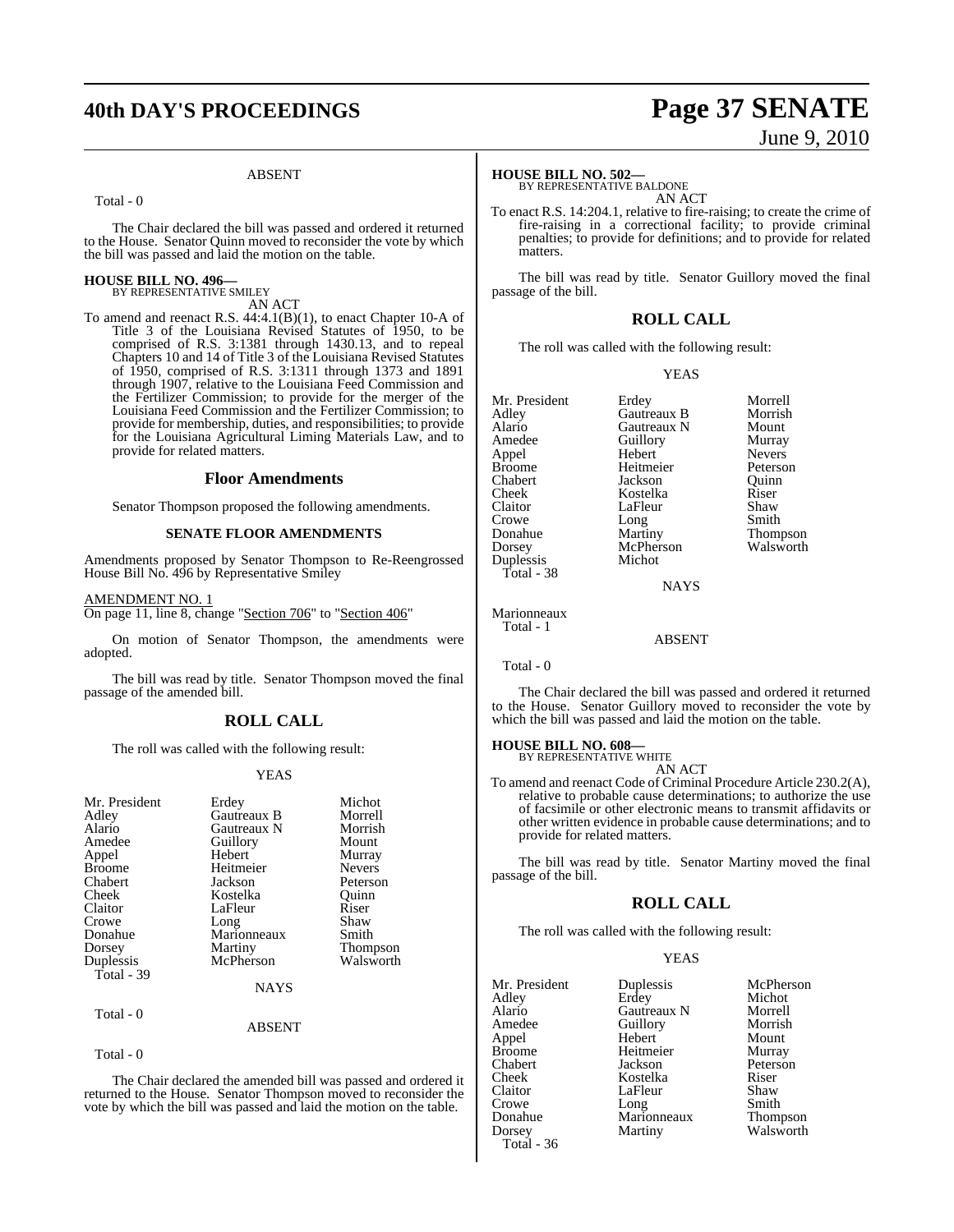ABSENT

Total - 0

The Chair declared the bill was passed and ordered it returned to the House. Senator Quinn moved to reconsider the vote by which the bill was passed and laid the motion on the table.

**HOUSE BILL NO. 496—**
BY REPRESENTATIVE SMILEY

AN ACT

To amend and reenact R.S. 44:4.1(B)(1), to enact Chapter 10-A of Title 3 of the Louisiana Revised Statutes of 1950, to be comprised of R.S. 3:1381 through 1430.13, and to repeal Chapters 10 and 14 of Title 3 of the Louisiana Revised Statutes of 1950, comprised of R.S. 3:1311 through 1373 and 1891 through 1907, relative to the Louisiana Feed Commission and the Fertilizer Commission; to provide for the merger of the Louisiana Feed Commission and the Fertilizer Commission; to provide for membership, duties, and responsibilities; to provide for the Louisiana Agricultural Liming Materials Law, and to provide for related matters.

## Floor Amendments

Senator Thompson proposed the following amendments.

### SENATE FLOOR AMENDMENTS

Amendments proposed by Senator Thompson to Re-Reengrossed House Bill No. 496 by Representative Smiley

AMENDMENT NO. 1
On page 11, line 8, change "Section 706" to "Section 406"

On motion of Senator Thompson, the amendments were adopted.

The bill was read by title. Senator Thompson moved the final passage of the amended bill.

## ROLL CALL

The roll was called with the following result:

YEAS

| | | |
|---|---|---|
| Mr. President | Erdey | Michot |
| Adley | Gautreaux B | Morrell |
| Alario | Gautreaux N | Morrish |
| Amedee | Guillory | Mount |
| Appel | Hebert | Murray |
| Broome | Heitmeier | Nevers |
| Chabert | Jackson | Peterson |
| Cheek | Kostelka | Quinn |
| Claitor | LaFleur | Riser |
| Crowe | Long | Shaw |
| Donahue | Marionneaux | Smith |
| Dorsey | Martiny | Thompson |
| Duplessis | McPherson | Walsworth |

Total - 39

NAYS

Total - 0

ABSENT

Total - 0

The Chair declared the amended bill was passed and ordered it returned to the House. Senator Thompson moved to reconsider the vote by which the bill was passed and laid the motion on the table.

**HOUSE BILL NO. 502—**
BY REPRESENTATIVE BALDONE

AN ACT

To enact R.S. 14:204.1, relative to fire-raising; to create the crime of fire-raising in a correctional facility; to provide criminal penalties; to provide for definitions; and to provide for related matters.

The bill was read by title. Senator Guillory moved the final passage of the bill.

## ROLL CALL

The roll was called with the following result:

YEAS

| | | |
|---|---|---|
| Mr. President | Erdey | Morrell |
| Adley | Gautreaux B | Morrish |
| Alario | Gautreaux N | Mount |
| Amedee | Guillory | Murray |
| Appel | Hebert | Nevers |
| Broome | Heitmeier | Peterson |
| Chabert | Jackson | Quinn |
| Cheek | Kostelka | Riser |
| Claitor | LaFleur | Shaw |
| Crowe | Long | Smith |
| Donahue | Martiny | Thompson |
| Dorsey | McPherson | Walsworth |
| Duplessis | Michot | |

Total - 38

NAYS

Marionneaux

Total - 1

ABSENT

Total - 0

The Chair declared the bill was passed and ordered it returned to the House. Senator Guillory moved to reconsider the vote by which the bill was passed and laid the motion on the table.

**HOUSE BILL NO. 608—**
BY REPRESENTATIVE WHITE

AN ACT

To amend and reenact Code of Criminal Procedure Article 230.2(A), relative to probable cause determinations; to authorize the use of facsimile or other electronic means to transmit affidavits or other written evidence in probable cause determinations; and to provide for related matters.

The bill was read by title. Senator Martiny moved the final passage of the bill.

## ROLL CALL

The roll was called with the following result:

YEAS

| | | |
|---|---|---|
| Mr. President | Duplessis | McPherson |
| Adley | Erdey | Michot |
| Alario | Gautreaux N | Morrell |
| Amedee | Guillory | Morrish |
| Appel | Hebert | Mount |
| Broome | Heitmeier | Murray |
| Chabert | Jackson | Peterson |
| Cheek | Kostelka | Riser |
| Claitor | LaFleur | Shaw |
| Crowe | Long | Smith |
| Donahue | Marionneaux | Thompson |
| Dorsey | Martiny | Walsworth |

Total - 36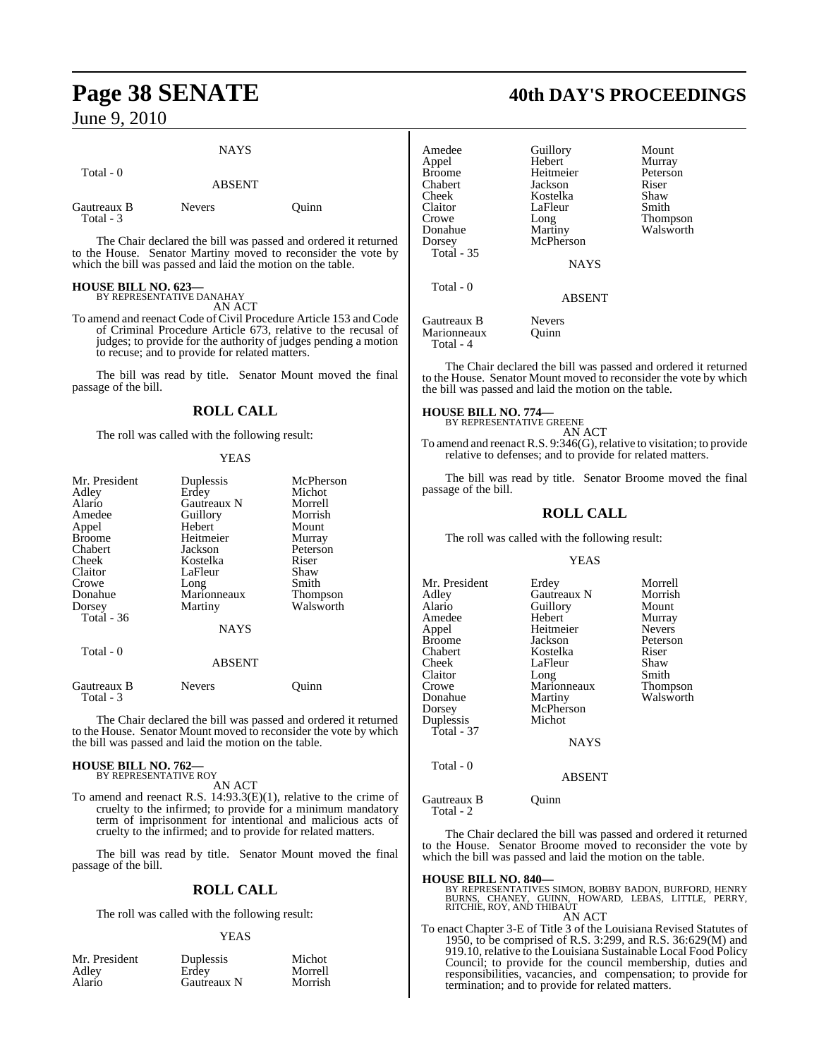NAYS

Total - 0

ABSENT

| | | |
|---|---|---|
| Gautreaux B | Nevers | Quinn |
| Total - 3 | | |

The Chair declared the bill was passed and ordered it returned to the House. Senator Martiny moved to reconsider the vote by which the bill was passed and laid the motion on the table.

**HOUSE BILL NO. 623—**
BY REPRESENTATIVE DANAHAY
AN ACT

To amend and reenact Code of Civil Procedure Article 153 and Code of Criminal Procedure Article 673, relative to the recusal of judges; to provide for the authority of judges pending a motion to recuse; and to provide for related matters.

The bill was read by title. Senator Mount moved the final passage of the bill.

## ROLL CALL

The roll was called with the following result:

YEAS

| | | |
|---|---|---|
| Mr. President | Duplessis | McPherson |
| Adley | Erdey | Michot |
| Alario | Gautreaux N | Morrell |
| Amedee | Guillory | Morrish |
| Appel | Hebert | Mount |
| Broome | Heitmeier | Murray |
| Chabert | Jackson | Peterson |
| Cheek | Kostelka | Riser |
| Claitor | LaFleur | Shaw |
| Crowe | Long | Smith |
| Donahue | Marionneaux | Thompson |
| Dorsey | Martiny | Walsworth |
| Total - 36 | | |

NAYS

Total - 0

ABSENT

| | | |
|---|---|---|
| Gautreaux B | Nevers | Quinn |
| Total - 3 | | |

The Chair declared the bill was passed and ordered it returned to the House. Senator Mount moved to reconsider the vote by which the bill was passed and laid the motion on the table.

**HOUSE BILL NO. 762—**
BY REPRESENTATIVE ROY
AN ACT

To amend and reenact R.S. 14:93.3(E)(1), relative to the crime of cruelty to the infirmed; to provide for a minimum mandatory term of imprisonment for intentional and malicious acts of cruelty to the infirmed; and to provide for related matters.

The bill was read by title. Senator Mount moved the final passage of the bill.

## ROLL CALL

The roll was called with the following result:

YEAS

| | | |
|---|---|---|
| Mr. President | Duplessis | Michot |
| Adley | Erdey | Morrell |
| Alario | Gautreaux N | Morrish |
| Amedee | Guillory | Mount |
| Appel | Hebert | Murray |
| Broome | Heitmeier | Peterson |
| Chabert | Jackson | Riser |
| Cheek | Kostelka | Shaw |
| Claitor | LaFleur | Smith |
| Crowe | Long | Thompson |
| Donahue | Martiny | Walsworth |
| Dorsey | McPherson | |
| Total - 35 | | |

NAYS

Total - 0

ABSENT

| | |
|---|---|
| Gautreaux B | Nevers |
| Marionneaux | Quinn |
| Total - 4 | |

The Chair declared the bill was passed and ordered it returned to the House. Senator Mount moved to reconsider the vote by which the bill was passed and laid the motion on the table.

**HOUSE BILL NO. 774—**
BY REPRESENTATIVE GREENE
AN ACT

To amend and reenact R.S. 9:346(G), relative to visitation; to provide relative to defenses; and to provide for related matters.

The bill was read by title. Senator Broome moved the final passage of the bill.

## ROLL CALL

The roll was called with the following result:

YEAS

| | | |
|---|---|---|
| Mr. President | Erdey | Morrell |
| Adley | Gautreaux N | Morrish |
| Alario | Guillory | Mount |
| Amedee | Hebert | Murray |
| Appel | Heitmeier | Nevers |
| Broome | Jackson | Peterson |
| Chabert | Kostelka | Riser |
| Cheek | LaFleur | Shaw |
| Claitor | Long | Smith |
| Crowe | Marionneaux | Thompson |
| Donahue | Martiny | Walsworth |
| Dorsey | McPherson | |
| Duplessis | Michot | |
| Total - 37 | | |

NAYS

Total - 0

ABSENT

| | |
|---|---|
| Gautreaux B | Quinn |
| Total - 2 | |

The Chair declared the bill was passed and ordered it returned to the House. Senator Broome moved to reconsider the vote by which the bill was passed and laid the motion on the table.

**HOUSE BILL NO. 840—**
BY REPRESENTATIVES SIMON, BOBBY BADON, BURFORD, HENRY BURNS, CHANEY, GUINN, HOWARD, LEBAS, LITTLE, PERRY, RITCHIE, ROY, AND THIBAUT
AN ACT

To enact Chapter 3-E of Title 3 of the Louisiana Revised Statutes of 1950, to be comprised of R.S. 3:299, and R.S. 36:629(M) and 919.10, relative to the Louisiana Sustainable Local Food Policy Council; to provide for the council membership, duties and responsibilities, vacancies, and compensation; to provide for termination; and to provide for related matters.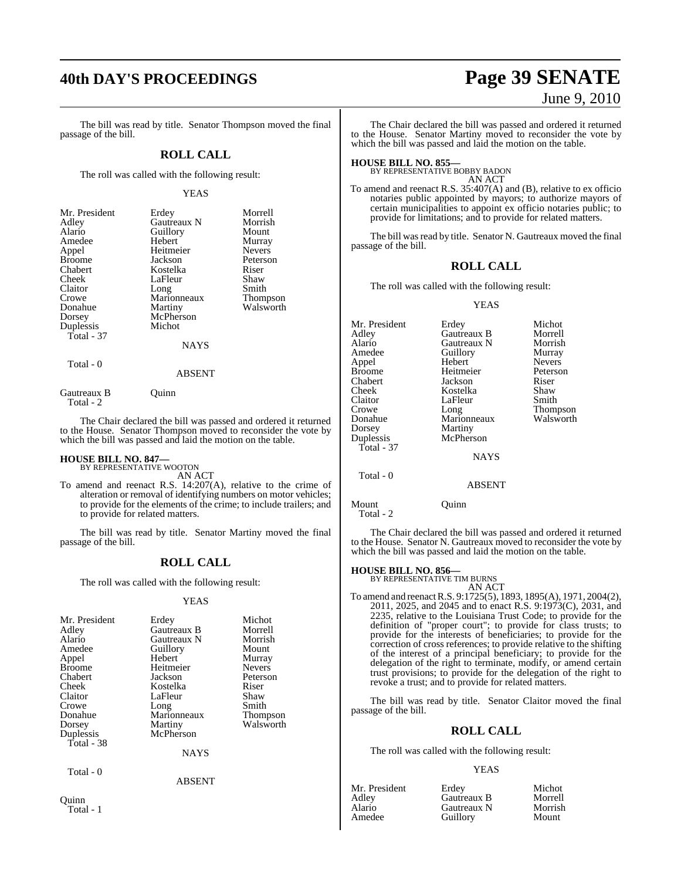The bill was read by title. Senator Thompson moved the final passage of the bill.

## ROLL CALL

The roll was called with the following result:

YEAS

| | | |
|---|---|---|
| Mr. President | Erdey | Morrell |
| Adley | Gautreaux N | Morrish |
| Alario | Guillory | Mount |
| Amedee | Hebert | Murray |
| Appel | Heitmeier | Nevers |
| Broome | Jackson | Peterson |
| Chabert | Kostelka | Riser |
| Cheek | LaFleur | Shaw |
| Claitor | Long | Smith |
| Crowe | Marionneaux | Thompson |
| Donahue | Martiny | Walsworth |
| Dorsey | McPherson | |
| Duplessis | Michot | |

Total - 37

NAYS

Total - 0

ABSENT

| | |
|---|---|
| Gautreaux B | Quinn |

Total - 2

The Chair declared the bill was passed and ordered it returned to the House. Senator Thompson moved to reconsider the vote by which the bill was passed and laid the motion on the table.

**HOUSE BILL NO. 847—**
BY REPRESENTATIVE WOOTON
AN ACT

To amend and reenact R.S. 14:207(A), relative to the crime of alteration or removal of identifying numbers on motor vehicles; to provide for the elements of the crime; to include trailers; and to provide for related matters.

The bill was read by title. Senator Martiny moved the final passage of the bill.

## ROLL CALL

The roll was called with the following result:

YEAS

| | | |
|---|---|---|
| Mr. President | Erdey | Michot |
| Adley | Gautreaux B | Morrell |
| Alario | Gautreaux N | Morrish |
| Amedee | Guillory | Mount |
| Appel | Hebert | Murray |
| Broome | Heitmeier | Nevers |
| Chabert | Jackson | Peterson |
| Cheek | Kostelka | Riser |
| Claitor | LaFleur | Shaw |
| Crowe | Long | Smith |
| Donahue | Marionneaux | Thompson |
| Dorsey | Martiny | Walsworth |
| Duplessis | McPherson | |

Total - 38

NAYS

Total - 0

ABSENT

Quinn

Total - 1

The Chair declared the bill was passed and ordered it returned to the House. Senator Martiny moved to reconsider the vote by which the bill was passed and laid the motion on the table.

**HOUSE BILL NO. 855—**
BY REPRESENTATIVE BOBBY BADON
AN ACT

To amend and reenact R.S. 35:407(A) and (B), relative to ex officio notaries public appointed by mayors; to authorize mayors of certain municipalities to appoint ex officio notaries public; to provide for limitations; and to provide for related matters.

The bill was read by title. Senator N. Gautreaux moved the final passage of the bill.

## ROLL CALL

The roll was called with the following result:

YEAS

| | | |
|---|---|---|
| Mr. President | Erdey | Michot |
| Adley | Gautreaux B | Morrell |
| Alario | Gautreaux N | Morrish |
| Amedee | Guillory | Murray |
| Appel | Hebert | Nevers |
| Broome | Heitmeier | Peterson |
| Chabert | Jackson | Riser |
| Cheek | Kostelka | Shaw |
| Claitor | LaFleur | Smith |
| Crowe | Long | Thompson |
| Donahue | Marionneaux | Walsworth |
| Dorsey | Martiny | |
| Duplessis | McPherson | |

Total - 37

NAYS

Total - 0

ABSENT

| | |
|---|---|
| Mount | Quinn |

Total - 2

The Chair declared the bill was passed and ordered it returned to the House. Senator N. Gautreaux moved to reconsider the vote by which the bill was passed and laid the motion on the table.

**HOUSE BILL NO. 856—**
BY REPRESENTATIVE TIM BURNS
AN ACT

To amend and reenact R.S. 9:1725(5), 1893, 1895(A), 1971, 2004(2), 2011, 2025, and 2045 and to enact R.S. 9:1973(C), 2031, and 2235, relative to the Louisiana Trust Code; to provide for the definition of "proper court"; to provide for class trusts; to provide for the interests of beneficiaries; to provide for the correction of cross references; to provide relative to the shifting of the interest of a principal beneficiary; to provide for the delegation of the right to terminate, modify, or amend certain trust provisions; to provide for the delegation of the right to revoke a trust; and to provide for related matters.

The bill was read by title. Senator Claitor moved the final passage of the bill.

## ROLL CALL

The roll was called with the following result:

YEAS

| | | |
|---|---|---|
| Mr. President | Erdey | Michot |
| Adley | Gautreaux B | Morrell |
| Alario | Gautreaux N | Morrish |
| Amedee | Guillory | Mount |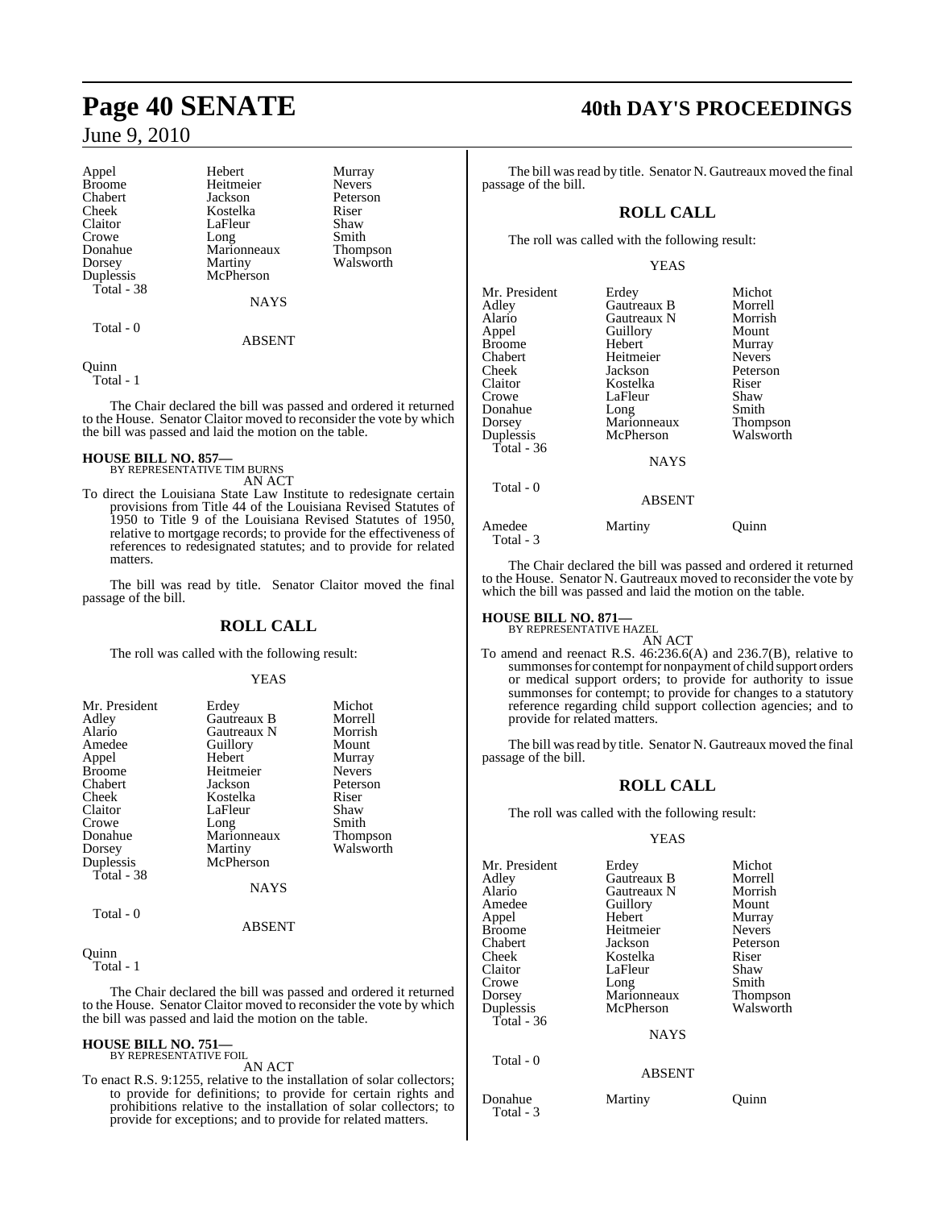| | | |
|---|---|---|
| Appel | Hebert | Murray |
| Broome | Heitmeier | Nevers |
| Chabert | Jackson | Peterson |
| Cheek | Kostelka | Riser |
| Claitor | LaFleur | Shaw |
| Crowe | Long | Smith |
| Donahue | Marionneaux | Thompson |
| Dorsey | Martiny | Walsworth |
| Duplessis | McPherson | |
| Total - 38 | | |

NAYS

Total - 0

ABSENT

Quinn
Total - 1

The Chair declared the bill was passed and ordered it returned to the House. Senator Claitor moved to reconsider the vote by which the bill was passed and laid the motion on the table.

**HOUSE BILL NO. 857—**
BY REPRESENTATIVE TIM BURNS
AN ACT

To direct the Louisiana State Law Institute to redesignate certain provisions from Title 44 of the Louisiana Revised Statutes of 1950 to Title 9 of the Louisiana Revised Statutes of 1950, relative to mortgage records; to provide for the effectiveness of references to redesignated statutes; and to provide for related matters.

The bill was read by title. Senator Claitor moved the final passage of the bill.

## ROLL CALL

The roll was called with the following result:

YEAS

| | | |
|---|---|---|
| Mr. President | Erdey | Michot |
| Adley | Gautreaux B | Morrell |
| Alario | Gautreaux N | Morrish |
| Amedee | Guillory | Mount |
| Appel | Hebert | Murray |
| Broome | Heitmeier | Nevers |
| Chabert | Jackson | Peterson |
| Cheek | Kostelka | Riser |
| Claitor | LaFleur | Shaw |
| Crowe | Long | Smith |
| Donahue | Marionneaux | Thompson |
| Dorsey | Martiny | Walsworth |
| Duplessis | McPherson | |
| Total - 38 | | |

NAYS

Total - 0

ABSENT

Quinn
Total - 1

The Chair declared the bill was passed and ordered it returned to the House. Senator Claitor moved to reconsider the vote by which the bill was passed and laid the motion on the table.

**HOUSE BILL NO. 751—**
BY REPRESENTATIVE FOIL
AN ACT

To enact R.S. 9:1255, relative to the installation of solar collectors; to provide for definitions; to provide for certain rights and prohibitions relative to the installation of solar collectors; to provide for exceptions; and to provide for related matters.

The bill was read by title. Senator N. Gautreaux moved the final passage of the bill.

## ROLL CALL

The roll was called with the following result:

YEAS

| | | |
|---|---|---|
| Mr. President | Erdey | Michot |
| Adley | Gautreaux B | Morrell |
| Alario | Gautreaux N | Morrish |
| Appel | Guillory | Mount |
| Broome | Hebert | Murray |
| Chabert | Heitmeier | Nevers |
| Cheek | Jackson | Peterson |
| Claitor | Kostelka | Riser |
| Crowe | LaFleur | Shaw |
| Donahue | Long | Smith |
| Dorsey | Marionneaux | Thompson |
| Duplessis | McPherson | Walsworth |
| Total - 36 | | |

NAYS

Total - 0

ABSENT

| | | |
|---|---|---|
| Amedee | Martiny | Quinn |
| Total - 3 | | |

The Chair declared the bill was passed and ordered it returned to the House. Senator N. Gautreaux moved to reconsider the vote by which the bill was passed and laid the motion on the table.

**HOUSE BILL NO. 871—**
BY REPRESENTATIVE HAZEL
AN ACT

To amend and reenact R.S. 46:236.6(A) and 236.7(B), relative to summonses for contempt for nonpayment of child support orders or medical support orders; to provide for authority to issue summonses for contempt; to provide for changes to a statutory reference regarding child support collection agencies; and to provide for related matters.

The bill was read by title. Senator N. Gautreaux moved the final passage of the bill.

## ROLL CALL

The roll was called with the following result:

YEAS

| | | |
|---|---|---|
| Mr. President | Erdey | Michot |
| Adley | Gautreaux B | Morrell |
| Alario | Gautreaux N | Morrish |
| Amedee | Guillory | Mount |
| Appel | Hebert | Murray |
| Broome | Heitmeier | Nevers |
| Chabert | Jackson | Peterson |
| Cheek | Kostelka | Riser |
| Claitor | LaFleur | Shaw |
| Crowe | Long | Smith |
| Dorsey | Marionneaux | Thompson |
| Duplessis | McPherson | Walsworth |
| Total - 36 | | |

NAYS

Total - 0

ABSENT

| | | |
|---|---|---|
| Donahue | Martiny | Quinn |
| Total - 3 | | |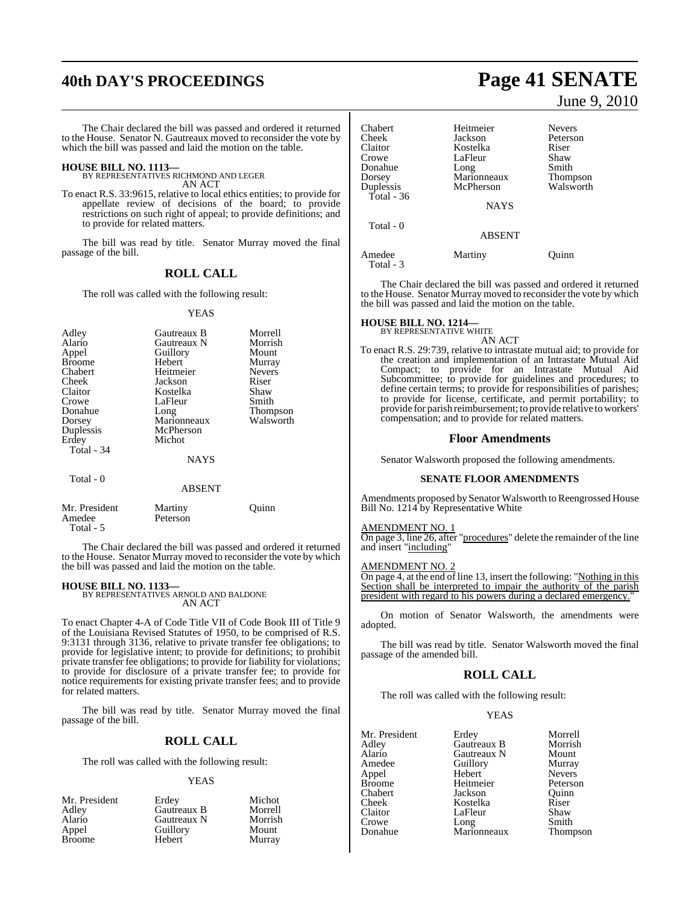The Chair declared the bill was passed and ordered it returned to the House. Senator N. Gautreaux moved to reconsider the vote by which the bill was passed and laid the motion on the table.

**HOUSE BILL NO. 1113—**
BY REPRESENTATIVES RICHMOND AND LEGER
AN ACT

To enact R.S. 33:9615, relative to local ethics entities; to provide for appellate review of decisions of the board; to provide restrictions on such right of appeal; to provide definitions; and to provide for related matters.

The bill was read by title. Senator Murray moved the final passage of the bill.

## ROLL CALL

The roll was called with the following result:

YEAS

| | | |
|---|---|---|
| Adley | Gautreaux B | Morrell |
| Alario | Gautreaux N | Morrish |
| Appel | Guillory | Mount |
| Broome | Hebert | Murray |
| Chabert | Heitmeier | Nevers |
| Cheek | Jackson | Riser |
| Claitor | Kostelka | Shaw |
| Crowe | LaFleur | Smith |
| Donahue | Long | Thompson |
| Dorsey | Marionneaux | Walsworth |
| Duplessis | McPherson | |
| Erdey | Michot | |

Total - 34

NAYS

Total - 0

ABSENT

| | | |
|---|---|---|
| Mr. President | Martiny | Quinn |
| Amedee | Peterson | |

Total - 5

The Chair declared the bill was passed and ordered it returned to the House. Senator Murray moved to reconsider the vote by which the bill was passed and laid the motion on the table.

**HOUSE BILL NO. 1133—**
BY REPRESENTATIVES ARNOLD AND BALDONE
AN ACT

To enact Chapter 4-A of Code Title VII of Code Book III of Title 9 of the Louisiana Revised Statutes of 1950, to be comprised of R.S. 9:3131 through 3136, relative to private transfer fee obligations; to provide for legislative intent; to provide for definitions; to prohibit private transfer fee obligations; to provide for liability for violations; to provide for disclosure of a private transfer fee; to provide for notice requirements for existing private transfer fees; and to provide for related matters.

The bill was read by title. Senator Murray moved the final passage of the bill.

## ROLL CALL

The roll was called with the following result:

YEAS

| | | |
|---|---|---|
| Mr. President | Erdey | Michot |
| Adley | Gautreaux B | Morrell |
| Alario | Gautreaux N | Morrish |
| Appel | Guillory | Mount |
| Broome | Hebert | Murray |
| Chabert | Heitmeier | Nevers |
| Cheek | Jackson | Peterson |
| Claitor | Kostelka | Riser |
| Crowe | LaFleur | Shaw |
| Donahue | Long | Smith |
| Dorsey | Marionneaux | Thompson |
| Duplessis | McPherson | Walsworth |

Total - 36

NAYS

Total - 0

ABSENT

| | | |
|---|---|---|
| Amedee | Martiny | Quinn |

Total - 3

The Chair declared the bill was passed and ordered it returned to the House. Senator Murray moved to reconsider the vote by which the bill was passed and laid the motion on the table.

**HOUSE BILL NO. 1214—**
BY REPRESENTATIVE WHITE
AN ACT

To enact R.S. 29:739, relative to intrastate mutual aid; to provide for the creation and implementation of an Intrastate Mutual Aid Compact; to provide for an Intrastate Mutual Aid Subcommittee; to provide for guidelines and procedures; to define certain terms; to provide for responsibilities of parishes; to provide for license, certificate, and permit portability; to provide for parish reimbursement; to provide relative to workers' compensation; and to provide for related matters.

## Floor Amendments

Senator Walsworth proposed the following amendments.

### SENATE FLOOR AMENDMENTS

Amendments proposed by Senator Walsworth to Reengrossed House Bill No. 1214 by Representative White

AMENDMENT NO. 1
On page 3, line 26, after "procedures" delete the remainder of the line and insert "including"

AMENDMENT NO. 2
On page 4, at the end of line 13, insert the following: "Nothing in this Section shall be interpreted to impair the authority of the parish president with regard to his powers during a declared emergency."

On motion of Senator Walsworth, the amendments were adopted.

The bill was read by title. Senator Walsworth moved the final passage of the amended bill.

## ROLL CALL

The roll was called with the following result:

YEAS

| | | |
|---|---|---|
| Mr. President | Erdey | Morrell |
| Adley | Gautreaux B | Morrish |
| Alario | Gautreaux N | Mount |
| Amedee | Guillory | Murray |
| Appel | Hebert | Nevers |
| Broome | Heitmeier | Peterson |
| Chabert | Jackson | Quinn |
| Cheek | Kostelka | Riser |
| Claitor | LaFleur | Shaw |
| Crowe | Long | Smith |
| Donahue | Marionneaux | Thompson |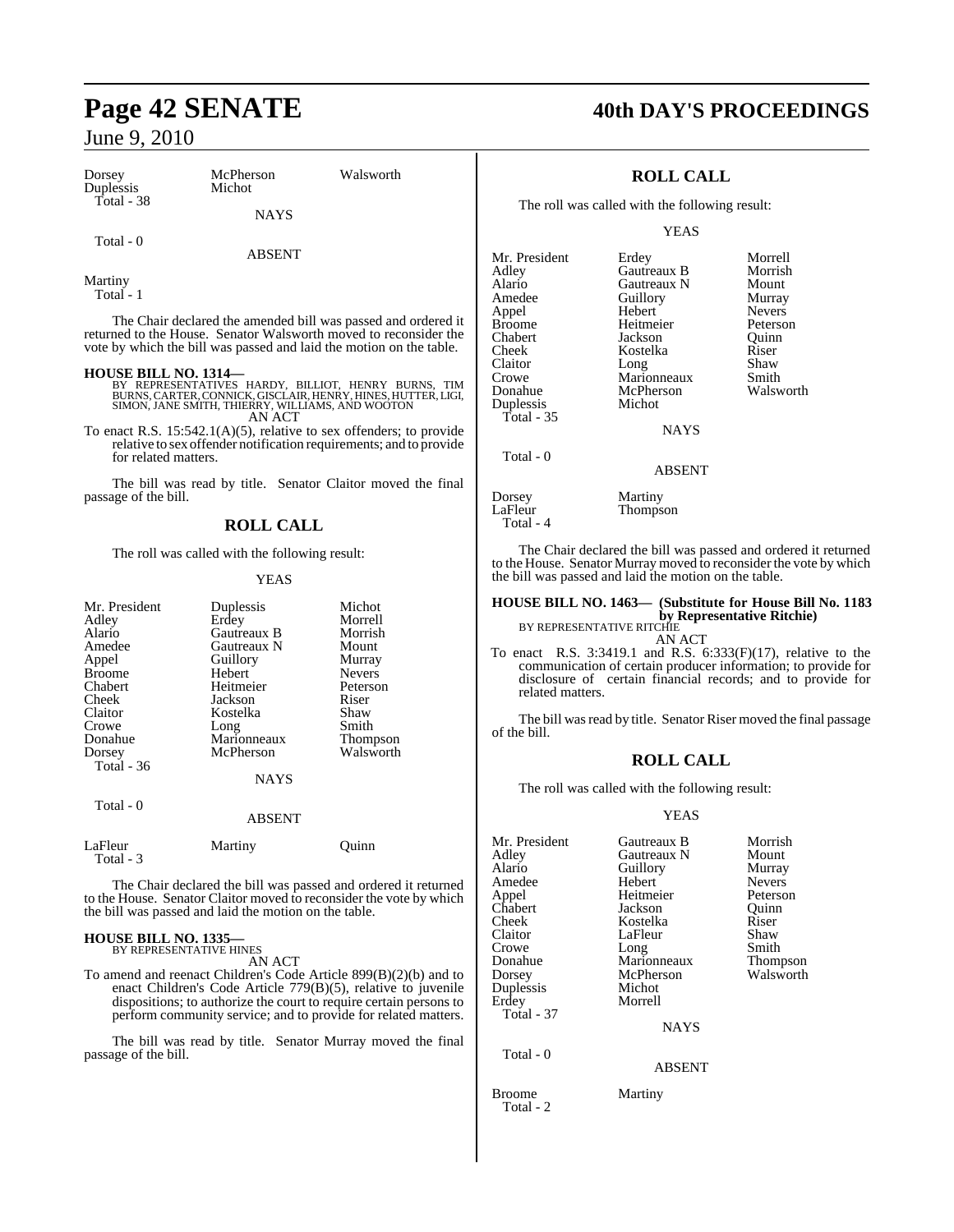| Dorsey | McPherson | Walsworth |
|---|---|---|
| Duplessis | Michot | |
| Total - 38 | | |

NAYS

Total - 0

ABSENT

Martiny
Total - 1

The Chair declared the amended bill was passed and ordered it returned to the House. Senator Walsworth moved to reconsider the vote by which the bill was passed and laid the motion on the table.

**HOUSE BILL NO. 1314—**
BY REPRESENTATIVES HARDY, BILLIOT, HENRY BURNS, TIM BURNS, CARTER, CONNICK, GISCLAIR, HENRY, HINES, HUTTER, LIGI, SIMON, JANE SMITH, THIERRY, WILLIAMS, AND WOOTON
AN ACT

To enact R.S. 15:542.1(A)(5), relative to sex offenders; to provide relative to sex offender notification requirements; and to provide for related matters.

The bill was read by title. Senator Claitor moved the final passage of the bill.

## ROLL CALL

The roll was called with the following result:

YEAS

| Mr. President | Duplessis | Michot |
|---|---|---|
| Adley | Erdey | Morrell |
| Alario | Gautreaux B | Morrish |
| Amedee | Gautreaux N | Mount |
| Appel | Guillory | Murray |
| Broome | Hebert | Nevers |
| Chabert | Heitmeier | Peterson |
| Cheek | Jackson | Riser |
| Claitor | Kostelka | Shaw |
| Crowe | Long | Smith |
| Donahue | Marionneaux | Thompson |
| Dorsey | McPherson | Walsworth |
| Total - 36 | | |

NAYS

Total - 0

ABSENT

| LaFleur | Martiny | Quinn |
|---|---|---|
| Total - 3 | | |

The Chair declared the bill was passed and ordered it returned to the House. Senator Claitor moved to reconsider the vote by which the bill was passed and laid the motion on the table.

**HOUSE BILL NO. 1335—**
BY REPRESENTATIVE HINES
AN ACT

To amend and reenact Children's Code Article 899(B)(2)(b) and to enact Children's Code Article 779(B)(5), relative to juvenile dispositions; to authorize the court to require certain persons to perform community service; and to provide for related matters.

The bill was read by title. Senator Murray moved the final passage of the bill.

## ROLL CALL

The roll was called with the following result:

YEAS

| Mr. President | Erdey | Morrell |
|---|---|---|
| Adley | Gautreaux B | Morrish |
| Alario | Gautreaux N | Mount |
| Amedee | Guillory | Murray |
| Appel | Hebert | Nevers |
| Broome | Heitmeier | Peterson |
| Chabert | Jackson | Quinn |
| Cheek | Kostelka | Riser |
| Claitor | Long | Shaw |
| Crowe | Marionneaux | Smith |
| Donahue | McPherson | Walsworth |
| Duplessis | Michot | |
| Total - 35 | | |

NAYS

Total - 0

ABSENT

| Dorsey | Martiny |
|---|---|
| LaFleur | Thompson |
| Total - 4 | |

The Chair declared the bill was passed and ordered it returned to the House. Senator Murray moved to reconsider the vote by which the bill was passed and laid the motion on the table.

**HOUSE BILL NO. 1463— (Substitute for House Bill No. 1183 by Representative Ritchie)**
BY REPRESENTATIVE RITCHIE
AN ACT

To enact R.S. 3:3419.1 and R.S. 6:333(F)(17), relative to the communication of certain producer information; to provide for disclosure of certain financial records; and to provide for related matters.

The bill was read by title. Senator Riser moved the final passage of the bill.

## ROLL CALL

The roll was called with the following result:

YEAS

| Mr. President | Gautreaux B | Morrish |
|---|---|---|
| Adley | Gautreaux N | Mount |
| Alario | Guillory | Murray |
| Amedee | Hebert | Nevers |
| Appel | Heitmeier | Peterson |
| Chabert | Jackson | Quinn |
| Cheek | Kostelka | Riser |
| Claitor | LaFleur | Shaw |
| Crowe | Long | Smith |
| Donahue | Marionneaux | Thompson |
| Dorsey | McPherson | Walsworth |
| Duplessis | Michot | |
| Erdey | Morrell | |
| Total - 37 | | |

NAYS

Total - 0

ABSENT

| Broome | Martiny |
|---|---|
| Total - 2 | |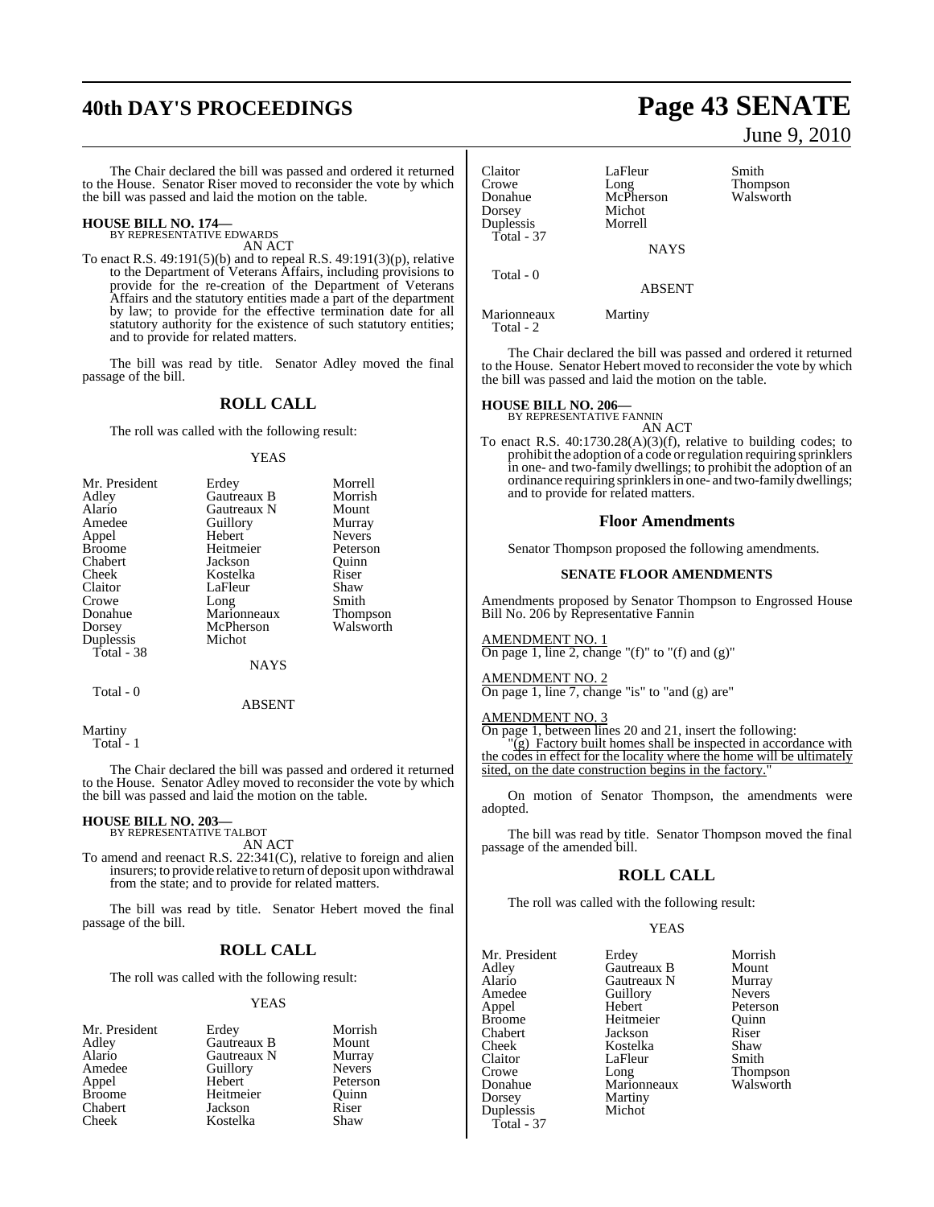The Chair declared the bill was passed and ordered it returned to the House. Senator Riser moved to reconsider the vote by which the bill was passed and laid the motion on the table.

**HOUSE BILL NO. 174—**
BY REPRESENTATIVE EDWARDS
AN ACT

To enact R.S. 49:191(5)(b) and to repeal R.S. 49:191(3)(p), relative to the Department of Veterans Affairs, including provisions to provide for the re-creation of the Department of Veterans Affairs and the statutory entities made a part of the department by law; to provide for the effective termination date for all statutory authority for the existence of such statutory entities; and to provide for related matters.

The bill was read by title. Senator Adley moved the final passage of the bill.

## ROLL CALL

The roll was called with the following result:

YEAS

| | | |
|---|---|---|
| Mr. President | Erdey | Morrell |
| Adley | Gautreaux B | Morrish |
| Alario | Gautreaux N | Mount |
| Amedee | Guillory | Murray |
| Appel | Hebert | Nevers |
| Broome | Heitmeier | Peterson |
| Chabert | Jackson | Quinn |
| Cheek | Kostelka | Riser |
| Claitor | LaFleur | Shaw |
| Crowe | Long | Smith |
| Donahue | Marionneaux | Thompson |
| Dorsey | McPherson | Walsworth |
| Duplessis | Michot | |

Total - 38

NAYS

Total - 0

ABSENT

Martiny

Total - 1

The Chair declared the bill was passed and ordered it returned to the House. Senator Adley moved to reconsider the vote by which the bill was passed and laid the motion on the table.

**HOUSE BILL NO. 203—**
BY REPRESENTATIVE TALBOT
AN ACT

To amend and reenact R.S. 22:341(C), relative to foreign and alien insurers; to provide relative to return of deposit upon withdrawal from the state; and to provide for related matters.

The bill was read by title. Senator Hebert moved the final passage of the bill.

## ROLL CALL

The roll was called with the following result:

YEAS

| | | |
|---|---|---|
| Mr. President | Erdey | Morrish |
| Adley | Gautreaux B | Mount |
| Alario | Gautreaux N | Murray |
| Amedee | Guillory | Nevers |
| Appel | Hebert | Peterson |
| Broome | Heitmeier | Quinn |
| Chabert | Jackson | Riser |
| Cheek | Kostelka | Shaw |
| Claitor | LaFleur | Smith |
| Crowe | Long | Thompson |
| Donahue | McPherson | Walsworth |
| Dorsey | Michot | |
| Duplessis | Morrell | |

Total - 37

NAYS

Total - 0

ABSENT

Marionneaux Martiny

Total - 2

The Chair declared the bill was passed and ordered it returned to the House. Senator Hebert moved to reconsider the vote by which the bill was passed and laid the motion on the table.

**HOUSE BILL NO. 206—**
BY REPRESENTATIVE FANNIN
AN ACT

To enact R.S. 40:1730.28(A)(3)(f), relative to building codes; to prohibit the adoption of a code or regulation requiring sprinklers in one- and two-family dwellings; to prohibit the adoption of an ordinance requiring sprinklers in one- and two-family dwellings; and to provide for related matters.

## Floor Amendments

Senator Thompson proposed the following amendments.

### SENATE FLOOR AMENDMENTS

Amendments proposed by Senator Thompson to Engrossed House Bill No. 206 by Representative Fannin

AMENDMENT NO. 1
On page 1, line 2, change "(f)" to "(f) and (g)"

AMENDMENT NO. 2
On page 1, line 7, change "is" to "and (g) are"

AMENDMENT NO. 3
On page 1, between lines 20 and 21, insert the following:
"(g) Factory built homes shall be inspected in accordance with the codes in effect for the locality where the home will be ultimately sited, on the date construction begins in the factory."

On motion of Senator Thompson, the amendments were adopted.

The bill was read by title. Senator Thompson moved the final passage of the amended bill.

## ROLL CALL

The roll was called with the following result:

YEAS

| | | |
|---|---|---|
| Mr. President | Erdey | Morrish |
| Adley | Gautreaux B | Mount |
| Alario | Gautreaux N | Murray |
| Amedee | Guillory | Nevers |
| Appel | Hebert | Peterson |
| Broome | Heitmeier | Quinn |
| Chabert | Jackson | Riser |
| Cheek | Kostelka | Shaw |
| Claitor | LaFleur | Smith |
| Crowe | Long | Thompson |
| Donahue | Marionneaux | Walsworth |
| Dorsey | Martiny | |
| Duplessis | Michot | |

Total - 37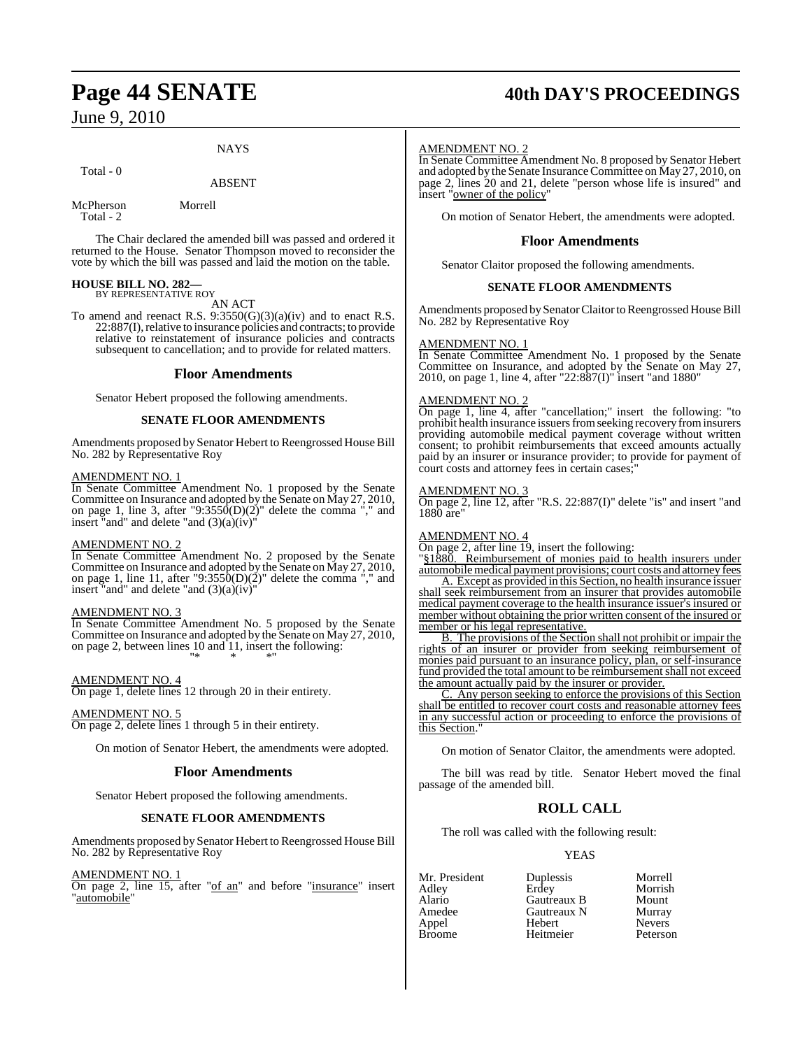NAYS

Total - 0

ABSENT

McPherson Morrell
Total - 2

The Chair declared the amended bill was passed and ordered it returned to the House. Senator Thompson moved to reconsider the vote by which the bill was passed and laid the motion on the table.

**HOUSE BILL NO. 282—**
BY REPRESENTATIVE ROY

AN ACT

To amend and reenact R.S. 9:3550(G)(3)(a)(iv) and to enact R.S. 22:887(I), relative to insurance policies and contracts; to provide relative to reinstatement of insurance policies and contracts subsequent to cancellation; and to provide for related matters.

## Floor Amendments

Senator Hebert proposed the following amendments.

### SENATE FLOOR AMENDMENTS

Amendments proposed by Senator Hebert to Reengrossed House Bill No. 282 by Representative Roy

AMENDMENT NO. 1
In Senate Committee Amendment No. 1 proposed by the Senate Committee on Insurance and adopted by the Senate on May 27, 2010, on page 1, line 3, after "9:3550(D)(2)" delete the comma "," and insert "and" and delete "and (3)(a)(iv)"

AMENDMENT NO. 2
In Senate Committee Amendment No. 2 proposed by the Senate Committee on Insurance and adopted by the Senate on May 27, 2010, on page 1, line 11, after "9:3550(D)(2)" delete the comma "," and insert "and" and delete "and (3)(a)(iv)"

AMENDMENT NO. 3
In Senate Committee Amendment No. 5 proposed by the Senate Committee on Insurance and adopted by the Senate on May 27, 2010, on page 2, between lines 10 and 11, insert the following:
"* * *"

AMENDMENT NO. 4
On page 1, delete lines 12 through 20 in their entirety.

AMENDMENT NO. 5
On page 2, delete lines 1 through 5 in their entirety.

On motion of Senator Hebert, the amendments were adopted.

## Floor Amendments

Senator Hebert proposed the following amendments.

### SENATE FLOOR AMENDMENTS

Amendments proposed by Senator Hebert to Reengrossed House Bill No. 282 by Representative Roy

AMENDMENT NO. 1
On page 2, line 15, after "of an" and before "insurance" insert "automobile"

AMENDMENT NO. 2
In Senate Committee Amendment No. 8 proposed by Senator Hebert and adopted by the Senate Insurance Committee on May 27, 2010, on page 2, lines 20 and 21, delete "person whose life is insured" and insert "owner of the policy"

On motion of Senator Hebert, the amendments were adopted.

## Floor Amendments

Senator Claitor proposed the following amendments.

### SENATE FLOOR AMENDMENTS

Amendments proposed by Senator Claitor to Reengrossed House Bill No. 282 by Representative Roy

AMENDMENT NO. 1
In Senate Committee Amendment No. 1 proposed by the Senate Committee on Insurance, and adopted by the Senate on May 27, 2010, on page 1, line 4, after "22:887(I)" insert "and 1880"

AMENDMENT NO. 2
On page 1, line 4, after "cancellation;" insert the following: "to prohibit health insurance issuers from seeking recovery from insurers providing automobile medical payment coverage without written consent; to prohibit reimbursements that exceed amounts actually paid by an insurer or insurance provider; to provide for payment of court costs and attorney fees in certain cases;"

AMENDMENT NO. 3
On page 2, line 12, after "R.S. 22:887(I)" delete "is" and insert "and 1880 are"

AMENDMENT NO. 4
On page 2, after line 19, insert the following:
"§1880. Reimbursement of monies paid to health insurers under automobile medical payment provisions; court costs and attorney fees

A. Except as provided in this Section, no health insurance issuer shall seek reimbursement from an insurer that provides automobile medical payment coverage to the health insurance issuer's insured or member without obtaining the prior written consent of the insured or member or his legal representative.

B. The provisions of the Section shall not prohibit or impair the rights of an insurer or provider from seeking reimbursement of monies paid pursuant to an insurance policy, plan, or self-insurance fund provided the total amount to be reimbursement shall not exceed the amount actually paid by the insurer or provider.

C. Any person seeking to enforce the provisions of this Section shall be entitled to recover court costs and reasonable attorney fees in any successful action or proceeding to enforce the provisions of this Section."

On motion of Senator Claitor, the amendments were adopted.

The bill was read by title. Senator Hebert moved the final passage of the amended bill.

## ROLL CALL

The roll was called with the following result:

YEAS

| | | |
|---|---|---|
| Mr. President | Duplessis | Morrell |
| Adley | Erdey | Morrish |
| Alario | Gautreaux B | Mount |
| Amedee | Gautreaux N | Murray |
| Appel | Hebert | Nevers |
| Broome | Heitmeier | Peterson |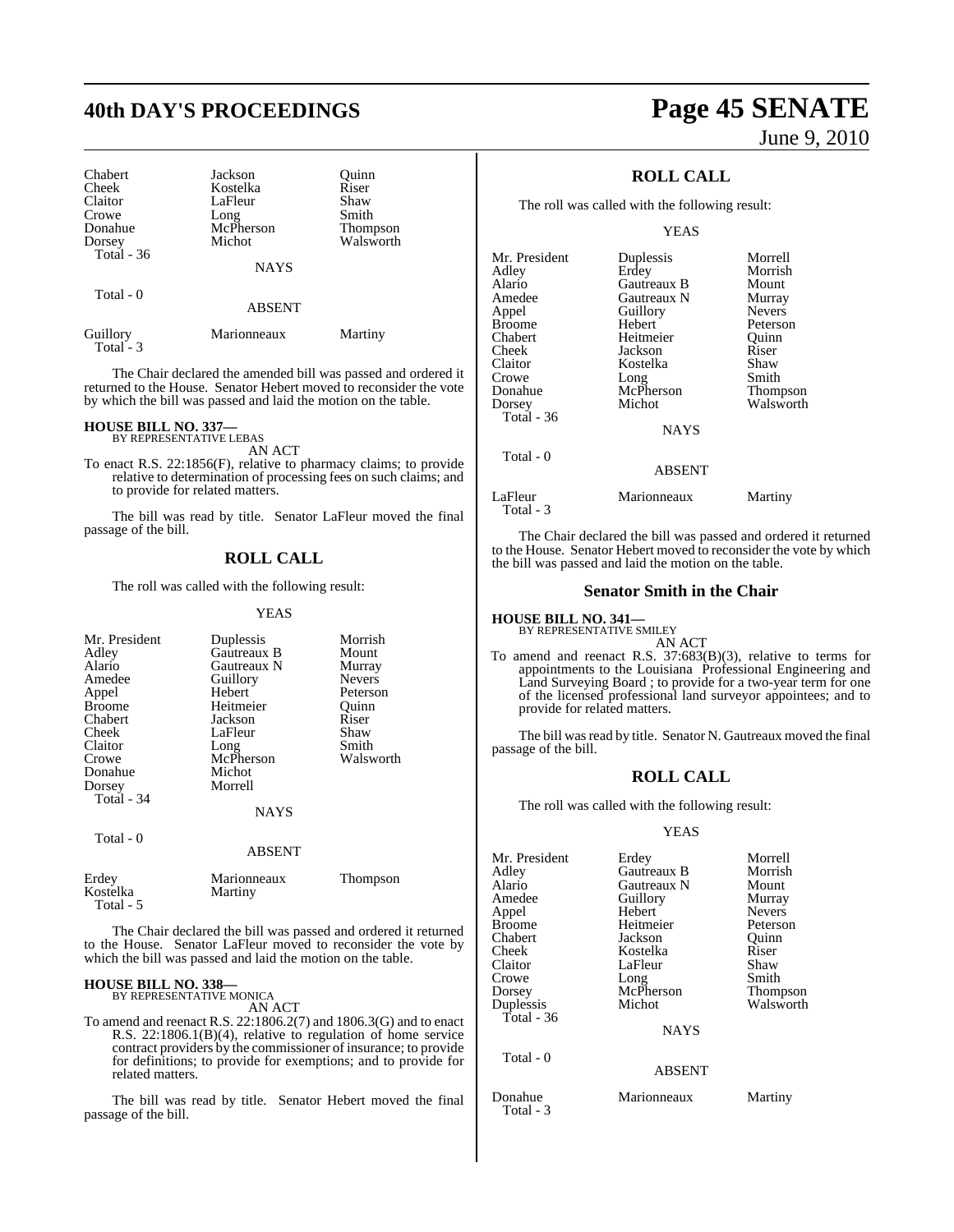| Chabert | Jackson | Quinn |
|---|---|---|
| Cheek | Kostelka | Riser |
| Claitor | LaFleur | Shaw |
| Crowe | Long | Smith |
| Donahue | McPherson | Thompson |
| Dorsey | Michot | Walsworth |
| Total - 36 | | |

NAYS

Total - 0

ABSENT

| Guillory | Marionneaux | Martiny |
|---|---|---|
| Total - 3 | | |

The Chair declared the amended bill was passed and ordered it returned to the House. Senator Hebert moved to reconsider the vote by which the bill was passed and laid the motion on the table.

**HOUSE BILL NO. 337—**
BY REPRESENTATIVE LEBAS

AN ACT

To enact R.S. 22:1856(F), relative to pharmacy claims; to provide relative to determination of processing fees on such claims; and to provide for related matters.

The bill was read by title. Senator LaFleur moved the final passage of the bill.

## ROLL CALL

The roll was called with the following result:

YEAS

| Mr. President | Duplessis | Morrish |
|---|---|---|
| Adley | Gautreaux B | Mount |
| Alario | Gautreaux N | Murray |
| Amedee | Guillory | Nevers |
| Appel | Hebert | Peterson |
| Broome | Heitmeier | Quinn |
| Chabert | Jackson | Riser |
| Cheek | LaFleur | Shaw |
| Claitor | Long | Smith |
| Crowe | McPherson | Walsworth |
| Donahue | Michot | |
| Dorsey | Morrell | |
| Total - 34 | | |

NAYS

Total - 0

ABSENT

| Erdey | Marionneaux | Thompson |
|---|---|---|
| Kostelka | Martiny | |
| Total - 5 | | |

The Chair declared the bill was passed and ordered it returned to the House. Senator LaFleur moved to reconsider the vote by which the bill was passed and laid the motion on the table.

**HOUSE BILL NO. 338—**
BY REPRESENTATIVE MONICA

AN ACT

To amend and reenact R.S. 22:1806.2(7) and 1806.3(G) and to enact R.S. 22:1806.1(B)(4), relative to regulation of home service contract providers by the commissioner of insurance; to provide for definitions; to provide for exemptions; and to provide for related matters.

The bill was read by title. Senator Hebert moved the final passage of the bill.

## ROLL CALL

The roll was called with the following result:

YEAS

| Mr. President | Duplessis | Morrell |
|---|---|---|
| Adley | Erdey | Morrish |
| Alario | Gautreaux B | Mount |
| Amedee | Gautreaux N | Murray |
| Appel | Guillory | Nevers |
| Broome | Hebert | Peterson |
| Chabert | Heitmeier | Quinn |
| Cheek | Jackson | Riser |
| Claitor | Kostelka | Shaw |
| Crowe | Long | Smith |
| Donahue | McPherson | Thompson |
| Dorsey | Michot | Walsworth |
| Total - 36 | | |

NAYS

Total - 0

ABSENT

| LaFleur | Marionneaux | Martiny |
|---|---|---|
| Total - 3 | | |

The Chair declared the bill was passed and ordered it returned to the House. Senator Hebert moved to reconsider the vote by which the bill was passed and laid the motion on the table.

## Senator Smith in the Chair

**HOUSE BILL NO. 341—**
BY REPRESENTATIVE SMILEY

AN ACT

To amend and reenact R.S. 37:683(B)(3), relative to terms for appointments to the Louisiana Professional Engineering and Land Surveying Board ; to provide for a two-year term for one of the licensed professional land surveyor appointees; and to provide for related matters.

The bill was read by title. Senator N. Gautreaux moved the final passage of the bill.

## ROLL CALL

The roll was called with the following result:

YEAS

| Mr. President | Erdey | Morrell |
|---|---|---|
| Adley | Gautreaux B | Morrish |
| Alario | Gautreaux N | Mount |
| Amedee | Guillory | Murray |
| Appel | Hebert | Nevers |
| Broome | Heitmeier | Peterson |
| Chabert | Jackson | Quinn |
| Cheek | Kostelka | Riser |
| Claitor | LaFleur | Shaw |
| Crowe | Long | Smith |
| Dorsey | McPherson | Thompson |
| Duplessis | Michot | Walsworth |
| Total - 36 | | |

NAYS

Total - 0

ABSENT

| Donahue | Marionneaux | Martiny |
|---|---|---|
| Total - 3 | | |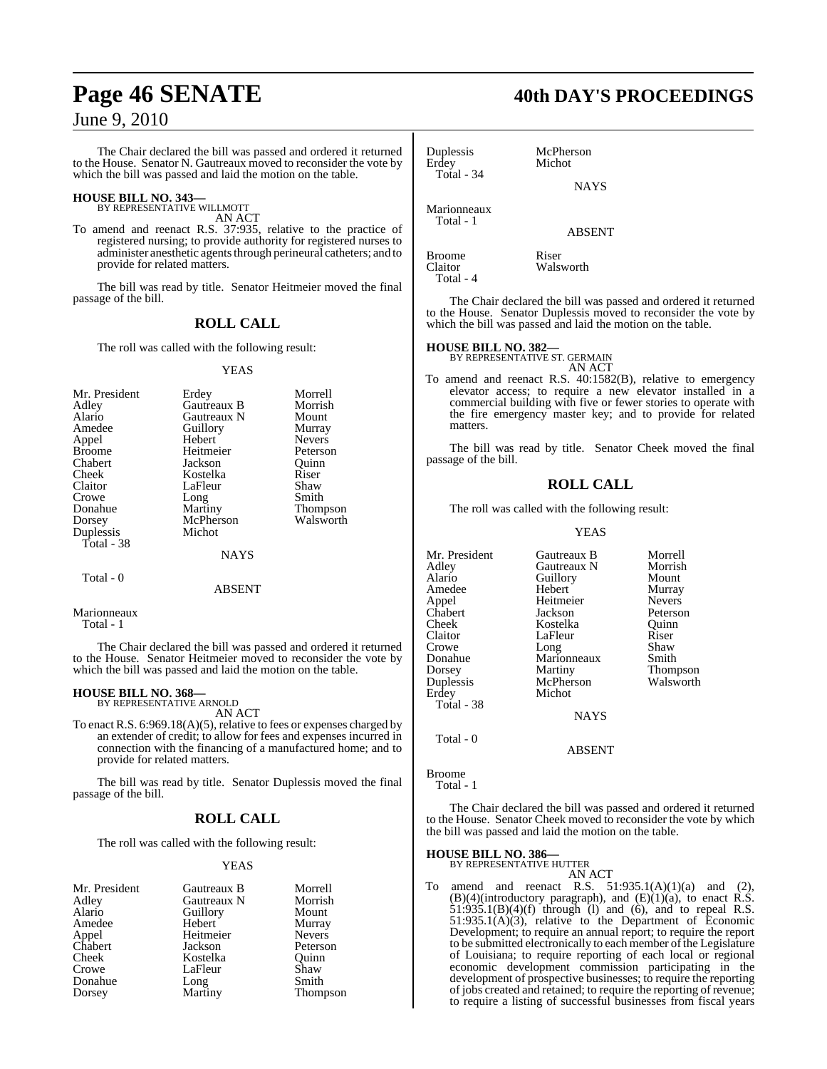The Chair declared the bill was passed and ordered it returned to the House. Senator N. Gautreaux moved to reconsider the vote by which the bill was passed and laid the motion on the table.

**HOUSE BILL NO. 343—**
BY REPRESENTATIVE WILLMOTT
AN ACT

To amend and reenact R.S. 37:935, relative to the practice of registered nursing; to provide authority for registered nurses to administer anesthetic agents through perineural catheters; and to provide for related matters.

The bill was read by title. Senator Heitmeier moved the final passage of the bill.

## ROLL CALL

The roll was called with the following result:

YEAS

| | | |
|---|---|---|
| Mr. President | Erdey | Morrell |
| Adley | Gautreaux B | Morrish |
| Alario | Gautreaux N | Mount |
| Amedee | Guillory | Murray |
| Appel | Hebert | Nevers |
| Broome | Heitmeier | Peterson |
| Chabert | Jackson | Quinn |
| Cheek | Kostelka | Riser |
| Claitor | LaFleur | Shaw |
| Crowe | Long | Smith |
| Donahue | Martiny | Thompson |
| Dorsey | McPherson | Walsworth |
| Duplessis | Michot | |

Total - 38

NAYS

Total - 0

ABSENT

Marionneaux

Total - 1

The Chair declared the bill was passed and ordered it returned to the House. Senator Heitmeier moved to reconsider the vote by which the bill was passed and laid the motion on the table.

**HOUSE BILL NO. 368—**
BY REPRESENTATIVE ARNOLD
AN ACT

To enact R.S. 6:969.18(A)(5), relative to fees or expenses charged by an extender of credit; to allow for fees and expenses incurred in connection with the financing of a manufactured home; and to provide for related matters.

The bill was read by title. Senator Duplessis moved the final passage of the bill.

## ROLL CALL

The roll was called with the following result:

YEAS

| | | |
|---|---|---|
| Mr. President | Gautreaux B | Morrell |
| Adley | Gautreaux N | Morrish |
| Alario | Guillory | Mount |
| Amedee | Hebert | Murray |
| Appel | Heitmeier | Nevers |
| Chabert | Jackson | Peterson |
| Cheek | Kostelka | Quinn |
| Crowe | LaFleur | Shaw |
| Donahue | Long | Smith |
| Dorsey | Martiny | Thompson |
| Duplessis | McPherson | |
| Erdey | Michot | |

Total - 34

NAYS

Marionneaux

Total - 1

ABSENT

| | |
|---|---|
| Broome | Riser |
| Claitor | Walsworth |

Total - 4

The Chair declared the bill was passed and ordered it returned to the House. Senator Duplessis moved to reconsider the vote by which the bill was passed and laid the motion on the table.

**HOUSE BILL NO. 382—**
BY REPRESENTATIVE ST. GERMAIN
AN ACT

To amend and reenact R.S. 40:1582(B), relative to emergency elevator access; to require a new elevator installed in a commercial building with five or fewer stories to operate with the fire emergency master key; and to provide for related matters.

The bill was read by title. Senator Cheek moved the final passage of the bill.

## ROLL CALL

The roll was called with the following result:

YEAS

| | | |
|---|---|---|
| Mr. President | Gautreaux B | Morrell |
| Adley | Gautreaux N | Morrish |
| Alario | Guillory | Mount |
| Amedee | Hebert | Murray |
| Appel | Heitmeier | Nevers |
| Chabert | Jackson | Peterson |
| Cheek | Kostelka | Quinn |
| Claitor | LaFleur | Riser |
| Crowe | Long | Shaw |
| Donahue | Marionneaux | Smith |
| Dorsey | Martiny | Thompson |
| Duplessis | McPherson | Walsworth |
| Erdey | Michot | |

Total - 38

NAYS

Total - 0

ABSENT

Broome

Total - 1

The Chair declared the bill was passed and ordered it returned to the House. Senator Cheek moved to reconsider the vote by which the bill was passed and laid the motion on the table.

**HOUSE BILL NO. 386—**
BY REPRESENTATIVE HUTTER
AN ACT

To amend and reenact R.S. 51:935.1(A)(1)(a) and (2), (B)(4)(introductory paragraph), and (E)(1)(a), to enact R.S. 51:935.1(B)(4)(f) through (l) and (6), and to repeal R.S. 51:935.1(A)(3), relative to the Department of Economic Development; to require an annual report; to require the report to be submitted electronically to each member of the Legislature of Louisiana; to require reporting of each local or regional economic development commission participating in the development of prospective businesses; to require the reporting of jobs created and retained; to require the reporting of revenue; to require a listing of successful businesses from fiscal years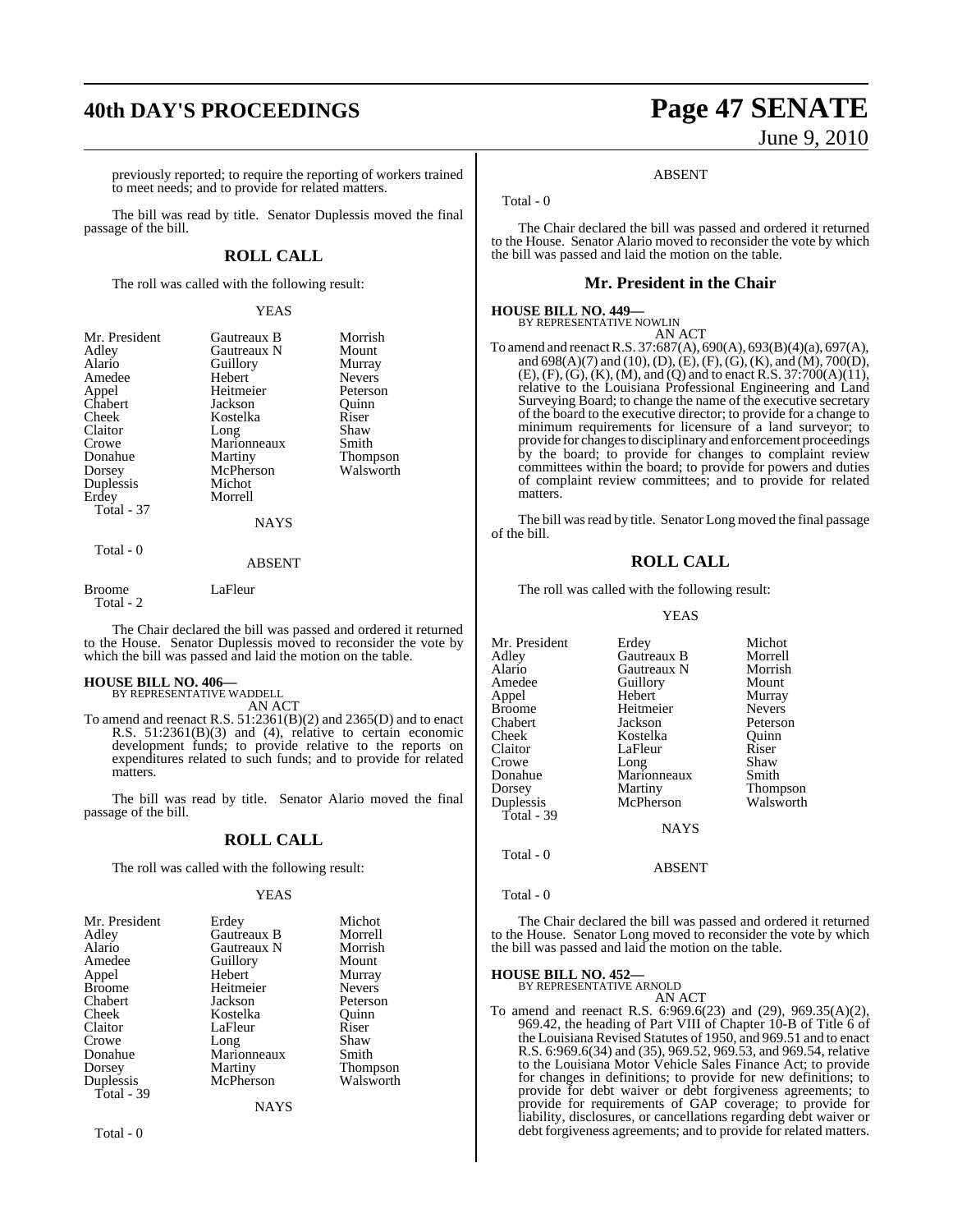previously reported; to require the reporting of workers trained to meet needs; and to provide for related matters.

The bill was read by title. Senator Duplessis moved the final passage of the bill.

## ROLL CALL

The roll was called with the following result:

YEAS

| | | |
|---|---|---|
| Mr. President | Gautreaux B | Morrish |
| Adley | Gautreaux N | Mount |
| Alario | Guillory | Murray |
| Amedee | Hebert | Nevers |
| Appel | Heitmeier | Peterson |
| Chabert | Jackson | Quinn |
| Cheek | Kostelka | Riser |
| Claitor | Long | Shaw |
| Crowe | Marionneaux | Smith |
| Donahue | Martiny | Thompson |
| Dorsey | McPherson | Walsworth |
| Duplessis | Michot | |
| Erdey | Morrell | |

Total - 37

NAYS

Total - 0

ABSENT

Broome LaFleur

Total - 2

The Chair declared the bill was passed and ordered it returned to the House. Senator Duplessis moved to reconsider the vote by which the bill was passed and laid the motion on the table.

**HOUSE BILL NO. 406—**
BY REPRESENTATIVE WADDELL

AN ACT

To amend and reenact R.S. 51:2361(B)(2) and 2365(D) and to enact R.S. 51:2361(B)(3) and (4), relative to certain economic development funds; to provide relative to the reports on expenditures related to such funds; and to provide for related matters.

The bill was read by title. Senator Alario moved the final passage of the bill.

## ROLL CALL

The roll was called with the following result:

YEAS

| | | |
|---|---|---|
| Mr. President | Erdey | Michot |
| Adley | Gautreaux B | Morrell |
| Alario | Gautreaux N | Morrish |
| Amedee | Guillory | Mount |
| Appel | Hebert | Murray |
| Broome | Heitmeier | Nevers |
| Chabert | Jackson | Peterson |
| Cheek | Kostelka | Quinn |
| Claitor | LaFleur | Riser |
| Crowe | Long | Shaw |
| Donahue | Marionneaux | Smith |
| Dorsey | Martiny | Thompson |
| Duplessis | McPherson | Walsworth |

Total - 39

NAYS

Total - 0

ABSENT

Total - 0

The Chair declared the bill was passed and ordered it returned to the House. Senator Alario moved to reconsider the vote by which the bill was passed and laid the motion on the table.

## Mr. President in the Chair

**HOUSE BILL NO. 449—**
BY REPRESENTATIVE NOWLIN

AN ACT

To amend and reenact R.S. 37:687(A), 690(A), 693(B)(4)(a), 697(A), and 698(A)(7) and (10), (D), (E), (F), (G), (K), and (M), 700(D), (E), (F), (G), (K), (M), and (Q) and to enact R.S. 37:700(A)(11), relative to the Louisiana Professional Engineering and Land Surveying Board; to change the name of the executive secretary of the board to the executive director; to provide for a change to minimum requirements for licensure of a land surveyor; to provide for changes to disciplinary and enforcement proceedings by the board; to provide for changes to complaint review committees within the board; to provide for powers and duties of complaint review committees; and to provide for related matters.

The bill was read by title. Senator Long moved the final passage of the bill.

## ROLL CALL

The roll was called with the following result:

YEAS

| | | |
|---|---|---|
| Mr. President | Erdey | Michot |
| Adley | Gautreaux B | Morrell |
| Alario | Gautreaux N | Morrish |
| Amedee | Guillory | Mount |
| Appel | Hebert | Murray |
| Broome | Heitmeier | Nevers |
| Chabert | Jackson | Peterson |
| Cheek | Kostelka | Quinn |
| Claitor | LaFleur | Riser |
| Crowe | Long | Shaw |
| Donahue | Marionneaux | Smith |
| Dorsey | Martiny | Thompson |
| Duplessis | McPherson | Walsworth |

Total - 39

NAYS

Total - 0

ABSENT

Total - 0

The Chair declared the bill was passed and ordered it returned to the House. Senator Long moved to reconsider the vote by which the bill was passed and laid the motion on the table.

**HOUSE BILL NO. 452—**
BY REPRESENTATIVE ARNOLD

AN ACT

To amend and reenact R.S. 6:969.6(23) and (29), 969.35(A)(2), 969.42, the heading of Part VIII of Chapter 10-B of Title 6 of the Louisiana Revised Statutes of 1950, and 969.51 and to enact R.S. 6:969.6(34) and (35), 969.52, 969.53, and 969.54, relative to the Louisiana Motor Vehicle Sales Finance Act; to provide for changes in definitions; to provide for new definitions; to provide for debt waiver or debt forgiveness agreements; to provide for requirements of GAP coverage; to provide for liability, disclosures, or cancellations regarding debt waiver or debt forgiveness agreements; and to provide for related matters.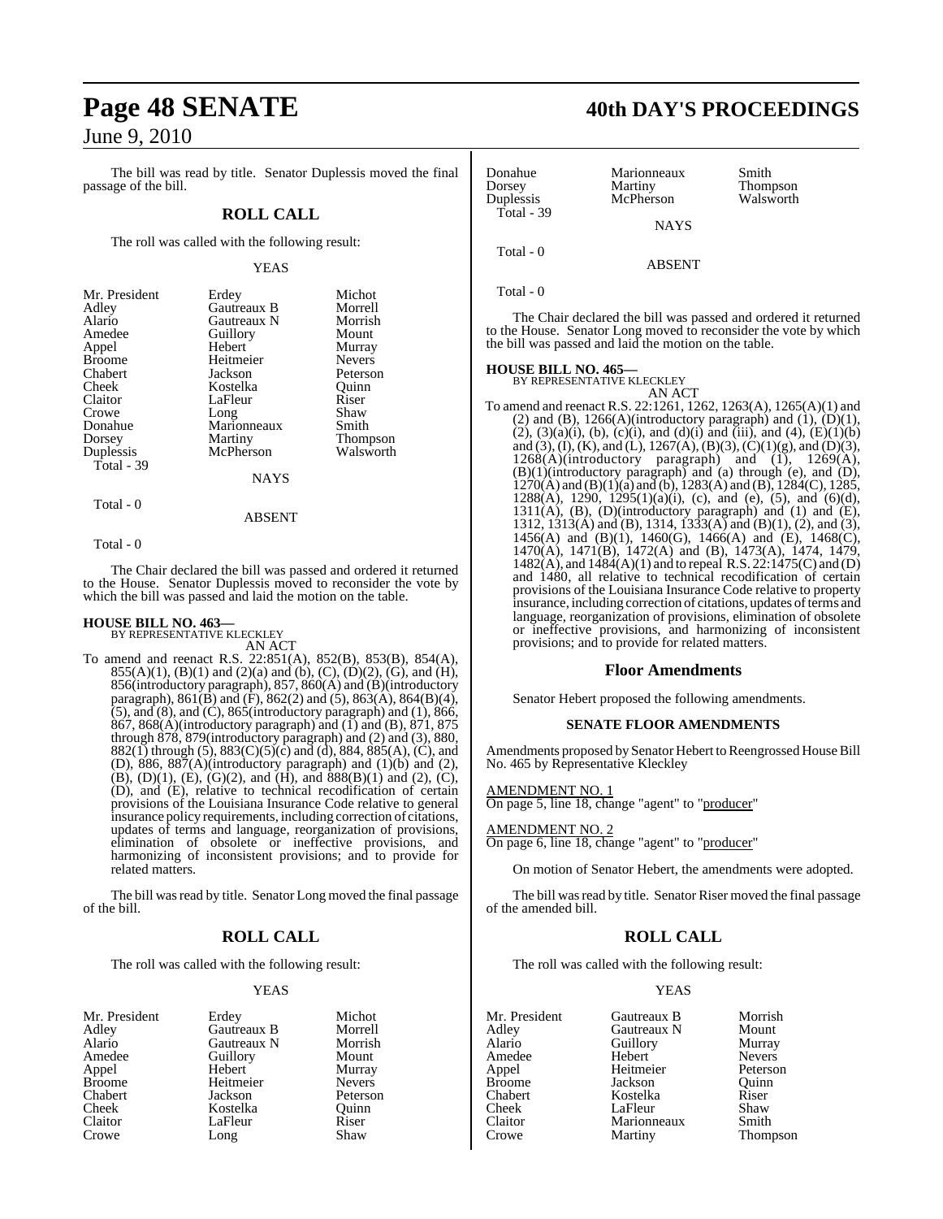The bill was read by title. Senator Duplessis moved the final passage of the bill.

## ROLL CALL

The roll was called with the following result:

YEAS

| | | |
|---|---|---|
| Mr. President | Erdey | Michot |
| Adley | Gautreaux B | Morrell |
| Alario | Gautreaux N | Morrish |
| Amedee | Guillory | Mount |
| Appel | Hebert | Murray |
| Broome | Heitmeier | Nevers |
| Chabert | Jackson | Peterson |
| Cheek | Kostelka | Quinn |
| Claitor | LaFleur | Riser |
| Crowe | Long | Shaw |
| Donahue | Marionneaux | Smith |
| Dorsey | Martiny | Thompson |
| Duplessis | McPherson | Walsworth |

Total - 39

NAYS

Total - 0

ABSENT

Total - 0

The Chair declared the bill was passed and ordered it returned to the House. Senator Duplessis moved to reconsider the vote by which the bill was passed and laid the motion on the table.

**HOUSE BILL NO. 463—**
BY REPRESENTATIVE KLECKLEY

AN ACT

To amend and reenact R.S. 22:851(A), 852(B), 853(B), 854(A), 855(A)(1), (B)(1) and (2)(a) and (b), (C), (D)(2), (G), and (H), 856(introductory paragraph), 857, 860(A) and (B)(introductory paragraph), 861(B) and (F), 862(2) and (5), 863(A), 864(B)(4), (5), and (8), and (C), 865(introductory paragraph) and (1), 866, 867, 868(A)(introductory paragraph) and (1) and (B), 871, 875 through 878, 879(introductory paragraph) and (2) and (3), 880, 882(1) through (5), 883(C)(5)(c) and (d), 884, 885(A), (C), and (D), 886, 887(A)(introductory paragraph) and (1)(b) and (2), (B), (D)(1), (E), (G)(2), and (H), and 888(B)(1) and (2), (C), (D), and (E), relative to technical recodification of certain provisions of the Louisiana Insurance Code relative to general insurance policy requirements, including correction of citations, updates of terms and language, reorganization of provisions, elimination of obsolete or ineffective provisions, and harmonizing of inconsistent provisions; and to provide for related matters.

The bill was read by title. Senator Long moved the final passage of the bill.

## ROLL CALL

The roll was called with the following result:

YEAS

| | | |
|---|---|---|
| Mr. President | Erdey | Michot |
| Adley | Gautreaux B | Morrell |
| Alario | Gautreaux N | Morrish |
| Amedee | Guillory | Mount |
| Appel | Hebert | Murray |
| Broome | Heitmeier | Nevers |
| Chabert | Jackson | Peterson |
| Cheek | Kostelka | Quinn |
| Claitor | LaFleur | Riser |
| Crowe | Long | Shaw |
| Donahue | Marionneaux | Smith |
| Dorsey | Martiny | Thompson |
| Duplessis | McPherson | Walsworth |

Total - 39

NAYS

Total - 0

ABSENT

Total - 0

The Chair declared the bill was passed and ordered it returned to the House. Senator Long moved to reconsider the vote by which the bill was passed and laid the motion on the table.

**HOUSE BILL NO. 465—**
BY REPRESENTATIVE KLECKLEY

AN ACT

To amend and reenact R.S. 22:1261, 1262, 1263(A), 1265(A)(1) and (2) and (B), 1266(A)(introductory paragraph) and (1), (D)(1), (2), (3)(a)(i), (b), (c)(i), and (d)(i) and (iii), and (4), (E)(1)(b) and (3), (I), (K), and (L), 1267(A), (B)(3), (C)(1)(g), and (D)(3), 1268(A)(introductory paragraph) and (1), 1269(A), (B)(1)(introductory paragraph) and (a) through (e), and (D), 1270(A) and (B)(1)(a) and (b), 1283(A) and (B), 1284(C), 1285, 1288(A), 1290, 1295(1)(a)(i), (c), and (e), (5), and (6)(d), 1311(A), (B), (D)(introductory paragraph) and (1) and (E), 1312, 1313(A) and (B), 1314, 1333(A) and (B)(1), (2), and (3), 1456(A) and (B)(1), 1460(G), 1466(A) and (E), 1468(C), 1470(A), 1471(B), 1472(A) and (B), 1473(A), 1474, 1479, 1482(A), and 1484(A)(1) and to repeal R.S. 22:1475(C) and (D) and 1480, all relative to technical recodification of certain provisions of the Louisiana Insurance Code relative to property insurance, including correction of citations, updates of terms and language, reorganization of provisions, elimination of obsolete or ineffective provisions, and harmonizing of inconsistent provisions; and to provide for related matters.

## Floor Amendments

Senator Hebert proposed the following amendments.

### SENATE FLOOR AMENDMENTS

Amendments proposed by Senator Hebert to Reengrossed House Bill No. 465 by Representative Kleckley

AMENDMENT NO. 1
On page 5, line 18, change "agent" to "producer"

AMENDMENT NO. 2
On page 6, line 18, change "agent" to "producer"

On motion of Senator Hebert, the amendments were adopted.

The bill was read by title. Senator Riser moved the final passage of the amended bill.

## ROLL CALL

The roll was called with the following result:

YEAS

| | | |
|---|---|---|
| Mr. President | Gautreaux B | Morrish |
| Adley | Gautreaux N | Mount |
| Alario | Guillory | Murray |
| Amedee | Hebert | Nevers |
| Appel | Heitmeier | Peterson |
| Broome | Jackson | Quinn |
| Chabert | Kostelka | Riser |
| Cheek | LaFleur | Shaw |
| Claitor | Marionneaux | Smith |
| Crowe | Martiny | Thompson |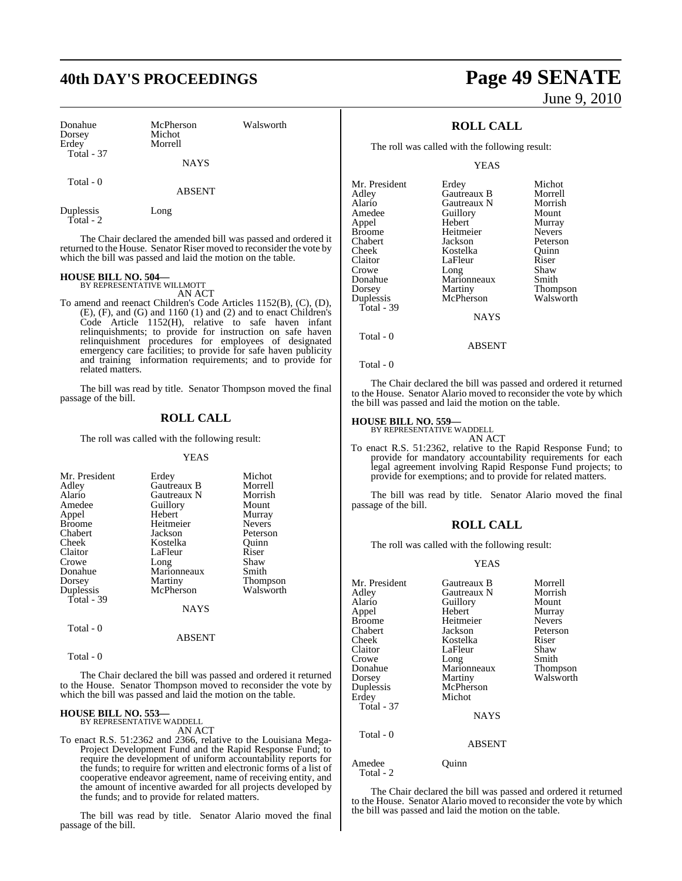| Donahue | McPherson | Walsworth |
|---|---|---|
| Dorsey | Michot | |
| Erdey | Morrell | |
| Total - 37 | | |

NAYS

Total - 0

ABSENT

| Duplessis | Long |
|---|---|
| Total - 2 | |

The Chair declared the amended bill was passed and ordered it returned to the House. Senator Riser moved to reconsider the vote by which the bill was passed and laid the motion on the table.

**HOUSE BILL NO. 504—**
BY REPRESENTATIVE WILLMOTT
AN ACT

To amend and reenact Children's Code Articles 1152(B), (C), (D), (E), (F), and (G) and 1160 (1) and (2) and to enact Children's Code Article 1152(H), relative to safe haven infant relinquishments; to provide for instruction on safe haven relinquishment procedures for employees of designated emergency care facilities; to provide for safe haven publicity and training information requirements; and to provide for related matters.

The bill was read by title. Senator Thompson moved the final passage of the bill.

## ROLL CALL

The roll was called with the following result:

YEAS

| Mr. President | Erdey | Michot |
|---|---|---|
| Adley | Gautreaux B | Morrell |
| Alario | Gautreaux N | Morrish |
| Amedee | Guillory | Mount |
| Appel | Hebert | Murray |
| Broome | Heitmeier | Nevers |
| Chabert | Jackson | Peterson |
| Cheek | Kostelka | Quinn |
| Claitor | LaFleur | Riser |
| Crowe | Long | Shaw |
| Donahue | Marionneaux | Smith |
| Dorsey | Martiny | Thompson |
| Duplessis | McPherson | Walsworth |
| Total - 39 | | |

NAYS

Total - 0

ABSENT

Total - 0

The Chair declared the bill was passed and ordered it returned to the House. Senator Thompson moved to reconsider the vote by which the bill was passed and laid the motion on the table.

**HOUSE BILL NO. 553—**
BY REPRESENTATIVE WADDELL
AN ACT

To enact R.S. 51:2362 and 2366, relative to the Louisiana Mega-Project Development Fund and the Rapid Response Fund; to require the development of uniform accountability reports for the funds; to require for written and electronic forms of a list of cooperative endeavor agreement, name of receiving entity, and the amount of incentive awarded for all projects developed by the funds; and to provide for related matters.

The bill was read by title. Senator Alario moved the final passage of the bill.

## ROLL CALL

The roll was called with the following result:

YEAS

| Mr. President | Erdey | Michot |
|---|---|---|
| Adley | Gautreaux B | Morrell |
| Alario | Gautreaux N | Morrish |
| Amedee | Guillory | Mount |
| Appel | Hebert | Murray |
| Broome | Heitmeier | Nevers |
| Chabert | Jackson | Peterson |
| Cheek | Kostelka | Quinn |
| Claitor | LaFleur | Riser |
| Crowe | Long | Shaw |
| Donahue | Marionneaux | Smith |
| Dorsey | Martiny | Thompson |
| Duplessis | McPherson | Walsworth |
| Total - 39 | | |

NAYS

Total - 0

ABSENT

Total - 0

The Chair declared the bill was passed and ordered it returned to the House. Senator Alario moved to reconsider the vote by which the bill was passed and laid the motion on the table.

**HOUSE BILL NO. 559—**
BY REPRESENTATIVE WADDELL
AN ACT

To enact R.S. 51:2362, relative to the Rapid Response Fund; to provide for mandatory accountability requirements for each legal agreement involving Rapid Response Fund projects; to provide for exemptions; and to provide for related matters.

The bill was read by title. Senator Alario moved the final passage of the bill.

## ROLL CALL

The roll was called with the following result:

YEAS

| Mr. President | Gautreaux B | Morrell |
|---|---|---|
| Adley | Gautreaux N | Morrish |
| Alario | Guillory | Mount |
| Appel | Hebert | Murray |
| Broome | Heitmeier | Nevers |
| Chabert | Jackson | Peterson |
| Cheek | Kostelka | Riser |
| Claitor | LaFleur | Shaw |
| Crowe | Long | Smith |
| Donahue | Marionneaux | Thompson |
| Dorsey | Martiny | Walsworth |
| Duplessis | McPherson | |
| Erdey | Michot | |
| Total - 37 | | |

NAYS

Total - 0

ABSENT

| Amedee | Quinn |
|---|---|
| Total - 2 | |

The Chair declared the bill was passed and ordered it returned to the House. Senator Alario moved to reconsider the vote by which the bill was passed and laid the motion on the table.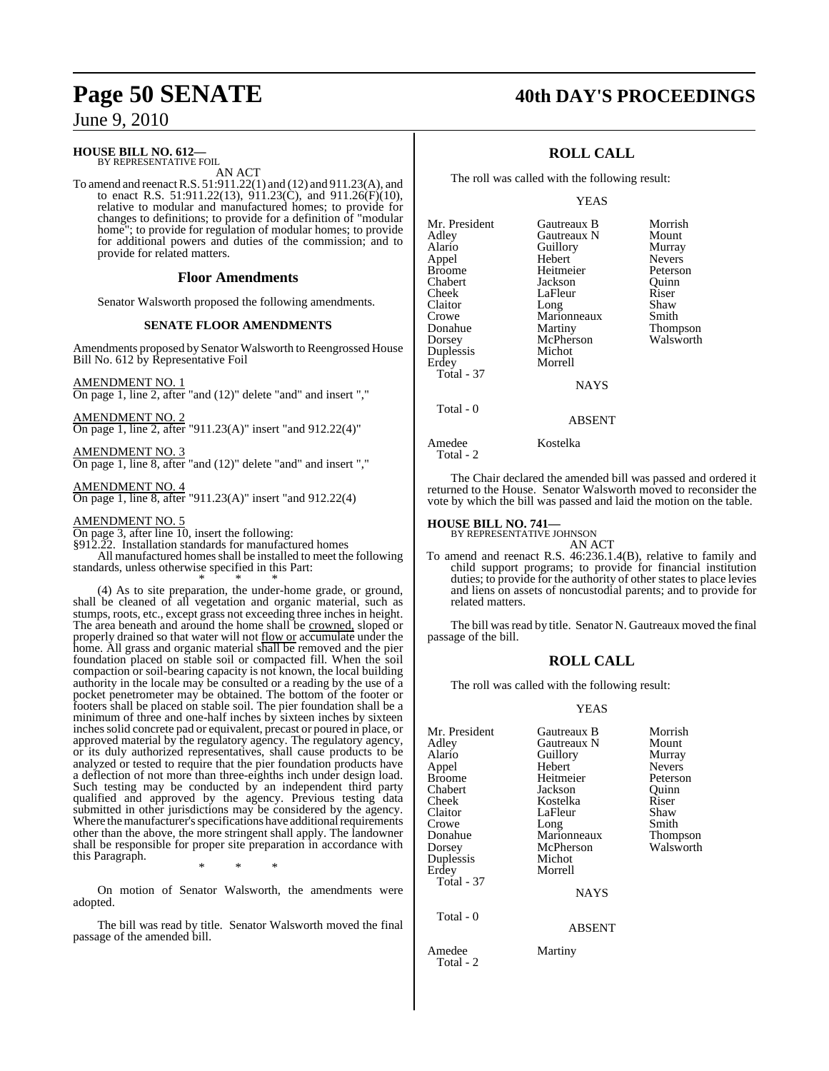**HOUSE BILL NO. 612—**
BY REPRESENTATIVE FOIL

AN ACT

To amend and reenact R.S. 51:911.22(1) and (12) and 911.23(A), and to enact R.S. 51:911.22(13), 911.23(C), and 911.26(F)(10), relative to modular and manufactured homes; to provide for changes to definitions; to provide for a definition of "modular home"; to provide for regulation of modular homes; to provide for additional powers and duties of the commission; and to provide for related matters.

## Floor Amendments

Senator Walsworth proposed the following amendments.

### SENATE FLOOR AMENDMENTS

Amendments proposed by Senator Walsworth to Reengrossed House Bill No. 612 by Representative Foil

AMENDMENT NO. 1
On page 1, line 2, after "and (12)" delete "and" and insert ","

AMENDMENT NO. 2
On page 1, line 2, after "911.23(A)" insert "and 912.22(4)"

AMENDMENT NO. 3
On page 1, line 8, after "and (12)" delete "and" and insert ","

AMENDMENT NO. 4
On page 1, line 8, after "911.23(A)" insert "and 912.22(4)

AMENDMENT NO. 5
On page 3, after line 10, insert the following:
"§912.22. Installation standards for manufactured homes

All manufactured homes shall be installed to meet the following standards, unless otherwise specified in this Part:

\* \* \*

(4) As to site preparation, the under-home grade, or ground, shall be cleaned of all vegetation and organic material, such as stumps, roots, etc., except grass not exceeding three inches in height. The area beneath and around the home shall be crowned, sloped or properly drained so that water will not flow or accumulate under the home. All grass and organic material shall be removed and the pier foundation placed on stable soil or compacted fill. When the soil compaction or soil-bearing capacity is not known, the local building authority in the locale may be consulted or a reading by the use of a pocket penetrometer may be obtained. The bottom of the footer or footers shall be placed on stable soil. The pier foundation shall be a minimum of three and one-half inches by sixteen inches by sixteen inches solid concrete pad or equivalent, precast or poured in place, or approved material by the regulatory agency. The regulatory agency, or its duly authorized representatives, shall cause products to be analyzed or tested to require that the pier foundation products have a deflection of not more than three-eighths inch under design load. Such testing may be conducted by an independent third party qualified and approved by the agency. Previous testing data submitted in other jurisdictions may be considered by the agency. Where the manufacturer's specifications have additional requirements other than the above, the more stringent shall apply. The landowner shall be responsible for proper site preparation in accordance with this Paragraph.

\* \* \*"

On motion of Senator Walsworth, the amendments were adopted.

The bill was read by title. Senator Walsworth moved the final passage of the amended bill.

## ROLL CALL

The roll was called with the following result:

YEAS

| | | |
|---|---|---|
| Mr. President | Gautreaux B | Morrish |
| Adley | Gautreaux N | Mount |
| Alario | Guillory | Murray |
| Appel | Hebert | Nevers |
| Broome | Heitmeier | Peterson |
| Chabert | Jackson | Quinn |
| Cheek | LaFleur | Riser |
| Claitor | Long | Shaw |
| Crowe | Marionneaux | Smith |
| Donahue | Martiny | Thompson |
| Dorsey | McPherson | Walsworth |
| Duplessis | Michot | |
| Erdey | Morrell | |

Total - 37

NAYS

Total - 0

ABSENT

Amedee    Kostelka

Total - 2

The Chair declared the amended bill was passed and ordered it returned to the House. Senator Walsworth moved to reconsider the vote by which the bill was passed and laid the motion on the table.

**HOUSE BILL NO. 741—**
BY REPRESENTATIVE JOHNSON

AN ACT

To amend and reenact R.S. 46:236.1.4(B), relative to family and child support programs; to provide for financial institution duties; to provide for the authority of other states to place levies and liens on assets of noncustodial parents; and to provide for related matters.

The bill was read by title. Senator N. Gautreaux moved the final passage of the bill.

## ROLL CALL

The roll was called with the following result:

YEAS

| | | |
|---|---|---|
| Mr. President | Gautreaux B | Morrish |
| Adley | Gautreaux N | Mount |
| Alario | Guillory | Murray |
| Appel | Hebert | Nevers |
| Broome | Heitmeier | Peterson |
| Chabert | Jackson | Quinn |
| Cheek | Kostelka | Riser |
| Claitor | LaFleur | Shaw |
| Crowe | Long | Smith |
| Donahue | Marionneaux | Thompson |
| Dorsey | McPherson | Walsworth |
| Duplessis | Michot | |
| Erdey | Morrell | |

Total - 37

NAYS

Total - 0

ABSENT

Amedee    Martiny

Total - 2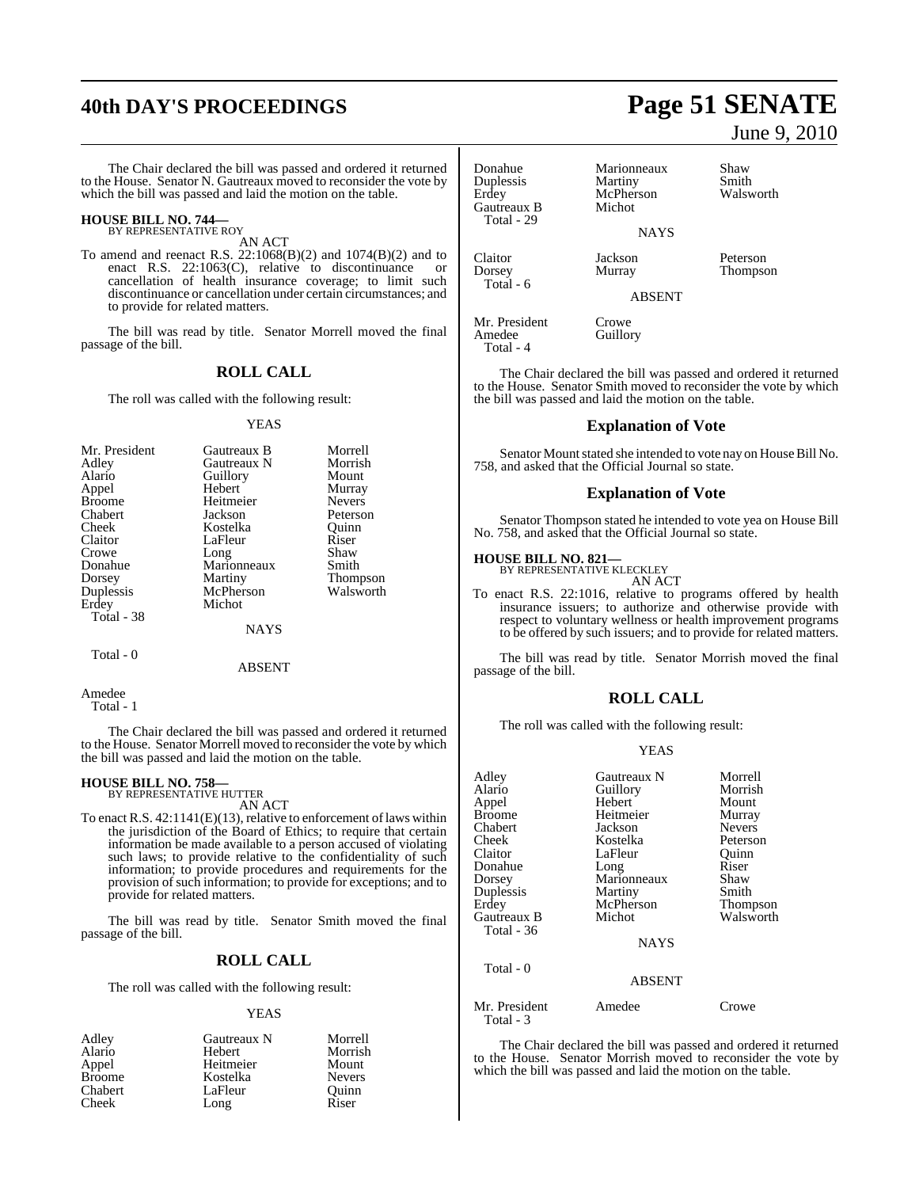The Chair declared the bill was passed and ordered it returned to the House. Senator N. Gautreaux moved to reconsider the vote by which the bill was passed and laid the motion on the table.

**HOUSE BILL NO. 744—**
BY REPRESENTATIVE ROY

AN ACT

To amend and reenact R.S. 22:1068(B)(2) and 1074(B)(2) and to enact R.S. 22:1063(C), relative to discontinuance or cancellation of health insurance coverage; to limit such discontinuance or cancellation under certain circumstances; and to provide for related matters.

The bill was read by title. Senator Morrell moved the final passage of the bill.

## ROLL CALL

The roll was called with the following result:

YEAS

| | | |
|---|---|---|
| Mr. President | Gautreaux B | Morrell |
| Adley | Gautreaux N | Morrish |
| Alario | Guillory | Mount |
| Appel | Hebert | Murray |
| Broome | Heitmeier | Nevers |
| Chabert | Jackson | Peterson |
| Cheek | Kostelka | Quinn |
| Claitor | LaFleur | Riser |
| Crowe | Long | Shaw |
| Donahue | Marionneaux | Smith |
| Dorsey | Martiny | Thompson |
| Duplessis | McPherson | Walsworth |
| Erdey | Michot | |

Total - 38

NAYS

Total - 0

ABSENT

Amedee

Total - 1

The Chair declared the bill was passed and ordered it returned to the House. Senator Morrell moved to reconsider the vote by which the bill was passed and laid the motion on the table.

**HOUSE BILL NO. 758—**
BY REPRESENTATIVE HUTTER

AN ACT

To enact R.S. 42:1141(E)(13), relative to enforcement of laws within the jurisdiction of the Board of Ethics; to require that certain information be made available to a person accused of violating such laws; to provide relative to the confidentiality of such information; to provide procedures and requirements for the provision of such information; to provide for exceptions; and to provide for related matters.

The bill was read by title. Senator Smith moved the final passage of the bill.

## ROLL CALL

The roll was called with the following result:

YEAS

| | | |
|---|---|---|
| Adley | Gautreaux N | Morrell |
| Alario | Hebert | Morrish |
| Appel | Heitmeier | Mount |
| Broome | Kostelka | Nevers |
| Chabert | LaFleur | Quinn |
| Cheek | Long | Riser |
| Donahue | Marionneaux | Shaw |
| Duplessis | Martiny | Smith |
| Erdey | McPherson | Walsworth |
| Gautreaux B | Michot | |

Total - 29

NAYS

| | | |
|---|---|---|
| Claitor | Jackson | Peterson |
| Dorsey | Murray | Thompson |

Total - 6

ABSENT

| | |
|---|---|
| Mr. President | Crowe |
| Amedee | Guillory |

Total - 4

The Chair declared the bill was passed and ordered it returned to the House. Senator Smith moved to reconsider the vote by which the bill was passed and laid the motion on the table.

## Explanation of Vote

Senator Mount stated she intended to vote nay on House Bill No. 758, and asked that the Official Journal so state.

## Explanation of Vote

Senator Thompson stated he intended to vote yea on House Bill No. 758, and asked that the Official Journal so state.

**HOUSE BILL NO. 821—**
BY REPRESENTATIVE KLECKLEY

AN ACT

To enact R.S. 22:1016, relative to programs offered by health insurance issuers; to authorize and otherwise provide with respect to voluntary wellness or health improvement programs to be offered by such issuers; and to provide for related matters.

The bill was read by title. Senator Morrish moved the final passage of the bill.

## ROLL CALL

The roll was called with the following result:

YEAS

| | | |
|---|---|---|
| Adley | Gautreaux N | Morrell |
| Alario | Guillory | Morrish |
| Appel | Hebert | Mount |
| Broome | Heitmeier | Murray |
| Chabert | Jackson | Nevers |
| Cheek | Kostelka | Peterson |
| Claitor | LaFleur | Quinn |
| Donahue | Long | Riser |
| Dorsey | Marionneaux | Shaw |
| Duplessis | Martiny | Smith |
| Erdey | McPherson | Thompson |
| Gautreaux B | Michot | Walsworth |

Total - 36

NAYS

Total - 0

ABSENT

| | | |
|---|---|---|
| Mr. President | Amedee | Crowe |

Total - 3

The Chair declared the bill was passed and ordered it returned to the House. Senator Morrish moved to reconsider the vote by which the bill was passed and laid the motion on the table.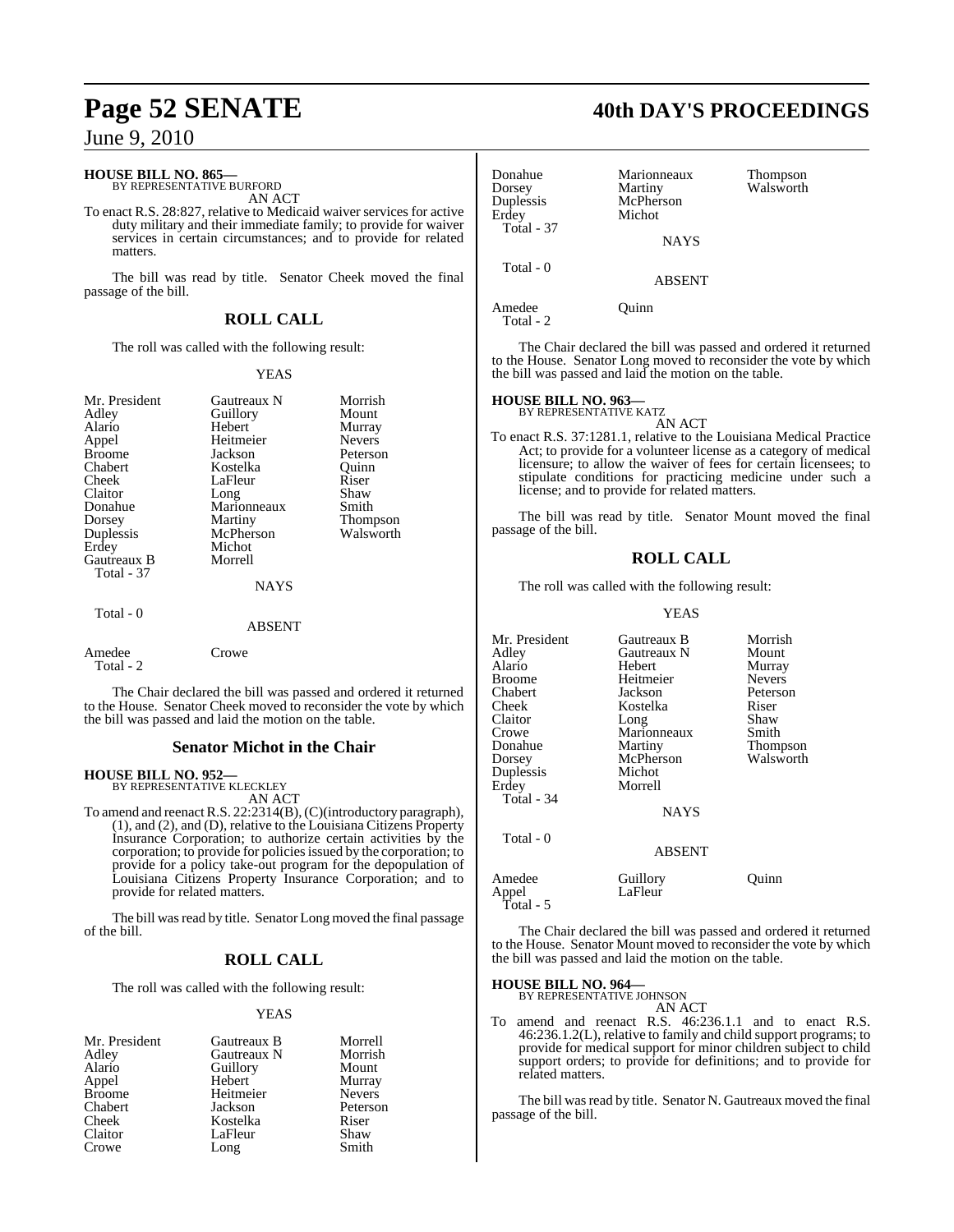**HOUSE BILL NO. 865—**
BY REPRESENTATIVE BURFORD

AN ACT

To enact R.S. 28:827, relative to Medicaid waiver services for active duty military and their immediate family; to provide for waiver services in certain circumstances; and to provide for related matters.

The bill was read by title. Senator Cheek moved the final passage of the bill.

## ROLL CALL

The roll was called with the following result:

YEAS

| | | |
|---|---|---|
| Mr. President | Gautreaux N | Morrish |
| Adley | Guillory | Mount |
| Alario | Hebert | Murray |
| Appel | Heitmeier | Nevers |
| Broome | Jackson | Peterson |
| Chabert | Kostelka | Quinn |
| Cheek | LaFleur | Riser |
| Claitor | Long | Shaw |
| Donahue | Marionneaux | Smith |
| Dorsey | Martiny | Thompson |
| Duplessis | McPherson | Walsworth |
| Erdey | Michot | |
| Gautreaux B | Morrell | |
| Total - 37 | | |

NAYS

Total - 0

ABSENT

| | |
|---|---|
| Amedee | Crowe |
| Total - 2 | |

The Chair declared the bill was passed and ordered it returned to the House. Senator Cheek moved to reconsider the vote by which the bill was passed and laid the motion on the table.

## Senator Michot in the Chair

**HOUSE BILL NO. 952—**
BY REPRESENTATIVE KLECKLEY

AN ACT

To amend and reenact R.S. 22:2314(B), (C)(introductory paragraph), (1), and (2), and (D), relative to the Louisiana Citizens Property Insurance Corporation; to authorize certain activities by the corporation; to provide for policies issued by the corporation; to provide for a policy take-out program for the depopulation of Louisiana Citizens Property Insurance Corporation; and to provide for related matters.

The bill was read by title. Senator Long moved the final passage of the bill.

## ROLL CALL

The roll was called with the following result:

YEAS

| | | |
|---|---|---|
| Mr. President | Gautreaux B | Morrell |
| Adley | Gautreaux N | Morrish |
| Alario | Guillory | Mount |
| Appel | Hebert | Murray |
| Broome | Heitmeier | Nevers |
| Chabert | Jackson | Peterson |
| Cheek | Kostelka | Riser |
| Claitor | LaFleur | Shaw |
| Crowe | Long | Smith |
| Donahue | Marionneaux | Thompson |
| Dorsey | Martiny | Walsworth |
| Duplessis | McPherson | |
| Erdey | Michot | |
| Total - 37 | | |

NAYS

Total - 0

ABSENT

| | |
|---|---|
| Amedee | Quinn |
| Total - 2 | |

The Chair declared the bill was passed and ordered it returned to the House. Senator Long moved to reconsider the vote by which the bill was passed and laid the motion on the table.

**HOUSE BILL NO. 963—**
BY REPRESENTATIVE KATZ

AN ACT

To enact R.S. 37:1281.1, relative to the Louisiana Medical Practice Act; to provide for a volunteer license as a category of medical licensure; to allow the waiver of fees for certain licensees; to stipulate conditions for practicing medicine under such a license; and to provide for related matters.

The bill was read by title. Senator Mount moved the final passage of the bill.

## ROLL CALL

The roll was called with the following result:

YEAS

| | | |
|---|---|---|
| Mr. President | Gautreaux B | Morrish |
| Adley | Gautreaux N | Mount |
| Alario | Hebert | Murray |
| Broome | Heitmeier | Nevers |
| Chabert | Jackson | Peterson |
| Cheek | Kostelka | Riser |
| Claitor | Long | Shaw |
| Crowe | Marionneaux | Smith |
| Donahue | Martiny | Thompson |
| Dorsey | McPherson | Walsworth |
| Duplessis | Michot | |
| Erdey | Morrell | |
| Total - 34 | | |

NAYS

Total - 0

ABSENT

| | | |
|---|---|---|
| Amedee | Guillory | Quinn |
| Appel | LaFleur | |
| Total - 5 | | |

The Chair declared the bill was passed and ordered it returned to the House. Senator Mount moved to reconsider the vote by which the bill was passed and laid the motion on the table.

**HOUSE BILL NO. 964—**
BY REPRESENTATIVE JOHNSON

AN ACT

To amend and reenact R.S. 46:236.1.1 and to enact R.S. 46:236.1.2(L), relative to family and child support programs; to provide for medical support for minor children subject to child support orders; to provide for definitions; and to provide for related matters.

The bill was read by title. Senator N. Gautreaux moved the final passage of the bill.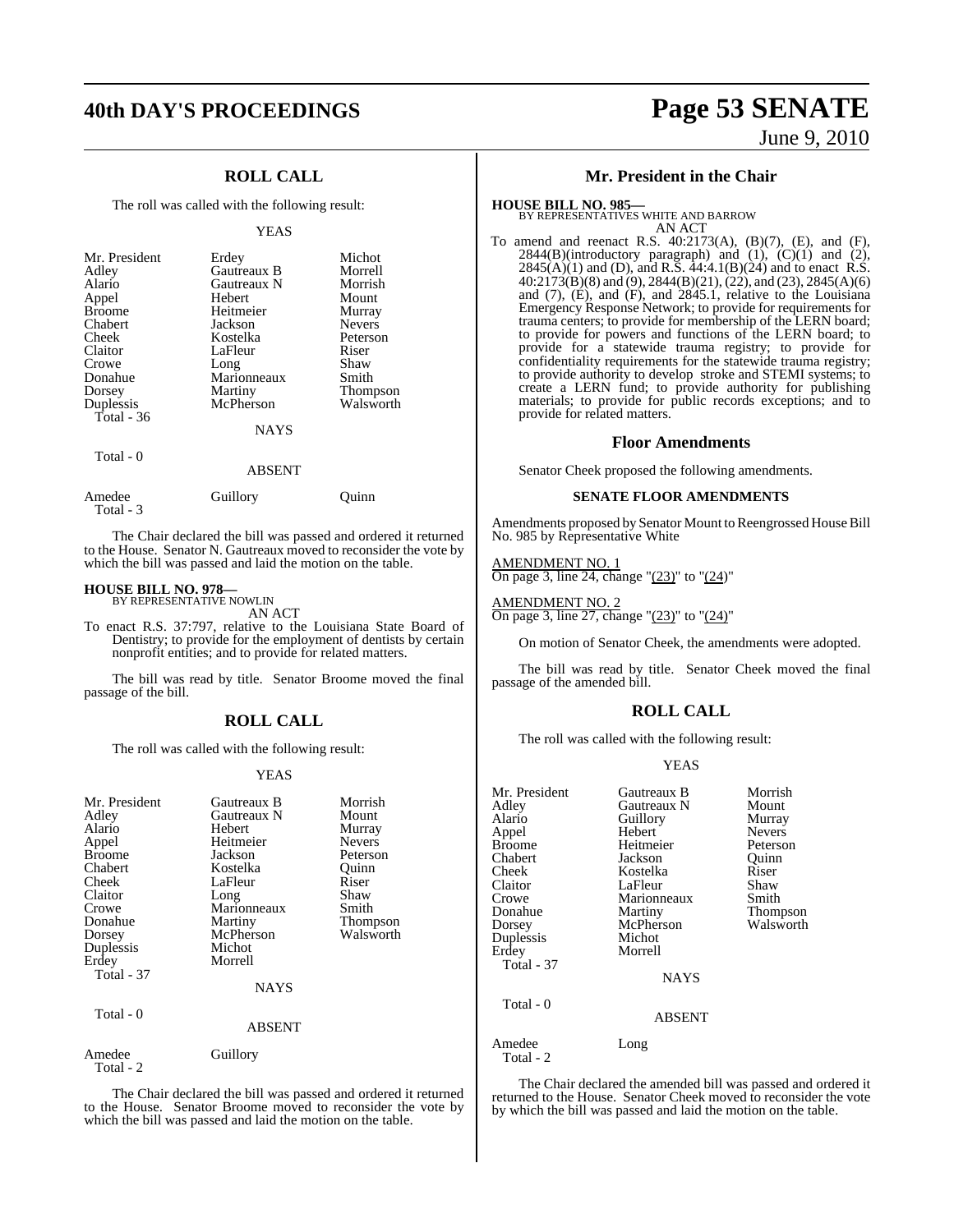## ROLL CALL

The roll was called with the following result:

YEAS

| | | |
|---|---|---|
| Mr. President | Erdey | Michot |
| Adley | Gautreaux B | Morrell |
| Alario | Gautreaux N | Morrish |
| Appel | Hebert | Mount |
| Broome | Heitmeier | Murray |
| Chabert | Jackson | Nevers |
| Cheek | Kostelka | Peterson |
| Claitor | LaFleur | Riser |
| Crowe | Long | Shaw |
| Donahue | Marionneaux | Smith |
| Dorsey | Martiny | Thompson |
| Duplessis | McPherson | Walsworth |
| Total - 36 | | |

NAYS

Total - 0

ABSENT

| | | |
|---|---|---|
| Amedee | Guillory | Quinn |
| Total - 3 | | |

The Chair declared the bill was passed and ordered it returned to the House. Senator N. Gautreaux moved to reconsider the vote by which the bill was passed and laid the motion on the table.

**HOUSE BILL NO. 978—**
BY REPRESENTATIVE NOWLIN
AN ACT

To enact R.S. 37:797, relative to the Louisiana State Board of Dentistry; to provide for the employment of dentists by certain nonprofit entities; and to provide for related matters.

The bill was read by title. Senator Broome moved the final passage of the bill.

## ROLL CALL

The roll was called with the following result:

YEAS

| | | |
|---|---|---|
| Mr. President | Gautreaux B | Morrish |
| Adley | Gautreaux N | Mount |
| Alario | Hebert | Murray |
| Appel | Heitmeier | Nevers |
| Broome | Jackson | Peterson |
| Chabert | Kostelka | Quinn |
| Cheek | LaFleur | Riser |
| Claitor | Long | Shaw |
| Crowe | Marionneaux | Smith |
| Donahue | Martiny | Thompson |
| Dorsey | McPherson | Walsworth |
| Duplessis | Michot | |
| Erdey | Morrell | |
| Total - 37 | | |

NAYS

Total - 0

ABSENT

| | |
|---|---|
| Amedee | Guillory |
| Total - 2 | |

The Chair declared the bill was passed and ordered it returned to the House. Senator Broome moved to reconsider the vote by which the bill was passed and laid the motion on the table.

## Mr. President in the Chair

**HOUSE BILL NO. 985—**
BY REPRESENTATIVES WHITE AND BARROW
AN ACT

To amend and reenact R.S. 40:2173(A), (B)(7), (E), and (F), 2844(B)(introductory paragraph) and (1), (C)(1) and (2), 2845(A)(1) and (D), and R.S. 44:4.1(B)(24) and to enact R.S. 40:2173(B)(8) and (9), 2844(B)(21), (22), and (23), 2845(A)(6) and (7), (E), and (F), and 2845.1, relative to the Louisiana Emergency Response Network; to provide for requirements for trauma centers; to provide for membership of the LERN board; to provide for powers and functions of the LERN board; to provide for a statewide trauma registry; to provide for confidentiality requirements for the statewide trauma registry; to provide authority to develop stroke and STEMI systems; to create a LERN fund; to provide authority for publishing materials; to provide for public records exceptions; and to provide for related matters.

### Floor Amendments

Senator Cheek proposed the following amendments.

#### SENATE FLOOR AMENDMENTS

Amendments proposed by Senator Mount to Reengrossed House Bill No. 985 by Representative White

AMENDMENT NO. 1
On page 3, line 24, change "(23)" to "(24)"

AMENDMENT NO. 2
On page 3, line 27, change "(23)" to "(24)"

On motion of Senator Cheek, the amendments were adopted.

The bill was read by title. Senator Cheek moved the final passage of the amended bill.

## ROLL CALL

The roll was called with the following result:

YEAS

| | | |
|---|---|---|
| Mr. President | Gautreaux B | Morrish |
| Adley | Gautreaux N | Mount |
| Alario | Guillory | Murray |
| Appel | Hebert | Nevers |
| Broome | Heitmeier | Peterson |
| Chabert | Jackson | Quinn |
| Cheek | Kostelka | Riser |
| Claitor | LaFleur | Shaw |
| Crowe | Marionneaux | Smith |
| Donahue | Martiny | Thompson |
| Dorsey | McPherson | Walsworth |
| Duplessis | Michot | |
| Erdey | Morrell | |
| Total - 37 | | |

NAYS

Total - 0

ABSENT

| | |
|---|---|
| Amedee | Long |
| Total - 2 | |

The Chair declared the amended bill was passed and ordered it returned to the House. Senator Cheek moved to reconsider the vote by which the bill was passed and laid the motion on the table.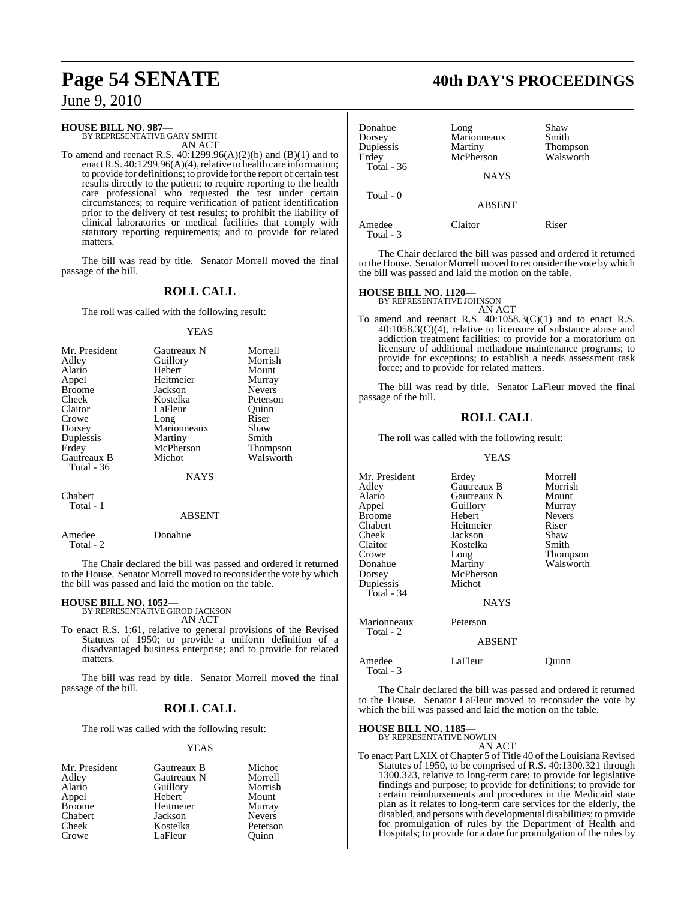**HOUSE BILL NO. 987—**
BY REPRESENTATIVE GARY SMITH
AN ACT

To amend and reenact R.S. 40:1299.96(A)(2)(b) and (B)(1) and to enact R.S. 40:1299.96(A)(4), relative to health care information; to provide for definitions; to provide for the report of certain test results directly to the patient; to require reporting to the health care professional who requested the test under certain circumstances; to require verification of patient identification prior to the delivery of test results; to prohibit the liability of clinical laboratories or medical facilities that comply with statutory reporting requirements; and to provide for related matters.

The bill was read by title. Senator Morrell moved the final passage of the bill.

## ROLL CALL

The roll was called with the following result:

YEAS

| | | |
|---|---|---|
| Mr. President | Gautreaux N | Morrell |
| Adley | Guillory | Morrish |
| Alario | Hebert | Mount |
| Appel | Heitmeier | Murray |
| Broome | Jackson | Nevers |
| Cheek | Kostelka | Peterson |
| Claitor | LaFleur | Quinn |
| Crowe | Long | Riser |
| Dorsey | Marionneaux | Shaw |
| Duplessis | Martiny | Smith |
| Erdey | McPherson | Thompson |
| Gautreaux B | Michot | Walsworth |
| Total - 36 | | |

NAYS

Chabert
Total - 1

ABSENT

Amedee Donahue
Total - 2

The Chair declared the bill was passed and ordered it returned to the House. Senator Morrell moved to reconsider the vote by which the bill was passed and laid the motion on the table.

**HOUSE BILL NO. 1052—**
BY REPRESENTATIVE GIROD JACKSON
AN ACT

To enact R.S. 1:61, relative to general provisions of the Revised Statutes of 1950; to provide a uniform definition of a disadvantaged business enterprise; and to provide for related matters.

The bill was read by title. Senator Morrell moved the final passage of the bill.

## ROLL CALL

The roll was called with the following result:

YEAS

| | | |
|---|---|---|
| Mr. President | Gautreaux B | Michot |
| Adley | Gautreaux N | Morrell |
| Alario | Guillory | Morrish |
| Appel | Hebert | Mount |
| Broome | Heitmeier | Murray |
| Chabert | Jackson | Nevers |
| Cheek | Kostelka | Peterson |
| Crowe | LaFleur | Quinn |
| Donahue | Long | Shaw |
| Dorsey | Marionneaux | Smith |
| Duplessis | Martiny | Thompson |
| Erdey | McPherson | Walsworth |
| Total - 36 | | |

NAYS

Total - 0

ABSENT

Amedee Claitor Riser
Total - 3

The Chair declared the bill was passed and ordered it returned to the House. Senator Morrell moved to reconsider the vote by which the bill was passed and laid the motion on the table.

**HOUSE BILL NO. 1120—**
BY REPRESENTATIVE JOHNSON
AN ACT

To amend and reenact R.S. 40:1058.3(C)(1) and to enact R.S. 40:1058.3(C)(4), relative to licensure of substance abuse and addiction treatment facilities; to provide for a moratorium on licensure of additional methadone maintenance programs; to provide for exceptions; to establish a needs assessment task force; and to provide for related matters.

The bill was read by title. Senator LaFleur moved the final passage of the bill.

## ROLL CALL

The roll was called with the following result:

YEAS

| | | |
|---|---|---|
| Mr. President | Erdey | Morrell |
| Adley | Gautreaux B | Morrish |
| Alario | Gautreaux N | Mount |
| Appel | Guillory | Murray |
| Broome | Hebert | Nevers |
| Chabert | Heitmeier | Riser |
| Cheek | Jackson | Shaw |
| Claitor | Kostelka | Smith |
| Crowe | Long | Thompson |
| Donahue | Martiny | Walsworth |
| Dorsey | McPherson | |
| Duplessis | Michot | |
| Total - 34 | | |

NAYS

Marionneaux Peterson
Total - 2

ABSENT

Amedee LaFleur Quinn
Total - 3

The Chair declared the bill was passed and ordered it returned to the House. Senator LaFleur moved to reconsider the vote by which the bill was passed and laid the motion on the table.

**HOUSE BILL NO. 1185—**
BY REPRESENTATIVE NOWLIN
AN ACT

To enact Part LXIX of Chapter 5 of Title 40 of the Louisiana Revised Statutes of 1950, to be comprised of R.S. 40:1300.321 through 1300.323, relative to long-term care; to provide for legislative findings and purpose; to provide for definitions; to provide for certain reimbursements and procedures in the Medicaid state plan as it relates to long-term care services for the elderly, the disabled, and persons with developmental disabilities; to provide for promulgation of rules by the Department of Health and Hospitals; to provide for a date for promulgation of the rules by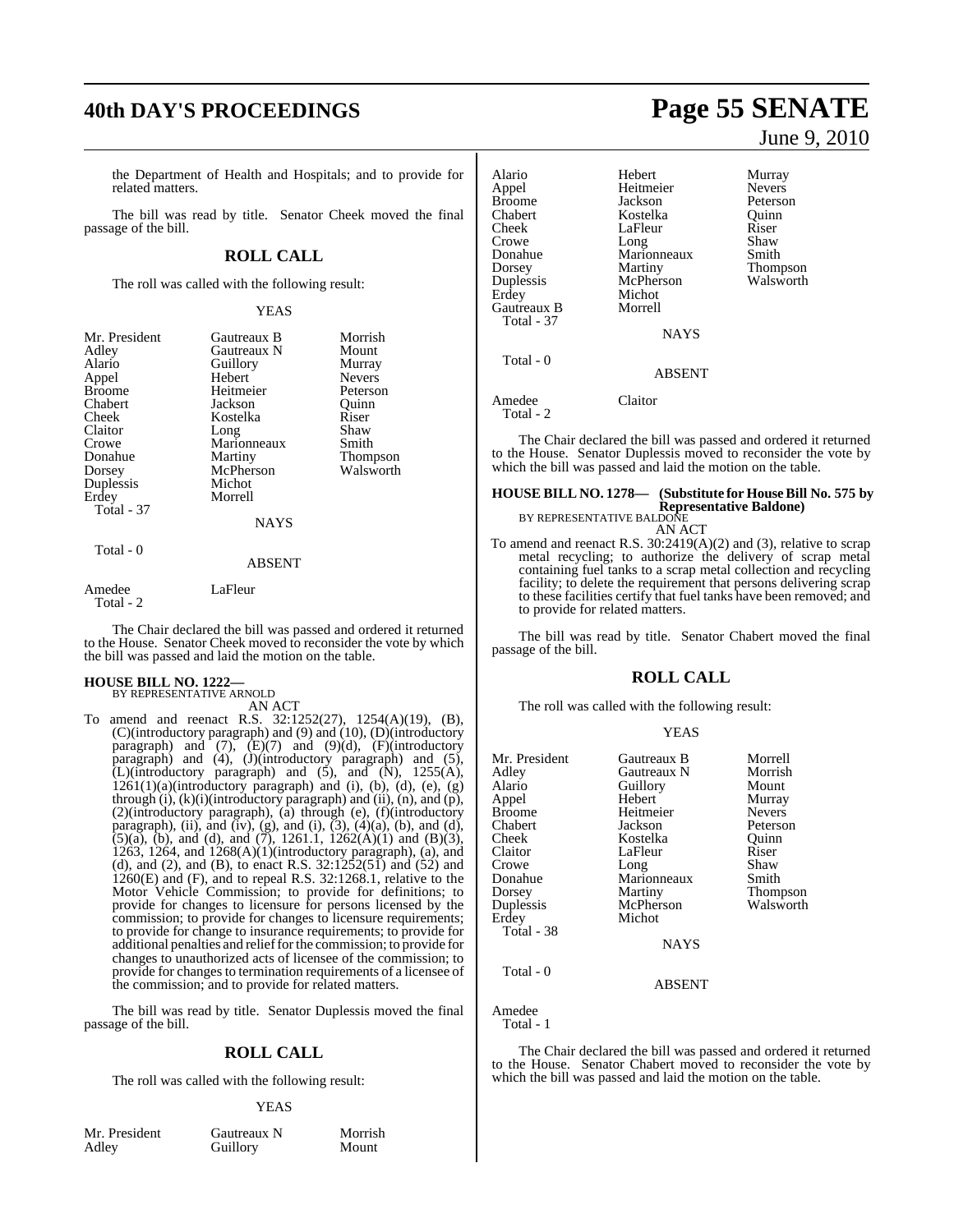the Department of Health and Hospitals; and to provide for related matters.

The bill was read by title. Senator Cheek moved the final passage of the bill.

## ROLL CALL

The roll was called with the following result:

YEAS

| | | |
|---|---|---|
| Mr. President | Gautreaux B | Morrish |
| Adley | Gautreaux N | Mount |
| Alario | Guillory | Murray |
| Appel | Hebert | Nevers |
| Broome | Heitmeier | Peterson |
| Chabert | Jackson | Quinn |
| Cheek | Kostelka | Riser |
| Claitor | Long | Shaw |
| Crowe | Marionneaux | Smith |
| Donahue | Martiny | Thompson |
| Dorsey | McPherson | Walsworth |
| Duplessis | Michot | |
| Erdey | Morrell | |
| Total - 37 | | |

NAYS

Total - 0

ABSENT

| | |
|---|---|
| Amedee | LaFleur |
| Total - 2 | |

The Chair declared the bill was passed and ordered it returned to the House. Senator Cheek moved to reconsider the vote by which the bill was passed and laid the motion on the table.

**HOUSE BILL NO. 1222—**
BY REPRESENTATIVE ARNOLD

AN ACT

To amend and reenact R.S. 32:1252(27), 1254(A)(19), (B), (C)(introductory paragraph) and (9) and (10), (D)(introductory paragraph) and (7), (E)(7) and (9)(d), (F)(introductory paragraph) and (4), (J)(introductory paragraph) and (5), (L)(introductory paragraph) and (5), and (N), 1255(A), 1261(1)(a)(introductory paragraph) and (i), (b), (d), (e), (g) through (i), (k)(i)(introductory paragraph) and (ii), (n), and (p), (2)(introductory paragraph), (a) through (e), (f)(introductory paragraph), (ii), and (iv), (g), and (i), (3), (4)(a), (b), and (d), (5)(a), (b), and (d), and (7), 1261.1, 1262(A)(1) and (B)(3), 1263, 1264, and 1268(A)(1)(introductory paragraph), (a), and (d), and (2), and (B), to enact R.S. 32:1252(51) and (52) and 1260(E) and (F), and to repeal R.S. 32:1268.1, relative to the Motor Vehicle Commission; to provide for definitions; to provide for changes to licensure for persons licensed by the commission; to provide for changes to licensure requirements; to provide for change to insurance requirements; to provide for additional penalties and relief for the commission; to provide for changes to unauthorized acts of licensee of the commission; to provide for changes to termination requirements of a licensee of the commission; and to provide for related matters.

The bill was read by title. Senator Duplessis moved the final passage of the bill.

## ROLL CALL

The roll was called with the following result:

YEAS

| | | |
|---|---|---|
| Mr. President | Gautreaux N | Morrish |
| Adley | Guillory | Mount |
| Alario | Hebert | Murray |
| Appel | Heitmeier | Nevers |
| Broome | Jackson | Peterson |
| Chabert | Kostelka | Quinn |
| Cheek | LaFleur | Riser |
| Crowe | Long | Shaw |
| Donahue | Marionneaux | Smith |
| Dorsey | Martiny | Thompson |
| Duplessis | McPherson | Walsworth |
| Erdey | Michot | |
| Gautreaux B | Morrell | |
| Total - 37 | | |

NAYS

Total - 0

ABSENT

| | |
|---|---|
| Amedee | Claitor |
| Total - 2 | |

The Chair declared the bill was passed and ordered it returned to the House. Senator Duplessis moved to reconsider the vote by which the bill was passed and laid the motion on the table.

**HOUSE BILL NO. 1278— (Substitute for House Bill No. 575 by Representative Baldone)**
BY REPRESENTATIVE BALDONE

AN ACT

To amend and reenact R.S. 30:2419(A)(2) and (3), relative to scrap metal recycling; to authorize the delivery of scrap metal containing fuel tanks to a scrap metal collection and recycling facility; to delete the requirement that persons delivering scrap to these facilities certify that fuel tanks have been removed; and to provide for related matters.

The bill was read by title. Senator Chabert moved the final passage of the bill.

## ROLL CALL

The roll was called with the following result:

YEAS

| | | |
|---|---|---|
| Mr. President | Gautreaux B | Morrell |
| Adley | Gautreaux N | Morrish |
| Alario | Guillory | Mount |
| Appel | Hebert | Murray |
| Broome | Heitmeier | Nevers |
| Chabert | Jackson | Peterson |
| Cheek | Kostelka | Quinn |
| Claitor | LaFleur | Riser |
| Crowe | Long | Shaw |
| Donahue | Marionneaux | Smith |
| Dorsey | Martiny | Thompson |
| Duplessis | McPherson | Walsworth |
| Erdey | Michot | |
| Total - 38 | | |

NAYS

Total - 0

ABSENT

Amedee
Total - 1

The Chair declared the bill was passed and ordered it returned to the House. Senator Chabert moved to reconsider the vote by which the bill was passed and laid the motion on the table.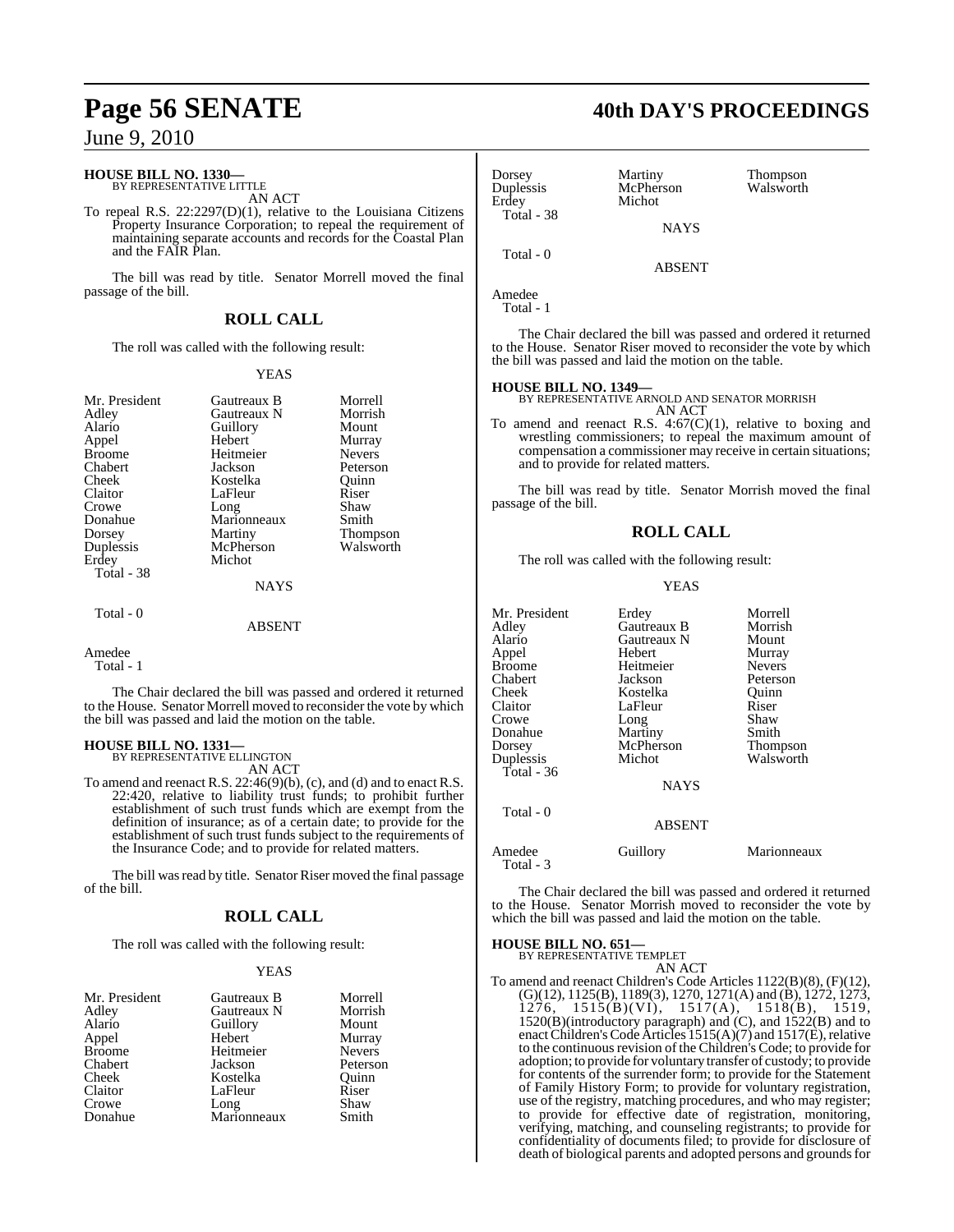**HOUSE BILL NO. 1330—**
BY REPRESENTATIVE LITTLE
AN ACT

To repeal R.S. 22:2297(D)(1), relative to the Louisiana Citizens Property Insurance Corporation; to repeal the requirement of maintaining separate accounts and records for the Coastal Plan and the FAIR Plan.

The bill was read by title. Senator Morrell moved the final passage of the bill.

## ROLL CALL

The roll was called with the following result:

YEAS

| | | |
|---|---|---|
| Mr. President | Gautreaux B | Morrell |
| Adley | Gautreaux N | Morrish |
| Alario | Guillory | Mount |
| Appel | Hebert | Murray |
| Broome | Heitmeier | Nevers |
| Chabert | Jackson | Peterson |
| Cheek | Kostelka | Quinn |
| Claitor | LaFleur | Riser |
| Crowe | Long | Shaw |
| Donahue | Marionneaux | Smith |
| Dorsey | Martiny | Thompson |
| Duplessis | McPherson | Walsworth |
| Erdey | Michot | |

Total - 38

NAYS

Total - 0

ABSENT

Amedee

Total - 1

The Chair declared the bill was passed and ordered it returned to the House. Senator Morrell moved to reconsider the vote by which the bill was passed and laid the motion on the table.

**HOUSE BILL NO. 1331—**
BY REPRESENTATIVE ELLINGTON
AN ACT

To amend and reenact R.S. 22:46(9)(b), (c), and (d) and to enact R.S. 22:420, relative to liability trust funds; to prohibit further establishment of such trust funds which are exempt from the definition of insurance; as of a certain date; to provide for the establishment of such trust funds subject to the requirements of the Insurance Code; and to provide for related matters.

The bill was read by title. Senator Riser moved the final passage of the bill.

## ROLL CALL

The roll was called with the following result:

YEAS

| | | |
|---|---|---|
| Mr. President | Gautreaux B | Morrell |
| Adley | Gautreaux N | Morrish |
| Alario | Guillory | Mount |
| Appel | Hebert | Murray |
| Broome | Heitmeier | Nevers |
| Chabert | Jackson | Peterson |
| Cheek | Kostelka | Quinn |
| Claitor | LaFleur | Riser |
| Crowe | Long | Shaw |
| Donahue | Marionneaux | Smith |
| Dorsey | Martiny | Thompson |
| Duplessis | McPherson | Walsworth |
| Erdey | Michot | |

Total - 38

NAYS

Total - 0

ABSENT

Amedee

Total - 1

The Chair declared the bill was passed and ordered it returned to the House. Senator Riser moved to reconsider the vote by which the bill was passed and laid the motion on the table.

**HOUSE BILL NO. 1349—**
BY REPRESENTATIVE ARNOLD AND SENATOR MORRISH
AN ACT

To amend and reenact R.S. 4:67(C)(1), relative to boxing and wrestling commissioners; to repeal the maximum amount of compensation a commissioner may receive in certain situations; and to provide for related matters.

The bill was read by title. Senator Morrish moved the final passage of the bill.

## ROLL CALL

The roll was called with the following result:

YEAS

| | | |
|---|---|---|
| Mr. President | Erdey | Morrell |
| Adley | Gautreaux B | Morrish |
| Alario | Gautreaux N | Mount |
| Appel | Hebert | Murray |
| Broome | Heitmeier | Nevers |
| Chabert | Jackson | Peterson |
| Cheek | Kostelka | Quinn |
| Claitor | LaFleur | Riser |
| Crowe | Long | Shaw |
| Donahue | Martiny | Smith |
| Dorsey | McPherson | Thompson |
| Duplessis | Michot | Walsworth |

Total - 36

NAYS

Total - 0

ABSENT

| | | |
|---|---|---|
| Amedee | Guillory | Marionneaux |

Total - 3

The Chair declared the bill was passed and ordered it returned to the House. Senator Morrish moved to reconsider the vote by which the bill was passed and laid the motion on the table.

**HOUSE BILL NO. 651—**
BY REPRESENTATIVE TEMPLET
AN ACT

To amend and reenact Children's Code Articles 1122(B)(8), (F)(12), (G)(12), 1125(B), 1189(3), 1270, 1271(A) and (B), 1272, 1273, 1276, 1515(B)(VI), 1517(A), 1518(B), 1519, 1520(B)(introductory paragraph) and (C), and 1522(B) and to enact Children's Code Articles 1515(A)(7) and 1517(E), relative to the continuous revision of the Children's Code; to provide for adoption; to provide for voluntary transfer of custody; to provide for contents of the surrender form; to provide for the Statement of Family History Form; to provide for voluntary registration, use of the registry, matching procedures, and who may register; to provide for effective date of registration, monitoring, verifying, matching, and counseling registrants; to provide for confidentiality of documents filed; to provide for disclosure of death of biological parents and adopted persons and grounds for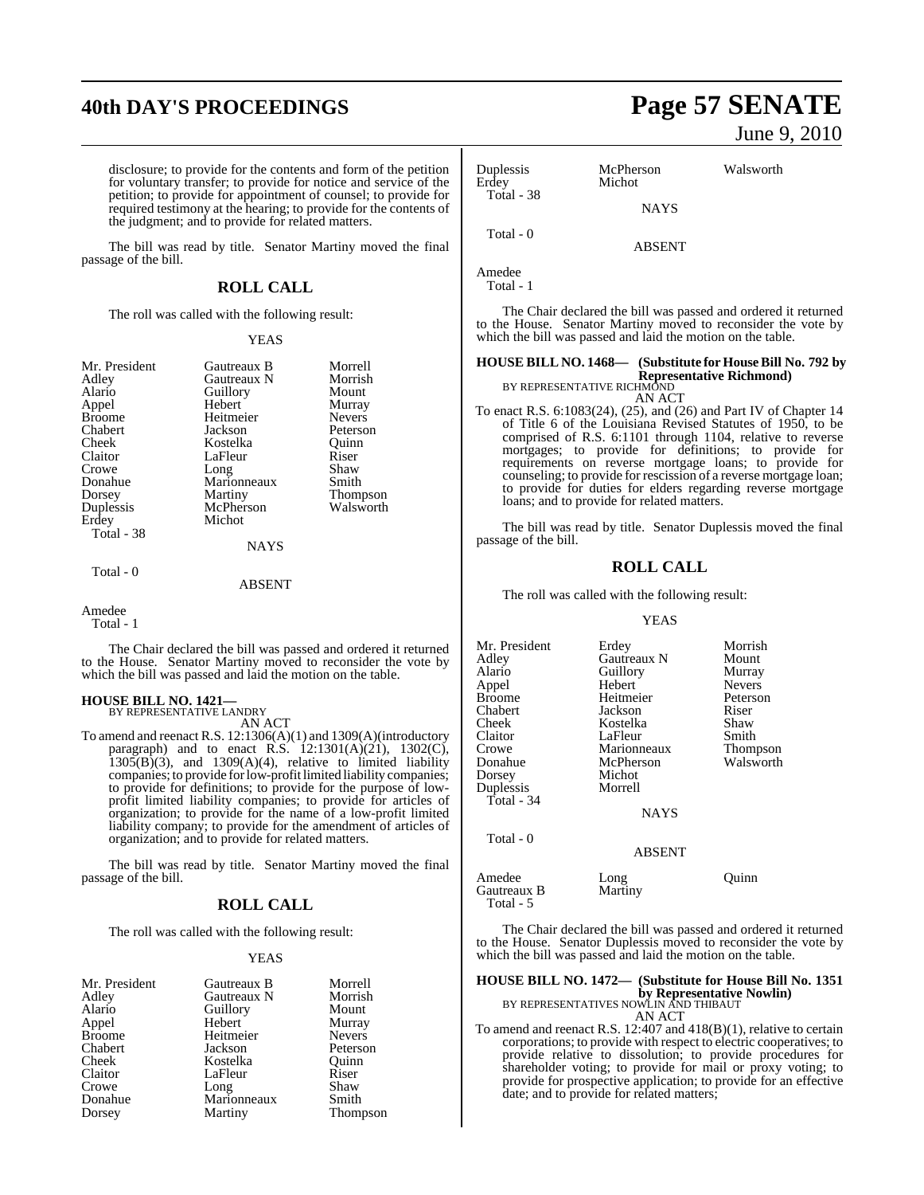disclosure; to provide for the contents and form of the petition for voluntary transfer; to provide for notice and service of the petition; to provide for appointment of counsel; to provide for required testimony at the hearing; to provide for the contents of the judgment; and to provide for related matters.

The bill was read by title. Senator Martiny moved the final passage of the bill.

## ROLL CALL

The roll was called with the following result:

YEAS

| | | |
|---|---|---|
| Mr. President | Gautreaux B | Morrell |
| Adley | Gautreaux N | Morrish |
| Alario | Guillory | Mount |
| Appel | Hebert | Murray |
| Broome | Heitmeier | Nevers |
| Chabert | Jackson | Peterson |
| Cheek | Kostelka | Quinn |
| Claitor | LaFleur | Riser |
| Crowe | Long | Shaw |
| Donahue | Marionneaux | Smith |
| Dorsey | Martiny | Thompson |
| Duplessis | McPherson | Walsworth |
| Erdey | Michot | |

Total - 38

NAYS

Total - 0

ABSENT

Amedee

Total - 1

The Chair declared the bill was passed and ordered it returned to the House. Senator Martiny moved to reconsider the vote by which the bill was passed and laid the motion on the table.

**HOUSE BILL NO. 1421—**
BY REPRESENTATIVE LANDRY
AN ACT

To amend and reenact R.S. 12:1306(A)(1) and 1309(A)(introductory paragraph) and to enact R.S. 12:1301(A)(21), 1302(C), 1305(B)(3), and 1309(A)(4), relative to limited liability companies; to provide for low-profit limited liability companies; to provide for definitions; to provide for the purpose of low-profit limited liability companies; to provide for articles of organization; to provide for the name of a low-profit limited liability company; to provide for the amendment of articles of organization; and to provide for related matters.

The bill was read by title. Senator Martiny moved the final passage of the bill.

## ROLL CALL

The roll was called with the following result:

YEAS

| | | |
|---|---|---|
| Mr. President | Gautreaux B | Morrell |
| Adley | Gautreaux N | Morrish |
| Alario | Guillory | Mount |
| Appel | Hebert | Murray |
| Broome | Heitmeier | Nevers |
| Chabert | Jackson | Peterson |
| Cheek | Kostelka | Quinn |
| Claitor | LaFleur | Riser |
| Crowe | Long | Shaw |
| Donahue | Marionneaux | Smith |
| Dorsey | Martiny | Thompson |
| Duplessis | McPherson | Walsworth |
| Erdey | Michot | |

Total - 38

NAYS

Total - 0

ABSENT

Amedee

Total - 1

The Chair declared the bill was passed and ordered it returned to the House. Senator Martiny moved to reconsider the vote by which the bill was passed and laid the motion on the table.

**HOUSE BILL NO. 1468— (Substitute for House Bill No. 792 by Representative Richmond)**
BY REPRESENTATIVE RICHMOND
AN ACT

To enact R.S. 6:1083(24), (25), and (26) and Part IV of Chapter 14 of Title 6 of the Louisiana Revised Statutes of 1950, to be comprised of R.S. 6:1101 through 1104, relative to reverse mortgages; to provide for definitions; to provide for requirements on reverse mortgage loans; to provide for counseling; to provide for rescission of a reverse mortgage loan; to provide for duties for elders regarding reverse mortgage loans; and to provide for related matters.

The bill was read by title. Senator Duplessis moved the final passage of the bill.

## ROLL CALL

The roll was called with the following result:

YEAS

| | | |
|---|---|---|
| Mr. President | Erdey | Morrish |
| Adley | Gautreaux N | Mount |
| Alario | Guillory | Murray |
| Appel | Hebert | Nevers |
| Broome | Heitmeier | Peterson |
| Chabert | Jackson | Riser |
| Cheek | Kostelka | Shaw |
| Claitor | LaFleur | Smith |
| Crowe | Marionneaux | Thompson |
| Donahue | McPherson | Walsworth |
| Dorsey | Michot | |
| Duplessis | Morrell | |

Total - 34

NAYS

Total - 0

ABSENT

| | | |
|---|---|---|
| Amedee | Long | Quinn |
| Gautreaux B | Martiny | |

Total - 5

The Chair declared the bill was passed and ordered it returned to the House. Senator Duplessis moved to reconsider the vote by which the bill was passed and laid the motion on the table.

**HOUSE BILL NO. 1472— (Substitute for House Bill No. 1351 by Representative Nowlin)**
BY REPRESENTATIVES NOWLIN AND THIBAUT
AN ACT

To amend and reenact R.S. 12:407 and 418(B)(1), relative to certain corporations; to provide with respect to electric cooperatives; to provide relative to dissolution; to provide procedures for shareholder voting; to provide for mail or proxy voting; to provide for prospective application; to provide for an effective date; and to provide for related matters;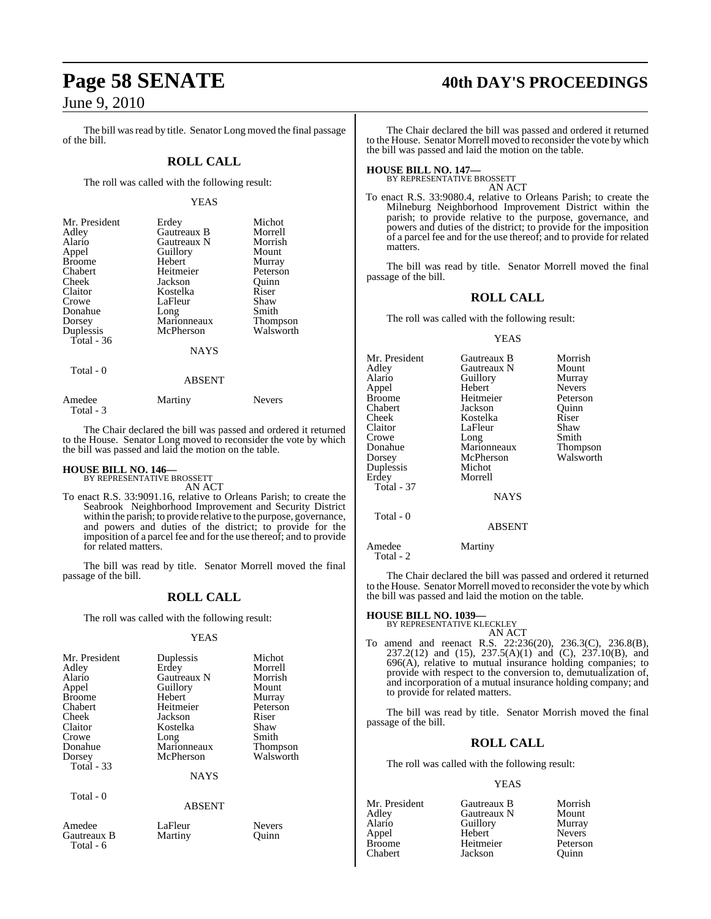The bill was read by title. Senator Long moved the final passage of the bill.

## ROLL CALL

The roll was called with the following result:

YEAS

| | | |
|---|---|---|
| Mr. President | Erdey | Michot |
| Adley | Gautreaux B | Morrell |
| Alario | Gautreaux N | Morrish |
| Appel | Guillory | Mount |
| Broome | Hebert | Murray |
| Chabert | Heitmeier | Peterson |
| Cheek | Jackson | Quinn |
| Claitor | Kostelka | Riser |
| Crowe | LaFleur | Shaw |
| Donahue | Long | Smith |
| Dorsey | Marionneaux | Thompson |
| Duplessis | McPherson | Walsworth |
| Total - 36 | | |

NAYS

Total - 0

ABSENT

| | | |
|---|---|---|
| Amedee | Martiny | Nevers |
| Total - 3 | | |

The Chair declared the bill was passed and ordered it returned to the House. Senator Long moved to reconsider the vote by which the bill was passed and laid the motion on the table.

**HOUSE BILL NO. 146—**
BY REPRESENTATIVE BROSSETT
AN ACT

To enact R.S. 33:9091.16, relative to Orleans Parish; to create the Seabrook Neighborhood Improvement and Security District within the parish; to provide relative to the purpose, governance, and powers and duties of the district; to provide for the imposition of a parcel fee and for the use thereof; and to provide for related matters.

The bill was read by title. Senator Morrell moved the final passage of the bill.

## ROLL CALL

The roll was called with the following result:

YEAS

| | | |
|---|---|---|
| Mr. President | Duplessis | Michot |
| Adley | Erdey | Morrell |
| Alario | Gautreaux N | Morrish |
| Appel | Guillory | Mount |
| Broome | Hebert | Murray |
| Chabert | Heitmeier | Peterson |
| Cheek | Jackson | Riser |
| Claitor | Kostelka | Shaw |
| Crowe | Long | Smith |
| Donahue | Marionneaux | Thompson |
| Dorsey | McPherson | Walsworth |
| Total - 33 | | |

NAYS

Total - 0

ABSENT

| | | |
|---|---|---|
| Amedee | LaFleur | Nevers |
| Gautreaux B | Martiny | Quinn |
| Total - 6 | | |

The Chair declared the bill was passed and ordered it returned to the House. Senator Morrell moved to reconsider the vote by which the bill was passed and laid the motion on the table.

**HOUSE BILL NO. 147—**
BY REPRESENTATIVE BROSSETT
AN ACT

To enact R.S. 33:9080.4, relative to Orleans Parish; to create the Milneburg Neighborhood Improvement District within the parish; to provide relative to the purpose, governance, and powers and duties of the district; to provide for the imposition of a parcel fee and for the use thereof; and to provide for related matters.

The bill was read by title. Senator Morrell moved the final passage of the bill.

## ROLL CALL

The roll was called with the following result:

YEAS

| | | |
|---|---|---|
| Mr. President | Gautreaux B | Morrish |
| Adley | Gautreaux N | Mount |
| Alario | Guillory | Murray |
| Appel | Hebert | Nevers |
| Broome | Heitmeier | Peterson |
| Chabert | Jackson | Quinn |
| Cheek | Kostelka | Riser |
| Claitor | LaFleur | Shaw |
| Crowe | Long | Smith |
| Donahue | Marionneaux | Thompson |
| Dorsey | McPherson | Walsworth |
| Duplessis | Michot | |
| Erdey | Morrell | |
| Total - 37 | | |

NAYS

Total - 0

ABSENT

| | |
|---|---|
| Amedee | Martiny |
| Total - 2 | |

The Chair declared the bill was passed and ordered it returned to the House. Senator Morrell moved to reconsider the vote by which the bill was passed and laid the motion on the table.

**HOUSE BILL NO. 1039—**
BY REPRESENTATIVE KLECKLEY
AN ACT

To amend and reenact R.S. 22:236(20), 236.3(C), 236.8(B), 237.2(12) and (15), 237.5(A)(1) and (C), 237.10(B), and 696(A), relative to mutual insurance holding companies; to provide with respect to the conversion to, demutualization of, and incorporation of a mutual insurance holding company; and to provide for related matters.

The bill was read by title. Senator Morrish moved the final passage of the bill.

## ROLL CALL

The roll was called with the following result:

YEAS

| | | |
|---|---|---|
| Mr. President | Gautreaux B | Morrish |
| Adley | Gautreaux N | Mount |
| Alario | Guillory | Murray |
| Appel | Hebert | Nevers |
| Broome | Heitmeier | Peterson |
| Chabert | Jackson | Quinn |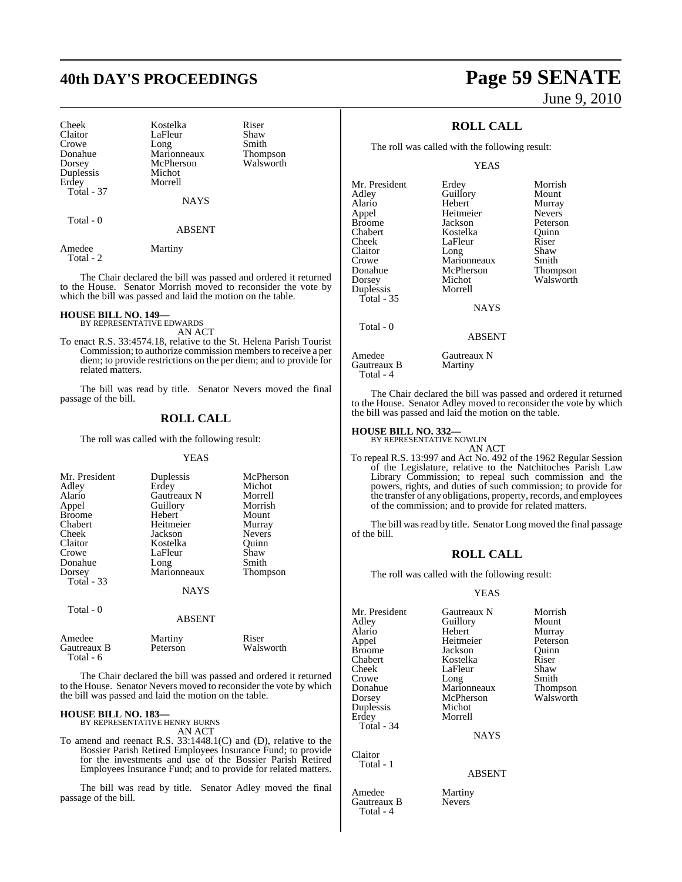| Cheek | Kostelka | Riser |
|---|---|---|
| Claitor | LaFleur | Shaw |
| Crowe | Long | Smith |
| Donahue | Marionneaux | Thompson |
| Dorsey | McPherson | Walsworth |
| Duplessis | Michot | |
| Erdey | Morrell | |
| Total - 37 | | |

NAYS

Total - 0

ABSENT

| Amedee | Martiny |
|---|---|
| Total - 2 | |

The Chair declared the bill was passed and ordered it returned to the House. Senator Morrish moved to reconsider the vote by which the bill was passed and laid the motion on the table.

**HOUSE BILL NO. 149—**
BY REPRESENTATIVE EDWARDS
AN ACT

To enact R.S. 33:4574.18, relative to the St. Helena Parish Tourist Commission; to authorize commission members to receive a per diem; to provide restrictions on the per diem; and to provide for related matters.

The bill was read by title. Senator Nevers moved the final passage of the bill.

## ROLL CALL

The roll was called with the following result:

YEAS

| Mr. President | Duplessis | McPherson |
|---|---|---|
| Adley | Erdey | Michot |
| Alario | Gautreaux N | Morrell |
| Appel | Guillory | Morrish |
| Broome | Hebert | Mount |
| Chabert | Heitmeier | Murray |
| Cheek | Jackson | Nevers |
| Claitor | Kostelka | Quinn |
| Crowe | LaFleur | Shaw |
| Donahue | Long | Smith |
| Dorsey | Marionneaux | Thompson |
| Total - 33 | | |

NAYS

Total - 0

ABSENT

| Amedee | Martiny | Riser |
|---|---|---|
| Gautreaux B | Peterson | Walsworth |
| Total - 6 | | |

The Chair declared the bill was passed and ordered it returned to the House. Senator Nevers moved to reconsider the vote by which the bill was passed and laid the motion on the table.

**HOUSE BILL NO. 183—**
BY REPRESENTATIVE HENRY BURNS
AN ACT

To amend and reenact R.S. 33:1448.1(C) and (D), relative to the Bossier Parish Retired Employees Insurance Fund; to provide for the investments and use of the Bossier Parish Retired Employees Insurance Fund; and to provide for related matters.

The bill was read by title. Senator Adley moved the final passage of the bill.

## ROLL CALL

The roll was called with the following result:

YEAS

| Mr. President | Erdey | Morrish |
|---|---|---|
| Adley | Guillory | Mount |
| Alario | Hebert | Murray |
| Appel | Heitmeier | Nevers |
| Broome | Jackson | Peterson |
| Chabert | Kostelka | Quinn |
| Cheek | LaFleur | Riser |
| Claitor | Long | Shaw |
| Crowe | Marionneaux | Smith |
| Donahue | McPherson | Thompson |
| Dorsey | Michot | Walsworth |
| Duplessis | Morrell | |
| Total - 35 | | |

NAYS

Total - 0

ABSENT

| Amedee | Gautreaux N |
|---|---|
| Gautreaux B | Martiny |
| Total - 4 | |

The Chair declared the bill was passed and ordered it returned to the House. Senator Adley moved to reconsider the vote by which the bill was passed and laid the motion on the table.

**HOUSE BILL NO. 332—**
BY REPRESENTATIVE NOWLIN
AN ACT

To repeal R.S. 13:997 and Act No. 492 of the 1962 Regular Session of the Legislature, relative to the Natchitoches Parish Law Library Commission; to repeal such commission and the powers, rights, and duties of such commission; to provide for the transfer of any obligations, property, records, and employees of the commission; and to provide for related matters.

The bill was read by title. Senator Long moved the final passage of the bill.

## ROLL CALL

The roll was called with the following result:

YEAS

| Mr. President | Gautreaux N | Morrish |
|---|---|---|
| Adley | Guillory | Mount |
| Alario | Hebert | Murray |
| Appel | Heitmeier | Peterson |
| Broome | Jackson | Quinn |
| Chabert | Kostelka | Riser |
| Cheek | LaFleur | Shaw |
| Crowe | Long | Smith |
| Donahue | Marionneaux | Thompson |
| Dorsey | McPherson | Walsworth |
| Duplessis | Michot | |
| Erdey | Morrell | |
| Total - 34 | | |

NAYS

| Claitor |
|---|
| Total - 1 |

ABSENT

| Amedee | Martiny |
|---|---|
| Gautreaux B | Nevers |
| Total - 4 | |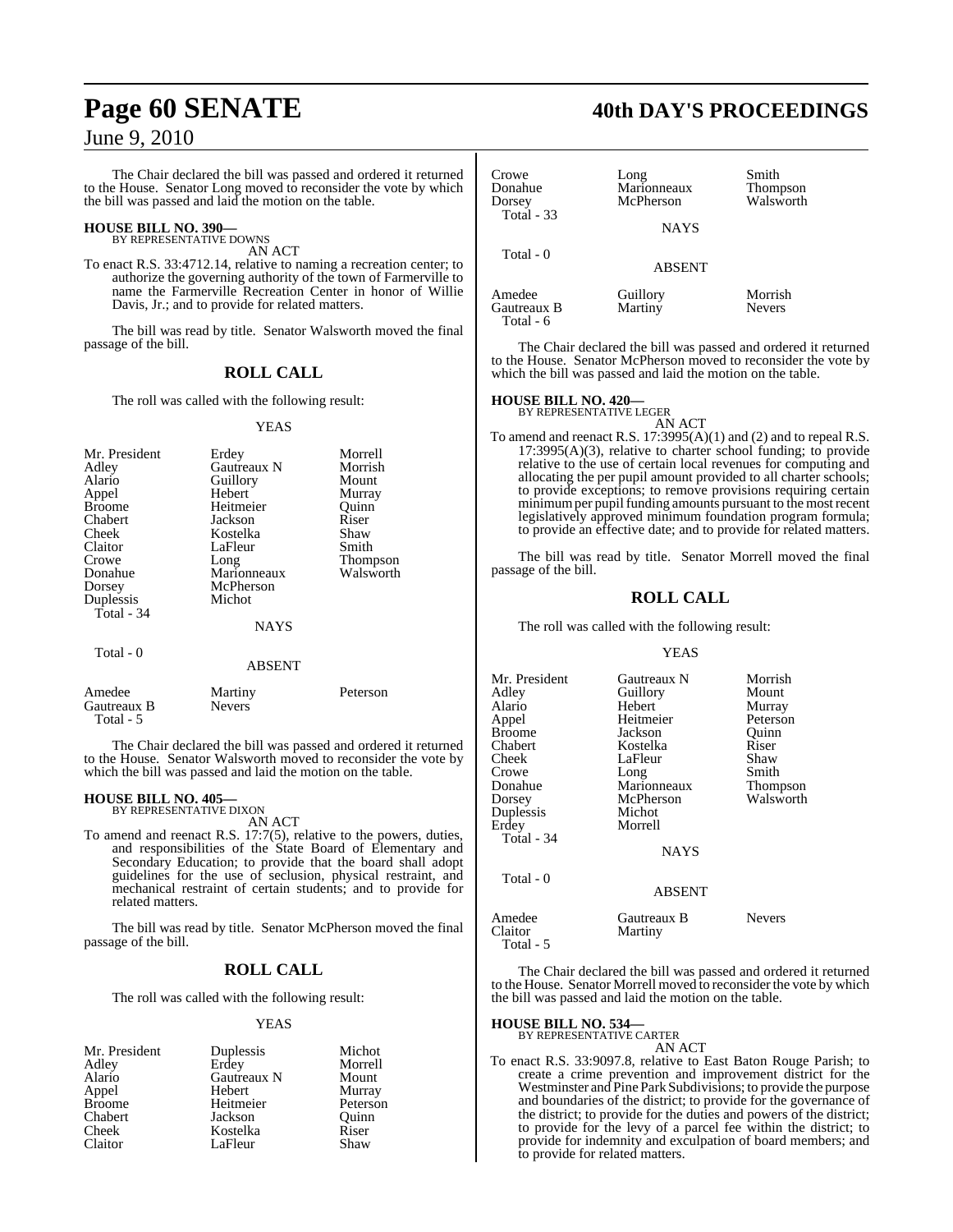The Chair declared the bill was passed and ordered it returned to the House. Senator Long moved to reconsider the vote by which the bill was passed and laid the motion on the table.

**HOUSE BILL NO. 390—**
BY REPRESENTATIVE DOWNS

AN ACT

To enact R.S. 33:4712.14, relative to naming a recreation center; to authorize the governing authority of the town of Farmerville to name the Farmerville Recreation Center in honor of Willie Davis, Jr.; and to provide for related matters.

The bill was read by title. Senator Walsworth moved the final passage of the bill.

## ROLL CALL

The roll was called with the following result:

YEAS

| | | |
|---|---|---|
| Mr. President | Erdey | Morrell |
| Adley | Gautreaux N | Morrish |
| Alario | Guillory | Mount |
| Appel | Hebert | Murray |
| Broome | Heitmeier | Quinn |
| Chabert | Jackson | Riser |
| Cheek | Kostelka | Shaw |
| Claitor | LaFleur | Smith |
| Crowe | Long | Thompson |
| Donahue | Marionneaux | Walsworth |
| Dorsey | McPherson | |
| Duplessis | Michot | |

Total - 34

NAYS

Total - 0

ABSENT

| | | |
|---|---|---|
| Amedee | Martiny | Peterson |
| Gautreaux B | Nevers | |

Total - 5

The Chair declared the bill was passed and ordered it returned to the House. Senator Walsworth moved to reconsider the vote by which the bill was passed and laid the motion on the table.

**HOUSE BILL NO. 405—**
BY REPRESENTATIVE DIXON

AN ACT

To amend and reenact R.S. 17:7(5), relative to the powers, duties, and responsibilities of the State Board of Elementary and Secondary Education; to provide that the board shall adopt guidelines for the use of seclusion, physical restraint, and mechanical restraint of certain students; and to provide for related matters.

The bill was read by title. Senator McPherson moved the final passage of the bill.

## ROLL CALL

The roll was called with the following result:

YEAS

| | | |
|---|---|---|
| Mr. President | Duplessis | Michot |
| Adley | Erdey | Morrell |
| Alario | Gautreaux N | Mount |
| Appel | Hebert | Murray |
| Broome | Heitmeier | Peterson |
| Chabert | Jackson | Quinn |
| Cheek | Kostelka | Riser |
| Claitor | LaFleur | Shaw |
| Crowe | Long | Smith |
| Donahue | Marionneaux | Thompson |
| Dorsey | McPherson | Walsworth |

Total - 33

NAYS

Total - 0

ABSENT

| | | |
|---|---|---|
| Amedee | Guillory | Morrish |
| Gautreaux B | Martiny | Nevers |

Total - 6

The Chair declared the bill was passed and ordered it returned to the House. Senator McPherson moved to reconsider the vote by which the bill was passed and laid the motion on the table.

**HOUSE BILL NO. 420—**
BY REPRESENTATIVE LEGER

AN ACT

To amend and reenact R.S. 17:3995(A)(1) and (2) and to repeal R.S. 17:3995(A)(3), relative to charter school funding; to provide relative to the use of certain local revenues for computing and allocating the per pupil amount provided to all charter schools; to provide exceptions; to remove provisions requiring certain minimum per pupil funding amounts pursuant to the most recent legislatively approved minimum foundation program formula; to provide an effective date; and to provide for related matters.

The bill was read by title. Senator Morrell moved the final passage of the bill.

## ROLL CALL

The roll was called with the following result:

YEAS

| | | |
|---|---|---|
| Mr. President | Gautreaux N | Morrish |
| Adley | Guillory | Mount |
| Alario | Hebert | Murray |
| Appel | Heitmeier | Peterson |
| Broome | Jackson | Quinn |
| Chabert | Kostelka | Riser |
| Cheek | LaFleur | Shaw |
| Crowe | Long | Smith |
| Donahue | Marionneaux | Thompson |
| Dorsey | McPherson | Walsworth |
| Duplessis | Michot | |
| Erdey | Morrell | |

Total - 34

NAYS

Total - 0

ABSENT

| | | |
|---|---|---|
| Amedee | Gautreaux B | Nevers |
| Claitor | Martiny | |

Total - 5

The Chair declared the bill was passed and ordered it returned to the House. Senator Morrell moved to reconsider the vote by which the bill was passed and laid the motion on the table.

**HOUSE BILL NO. 534—**
BY REPRESENTATIVE CARTER

AN ACT

To enact R.S. 33:9097.8, relative to East Baton Rouge Parish; to create a crime prevention and improvement district for the Westminster and Pine Park Subdivisions; to provide the purpose and boundaries of the district; to provide for the governance of the district; to provide for the duties and powers of the district; to provide for the levy of a parcel fee within the district; to provide for indemnity and exculpation of board members; and to provide for related matters.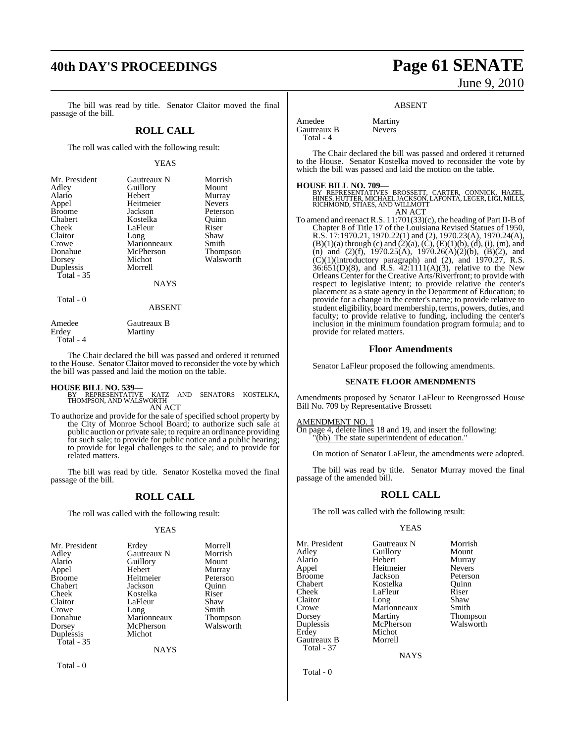The bill was read by title. Senator Claitor moved the final passage of the bill.

## ROLL CALL

The roll was called with the following result:

YEAS

| | | |
|---|---|---|
| Mr. President | Gautreaux N | Morrish |
| Adley | Guillory | Mount |
| Alario | Hebert | Murray |
| Appel | Heitmeier | Nevers |
| Broome | Jackson | Peterson |
| Chabert | Kostelka | Quinn |
| Cheek | LaFleur | Riser |
| Claitor | Long | Shaw |
| Crowe | Marionneaux | Smith |
| Donahue | McPherson | Thompson |
| Dorsey | Michot | Walsworth |
| Duplessis | Morrell | |
| Total - 35 | | |

NAYS

Total - 0

ABSENT

| | |
|---|---|
| Amedee | Gautreaux B |
| Erdey | Martiny |
| Total - 4 | |

The Chair declared the bill was passed and ordered it returned to the House. Senator Claitor moved to reconsider the vote by which the bill was passed and laid the motion on the table.

**HOUSE BILL NO. 539—**
BY REPRESENTATIVE KATZ AND SENATORS KOSTELKA, THOMPSON, AND WALSWORTH
AN ACT

To authorize and provide for the sale of specified school property by the City of Monroe School Board; to authorize such sale at public auction or private sale; to require an ordinance providing for such sale; to provide for public notice and a public hearing; to provide for legal challenges to the sale; and to provide for related matters.

The bill was read by title. Senator Kostelka moved the final passage of the bill.

## ROLL CALL

The roll was called with the following result:

YEAS

| | | |
|---|---|---|
| Mr. President | Erdey | Morrell |
| Adley | Gautreaux N | Morrish |
| Alario | Guillory | Mount |
| Appel | Hebert | Murray |
| Broome | Heitmeier | Peterson |
| Chabert | Jackson | Quinn |
| Cheek | Kostelka | Riser |
| Claitor | LaFleur | Shaw |
| Crowe | Long | Smith |
| Donahue | Marionneaux | Thompson |
| Dorsey | McPherson | Walsworth |
| Duplessis | Michot | |
| Total - 35 | | |

NAYS

Total - 0

ABSENT

| | |
|---|---|
| Amedee | Martiny |
| Gautreaux B | Nevers |
| Total - 4 | |

The Chair declared the bill was passed and ordered it returned to the House. Senator Kostelka moved to reconsider the vote by which the bill was passed and laid the motion on the table.

**HOUSE BILL NO. 709—**
BY REPRESENTATIVES BROSSETT, CARTER, CONNICK, HAZEL, HINES, HUTTER, MICHAEL JACKSON, LAFONTA, LEGER, LIGI, MILLS, RICHMOND, STIAES, AND WILLMOTT
AN ACT

To amend and reenact R.S. 11:701(33)(c), the heading of Part II-B of Chapter 8 of Title 17 of the Louisiana Revised Statues of 1950, R.S. 17:1970.21, 1970.22(1) and (2), 1970.23(A), 1970.24(A), (B)(1)(a) through (c) and (2)(a), (C), (E)(1)(b), (d), (i), (m), and (n) and (2)(f), 1970.25(A), 1970.26(A)(2)(b), (B)(2), and (C)(1)(introductory paragraph) and (2), and 1970.27, R.S. 36:651(D)(8), and R.S. 42:1111(A)(3), relative to the New Orleans Center for the Creative Arts/Riverfront; to provide with respect to legislative intent; to provide relative the center's placement as a state agency in the Department of Education; to provide for a change in the center's name; to provide relative to student eligibility, board membership, terms, powers, duties, and faculty; to provide relative to funding, including the center's inclusion in the minimum foundation program formula; and to provide for related matters.

### Floor Amendments

Senator LaFleur proposed the following amendments.

**SENATE FLOOR AMENDMENTS**

Amendments proposed by Senator LaFleur to Reengrossed House Bill No. 709 by Representative Brossett

AMENDMENT NO. 1
On page 4, delete lines 18 and 19, and insert the following:
"(bb) The state superintendent of education."

On motion of Senator LaFleur, the amendments were adopted.

The bill was read by title. Senator Murray moved the final passage of the amended bill.

## ROLL CALL

The roll was called with the following result:

YEAS

| | | |
|---|---|---|
| Mr. President | Gautreaux N | Morrish |
| Adley | Guillory | Mount |
| Alario | Hebert | Murray |
| Appel | Heitmeier | Nevers |
| Broome | Jackson | Peterson |
| Chabert | Kostelka | Quinn |
| Cheek | LaFleur | Riser |
| Claitor | Long | Shaw |
| Crowe | Marionneaux | Smith |
| Dorsey | Martiny | Thompson |
| Duplessis | McPherson | Walsworth |
| Erdey | Michot | |
| Gautreaux B | Morrell | |
| Total - 37 | | |

NAYS

Total - 0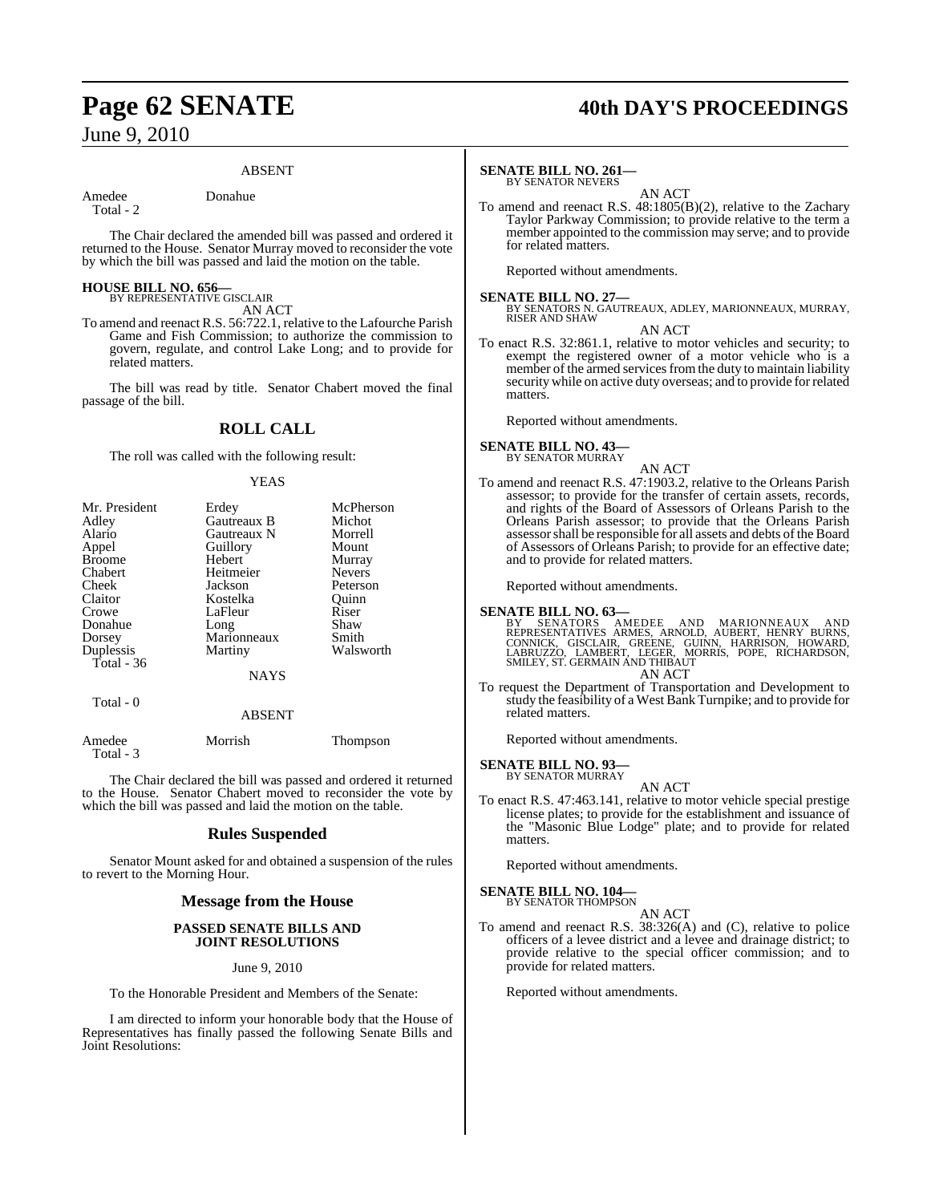ABSENT

| | |
|---|---|
| Amedee | Donahue |
| Total - 2 | |

The Chair declared the amended bill was passed and ordered it returned to the House. Senator Murray moved to reconsider the vote by which the bill was passed and laid the motion on the table.

**HOUSE BILL NO. 656—**
BY REPRESENTATIVE GISCLAIR

AN ACT

To amend and reenact R.S. 56:722.1, relative to the Lafourche Parish Game and Fish Commission; to authorize the commission to govern, regulate, and control Lake Long; and to provide for related matters.

The bill was read by title. Senator Chabert moved the final passage of the bill.

## ROLL CALL

The roll was called with the following result:

YEAS

| | | |
|---|---|---|
| Mr. President | Erdey | McPherson |
| Adley | Gautreaux B | Michot |
| Alario | Gautreaux N | Morrell |
| Appel | Guillory | Mount |
| Broome | Hebert | Murray |
| Chabert | Heitmeier | Nevers |
| Cheek | Jackson | Peterson |
| Claitor | Kostelka | Quinn |
| Crowe | LaFleur | Riser |
| Donahue | Long | Shaw |
| Dorsey | Marionneaux | Smith |
| Duplessis | Martiny | Walsworth |
| Total - 36 | | |

NAYS

Total - 0

ABSENT

| | | |
|---|---|---|
| Amedee | Morrish | Thompson |
| Total - 3 | | |

The Chair declared the bill was passed and ordered it returned to the House. Senator Chabert moved to reconsider the vote by which the bill was passed and laid the motion on the table.

## Rules Suspended

Senator Mount asked for and obtained a suspension of the rules to revert to the Morning Hour.

## Message from the House

**PASSED SENATE BILLS AND JOINT RESOLUTIONS**

June 9, 2010

To the Honorable President and Members of the Senate:

I am directed to inform your honorable body that the House of Representatives has finally passed the following Senate Bills and Joint Resolutions:

**SENATE BILL NO. 261—**
BY SENATOR NEVERS

AN ACT

To amend and reenact R.S. 48:1805(B)(2), relative to the Zachary Taylor Parkway Commission; to provide relative to the term a member appointed to the commission may serve; and to provide for related matters.

Reported without amendments.

**SENATE BILL NO. 27—**
BY SENATORS N. GAUTREAUX, ADLEY, MARIONNEAUX, MURRAY, RISER AND SHAW

AN ACT

To enact R.S. 32:861.1, relative to motor vehicles and security; to exempt the registered owner of a motor vehicle who is a member of the armed services from the duty to maintain liability security while on active duty overseas; and to provide for related matters.

Reported without amendments.

**SENATE BILL NO. 43—**
BY SENATOR MURRAY

AN ACT

To amend and reenact R.S. 47:1903.2, relative to the Orleans Parish assessor; to provide for the transfer of certain assets, records, and rights of the Board of Assessors of Orleans Parish to the Orleans Parish assessor; to provide that the Orleans Parish assessor shall be responsible for all assets and debts of the Board of Assessors of Orleans Parish; to provide for an effective date; and to provide for related matters.

Reported without amendments.

**SENATE BILL NO. 63—**
BY SENATORS AMEDEE AND MARIONNEAUX AND REPRESENTATIVES ARMES, ARNOLD, AUBERT, HENRY BURNS, CONNICK, GISCLAIR, GREENE, GUINN, HARRISON, HOWARD, LABRUZZO, LAMBERT, LEGER, MORRIS, POPE, RICHARDSON, SMILEY, ST. GERMAIN AND THIBAUT

AN ACT

To request the Department of Transportation and Development to study the feasibility of a West Bank Turnpike; and to provide for related matters.

Reported without amendments.

**SENATE BILL NO. 93—**
BY SENATOR MURRAY

AN ACT

To enact R.S. 47:463.141, relative to motor vehicle special prestige license plates; to provide for the establishment and issuance of the "Masonic Blue Lodge" plate; and to provide for related matters.

Reported without amendments.

**SENATE BILL NO. 104—**
BY SENATOR THOMPSON

AN ACT

To amend and reenact R.S. 38:326(A) and (C), relative to police officers of a levee district and a levee and drainage district; to provide relative to the special officer commission; and to provide for related matters.

Reported without amendments.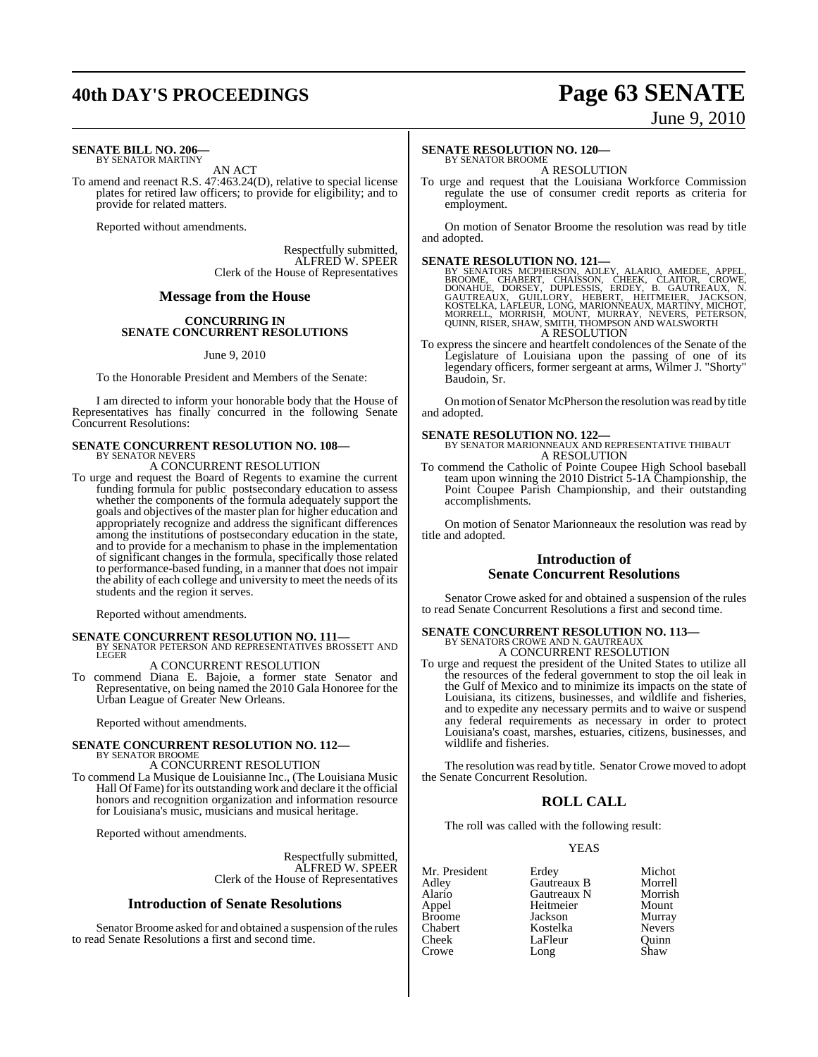**SENATE BILL NO. 206—**
BY SENATOR MARTINY

AN ACT

To amend and reenact R.S. 47:463.24(D), relative to special license plates for retired law officers; to provide for eligibility; and to provide for related matters.

Reported without amendments.

Respectfully submitted,
ALFRED W. SPEER
Clerk of the House of Representatives

## Message from the House

### CONCURRING IN SENATE CONCURRENT RESOLUTIONS

June 9, 2010

To the Honorable President and Members of the Senate:

I am directed to inform your honorable body that the House of Representatives has finally concurred in the following Senate Concurrent Resolutions:

**SENATE CONCURRENT RESOLUTION NO. 108—**
BY SENATOR NEVERS

A CONCURRENT RESOLUTION

To urge and request the Board of Regents to examine the current funding formula for public postsecondary education to assess whether the components of the formula adequately support the goals and objectives of the master plan for higher education and appropriately recognize and address the significant differences among the institutions of postsecondary education in the state, and to provide for a mechanism to phase in the implementation of significant changes in the formula, specifically those related to performance-based funding, in a manner that does not impair the ability of each college and university to meet the needs of its students and the region it serves.

Reported without amendments.

**SENATE CONCURRENT RESOLUTION NO. 111—**
BY SENATOR PETERSON AND REPRESENTATIVES BROSSETT AND LEGER

A CONCURRENT RESOLUTION

To commend Diana E. Bajoie, a former state Senator and Representative, on being named the 2010 Gala Honoree for the Urban League of Greater New Orleans.

Reported without amendments.

**SENATE CONCURRENT RESOLUTION NO. 112—**
BY SENATOR BROOME

A CONCURRENT RESOLUTION

To commend La Musique de Louisianne Inc., (The Louisiana Music Hall Of Fame) for its outstanding work and declare it the official honors and recognition organization and information resource for Louisiana's music, musicians and musical heritage.

Reported without amendments.

Respectfully submitted,
ALFRED W. SPEER
Clerk of the House of Representatives

## Introduction of Senate Resolutions

Senator Broome asked for and obtained a suspension of the rules to read Senate Resolutions a first and second time.

**SENATE RESOLUTION NO. 120—**
BY SENATOR BROOME

A RESOLUTION

To urge and request that the Louisiana Workforce Commission regulate the use of consumer credit reports as criteria for employment.

On motion of Senator Broome the resolution was read by title and adopted.

**SENATE RESOLUTION NO. 121—**
BY SENATORS MCPHERSON, ADLEY, ALARIO, AMEDEE, APPEL, BROOME, CHABERT, CHAISSON, CHEEK, CLAITOR, CROWE, DONAHUE, DORSEY, DUPLESSIS, ERDEY, B. GAUTREAUX, N. GAUTREAUX, GUILLORY, HEBERT, HEITMEIER, JACKSON, KOSTELKA, LAFLEUR, LONG, MARIONNEAUX, MARTINY, MICHOT, MORRELL, MORRISH, MOUNT, MURRAY, NEVERS, PETERSON, QUINN, RISER, SHAW, SMITH, THOMPSON AND WALSWORTH

A RESOLUTION

To express the sincere and heartfelt condolences of the Senate of the Legislature of Louisiana upon the passing of one of its legendary officers, former sergeant at arms, Wilmer J. "Shorty" Baudoin, Sr.

On motion of Senator McPherson the resolution was read by title and adopted.

**SENATE RESOLUTION NO. 122—**
BY SENATOR MARIONNEAUX AND REPRESENTATIVE THIBAUT

A RESOLUTION

To commend the Catholic of Pointe Coupee High School baseball team upon winning the 2010 District 5-1A Championship, the Point Coupee Parish Championship, and their outstanding accomplishments.

On motion of Senator Marionneaux the resolution was read by title and adopted.

## Introduction of Senate Concurrent Resolutions

Senator Crowe asked for and obtained a suspension of the rules to read Senate Concurrent Resolutions a first and second time.

**SENATE CONCURRENT RESOLUTION NO. 113—**
BY SENATORS CROWE AND N. GAUTREAUX

A CONCURRENT RESOLUTION

To urge and request the president of the United States to utilize all the resources of the federal government to stop the oil leak in the Gulf of Mexico and to minimize its impacts on the state of Louisiana, its citizens, businesses, and wildlife and fisheries, and to expedite any necessary permits and to waive or suspend any federal requirements as necessary in order to protect Louisiana's coast, marshes, estuaries, citizens, businesses, and wildlife and fisheries.

The resolution was read by title. Senator Crowe moved to adopt the Senate Concurrent Resolution.

## ROLL CALL

The roll was called with the following result:

YEAS

| | | |
|---|---|---|
| Mr. President | Erdey | Michot |
| Adley | Gautreaux B | Morrell |
| Alario | Gautreaux N | Morrish |
| Appel | Heitmeier | Mount |
| Broome | Jackson | Murray |
| Chabert | Kostelka | Nevers |
| Cheek | LaFleur | Quinn |
| Crowe | Long | Shaw |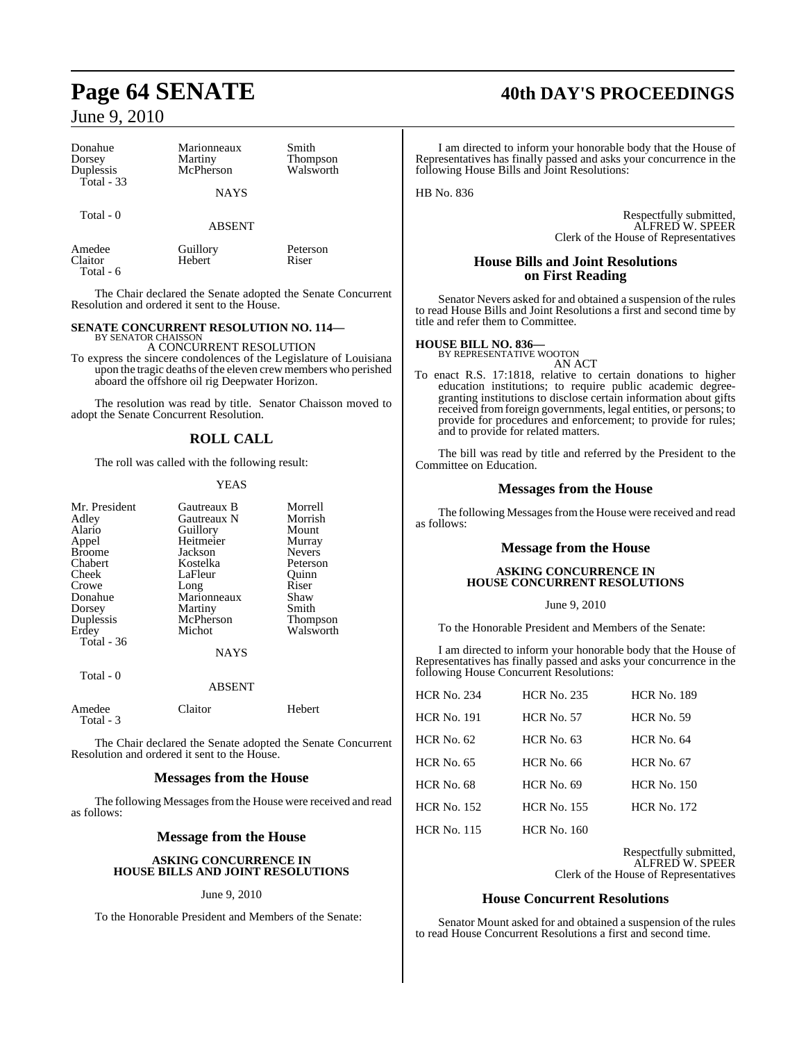| Donahue | Marionneaux | Smith |
|---|---|---|
| Dorsey | Martiny | Thompson |
| Duplessis | McPherson | Walsworth |
| Total - 33 | | |

NAYS

Total - 0

ABSENT

| Amedee | Guillory | Peterson |
|---|---|---|
| Claitor | Hebert | Riser |
| Total - 6 | | |

The Chair declared the Senate adopted the Senate Concurrent Resolution and ordered it sent to the House.

**SENATE CONCURRENT RESOLUTION NO. 114—**
BY SENATOR CHAISSON
A CONCURRENT RESOLUTION

To express the sincere condolences of the Legislature of Louisiana upon the tragic deaths of the eleven crew members who perished aboard the offshore oil rig Deepwater Horizon.

The resolution was read by title. Senator Chaisson moved to adopt the Senate Concurrent Resolution.

## ROLL CALL

The roll was called with the following result:

YEAS

| Mr. President | Gautreaux B | Morrell |
|---|---|---|
| Adley | Gautreaux N | Morrish |
| Alario | Guillory | Mount |
| Appel | Heitmeier | Murray |
| Broome | Jackson | Nevers |
| Chabert | Kostelka | Peterson |
| Cheek | LaFleur | Quinn |
| Crowe | Long | Riser |
| Donahue | Marionneaux | Shaw |
| Dorsey | Martiny | Smith |
| Duplessis | McPherson | Thompson |
| Erdey | Michot | Walsworth |
| Total - 36 | | |

NAYS

Total - 0

ABSENT

| Amedee | Claitor | Hebert |
|---|---|---|
| Total - 3 | | |

The Chair declared the Senate adopted the Senate Concurrent Resolution and ordered it sent to the House.

## Messages from the House

The following Messages from the House were received and read as follows:

## Message from the House

**ASKING CONCURRENCE IN HOUSE BILLS AND JOINT RESOLUTIONS**

June 9, 2010

To the Honorable President and Members of the Senate:

I am directed to inform your honorable body that the House of Representatives has finally passed and asks your concurrence in the following House Bills and Joint Resolutions:

HB No. 836

Respectfully submitted,
ALFRED W. SPEER
Clerk of the House of Representatives

## House Bills and Joint Resolutions on First Reading

Senator Nevers asked for and obtained a suspension of the rules to read House Bills and Joint Resolutions a first and second time by title and refer them to Committee.

**HOUSE BILL NO. 836—**
BY REPRESENTATIVE WOOTON
AN ACT

To enact R.S. 17:1818, relative to certain donations to higher education institutions; to require public academic degree-granting institutions to disclose certain information about gifts received from foreign governments, legal entities, or persons; to provide for procedures and enforcement; to provide for rules; and to provide for related matters.

The bill was read by title and referred by the President to the Committee on Education.

## Messages from the House

The following Messages from the House were received and read as follows:

## Message from the House

**ASKING CONCURRENCE IN HOUSE CONCURRENT RESOLUTIONS**

June 9, 2010

To the Honorable President and Members of the Senate:

I am directed to inform your honorable body that the House of Representatives has finally passed and asks your concurrence in the following House Concurrent Resolutions:

| HCR No. 234 | HCR No. 235 | HCR No. 189 |
|---|---|---|
| HCR No. 191 | HCR No. 57 | HCR No. 59 |
| HCR No. 62 | HCR No. 63 | HCR No. 64 |
| HCR No. 65 | HCR No. 66 | HCR No. 67 |
| HCR No. 68 | HCR No. 69 | HCR No. 150 |
| HCR No. 152 | HCR No. 155 | HCR No. 172 |
| HCR No. 115 | HCR No. 160 | |

Respectfully submitted,
ALFRED W. SPEER
Clerk of the House of Representatives

## House Concurrent Resolutions

Senator Mount asked for and obtained a suspension of the rules to read House Concurrent Resolutions a first and second time.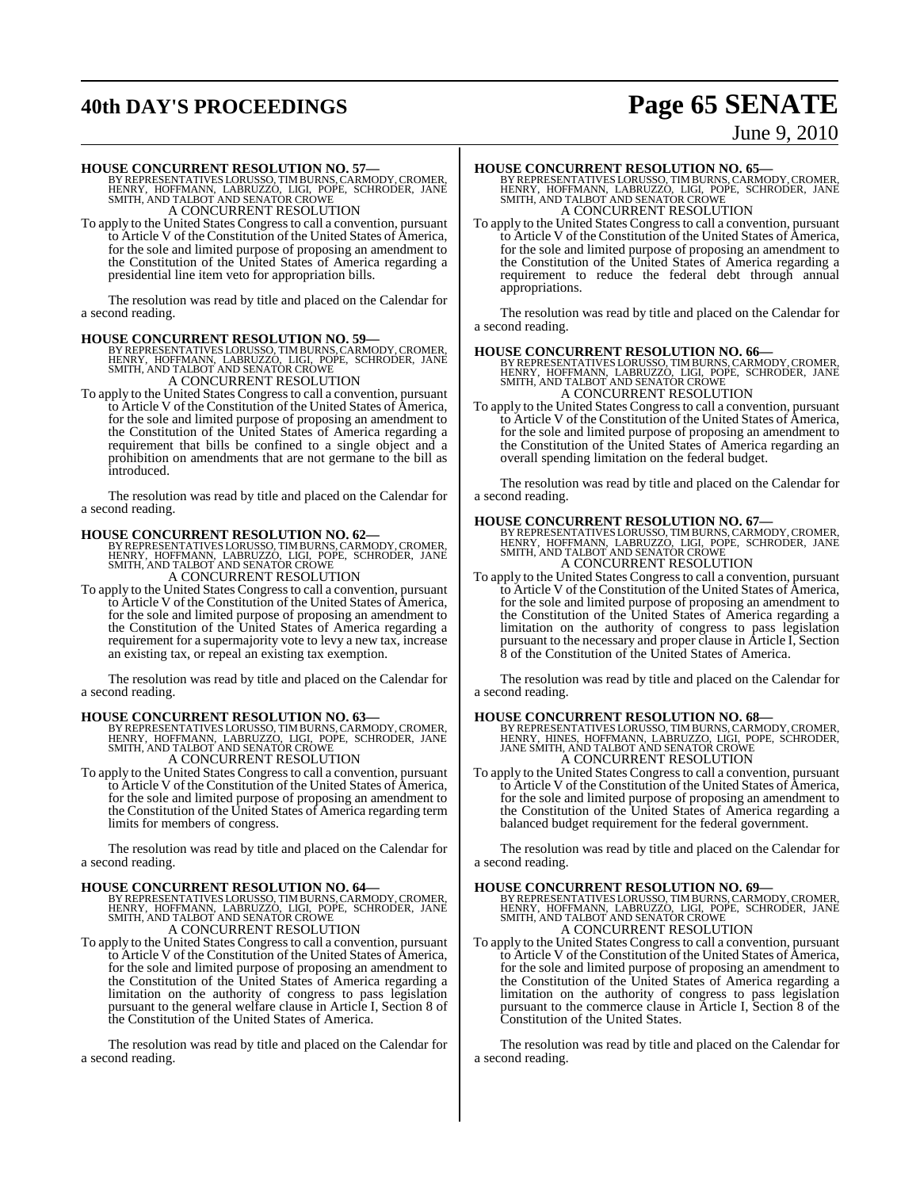**HOUSE CONCURRENT RESOLUTION NO. 57—**
BY REPRESENTATIVES LORUSSO, TIM BURNS, CARMODY, CROMER, HENRY, HOFFMANN, LABRUZZO, LIGI, POPE, SCHRODER, JANE SMITH, AND TALBOT AND SENATOR CROWE

A CONCURRENT RESOLUTION

To apply to the United States Congress to call a convention, pursuant to Article V of the Constitution of the United States of America, for the sole and limited purpose of proposing an amendment to the Constitution of the United States of America regarding a presidential line item veto for appropriation bills.

The resolution was read by title and placed on the Calendar for a second reading.

**HOUSE CONCURRENT RESOLUTION NO. 59—**
BY REPRESENTATIVES LORUSSO, TIM BURNS, CARMODY, CROMER, HENRY, HOFFMANN, LABRUZZO, LIGI, POPE, SCHRODER, JANE SMITH, AND TALBOT AND SENATOR CROWE

A CONCURRENT RESOLUTION

To apply to the United States Congress to call a convention, pursuant to Article V of the Constitution of the United States of America, for the sole and limited purpose of proposing an amendment to the Constitution of the United States of America regarding a requirement that bills be confined to a single object and a prohibition on amendments that are not germane to the bill as introduced.

The resolution was read by title and placed on the Calendar for a second reading.

**HOUSE CONCURRENT RESOLUTION NO. 62—**
BY REPRESENTATIVES LORUSSO, TIM BURNS, CARMODY, CROMER, HENRY, HOFFMANN, LABRUZZO, LIGI, POPE, SCHRODER, JANE SMITH, AND TALBOT AND SENATOR CROWE

A CONCURRENT RESOLUTION

To apply to the United States Congress to call a convention, pursuant to Article V of the Constitution of the United States of America, for the sole and limited purpose of proposing an amendment to the Constitution of the United States of America regarding a requirement for a supermajority vote to levy a new tax, increase an existing tax, or repeal an existing tax exemption.

The resolution was read by title and placed on the Calendar for a second reading.

**HOUSE CONCURRENT RESOLUTION NO. 63—**
BY REPRESENTATIVES LORUSSO, TIM BURNS, CARMODY, CROMER, HENRY, HOFFMANN, LABRUZZO, LIGI, POPE, SCHRODER, JANE SMITH, AND TALBOT AND SENATOR CROWE

A CONCURRENT RESOLUTION

To apply to the United States Congress to call a convention, pursuant to Article V of the Constitution of the United States of America, for the sole and limited purpose of proposing an amendment to the Constitution of the United States of America regarding term limits for members of congress.

The resolution was read by title and placed on the Calendar for a second reading.

**HOUSE CONCURRENT RESOLUTION NO. 64—**
BY REPRESENTATIVES LORUSSO, TIM BURNS, CARMODY, CROMER, HENRY, HOFFMANN, LABRUZZO, LIGI, POPE, SCHRODER, JANE SMITH, AND TALBOT AND SENATOR CROWE

A CONCURRENT RESOLUTION

To apply to the United States Congress to call a convention, pursuant to Article V of the Constitution of the United States of America, for the sole and limited purpose of proposing an amendment to the Constitution of the United States of America regarding a limitation on the authority of congress to pass legislation pursuant to the general welfare clause in Article I, Section 8 of the Constitution of the United States of America.

The resolution was read by title and placed on the Calendar for a second reading.

**HOUSE CONCURRENT RESOLUTION NO. 65—**
BY REPRESENTATIVES LORUSSO, TIM BURNS, CARMODY, CROMER, HENRY, HOFFMANN, LABRUZZO, LIGI, POPE, SCHRODER, JANE SMITH, AND TALBOT AND SENATOR CROWE

A CONCURRENT RESOLUTION

To apply to the United States Congress to call a convention, pursuant to Article V of the Constitution of the United States of America, for the sole and limited purpose of proposing an amendment to the Constitution of the United States of America regarding a requirement to reduce the federal debt through annual appropriations.

The resolution was read by title and placed on the Calendar for a second reading.

**HOUSE CONCURRENT RESOLUTION NO. 66—**
BY REPRESENTATIVES LORUSSO, TIM BURNS, CARMODY, CROMER, HENRY, HOFFMANN, LABRUZZO, LIGI, POPE, SCHRODER, JANE SMITH, AND TALBOT AND SENATOR CROWE

A CONCURRENT RESOLUTION

To apply to the United States Congress to call a convention, pursuant to Article V of the Constitution of the United States of America, for the sole and limited purpose of proposing an amendment to the Constitution of the United States of America regarding an overall spending limitation on the federal budget.

The resolution was read by title and placed on the Calendar for a second reading.

**HOUSE CONCURRENT RESOLUTION NO. 67—**
BY REPRESENTATIVES LORUSSO, TIM BURNS, CARMODY, CROMER, HENRY, HOFFMANN, LABRUZZO, LIGI, POPE, SCHRODER, JANE SMITH, AND TALBOT AND SENATOR CROWE

A CONCURRENT RESOLUTION

To apply to the United States Congress to call a convention, pursuant to Article V of the Constitution of the United States of America, for the sole and limited purpose of proposing an amendment to the Constitution of the United States of America regarding a limitation on the authority of congress to pass legislation pursuant to the necessary and proper clause in Article I, Section 8 of the Constitution of the United States of America.

The resolution was read by title and placed on the Calendar for a second reading.

**HOUSE CONCURRENT RESOLUTION NO. 68—**
BY REPRESENTATIVES LORUSSO, TIM BURNS, CARMODY, CROMER, HENRY, HINES, HOFFMANN, LABRUZZO, LIGI, POPE, SCHRODER, JANE SMITH, AND TALBOT AND SENATOR CROWE

A CONCURRENT RESOLUTION

To apply to the United States Congress to call a convention, pursuant to Article V of the Constitution of the United States of America, for the sole and limited purpose of proposing an amendment to the Constitution of the United States of America regarding a balanced budget requirement for the federal government.

The resolution was read by title and placed on the Calendar for a second reading.

**HOUSE CONCURRENT RESOLUTION NO. 69—**
BY REPRESENTATIVES LORUSSO, TIM BURNS, CARMODY, CROMER, HENRY, HOFFMANN, LABRUZZO, LIGI, POPE, SCHRODER, JANE SMITH, AND TALBOT AND SENATOR CROWE

A CONCURRENT RESOLUTION

To apply to the United States Congress to call a convention, pursuant to Article V of the Constitution of the United States of America, for the sole and limited purpose of proposing an amendment to the Constitution of the United States of America regarding a limitation on the authority of congress to pass legislation pursuant to the commerce clause in Article I, Section 8 of the Constitution of the United States.

The resolution was read by title and placed on the Calendar for a second reading.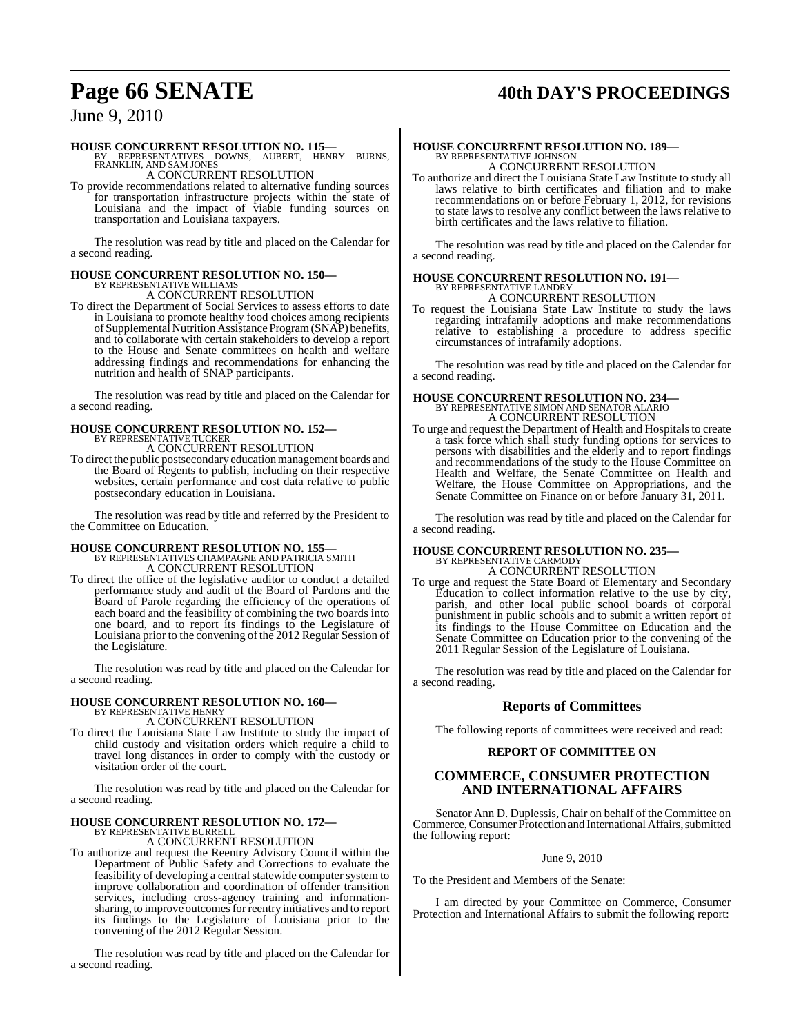**HOUSE CONCURRENT RESOLUTION NO. 115—**
BY REPRESENTATIVES DOWNS, AUBERT, HENRY BURNS, FRANKLIN, AND SAM JONES

A CONCURRENT RESOLUTION

To provide recommendations related to alternative funding sources for transportation infrastructure projects within the state of Louisiana and the impact of viable funding sources on transportation and Louisiana taxpayers.

The resolution was read by title and placed on the Calendar for a second reading.

**HOUSE CONCURRENT RESOLUTION NO. 150—**
BY REPRESENTATIVE WILLIAMS

A CONCURRENT RESOLUTION

To direct the Department of Social Services to assess efforts to date in Louisiana to promote healthy food choices among recipients of Supplemental Nutrition Assistance Program (SNAP) benefits, and to collaborate with certain stakeholders to develop a report to the House and Senate committees on health and welfare addressing findings and recommendations for enhancing the nutrition and health of SNAP participants.

The resolution was read by title and placed on the Calendar for a second reading.

**HOUSE CONCURRENT RESOLUTION NO. 152—**
BY REPRESENTATIVE TUCKER

A CONCURRENT RESOLUTION

To direct the public postsecondary education management boards and the Board of Regents to publish, including on their respective websites, certain performance and cost data relative to public postsecondary education in Louisiana.

The resolution was read by title and referred by the President to the Committee on Education.

**HOUSE CONCURRENT RESOLUTION NO. 155—**
BY REPRESENTATIVES CHAMPAGNE AND PATRICIA SMITH

A CONCURRENT RESOLUTION

To direct the office of the legislative auditor to conduct a detailed performance study and audit of the Board of Pardons and the Board of Parole regarding the efficiency of the operations of each board and the feasibility of combining the two boards into one board, and to report its findings to the Legislature of Louisiana prior to the convening of the 2012 Regular Session of the Legislature.

The resolution was read by title and placed on the Calendar for a second reading.

**HOUSE CONCURRENT RESOLUTION NO. 160—**
BY REPRESENTATIVE HENRY

A CONCURRENT RESOLUTION

To direct the Louisiana State Law Institute to study the impact of child custody and visitation orders which require a child to travel long distances in order to comply with the custody or visitation order of the court.

The resolution was read by title and placed on the Calendar for a second reading.

**HOUSE CONCURRENT RESOLUTION NO. 172—**
BY REPRESENTATIVE BURRELL

A CONCURRENT RESOLUTION

To authorize and request the Reentry Advisory Council within the Department of Public Safety and Corrections to evaluate the feasibility of developing a central statewide computer system to improve collaboration and coordination of offender transition services, including cross-agency training and information-sharing, to improve outcomes for reentry initiatives and to report its findings to the Legislature of Louisiana prior to the convening of the 2012 Regular Session.

The resolution was read by title and placed on the Calendar for a second reading.

**HOUSE CONCURRENT RESOLUTION NO. 189—**
BY REPRESENTATIVE JOHNSON

A CONCURRENT RESOLUTION

To authorize and direct the Louisiana State Law Institute to study all laws relative to birth certificates and filiation and to make recommendations on or before February 1, 2012, for revisions to state laws to resolve any conflict between the laws relative to birth certificates and the laws relative to filiation.

The resolution was read by title and placed on the Calendar for a second reading.

**HOUSE CONCURRENT RESOLUTION NO. 191—**
BY REPRESENTATIVE LANDRY

A CONCURRENT RESOLUTION

To request the Louisiana State Law Institute to study the laws regarding intrafamily adoptions and make recommendations relative to establishing a procedure to address specific circumstances of intrafamily adoptions.

The resolution was read by title and placed on the Calendar for a second reading.

**HOUSE CONCURRENT RESOLUTION NO. 234—**
BY REPRESENTATIVE SIMON AND SENATOR ALARIO

A CONCURRENT RESOLUTION

To urge and request the Department of Health and Hospitals to create a task force which shall study funding options for services to persons with disabilities and the elderly and to report findings and recommendations of the study to the House Committee on Health and Welfare, the Senate Committee on Health and Welfare, the House Committee on Appropriations, and the Senate Committee on Finance on or before January 31, 2011.

The resolution was read by title and placed on the Calendar for a second reading.

**HOUSE CONCURRENT RESOLUTION NO. 235—**
BY REPRESENTATIVE CARMODY

A CONCURRENT RESOLUTION

To urge and request the State Board of Elementary and Secondary Education to collect information relative to the use by city, parish, and other local public school boards of corporal punishment in public schools and to submit a written report of its findings to the House Committee on Education and the Senate Committee on Education prior to the convening of the 2011 Regular Session of the Legislature of Louisiana.

The resolution was read by title and placed on the Calendar for a second reading.

## Reports of Committees

The following reports of committees were received and read:

**REPORT OF COMMITTEE ON**

## COMMERCE, CONSUMER PROTECTION AND INTERNATIONAL AFFAIRS

Senator Ann D. Duplessis, Chair on behalf of the Committee on Commerce, Consumer Protection and International Affairs, submitted the following report:

June 9, 2010

To the President and Members of the Senate:

I am directed by your Committee on Commerce, Consumer Protection and International Affairs to submit the following report: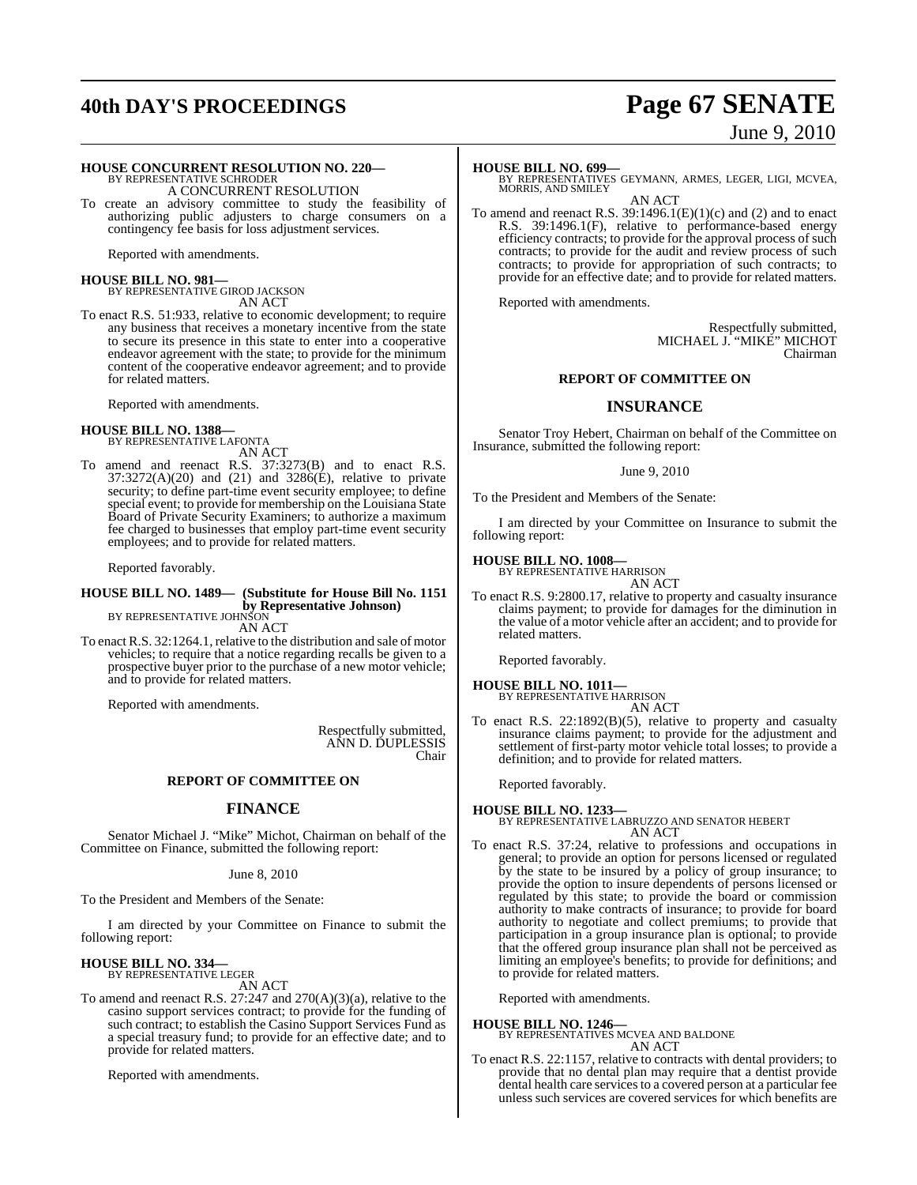**HOUSE CONCURRENT RESOLUTION NO. 220—**
BY REPRESENTATIVE SCHRODER

A CONCURRENT RESOLUTION

To create an advisory committee to study the feasibility of authorizing public adjusters to charge consumers on a contingency fee basis for loss adjustment services.

Reported with amendments.

**HOUSE BILL NO. 981—**
BY REPRESENTATIVE GIROD JACKSON

AN ACT

To enact R.S. 51:933, relative to economic development; to require any business that receives a monetary incentive from the state to secure its presence in this state to enter into a cooperative endeavor agreement with the state; to provide for the minimum content of the cooperative endeavor agreement; and to provide for related matters.

Reported with amendments.

**HOUSE BILL NO. 1388—**
BY REPRESENTATIVE LAFONTA

AN ACT

To amend and reenact R.S. 37:3273(B) and to enact R.S. 37:3272(A)(20) and (21) and 3286(E), relative to private security; to define part-time event security employee; to define special event; to provide for membership on the Louisiana State Board of Private Security Examiners; to authorize a maximum fee charged to businesses that employ part-time event security employees; and to provide for related matters.

Reported favorably.

**HOUSE BILL NO. 1489— (Substitute for House Bill No. 1151 by Representative Johnson)**
BY REPRESENTATIVE JOHNSON

AN ACT

To enact R.S. 32:1264.1, relative to the distribution and sale of motor vehicles; to require that a notice regarding recalls be given to a prospective buyer prior to the purchase of a new motor vehicle; and to provide for related matters.

Reported with amendments.

Respectfully submitted,
ANN D. DUPLESSIS
Chair

## REPORT OF COMMITTEE ON

## FINANCE

Senator Michael J. "Mike" Michot, Chairman on behalf of the Committee on Finance, submitted the following report:

June 8, 2010

To the President and Members of the Senate:

I am directed by your Committee on Finance to submit the following report:

**HOUSE BILL NO. 334—**
BY REPRESENTATIVE LEGER

AN ACT

To amend and reenact R.S. 27:247 and 270(A)(3)(a), relative to the casino support services contract; to provide for the funding of such contract; to establish the Casino Support Services Fund as a special treasury fund; to provide for an effective date; and to provide for related matters.

Reported with amendments.

**HOUSE BILL NO. 699—**
BY REPRESENTATIVES GEYMANN, ARMES, LEGER, LIGI, MCVEA, MORRIS, AND SMILEY

AN ACT

To amend and reenact R.S. 39:1496.1(E)(1)(c) and (2) and to enact R.S. 39:1496.1(F), relative to performance-based energy efficiency contracts; to provide for the approval process of such contracts; to provide for the audit and review process of such contracts; to provide for appropriation of such contracts; to provide for an effective date; and to provide for related matters.

Reported with amendments.

Respectfully submitted,
MICHAEL J. "MIKE" MICHOT
Chairman

## REPORT OF COMMITTEE ON

## INSURANCE

Senator Troy Hebert, Chairman on behalf of the Committee on Insurance, submitted the following report:

June 9, 2010

To the President and Members of the Senate:

I am directed by your Committee on Insurance to submit the following report:

**HOUSE BILL NO. 1008—**
BY REPRESENTATIVE HARRISON

AN ACT

To enact R.S. 9:2800.17, relative to property and casualty insurance claims payment; to provide for damages for the diminution in the value of a motor vehicle after an accident; and to provide for related matters.

Reported favorably.

**HOUSE BILL NO. 1011—**
BY REPRESENTATIVE HARRISON

AN ACT

To enact R.S. 22:1892(B)(5), relative to property and casualty insurance claims payment; to provide for the adjustment and settlement of first-party motor vehicle total losses; to provide a definition; and to provide for related matters.

Reported favorably.

**HOUSE BILL NO. 1233—**
BY REPRESENTATIVE LABRUZZO AND SENATOR HEBERT

AN ACT

To enact R.S. 37:24, relative to professions and occupations in general; to provide an option for persons licensed or regulated by the state to be insured by a policy of group insurance; to provide the option to insure dependents of persons licensed or regulated by this state; to provide the board or commission authority to make contracts of insurance; to provide for board authority to negotiate and collect premiums; to provide that participation in a group insurance plan is optional; to provide that the offered group insurance plan shall not be perceived as limiting an employee's benefits; to provide for definitions; and to provide for related matters.

Reported with amendments.

**HOUSE BILL NO. 1246—**
BY REPRESENTATIVES MCVEA AND BALDONE

AN ACT

To enact R.S. 22:1157, relative to contracts with dental providers; to provide that no dental plan may require that a dentist provide dental health care services to a covered person at a particular fee unless such services are covered services for which benefits are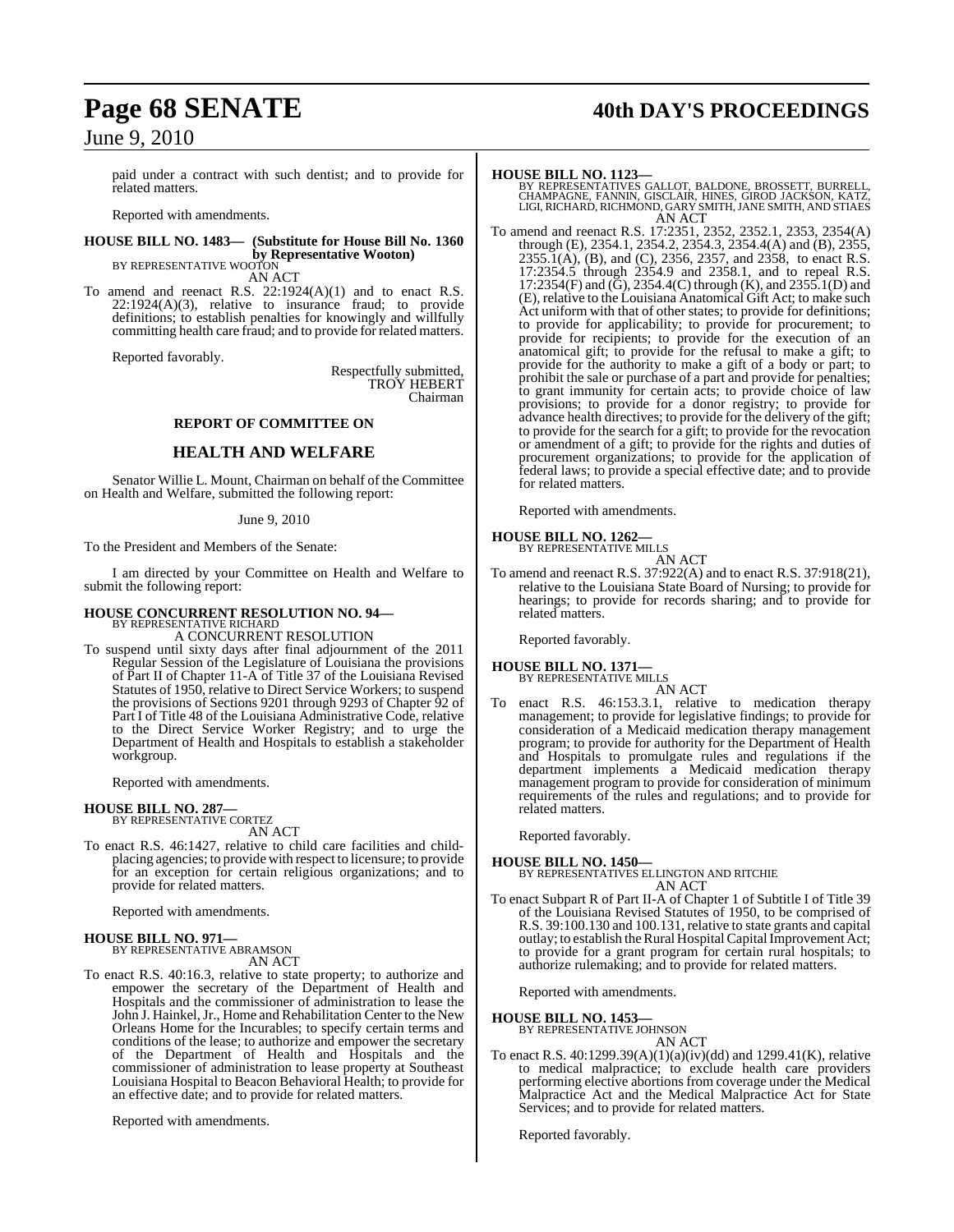paid under a contract with such dentist; and to provide for related matters.

Reported with amendments.

**HOUSE BILL NO. 1483— (Substitute for House Bill No. 1360 by Representative Wooton)**
BY REPRESENTATIVE WOOTON
AN ACT

To amend and reenact R.S. 22:1924(A)(1) and to enact R.S. 22:1924(A)(3), relative to insurance fraud; to provide definitions; to establish penalties for knowingly and willfully committing health care fraud; and to provide for related matters.

Reported favorably.

Respectfully submitted,
TROY HEBERT
Chairman

## REPORT OF COMMITTEE ON

## HEALTH AND WELFARE

Senator Willie L. Mount, Chairman on behalf of the Committee on Health and Welfare, submitted the following report:

June 9, 2010

To the President and Members of the Senate:

I am directed by your Committee on Health and Welfare to submit the following report:

**HOUSE CONCURRENT RESOLUTION NO. 94—**
BY REPRESENTATIVE RICHARD
A CONCURRENT RESOLUTION

To suspend until sixty days after final adjournment of the 2011 Regular Session of the Legislature of Louisiana the provisions of Part II of Chapter 11-A of Title 37 of the Louisiana Revised Statutes of 1950, relative to Direct Service Workers; to suspend the provisions of Sections 9201 through 9293 of Chapter 92 of Part I of Title 48 of the Louisiana Administrative Code, relative to the Direct Service Worker Registry; and to urge the Department of Health and Hospitals to establish a stakeholder workgroup.

Reported with amendments.

**HOUSE BILL NO. 287—**
BY REPRESENTATIVE CORTEZ
AN ACT

To enact R.S. 46:1427, relative to child care facilities and child-placing agencies; to provide with respect to licensure; to provide for an exception for certain religious organizations; and to provide for related matters.

Reported with amendments.

**HOUSE BILL NO. 971—**
BY REPRESENTATIVE ABRAMSON
AN ACT

To enact R.S. 40:16.3, relative to state property; to authorize and empower the secretary of the Department of Health and Hospitals and the commissioner of administration to lease the John J. Hainkel, Jr., Home and Rehabilitation Center to the New Orleans Home for the Incurables; to specify certain terms and conditions of the lease; to authorize and empower the secretary of the Department of Health and Hospitals and the commissioner of administration to lease property at Southeast Louisiana Hospital to Beacon Behavioral Health; to provide for an effective date; and to provide for related matters.

Reported with amendments.

**HOUSE BILL NO. 1123—**
BY REPRESENTATIVES GALLOT, BALDONE, BROSSETT, BURRELL, CHAMPAGNE, FANNIN, GISCLAIR, HINES, GIROD JACKSON, KATZ, LIGI, RICHARD, RICHMOND, GARY SMITH, JANE SMITH, AND STIAES
AN ACT

To amend and reenact R.S. 17:2351, 2352, 2352.1, 2353, 2354(A) through (E), 2354.1, 2354.2, 2354.3, 2354.4(A) and (B), 2355, 2355.1(A), (B), and (C), 2356, 2357, and 2358, to enact R.S. 17:2354.5 through 2354.9 and 2358.1, and to repeal R.S. 17:2354(F) and (G), 2354.4(C) through (K), and 2355.1(D) and (E), relative to the Louisiana Anatomical Gift Act; to make such Act uniform with that of other states; to provide for definitions; to provide for applicability; to provide for procurement; to provide for recipients; to provide for the execution of an anatomical gift; to provide for the refusal to make a gift; to provide for the authority to make a gift of a body or part; to prohibit the sale or purchase of a part and provide for penalties; to grant immunity for certain acts; to provide choice of law provisions; to provide for a donor registry; to provide for advance health directives; to provide for the delivery of the gift; to provide for the search for a gift; to provide for the revocation or amendment of a gift; to provide for the rights and duties of procurement organizations; to provide for the application of federal laws; to provide a special effective date; and to provide for related matters.

Reported with amendments.

**HOUSE BILL NO. 1262—**
BY REPRESENTATIVE MILLS
AN ACT

To amend and reenact R.S. 37:922(A) and to enact R.S. 37:918(21), relative to the Louisiana State Board of Nursing; to provide for hearings; to provide for records sharing; and to provide for related matters.

Reported favorably.

**HOUSE BILL NO. 1371—**
BY REPRESENTATIVE MILLS
AN ACT

To enact R.S. 46:153.3.1, relative to medication therapy management; to provide for legislative findings; to provide for consideration of a Medicaid medication therapy management program; to provide for authority for the Department of Health and Hospitals to promulgate rules and regulations if the department implements a Medicaid medication therapy management program to provide for consideration of minimum requirements of the rules and regulations; and to provide for related matters.

Reported favorably.

**HOUSE BILL NO. 1450—**
BY REPRESENTATIVES ELLINGTON AND RITCHIE
AN ACT

To enact Subpart R of Part II-A of Chapter 1 of Subtitle I of Title 39 of the Louisiana Revised Statutes of 1950, to be comprised of R.S. 39:100.130 and 100.131, relative to state grants and capital outlay; to establish the Rural Hospital Capital Improvement Act; to provide for a grant program for certain rural hospitals; to authorize rulemaking; and to provide for related matters.

Reported with amendments.

**HOUSE BILL NO. 1453—**
BY REPRESENTATIVE JOHNSON
AN ACT

To enact R.S. 40:1299.39(A)(1)(a)(iv)(dd) and 1299.41(K), relative to medical malpractice; to exclude health care providers performing elective abortions from coverage under the Medical Malpractice Act and the Medical Malpractice Act for State Services; and to provide for related matters.

Reported favorably.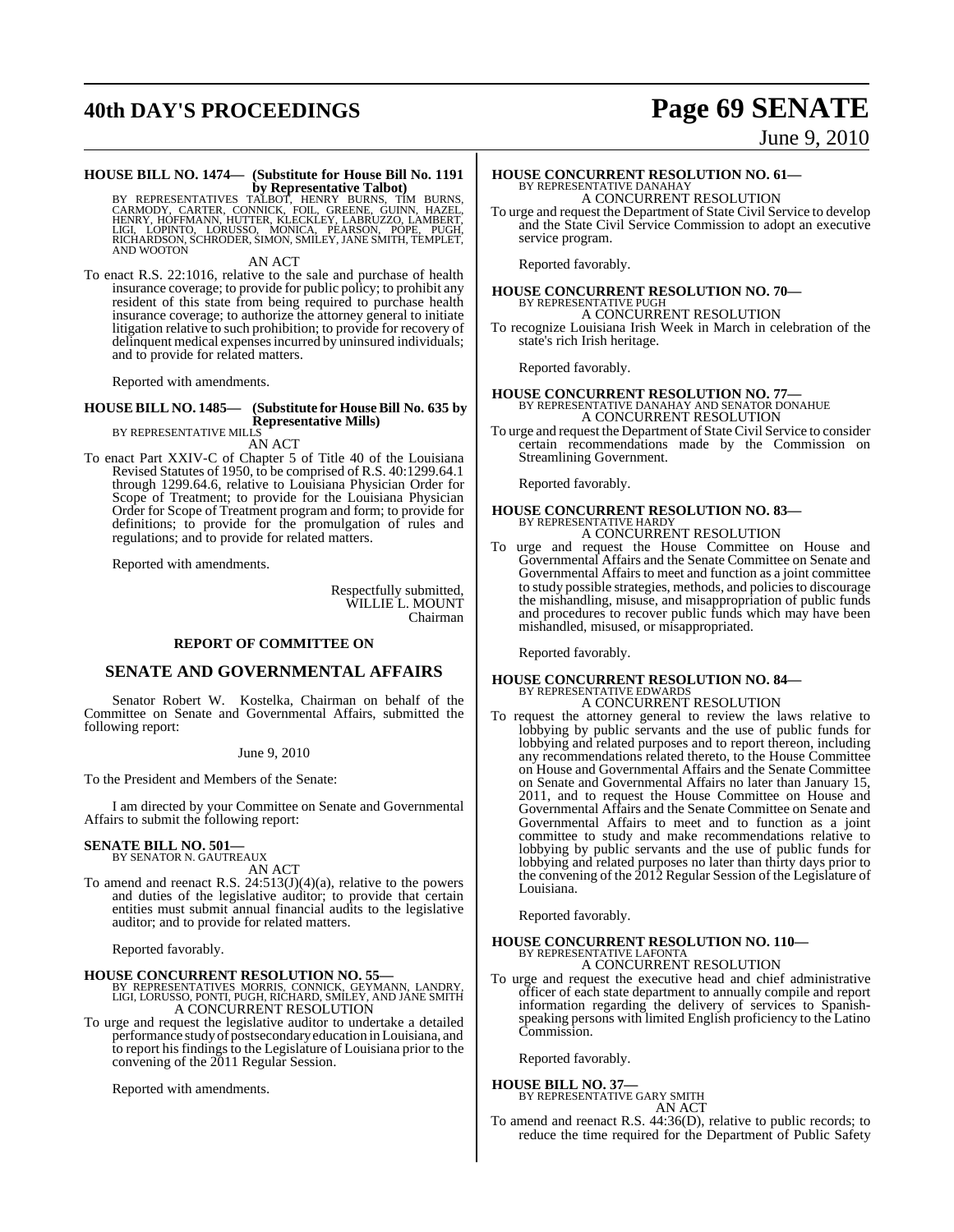**HOUSE BILL NO. 1474— (Substitute for House Bill No. 1191 by Representative Talbot)**
BY REPRESENTATIVES TALBOT, HENRY BURNS, TIM BURNS, CARMODY, CARTER, CONNICK, FOIL, GREENE, GUINN, HAZEL, HENRY, HOFFMANN, HUTTER, KLECKLEY, LABRUZZO, LAMBERT, LIGI, LOPINTO, LORUSSO, MONICA, PEARSON, POPE, PUGH, RICHARDSON, SCHRODER, SIMON, SMILEY, JANE SMITH, TEMPLET, AND WOOTON

AN ACT

To enact R.S. 22:1016, relative to the sale and purchase of health insurance coverage; to provide for public policy; to prohibit any resident of this state from being required to purchase health insurance coverage; to authorize the attorney general to initiate litigation relative to such prohibition; to provide for recovery of delinquent medical expenses incurred by uninsured individuals; and to provide for related matters.

Reported with amendments.

**HOUSE BILL NO. 1485— (Substitute for House Bill No. 635 by Representative Mills)**
BY REPRESENTATIVE MILLS

AN ACT

To enact Part XXIV-C of Chapter 5 of Title 40 of the Louisiana Revised Statutes of 1950, to be comprised of R.S. 40:1299.64.1 through 1299.64.6, relative to Louisiana Physician Order for Scope of Treatment; to provide for the Louisiana Physician Order for Scope of Treatment program and form; to provide for definitions; to provide for the promulgation of rules and regulations; and to provide for related matters.

Reported with amendments.

Respectfully submitted,
WILLIE L. MOUNT
Chairman

**REPORT OF COMMITTEE ON**

## SENATE AND GOVERNMENTAL AFFAIRS

Senator Robert W. Kostelka, Chairman on behalf of the Committee on Senate and Governmental Affairs, submitted the following report:

June 9, 2010

To the President and Members of the Senate:

I am directed by your Committee on Senate and Governmental Affairs to submit the following report:

**SENATE BILL NO. 501—**
BY SENATOR N. GAUTREAUX

AN ACT

To amend and reenact R.S. 24:513(J)(4)(a), relative to the powers and duties of the legislative auditor; to provide that certain entities must submit annual financial audits to the legislative auditor; and to provide for related matters.

Reported favorably.

**HOUSE CONCURRENT RESOLUTION NO. 55—**
BY REPRESENTATIVES MORRIS, CONNICK, GEYMANN, LANDRY, LIGI, LORUSSO, PONTI, PUGH, RICHARD, SMILEY, AND JANE SMITH

A CONCURRENT RESOLUTION

To urge and request the legislative auditor to undertake a detailed performance study of postsecondary education in Louisiana, and to report his findings to the Legislature of Louisiana prior to the convening of the 2011 Regular Session.

Reported with amendments.

**HOUSE CONCURRENT RESOLUTION NO. 61—**
BY REPRESENTATIVE DANAHAY

A CONCURRENT RESOLUTION

To urge and request the Department of State Civil Service to develop and the State Civil Service Commission to adopt an executive service program.

Reported favorably.

**HOUSE CONCURRENT RESOLUTION NO. 70—**
BY REPRESENTATIVE PUGH

A CONCURRENT RESOLUTION

To recognize Louisiana Irish Week in March in celebration of the state's rich Irish heritage.

Reported favorably.

**HOUSE CONCURRENT RESOLUTION NO. 77—**
BY REPRESENTATIVE DANAHAY AND SENATOR DONAHUE

A CONCURRENT RESOLUTION

To urge and request the Department of State Civil Service to consider certain recommendations made by the Commission on Streamlining Government.

Reported favorably.

**HOUSE CONCURRENT RESOLUTION NO. 83—**
BY REPRESENTATIVE HARDY

A CONCURRENT RESOLUTION

To urge and request the House Committee on House and Governmental Affairs and the Senate Committee on Senate and Governmental Affairs to meet and function as a joint committee to study possible strategies, methods, and policies to discourage the mishandling, misuse, and misappropriation of public funds and procedures to recover public funds which may have been mishandled, misused, or misappropriated.

Reported favorably.

**HOUSE CONCURRENT RESOLUTION NO. 84—**
BY REPRESENTATIVE EDWARDS

A CONCURRENT RESOLUTION

To request the attorney general to review the laws relative to lobbying by public servants and the use of public funds for lobbying and related purposes and to report thereon, including any recommendations related thereto, to the House Committee on House and Governmental Affairs and the Senate Committee on Senate and Governmental Affairs no later than January 15, 2011, and to request the House Committee on House and Governmental Affairs and the Senate Committee on Senate and Governmental Affairs to meet and to function as a joint committee to study and make recommendations relative to lobbying by public servants and the use of public funds for lobbying and related purposes no later than thirty days prior to the convening of the 2012 Regular Session of the Legislature of Louisiana.

Reported favorably.

**HOUSE CONCURRENT RESOLUTION NO. 110—**
BY REPRESENTATIVE LAFONTA

A CONCURRENT RESOLUTION

To urge and request the executive head and chief administrative officer of each state department to annually compile and report information regarding the delivery of services to Spanish-speaking persons with limited English proficiency to the Latino Commission.

Reported favorably.

**HOUSE BILL NO. 37—**
BY REPRESENTATIVE GARY SMITH

AN ACT

To amend and reenact R.S. 44:36(D), relative to public records; to reduce the time required for the Department of Public Safety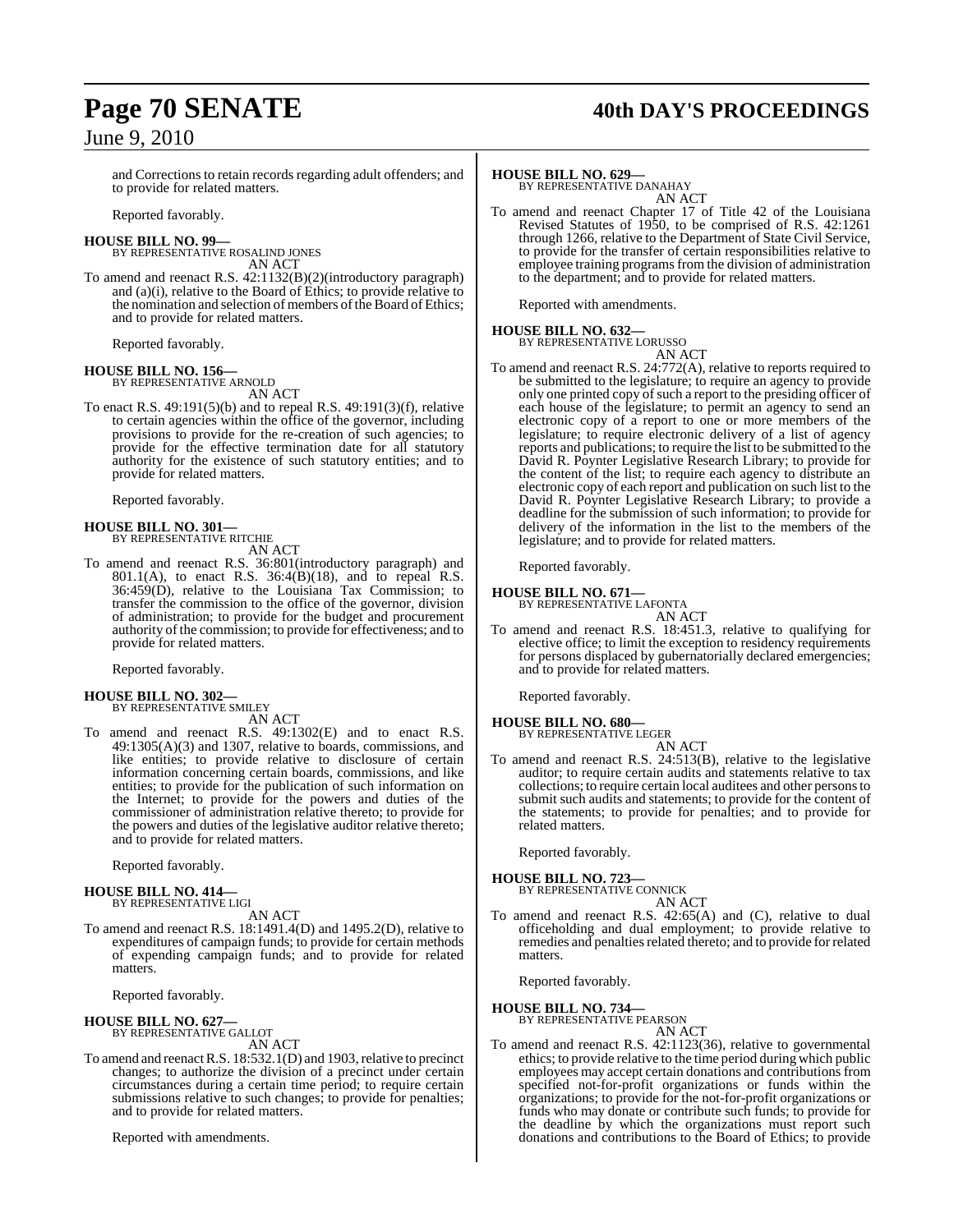and Corrections to retain records regarding adult offenders; and to provide for related matters.

Reported favorably.

**HOUSE BILL NO. 99—**
BY REPRESENTATIVE ROSALIND JONES
AN ACT

To amend and reenact R.S. 42:1132(B)(2)(introductory paragraph) and (a)(i), relative to the Board of Ethics; to provide relative to the nomination and selection of members of the Board of Ethics; and to provide for related matters.

Reported favorably.

**HOUSE BILL NO. 156—**
BY REPRESENTATIVE ARNOLD
AN ACT

To enact R.S. 49:191(5)(b) and to repeal R.S. 49:191(3)(f), relative to certain agencies within the office of the governor, including provisions to provide for the re-creation of such agencies; to provide for the effective termination date for all statutory authority for the existence of such statutory entities; and to provide for related matters.

Reported favorably.

**HOUSE BILL NO. 301—**
BY REPRESENTATIVE RITCHIE
AN ACT

To amend and reenact R.S. 36:801(introductory paragraph) and 801.1(A), to enact R.S. 36:4(B)(18), and to repeal R.S. 36:459(D), relative to the Louisiana Tax Commission; to transfer the commission to the office of the governor, division of administration; to provide for the budget and procurement authority of the commission; to provide for effectiveness; and to provide for related matters.

Reported favorably.

**HOUSE BILL NO. 302—**
BY REPRESENTATIVE SMILEY
AN ACT

To amend and reenact R.S. 49:1302(E) and to enact R.S. 49:1305(A)(3) and 1307, relative to boards, commissions, and like entities; to provide relative to disclosure of certain information concerning certain boards, commissions, and like entities; to provide for the publication of such information on the Internet; to provide for the powers and duties of the commissioner of administration relative thereto; to provide for the powers and duties of the legislative auditor relative thereto; and to provide for related matters.

Reported favorably.

**HOUSE BILL NO. 414—**
BY REPRESENTATIVE LIGI
AN ACT

To amend and reenact R.S. 18:1491.4(D) and 1495.2(D), relative to expenditures of campaign funds; to provide for certain methods of expending campaign funds; and to provide for related matters.

Reported favorably.

**HOUSE BILL NO. 627—**
BY REPRESENTATIVE GALLOT
AN ACT

To amend and reenact R.S. 18:532.1(D) and 1903, relative to precinct changes; to authorize the division of a precinct under certain circumstances during a certain time period; to require certain submissions relative to such changes; to provide for penalties; and to provide for related matters.

Reported with amendments.

**HOUSE BILL NO. 629—**
BY REPRESENTATIVE DANAHAY
AN ACT

To amend and reenact Chapter 17 of Title 42 of the Louisiana Revised Statutes of 1950, to be comprised of R.S. 42:1261 through 1266, relative to the Department of State Civil Service, to provide for the transfer of certain responsibilities relative to employee training programs from the division of administration to the department; and to provide for related matters.

Reported with amendments.

**HOUSE BILL NO. 632—**
BY REPRESENTATIVE LORUSSO
AN ACT

To amend and reenact R.S. 24:772(A), relative to reports required to be submitted to the legislature; to require an agency to provide only one printed copy of such a report to the presiding officer of each house of the legislature; to permit an agency to send an electronic copy of a report to one or more members of the legislature; to require electronic delivery of a list of agency reports and publications; to require the list to be submitted to the David R. Poynter Legislative Research Library; to provide for the content of the list; to require each agency to distribute an electronic copy of each report and publication on such list to the David R. Poynter Legislative Research Library; to provide a deadline for the submission of such information; to provide for delivery of the information in the list to the members of the legislature; and to provide for related matters.

Reported favorably.

**HOUSE BILL NO. 671—**
BY REPRESENTATIVE LAFONTA
AN ACT

To amend and reenact R.S. 18:451.3, relative to qualifying for elective office; to limit the exception to residency requirements for persons displaced by gubernatorially declared emergencies; and to provide for related matters.

Reported favorably.

**HOUSE BILL NO. 680—**
BY REPRESENTATIVE LEGER
AN ACT

To amend and reenact R.S. 24:513(B), relative to the legislative auditor; to require certain audits and statements relative to tax collections; to require certain local auditees and other persons to submit such audits and statements; to provide for the content of the statements; to provide for penalties; and to provide for related matters.

Reported favorably.

**HOUSE BILL NO. 723—**
BY REPRESENTATIVE CONNICK
AN ACT

To amend and reenact R.S. 42:65(A) and (C), relative to dual officeholding and dual employment; to provide relative to remedies and penalties related thereto; and to provide for related matters.

Reported favorably.

**HOUSE BILL NO. 734—**
BY REPRESENTATIVE PEARSON
AN ACT

To amend and reenact R.S. 42:1123(36), relative to governmental ethics; to provide relative to the time period during which public employees may accept certain donations and contributions from specified not-for-profit organizations or funds within the organizations; to provide for the not-for-profit organizations or funds who may donate or contribute such funds; to provide for the deadline by which the organizations must report such donations and contributions to the Board of Ethics; to provide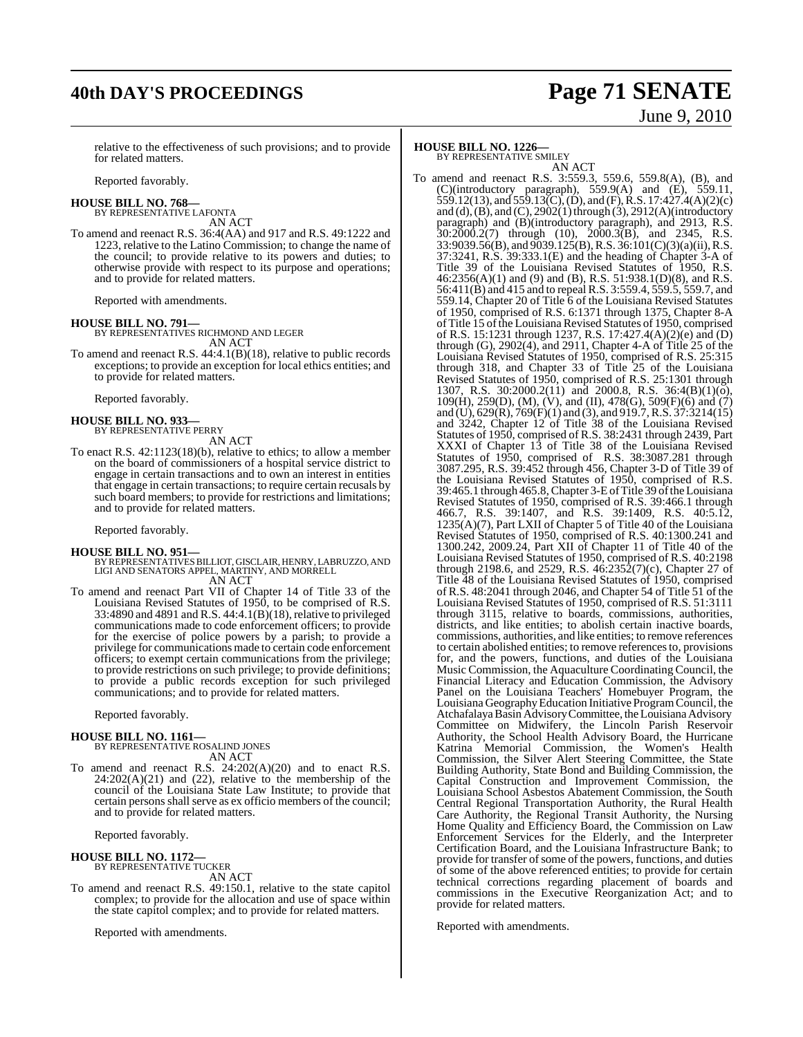relative to the effectiveness of such provisions; and to provide for related matters.

Reported favorably.

**HOUSE BILL NO. 768—**
BY REPRESENTATIVE LAFONTA
AN ACT

To amend and reenact R.S. 36:4(AA) and 917 and R.S. 49:1222 and 1223, relative to the Latino Commission; to change the name of the council; to provide relative to its powers and duties; to otherwise provide with respect to its purpose and operations; and to provide for related matters.

Reported with amendments.

**HOUSE BILL NO. 791—**
BY REPRESENTATIVES RICHMOND AND LEGER
AN ACT

To amend and reenact R.S. 44:4.1(B)(18), relative to public records exceptions; to provide an exception for local ethics entities; and to provide for related matters.

Reported favorably.

**HOUSE BILL NO. 933—**
BY REPRESENTATIVE PERRY
AN ACT

To enact R.S. 42:1123(18)(b), relative to ethics; to allow a member on the board of commissioners of a hospital service district to engage in certain transactions and to own an interest in entities that engage in certain transactions; to require certain recusals by such board members; to provide for restrictions and limitations; and to provide for related matters.

Reported favorably.

**HOUSE BILL NO. 951—**
BY REPRESENTATIVES BILLIOT, GISCLAIR, HENRY, LABRUZZO, AND LIGI AND SENATORS APPEL, MARTINY, AND MORRELL
AN ACT

To amend and reenact Part VII of Chapter 14 of Title 33 of the Louisiana Revised Statutes of 1950, to be comprised of R.S. 33:4890 and 4891 and R.S. 44:4.1(B)(18), relative to privileged communications made to code enforcement officers; to provide for the exercise of police powers by a parish; to provide a privilege for communications made to certain code enforcement officers; to exempt certain communications from the privilege; to provide restrictions on such privilege; to provide definitions; to provide a public records exception for such privileged communications; and to provide for related matters.

Reported favorably.

**HOUSE BILL NO. 1161—**
BY REPRESENTATIVE ROSALIND JONES
AN ACT

To amend and reenact R.S. 24:202(A)(20) and to enact R.S. 24:202(A)(21) and (22), relative to the membership of the council of the Louisiana State Law Institute; to provide that certain persons shall serve as ex officio members of the council; and to provide for related matters.

Reported favorably.

**HOUSE BILL NO. 1172—**
BY REPRESENTATIVE TUCKER
AN ACT

To amend and reenact R.S. 49:150.1, relative to the state capitol complex; to provide for the allocation and use of space within the state capitol complex; and to provide for related matters.

Reported with amendments.

**HOUSE BILL NO. 1226—**
BY REPRESENTATIVE SMILEY
AN ACT

To amend and reenact R.S. 3:559.3, 559.6, 559.8(A), (B), and (C)(introductory paragraph), 559.9(A) and (E), 559.11, 559.12(13), and 559.13(C), (D), and (F), R.S. 17:427.4(A)(2)(c) and (d), (B), and (C), 2902(1) through (3), 2912(A)(introductory paragraph) and (B)(introductory paragraph), and 2913, R.S. 30:2000.2(7) through (10), 2000.3(B), and 2345, R.S. 33:9039.56(B), and 9039.125(B), R.S. 36:101(C)(3)(a)(ii), R.S. 37:3241, R.S. 39:333.1(E) and the heading of Chapter 3-A of Title 39 of the Louisiana Revised Statutes of 1950, R.S. 46:2356(A)(1) and (9) and (B), R.S. 51:938.1(D)(8), and R.S. 56:411(B) and 415 and to repeal R.S. 3:559.4, 559.5, 559.7, and 559.14, Chapter 20 of Title 6 of the Louisiana Revised Statutes of 1950, comprised of R.S. 6:1371 through 1375, Chapter 8-A of Title 15 of the Louisiana Revised Statutes of 1950, comprised of R.S. 15:1231 through 1237, R.S. 17:427.4(A)(2)(e) and (D) through (G), 2902(4), and 2911, Chapter 4-A of Title 25 of the Louisiana Revised Statutes of 1950, comprised of R.S. 25:315 through 318, and Chapter 33 of Title 25 of the Louisiana Revised Statutes of 1950, comprised of R.S. 25:1301 through 1307, R.S. 30:2000.2(11) and 2000.8, R.S. 36:4(B)(1)(o), 109(H), 259(D), (M), (V), and (II), 478(G), 509(F)(6) and (7) and (U), 629(R), 769(F)(1) and (3), and 919.7, R.S. 37:3214(15) and 3242, Chapter 12 of Title 38 of the Louisiana Revised Statutes of 1950, comprised of R.S. 38:2431 through 2439, Part XXXI of Chapter 13 of Title 38 of the Louisiana Revised Statutes of 1950, comprised of R.S. 38:3087.281 through 3087.295, R.S. 39:452 through 456, Chapter 3-D of Title 39 of the Louisiana Revised Statutes of 1950, comprised of R.S. 39:465.1 through 465.8, Chapter 3-E of Title 39 of the Louisiana Revised Statutes of 1950, comprised of R.S. 39:466.1 through 466.7, R.S. 39:1407, and R.S. 39:1409, R.S. 40:5.12, 1235(A)(7), Part LXII of Chapter 5 of Title 40 of the Louisiana Revised Statutes of 1950, comprised of R.S. 40:1300.241 and 1300.242, 2009.24, Part XII of Chapter 11 of Title 40 of the Louisiana Revised Statutes of 1950, comprised of R.S. 40:2198 through 2198.6, and 2529, R.S. 46:2352(7)(c), Chapter 27 of Title 48 of the Louisiana Revised Statutes of 1950, comprised of R.S. 48:2041 through 2046, and Chapter 54 of Title 51 of the Louisiana Revised Statutes of 1950, comprised of R.S. 51:3111 through 3115, relative to boards, commissions, authorities, districts, and like entities; to abolish certain inactive boards, commissions, authorities, and like entities; to remove references to certain abolished entities; to remove references to, provisions for, and the powers, functions, and duties of the Louisiana Music Commission, the Aquaculture Coordinating Council, the Financial Literacy and Education Commission, the Advisory Panel on the Louisiana Teachers' Homebuyer Program, the Louisiana Geography Education Initiative Program Council, the Atchafalaya Basin Advisory Committee, the Louisiana Advisory Committee on Midwifery, the Lincoln Parish Reservoir Authority, the School Health Advisory Board, the Hurricane Katrina Memorial Commission, the Women's Health Commission, the Silver Alert Steering Committee, the State Building Authority, State Bond and Building Commission, the Capital Construction and Improvement Commission, the Louisiana School Asbestos Abatement Commission, the South Central Regional Transportation Authority, the Rural Health Care Authority, the Regional Transit Authority, the Nursing Home Quality and Efficiency Board, the Commission on Law Enforcement Services for the Elderly, and the Interpreter Certification Board, and the Louisiana Infrastructure Bank; to provide for transfer of some of the powers, functions, and duties of some of the above referenced entities; to provide for certain technical corrections regarding placement of boards and commissions in the Executive Reorganization Act; and to provide for related matters.

Reported with amendments.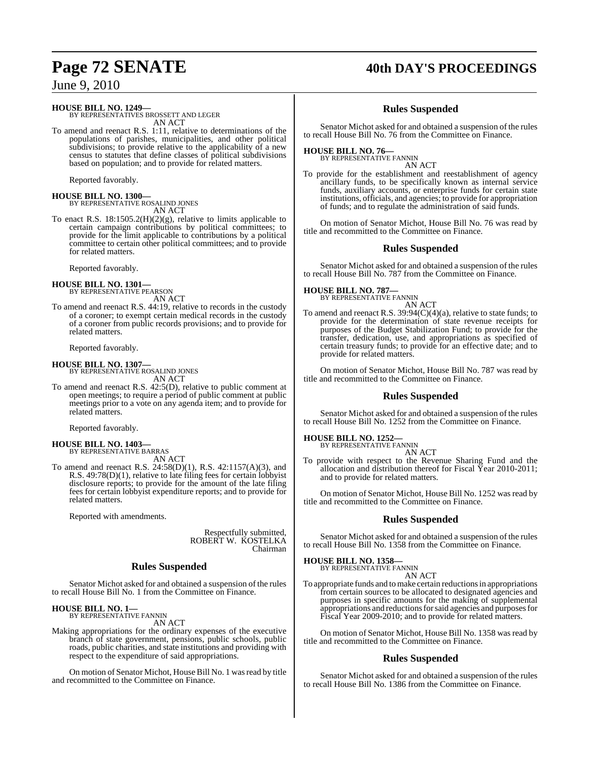**HOUSE BILL NO. 1249—**
BY REPRESENTATIVES BROSSETT AND LEGER

AN ACT

To amend and reenact R.S. 1:11, relative to determinations of the populations of parishes, municipalities, and other political subdivisions; to provide relative to the applicability of a new census to statutes that define classes of political subdivisions based on population; and to provide for related matters.

Reported favorably.

**HOUSE BILL NO. 1300—**
BY REPRESENTATIVE ROSALIND JONES

AN ACT

To enact R.S. 18:1505.2(H)(2)(g), relative to limits applicable to certain campaign contributions by political committees; to provide for the limit applicable to contributions by a political committee to certain other political committees; and to provide for related matters.

Reported favorably.

**HOUSE BILL NO. 1301—**
BY REPRESENTATIVE PEARSON

AN ACT

To amend and reenact R.S. 44:19, relative to records in the custody of a coroner; to exempt certain medical records in the custody of a coroner from public records provisions; and to provide for related matters.

Reported favorably.

**HOUSE BILL NO. 1307—**
BY REPRESENTATIVE ROSALIND JONES

AN ACT

To amend and reenact R.S. 42:5(D), relative to public comment at open meetings; to require a period of public comment at public meetings prior to a vote on any agenda item; and to provide for related matters.

Reported favorably.

**HOUSE BILL NO. 1403—**
BY REPRESENTATIVE BARRAS

AN ACT

To amend and reenact R.S. 24:58(D)(1), R.S. 42:1157(A)(3), and R.S. 49:78(D)(1), relative to late filing fees for certain lobbyist disclosure reports; to provide for the amount of the late filing fees for certain lobbyist expenditure reports; and to provide for related matters.

Reported with amendments.

Respectfully submitted,
ROBERT W. KOSTELKA
Chairman

## Rules Suspended

Senator Michot asked for and obtained a suspension of the rules to recall House Bill No. 1 from the Committee on Finance.

**HOUSE BILL NO. 1—**
BY REPRESENTATIVE FANNIN

AN ACT

Making appropriations for the ordinary expenses of the executive branch of state government, pensions, public schools, public roads, public charities, and state institutions and providing with respect to the expenditure of said appropriations.

On motion of Senator Michot, House Bill No. 1 was read by title and recommitted to the Committee on Finance.

## Rules Suspended

Senator Michot asked for and obtained a suspension of the rules to recall House Bill No. 76 from the Committee on Finance.

**HOUSE BILL NO. 76—**
BY REPRESENTATIVE FANNIN

AN ACT

To provide for the establishment and reestablishment of agency ancillary funds, to be specifically known as internal service funds, auxiliary accounts, or enterprise funds for certain state institutions, officials, and agencies; to provide for appropriation of funds; and to regulate the administration of said funds.

On motion of Senator Michot, House Bill No. 76 was read by title and recommitted to the Committee on Finance.

## Rules Suspended

Senator Michot asked for and obtained a suspension of the rules to recall House Bill No. 787 from the Committee on Finance.

**HOUSE BILL NO. 787—**
BY REPRESENTATIVE FANNIN

AN ACT

To amend and reenact R.S. 39:94(C)(4)(a), relative to state funds; to provide for the determination of state revenue receipts for purposes of the Budget Stabilization Fund; to provide for the transfer, dedication, use, and appropriations as specified of certain treasury funds; to provide for an effective date; and to provide for related matters.

On motion of Senator Michot, House Bill No. 787 was read by title and recommitted to the Committee on Finance.

## Rules Suspended

Senator Michot asked for and obtained a suspension of the rules to recall House Bill No. 1252 from the Committee on Finance.

**HOUSE BILL NO. 1252—**
BY REPRESENTATIVE FANNIN

AN ACT

To provide with respect to the Revenue Sharing Fund and the allocation and distribution thereof for Fiscal Year 2010-2011; and to provide for related matters.

On motion of Senator Michot, House Bill No. 1252 was read by title and recommitted to the Committee on Finance.

## Rules Suspended

Senator Michot asked for and obtained a suspension of the rules to recall House Bill No. 1358 from the Committee on Finance.

**HOUSE BILL NO. 1358—**
BY REPRESENTATIVE FANNIN

AN ACT

To appropriate funds and to make certain reductions in appropriations from certain sources to be allocated to designated agencies and purposes in specific amounts for the making of supplemental appropriations and reductions for said agencies and purposes for Fiscal Year 2009-2010; and to provide for related matters.

On motion of Senator Michot, House Bill No. 1358 was read by title and recommitted to the Committee on Finance.

## Rules Suspended

Senator Michot asked for and obtained a suspension of the rules to recall House Bill No. 1386 from the Committee on Finance.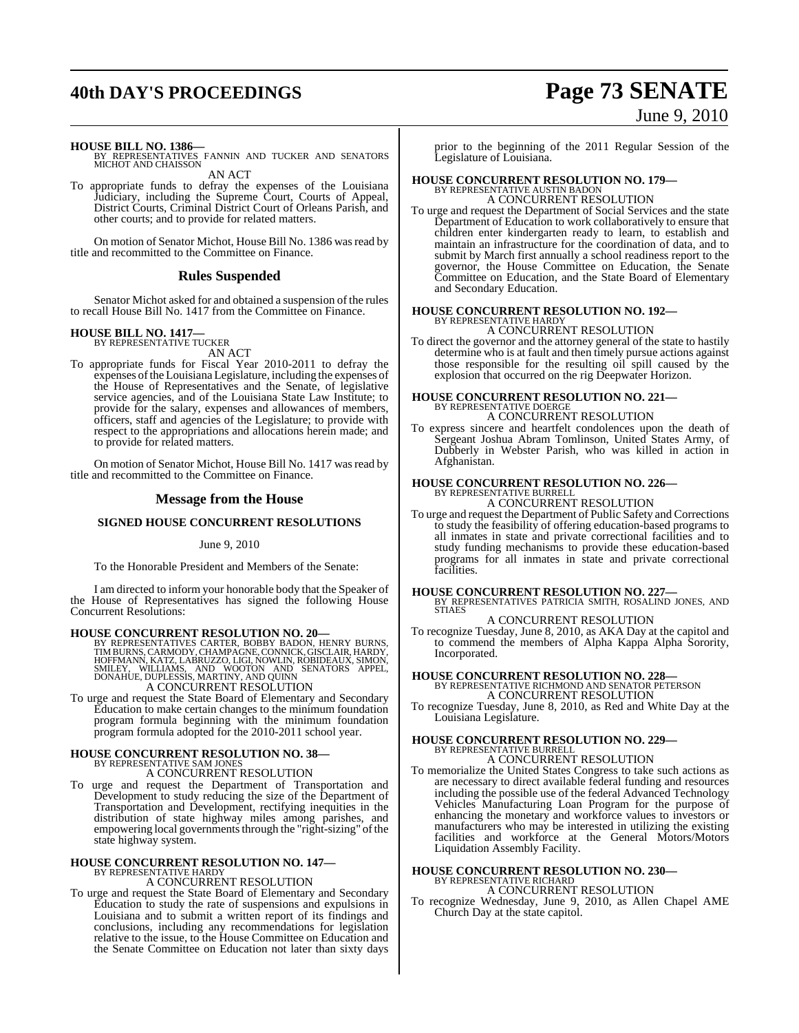**HOUSE BILL NO. 1386—**
BY REPRESENTATIVES FANNIN AND TUCKER AND SENATORS MICHOT AND CHAISSON

AN ACT

To appropriate funds to defray the expenses of the Louisiana Judiciary, including the Supreme Court, Courts of Appeal, District Courts, Criminal District Court of Orleans Parish, and other courts; and to provide for related matters.

On motion of Senator Michot, House Bill No. 1386 was read by title and recommitted to the Committee on Finance.

## Rules Suspended

Senator Michot asked for and obtained a suspension of the rules to recall House Bill No. 1417 from the Committee on Finance.

**HOUSE BILL NO. 1417—**
BY REPRESENTATIVE TUCKER

AN ACT

To appropriate funds for Fiscal Year 2010-2011 to defray the expenses of the Louisiana Legislature, including the expenses of the House of Representatives and the Senate, of legislative service agencies, and of the Louisiana State Law Institute; to provide for the salary, expenses and allowances of members, officers, staff and agencies of the Legislature; to provide with respect to the appropriations and allocations herein made; and to provide for related matters.

On motion of Senator Michot, House Bill No. 1417 was read by title and recommitted to the Committee on Finance.

## Message from the House

### SIGNED HOUSE CONCURRENT RESOLUTIONS

June 9, 2010

To the Honorable President and Members of the Senate:

I am directed to inform your honorable body that the Speaker of the House of Representatives has signed the following House Concurrent Resolutions:

**HOUSE CONCURRENT RESOLUTION NO. 20—**
BY REPRESENTATIVES CARTER, BOBBY BADON, HENRY BURNS, TIM BURNS, CARMODY, CHAMPAGNE, CONNICK, GISCLAIR, HARDY, HOFFMANN, KATZ, LABRUZZO, LIGI, NOWLIN, ROBIDEAUX, SIMON, SMILEY, WILLIAMS, AND WOOTON AND SENATORS APPEL, DONAHUE, DUPLESSIS, MARTINY, AND QUINN

A CONCURRENT RESOLUTION

To urge and request the State Board of Elementary and Secondary Education to make certain changes to the minimum foundation program formula beginning with the minimum foundation program formula adopted for the 2010-2011 school year.

**HOUSE CONCURRENT RESOLUTION NO. 38—**
BY REPRESENTATIVE SAM JONES

A CONCURRENT RESOLUTION

To urge and request the Department of Transportation and Development to study reducing the size of the Department of Transportation and Development, rectifying inequities in the distribution of state highway miles among parishes, and empowering local governments through the "right-sizing" of the state highway system.

**HOUSE CONCURRENT RESOLUTION NO. 147—**
BY REPRESENTATIVE HARDY

A CONCURRENT RESOLUTION

To urge and request the State Board of Elementary and Secondary Education to study the rate of suspensions and expulsions in Louisiana and to submit a written report of its findings and conclusions, including any recommendations for legislation relative to the issue, to the House Committee on Education and the Senate Committee on Education not later than sixty days prior to the beginning of the 2011 Regular Session of the Legislature of Louisiana.

**HOUSE CONCURRENT RESOLUTION NO. 179—**
BY REPRESENTATIVE AUSTIN BADON

A CONCURRENT RESOLUTION

To urge and request the Department of Social Services and the state Department of Education to work collaboratively to ensure that children enter kindergarten ready to learn, to establish and maintain an infrastructure for the coordination of data, and to submit by March first annually a school readiness report to the governor, the House Committee on Education, the Senate Committee on Education, and the State Board of Elementary and Secondary Education.

**HOUSE CONCURRENT RESOLUTION NO. 192—**
BY REPRESENTATIVE HARDY

A CONCURRENT RESOLUTION

To direct the governor and the attorney general of the state to hastily determine who is at fault and then timely pursue actions against those responsible for the resulting oil spill caused by the explosion that occurred on the rig Deepwater Horizon.

**HOUSE CONCURRENT RESOLUTION NO. 221—**
BY REPRESENTATIVE DOERGE

A CONCURRENT RESOLUTION

To express sincere and heartfelt condolences upon the death of Sergeant Joshua Abram Tomlinson, United States Army, of Dubberly in Webster Parish, who was killed in action in Afghanistan.

**HOUSE CONCURRENT RESOLUTION NO. 226—**
BY REPRESENTATIVE BURRELL

A CONCURRENT RESOLUTION

To urge and request the Department of Public Safety and Corrections to study the feasibility of offering education-based programs to all inmates in state and private correctional facilities and to study funding mechanisms to provide these education-based programs for all inmates in state and private correctional facilities.

**HOUSE CONCURRENT RESOLUTION NO. 227—**
BY REPRESENTATIVES PATRICIA SMITH, ROSALIND JONES, AND STIAES

A CONCURRENT RESOLUTION

To recognize Tuesday, June 8, 2010, as AKA Day at the capitol and to commend the members of Alpha Kappa Alpha Sorority, Incorporated.

**HOUSE CONCURRENT RESOLUTION NO. 228—**
BY REPRESENTATIVE RICHMOND AND SENATOR PETERSON

A CONCURRENT RESOLUTION

To recognize Tuesday, June 8, 2010, as Red and White Day at the Louisiana Legislature.

**HOUSE CONCURRENT RESOLUTION NO. 229—**
BY REPRESENTATIVE BURRELL

A CONCURRENT RESOLUTION

To memorialize the United States Congress to take such actions as are necessary to direct available federal funding and resources including the possible use of the federal Advanced Technology Vehicles Manufacturing Loan Program for the purpose of enhancing the monetary and workforce values to investors or manufacturers who may be interested in utilizing the existing facilities and workforce at the General Motors/Motors Liquidation Assembly Facility.

**HOUSE CONCURRENT RESOLUTION NO. 230—**
BY REPRESENTATIVE RICHARD

A CONCURRENT RESOLUTION

To recognize Wednesday, June 9, 2010, as Allen Chapel AME Church Day at the state capitol.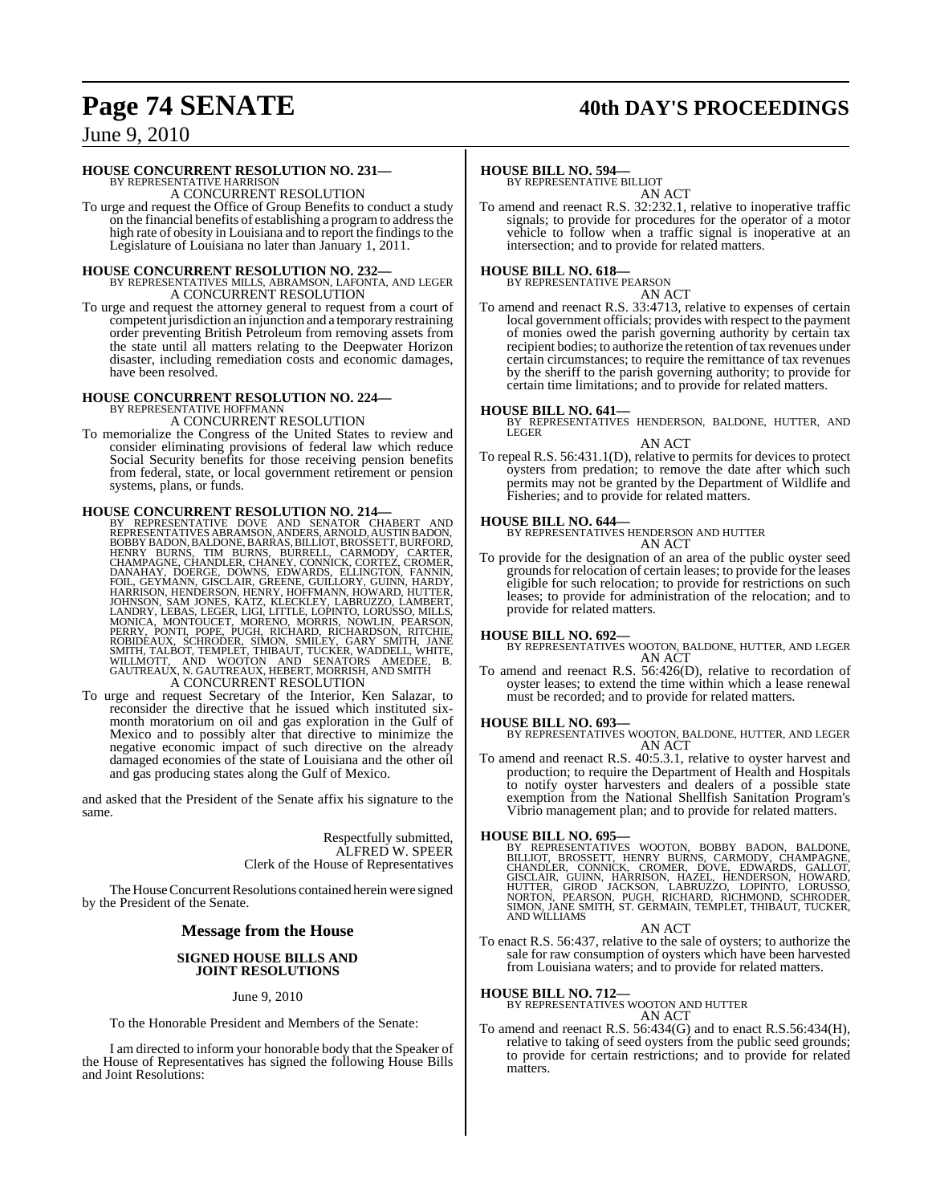**HOUSE CONCURRENT RESOLUTION NO. 231—**
BY REPRESENTATIVE HARRISON

A CONCURRENT RESOLUTION

To urge and request the Office of Group Benefits to conduct a study on the financial benefits of establishing a program to address the high rate of obesity in Louisiana and to report the findings to the Legislature of Louisiana no later than January 1, 2011.

**HOUSE CONCURRENT RESOLUTION NO. 232—**
BY REPRESENTATIVES MILLS, ABRAMSON, LAFONTA, AND LEGER

A CONCURRENT RESOLUTION

To urge and request the attorney general to request from a court of competent jurisdiction an injunction and a temporary restraining order preventing British Petroleum from removing assets from the state until all matters relating to the Deepwater Horizon disaster, including remediation costs and economic damages, have been resolved.

**HOUSE CONCURRENT RESOLUTION NO. 224—**
BY REPRESENTATIVE HOFFMANN

A CONCURRENT RESOLUTION

To memorialize the Congress of the United States to review and consider eliminating provisions of federal law which reduce Social Security benefits for those receiving pension benefits from federal, state, or local government retirement or pension systems, plans, or funds.

**HOUSE CONCURRENT RESOLUTION NO. 214—**
BY REPRESENTATIVE DOVE AND SENATOR CHABERT AND REPRESENTATIVES ABRAMSON, ANDERS, ARNOLD, AUSTIN BADON, BOBBY BADON, BALDONE, BARRAS, BILLIOT, BROSSETT, BURFORD, HENRY BURNS, TIM BURNS, BURRELL, CARMODY, CARTER, CHAMPAGNE, CHANDLER, CHANEY, CONNICK, CORTEZ, CROMER, DANAHAY, DOERGE, DOWNS, EDWARDS, ELLINGTON, FANNIN, FOIL, GEYMANN, GISCLAIR, GREENE, GUILLORY, GUINN, HARDY, HARRISON, HENDERSON, HENRY, HOFFMANN, HOWARD, HUTTER, JOHNSON, SAM JONES, KATZ, KLECKLEY, LABRUZZO, LAMBERT, LANDRY, LEBAS, LEGER, LIGI, LITTLE, LOPINTO, LORUSSO, MILLS, MONICA, MONTOUCET, MORENO, MORRIS, NOWLIN, PEARSON, PERRY, PONTI, POPE, PUGH, RICHARD, RICHARDSON, RITCHIE, ROBIDEAUX, SCHRODER, SIMON, SMILEY, GARY SMITH, JANE SMITH, TALBOT, TEMPLET, THIBAUT, TUCKER, WADDELL, WHITE, WILLMOTT, AND WOOTON AND SENATORS AMEDEE, B. GAUTREAUX, N. GAUTREAUX, HEBERT, MORRISH, AND SMITH

A CONCURRENT RESOLUTION

To urge and request Secretary of the Interior, Ken Salazar, to reconsider the directive that he issued which instituted six-month moratorium on oil and gas exploration in the Gulf of Mexico and to possibly alter that directive to minimize the negative economic impact of such directive on the already damaged economies of the state of Louisiana and the other oil and gas producing states along the Gulf of Mexico.

and asked that the President of the Senate affix his signature to the same.

Respectfully submitted,
ALFRED W. SPEER
Clerk of the House of Representatives

The House Concurrent Resolutions contained herein were signed by the President of the Senate.

## Message from the House

### SIGNED HOUSE BILLS AND JOINT RESOLUTIONS

June 9, 2010

To the Honorable President and Members of the Senate:

I am directed to inform your honorable body that the Speaker of the House of Representatives has signed the following House Bills and Joint Resolutions:

**HOUSE BILL NO. 594—**
BY REPRESENTATIVE BILLIOT

AN ACT

To amend and reenact R.S. 32:232.1, relative to inoperative traffic signals; to provide for procedures for the operator of a motor vehicle to follow when a traffic signal is inoperative at an intersection; and to provide for related matters.

**HOUSE BILL NO. 618—**
BY REPRESENTATIVE PEARSON

AN ACT

To amend and reenact R.S. 33:4713, relative to expenses of certain local government officials; provides with respect to the payment of monies owed the parish governing authority by certain tax recipient bodies; to authorize the retention of tax revenues under certain circumstances; to require the remittance of tax revenues by the sheriff to the parish governing authority; to provide for certain time limitations; and to provide for related matters.

**HOUSE BILL NO. 641—**
BY REPRESENTATIVES HENDERSON, BALDONE, HUTTER, AND LEGER

AN ACT

To repeal R.S. 56:431.1(D), relative to permits for devices to protect oysters from predation; to remove the date after which such permits may not be granted by the Department of Wildlife and Fisheries; and to provide for related matters.

**HOUSE BILL NO. 644—**
BY REPRESENTATIVES HENDERSON AND HUTTER

AN ACT

To provide for the designation of an area of the public oyster seed grounds for relocation of certain leases; to provide for the leases eligible for such relocation; to provide for restrictions on such leases; to provide for administration of the relocation; and to provide for related matters.

**HOUSE BILL NO. 692—**
BY REPRESENTATIVES WOOTON, BALDONE, HUTTER, AND LEGER

AN ACT

To amend and reenact R.S. 56:426(D), relative to recordation of oyster leases; to extend the time within which a lease renewal must be recorded; and to provide for related matters.

**HOUSE BILL NO. 693—**
BY REPRESENTATIVES WOOTON, BALDONE, HUTTER, AND LEGER

AN ACT

To amend and reenact R.S. 40:5.3.1, relative to oyster harvest and production; to require the Department of Health and Hospitals to notify oyster harvesters and dealers of a possible state exemption from the National Shellfish Sanitation Program's Vibrio management plan; and to provide for related matters.

**HOUSE BILL NO. 695—**
BY REPRESENTATIVES WOOTON, BOBBY BADON, BALDONE, BILLIOT, BROSSETT, HENRY BURNS, CARMODY, CHAMPAGNE, CHANDLER, CONNICK, CROMER, DOVE, EDWARDS, GALLOT, GISCLAIR, GUINN, HARRISON, HAZEL, HENDERSON, HOWARD, HUTTER, GIROD JACKSON, LABRUZZO, LOPINTO, LORUSSO, NORTON, PEARSON, PUGH, RICHARD, RICHMOND, SCHRODER, SIMON, JANE SMITH, ST. GERMAIN, TEMPLET, THIBAUT, TUCKER, AND WILLIAMS

AN ACT

To enact R.S. 56:437, relative to the sale of oysters; to authorize the sale for raw consumption of oysters which have been harvested from Louisiana waters; and to provide for related matters.

**HOUSE BILL NO. 712—**
BY REPRESENTATIVES WOOTON AND HUTTER

AN ACT

To amend and reenact R.S. 56:434(G) and to enact R.S.56:434(H), relative to taking of seed oysters from the public seed grounds; to provide for certain restrictions; and to provide for related matters.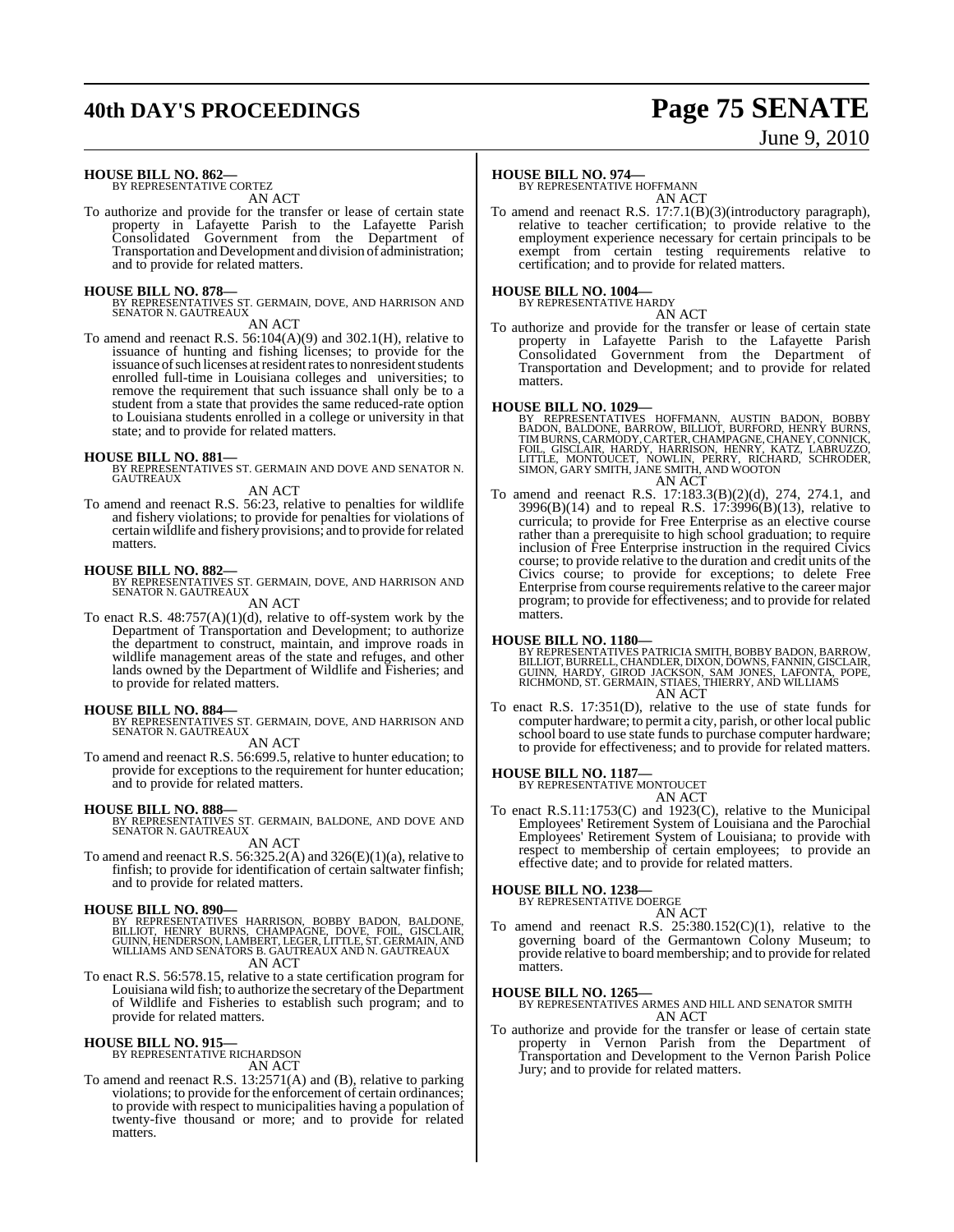**HOUSE BILL NO. 862—**
BY REPRESENTATIVE CORTEZ

AN ACT

To authorize and provide for the transfer or lease of certain state property in Lafayette Parish to the Lafayette Parish Consolidated Government from the Department of Transportation and Development and division of administration; and to provide for related matters.

**HOUSE BILL NO. 878—**
BY REPRESENTATIVES ST. GERMAIN, DOVE, AND HARRISON AND SENATOR N. GAUTREAUX

AN ACT

To amend and reenact R.S. 56:104(A)(9) and 302.1(H), relative to issuance of hunting and fishing licenses; to provide for the issuance of such licenses at resident rates to nonresident students enrolled full-time in Louisiana colleges and universities; to remove the requirement that such issuance shall only be to a student from a state that provides the same reduced-rate option to Louisiana students enrolled in a college or university in that state; and to provide for related matters.

**HOUSE BILL NO. 881—**
BY REPRESENTATIVES ST. GERMAIN AND DOVE AND SENATOR N. GAUTREAUX

AN ACT

To amend and reenact R.S. 56:23, relative to penalties for wildlife and fishery violations; to provide for penalties for violations of certain wildlife and fishery provisions; and to provide for related matters.

**HOUSE BILL NO. 882—**
BY REPRESENTATIVES ST. GERMAIN, DOVE, AND HARRISON AND SENATOR N. GAUTREAUX

AN ACT

To enact R.S. 48:757(A)(1)(d), relative to off-system work by the Department of Transportation and Development; to authorize the department to construct, maintain, and improve roads in wildlife management areas of the state and refuges, and other lands owned by the Department of Wildlife and Fisheries; and to provide for related matters.

**HOUSE BILL NO. 884—**
BY REPRESENTATIVES ST. GERMAIN, DOVE, AND HARRISON AND SENATOR N. GAUTREAUX

AN ACT

To amend and reenact R.S. 56:699.5, relative to hunter education; to provide for exceptions to the requirement for hunter education; and to provide for related matters.

**HOUSE BILL NO. 888—**
BY REPRESENTATIVES ST. GERMAIN, BALDONE, AND DOVE AND SENATOR N. GAUTREAUX

AN ACT

To amend and reenact R.S. 56:325.2(A) and 326(E)(1)(a), relative to finfish; to provide for identification of certain saltwater finfish; and to provide for related matters.

**HOUSE BILL NO. 890—**
BY REPRESENTATIVES HARRISON, BOBBY BADON, BALDONE, BILLIOT, HENRY BURNS, CHAMPAGNE, DOVE, FOIL, GISCLAIR, GUINN, HENDERSON, LAMBERT, LEGER, LITTLE, ST. GERMAIN, AND WILLIAMS AND SENATORS B. GAUTREAUX AND N. GAUTREAUX

AN ACT

To enact R.S. 56:578.15, relative to a state certification program for Louisiana wild fish; to authorize the secretary of the Department of Wildlife and Fisheries to establish such program; and to provide for related matters.

**HOUSE BILL NO. 915—**
BY REPRESENTATIVE RICHARDSON

AN ACT

To amend and reenact R.S. 13:2571(A) and (B), relative to parking violations; to provide for the enforcement of certain ordinances; to provide with respect to municipalities having a population of twenty-five thousand or more; and to provide for related matters.

**HOUSE BILL NO. 974—**
BY REPRESENTATIVE HOFFMANN

AN ACT

To amend and reenact R.S. 17:7.1(B)(3)(introductory paragraph), relative to teacher certification; to provide relative to the employment experience necessary for certain principals to be exempt from certain testing requirements relative to certification; and to provide for related matters.

**HOUSE BILL NO. 1004—**
BY REPRESENTATIVE HARDY

AN ACT

To authorize and provide for the transfer or lease of certain state property in Lafayette Parish to the Lafayette Parish Consolidated Government from the Department of Transportation and Development; and to provide for related matters.

**HOUSE BILL NO. 1029—**
BY REPRESENTATIVES HOFFMANN, AUSTIN BADON, BOBBY BADON, BALDONE, BARROW, BILLIOT, BURFORD, HENRY BURNS, TIM BURNS, CARMODY, CARTER, CHAMPAGNE, CHANEY, CONNICK, FOIL, GISCLAIR, HARDY, HARRISON, HENRY, KATZ, LABRUZZO, LITTLE, MONTOUCET, NOWLIN, PERRY, RICHARD, SCHRODER, SIMON, GARY SMITH, JANE SMITH, AND WOOTON

AN ACT

To amend and reenact R.S. 17:183.3(B)(2)(d), 274, 274.1, and 3996(B)(14) and to repeal R.S. 17:3996(B)(13), relative to curricula; to provide for Free Enterprise as an elective course rather than a prerequisite to high school graduation; to require inclusion of Free Enterprise instruction in the required Civics course; to provide relative to the duration and credit units of the Civics course; to provide for exceptions; to delete Free Enterprise from course requirements relative to the career major program; to provide for effectiveness; and to provide for related matters.

**HOUSE BILL NO. 1180—**
BY REPRESENTATIVES PATRICIA SMITH, BOBBY BADON, BARROW, BILLIOT, BURRELL, CHANDLER, DIXON, DOWNS, FANNIN, GISCLAIR, GUINN, HARDY, GIROD JACKSON, SAM JONES, LAFONTA, POPE, RICHMOND, ST. GERMAIN, STIAES, THIERRY, AND WILLIAMS

AN ACT

To enact R.S. 17:351(D), relative to the use of state funds for computer hardware; to permit a city, parish, or other local public school board to use state funds to purchase computer hardware; to provide for effectiveness; and to provide for related matters.

**HOUSE BILL NO. 1187—**
BY REPRESENTATIVE MONTOUCET

AN ACT

To enact R.S.11:1753(C) and 1923(C), relative to the Municipal Employees' Retirement System of Louisiana and the Parochial Employees' Retirement System of Louisiana; to provide with respect to membership of certain employees; to provide an effective date; and to provide for related matters.

**HOUSE BILL NO. 1238—**
BY REPRESENTATIVE DOERGE

AN ACT

To amend and reenact R.S. 25:380.152(C)(1), relative to the governing board of the Germantown Colony Museum; to provide relative to board membership; and to provide for related matters.

**HOUSE BILL NO. 1265—**
BY REPRESENTATIVES ARMES AND HILL AND SENATOR SMITH

AN ACT

To authorize and provide for the transfer or lease of certain state property in Vernon Parish from the Department of Transportation and Development to the Vernon Parish Police Jury; and to provide for related matters.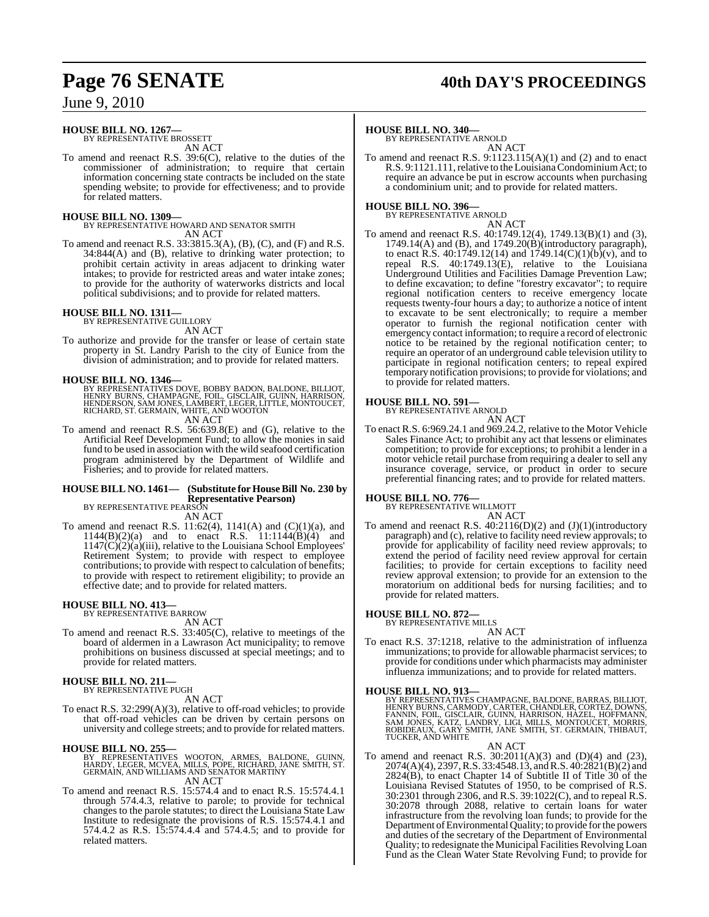**HOUSE BILL NO. 1267—**
BY REPRESENTATIVE BROSSETT
AN ACT

To amend and reenact R.S. 39:6(C), relative to the duties of the commissioner of administration; to require that certain information concerning state contracts be included on the state spending website; to provide for effectiveness; and to provide for related matters.

**HOUSE BILL NO. 1309—**
BY REPRESENTATIVE HOWARD AND SENATOR SMITH
AN ACT

To amend and reenact R.S. 33:3815.3(A), (B), (C), and (F) and R.S. 34:844(A) and (B), relative to drinking water protection; to prohibit certain activity in areas adjacent to drinking water intakes; to provide for restricted areas and water intake zones; to provide for the authority of waterworks districts and local political subdivisions; and to provide for related matters.

**HOUSE BILL NO. 1311—**
BY REPRESENTATIVE GUILLORY
AN ACT

To authorize and provide for the transfer or lease of certain state property in St. Landry Parish to the city of Eunice from the division of administration; and to provide for related matters.

**HOUSE BILL NO. 1346—**
BY REPRESENTATIVES DOVE, BOBBY BADON, BALDONE, BILLIOT, HENRY BURNS, CHAMPAGNE, FOIL, GISCLAIR, GUINN, HARRISON, HENDERSON, SAM JONES, LAMBERT, LEGER, LITTLE, MONTOUCET, RICHARD, ST. GERMAIN, WHITE, AND WOOTON
AN ACT

To amend and reenact R.S. 56:639.8(E) and (G), relative to the Artificial Reef Development Fund; to allow the monies in said fund to be used in association with the wild seafood certification program administered by the Department of Wildlife and Fisheries; and to provide for related matters.

**HOUSE BILL NO. 1461— (Substitute for House Bill No. 230 by Representative Pearson)**
BY REPRESENTATIVE PEARSON
AN ACT

To amend and reenact R.S. 11:62(4), 1141(A) and (C)(1)(a), and 1144(B)(2)(a) and to enact R.S. 11:1144(B)(4) and 1147(C)(2)(a)(iii), relative to the Louisiana School Employees' Retirement System; to provide with respect to employee contributions; to provide with respect to calculation of benefits; to provide with respect to retirement eligibility; to provide an effective date; and to provide for related matters.

**HOUSE BILL NO. 413—**
BY REPRESENTATIVE BARROW
AN ACT

To amend and reenact R.S. 33:405(C), relative to meetings of the board of aldermen in a Lawrason Act municipality; to remove prohibitions on business discussed at special meetings; and to provide for related matters.

**HOUSE BILL NO. 211—**
BY REPRESENTATIVE PUGH
AN ACT

To enact R.S. 32:299(A)(3), relative to off-road vehicles; to provide that off-road vehicles can be driven by certain persons on university and college streets; and to provide for related matters.

**HOUSE BILL NO. 255—**
BY REPRESENTATIVES WOOTON, ARMES, BALDONE, GUINN, HARDY, LEGER, MCVEA, MILLS, POPE, RICHARD, JANE SMITH, ST. GERMAIN, AND WILLIAMS AND SENATOR MARTINY
AN ACT

To amend and reenact R.S. 15:574.4 and to enact R.S. 15:574.4.1 through 574.4.3, relative to parole; to provide for technical changes to the parole statutes; to direct the Louisiana State Law Institute to redesignate the provisions of R.S. 15:574.4.1 and 574.4.2 as R.S. 15:574.4.4 and 574.4.5; and to provide for related matters.

**HOUSE BILL NO. 340—**
BY REPRESENTATIVE ARNOLD
AN ACT

To amend and reenact R.S. 9:1123.115(A)(1) and (2) and to enact R.S. 9:1121.111, relative to the Louisiana Condominium Act; to require an advance be put in escrow accounts when purchasing a condominium unit; and to provide for related matters.

**HOUSE BILL NO. 396—**
BY REPRESENTATIVE ARNOLD
AN ACT

To amend and reenact R.S. 40:1749.12(4), 1749.13(B)(1) and (3), 1749.14(A) and (B), and 1749.20(B)(introductory paragraph), to enact R.S. 40:1749.12(14) and 1749.14(C)(1)(b)(v), and to repeal R.S. 40:1749.13(E), relative to the Louisiana Underground Utilities and Facilities Damage Prevention Law; to define excavation; to define "forestry excavator"; to require regional notification centers to receive emergency locate requests twenty-four hours a day; to authorize a notice of intent to excavate to be sent electronically; to require a member operator to furnish the regional notification center with emergency contact information; to require a record of electronic notice to be retained by the regional notification center; to require an operator of an underground cable television utility to participate in regional notification centers; to repeal expired temporary notification provisions; to provide for violations; and to provide for related matters.

**HOUSE BILL NO. 591—**
BY REPRESENTATIVE ARNOLD
AN ACT

To enact R.S. 6:969.24.1 and 969.24.2, relative to the Motor Vehicle Sales Finance Act; to prohibit any act that lessens or eliminates competition; to provide for exceptions; to prohibit a lender in a motor vehicle retail purchase from requiring a dealer to sell any insurance coverage, service, or product in order to secure preferential financing rates; and to provide for related matters.

**HOUSE BILL NO. 776—**
BY REPRESENTATIVE WILLMOTT
AN ACT

To amend and reenact R.S. 40:2116(D)(2) and (J)(1)(introductory paragraph) and (c), relative to facility need review approvals; to provide for applicability of facility need review approvals; to extend the period of facility need review approval for certain facilities; to provide for certain exceptions to facility need review approval extension; to provide for an extension to the moratorium on additional beds for nursing facilities; and to provide for related matters.

**HOUSE BILL NO. 872—**
BY REPRESENTATIVE MILLS
AN ACT

To enact R.S. 37:1218, relative to the administration of influenza immunizations; to provide for allowable pharmacist services; to provide for conditions under which pharmacists may administer influenza immunizations; and to provide for related matters.

**HOUSE BILL NO. 913—**
BY REPRESENTATIVES CHAMPAGNE, BALDONE, BARRAS, BILLIOT, HENRY BURNS, CARMODY, CARTER, CHANDLER, CORTEZ, DOWNS, FANNIN, FOIL, GISCLAIR, GUINN, HARRISON, HAZEL, HOFFMANN, SAM JONES, KATZ, LANDRY, LIGI, MILLS, MONTOUCET, MORRIS, ROBIDEAUX, GARY SMITH, JANE SMITH, ST. GERMAIN, THIBAUT, TUCKER, AND WHITE
AN ACT

To amend and reenact R.S. 30:2011(A)(3) and (D)(4) and (23), 2074(A)(4), 2397, R.S. 33:4548.13, and R.S. 40:2821(B)(2) and 2824(B), to enact Chapter 14 of Subtitle II of Title 30 of the Louisiana Revised Statutes of 1950, to be comprised of R.S. 30:2301 through 2306, and R.S. 39:1022(C), and to repeal R.S. 30:2078 through 2088, relative to certain loans for water infrastructure from the revolving loan funds; to provide for the Department of Environmental Quality; to provide for the powers and duties of the secretary of the Department of Environmental Quality; to redesignate the Municipal Facilities Revolving Loan Fund as the Clean Water State Revolving Fund; to provide for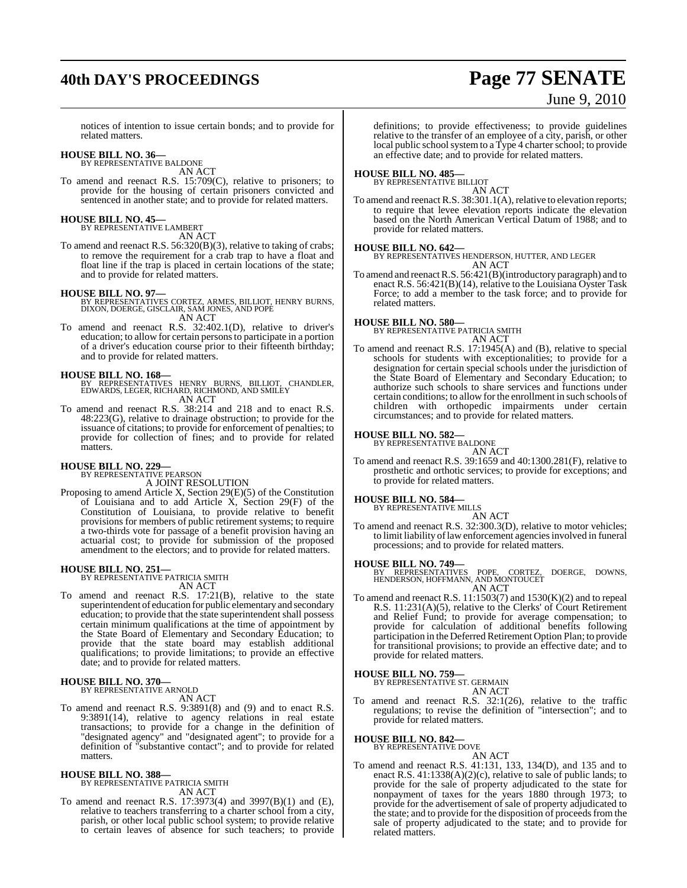notices of intention to issue certain bonds; and to provide for related matters.

**HOUSE BILL NO. 36—**
BY REPRESENTATIVE BALDONE
AN ACT

To amend and reenact R.S. 15:709(C), relative to prisoners; to provide for the housing of certain prisoners convicted and sentenced in another state; and to provide for related matters.

**HOUSE BILL NO. 45—**
BY REPRESENTATIVE LAMBERT
AN ACT

To amend and reenact R.S. 56:320(B)(3), relative to taking of crabs; to remove the requirement for a crab trap to have a float and float line if the trap is placed in certain locations of the state; and to provide for related matters.

**HOUSE BILL NO. 97—**
BY REPRESENTATIVES CORTEZ, ARMES, BILLIOT, HENRY BURNS, DIXON, DOERGE, GISCLAIR, SAM JONES, AND POPE
AN ACT

To amend and reenact R.S. 32:402.1(D), relative to driver's education; to allow for certain persons to participate in a portion of a driver's education course prior to their fifteenth birthday; and to provide for related matters.

**HOUSE BILL NO. 168—**
BY REPRESENTATIVES HENRY BURNS, BILLIOT, CHANDLER, EDWARDS, LEGER, RICHARD, RICHMOND, AND SMILEY
AN ACT

To amend and reenact R.S. 38:214 and 218 and to enact R.S. 48:223(G), relative to drainage obstruction; to provide for the issuance of citations; to provide for enforcement of penalties; to provide for collection of fines; and to provide for related matters.

**HOUSE BILL NO. 229—**
BY REPRESENTATIVE PEARSON
A JOINT RESOLUTION

Proposing to amend Article X, Section 29(E)(5) of the Constitution of Louisiana and to add Article X, Section 29(F) of the Constitution of Louisiana, to provide relative to benefit provisions for members of public retirement systems; to require a two-thirds vote for passage of a benefit provision having an actuarial cost; to provide for submission of the proposed amendment to the electors; and to provide for related matters.

**HOUSE BILL NO. 251—**
BY REPRESENTATIVE PATRICIA SMITH
AN ACT

To amend and reenact R.S. 17:21(B), relative to the state superintendent of education for public elementary and secondary education; to provide that the state superintendent shall possess certain minimum qualifications at the time of appointment by the State Board of Elementary and Secondary Education; to provide that the state board may establish additional qualifications; to provide limitations; to provide an effective date; and to provide for related matters.

**HOUSE BILL NO. 370—**
BY REPRESENTATIVE ARNOLD
AN ACT

To amend and reenact R.S. 9:3891(8) and (9) and to enact R.S. 9:3891(14), relative to agency relations in real estate transactions; to provide for a change in the definition of "designated agency" and "designated agent"; to provide for a definition of "substantive contact"; and to provide for related matters.

**HOUSE BILL NO. 388—**
BY REPRESENTATIVE PATRICIA SMITH
AN ACT

To amend and reenact R.S. 17:3973(4) and 3997(B)(1) and (E), relative to teachers transferring to a charter school from a city, parish, or other local public school system; to provide relative to certain leaves of absence for such teachers; to provide definitions; to provide effectiveness; to provide guidelines relative to the transfer of an employee of a city, parish, or other local public school system to a Type 4 charter school; to provide an effective date; and to provide for related matters.

**HOUSE BILL NO. 485—**
BY REPRESENTATIVE BILLIOT
AN ACT

To amend and reenact R.S. 38:301.1(A), relative to elevation reports; to require that levee elevation reports indicate the elevation based on the North American Vertical Datum of 1988; and to provide for related matters.

**HOUSE BILL NO. 642—**
BY REPRESENTATIVES HENDERSON, HUTTER, AND LEGER
AN ACT

To amend and reenact R.S. 56:421(B)(introductory paragraph) and to enact R.S. 56:421(B)(14), relative to the Louisiana Oyster Task Force; to add a member to the task force; and to provide for related matters.

**HOUSE BILL NO. 580—**
BY REPRESENTATIVE PATRICIA SMITH
AN ACT

To amend and reenact R.S. 17:1945(A) and (B), relative to special schools for students with exceptionalities; to provide for a designation for certain special schools under the jurisdiction of the State Board of Elementary and Secondary Education; to authorize such schools to share services and functions under certain conditions; to allow for the enrollment in such schools of children with orthopedic impairments under certain circumstances; and to provide for related matters.

**HOUSE BILL NO. 582—**
BY REPRESENTATIVE BALDONE
AN ACT

To amend and reenact R.S. 39:1659 and 40:1300.281(F), relative to prosthetic and orthotic services; to provide for exceptions; and to provide for related matters.

**HOUSE BILL NO. 584—**
BY REPRESENTATIVE MILLS
AN ACT

To amend and reenact R.S. 32:300.3(D), relative to motor vehicles; to limit liability of law enforcement agencies involved in funeral processions; and to provide for related matters.

**HOUSE BILL NO. 749—**
BY REPRESENTATIVES POPE, CORTEZ, DOERGE, DOWNS, HENDERSON, HOFFMANN, AND MONTOUCET
AN ACT

To amend and reenact R.S. 11:1503(7) and 1530(K)(2) and to repeal R.S. 11:231(A)(5), relative to the Clerks' of Court Retirement and Relief Fund; to provide for average compensation; to provide for calculation of additional benefits following participation in the Deferred Retirement Option Plan; to provide for transitional provisions; to provide an effective date; and to provide for related matters.

**HOUSE BILL NO. 759—**
BY REPRESENTATIVE ST. GERMAIN
AN ACT

To amend and reenact R.S. 32:1(26), relative to the traffic regulations; to revise the definition of "intersection"; and to provide for related matters.

**HOUSE BILL NO. 842—**
BY REPRESENTATIVE DOVE
AN ACT

To amend and reenact R.S. 41:131, 133, 134(D), and 135 and to enact R.S. 41:1338(A)(2)(c), relative to sale of public lands; to provide for the sale of property adjudicated to the state for nonpayment of taxes for the years 1880 through 1973; to provide for the advertisement of sale of property adjudicated to the state; and to provide for the disposition of proceeds from the sale of property adjudicated to the state; and to provide for related matters.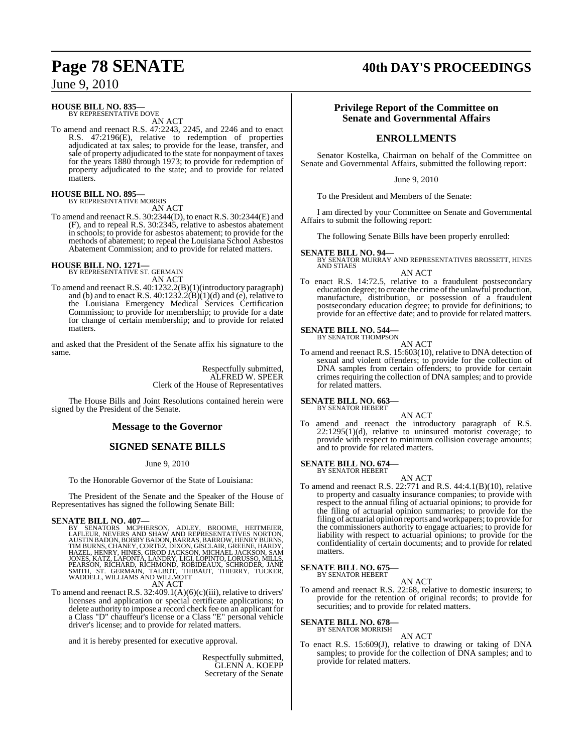**HOUSE BILL NO. 835—**
BY REPRESENTATIVE DOVE

AN ACT

To amend and reenact R.S. 47:2243, 2245, and 2246 and to enact R.S. 47:2196(E), relative to redemption of properties adjudicated at tax sales; to provide for the lease, transfer, and sale of property adjudicated to the state for nonpayment of taxes for the years 1880 through 1973; to provide for redemption of property adjudicated to the state; and to provide for related matters.

**HOUSE BILL NO. 895—**
BY REPRESENTATIVE MORRIS

AN ACT

To amend and reenact R.S. 30:2344(D), to enact R.S. 30:2344(E) and (F), and to repeal R.S. 30:2345, relative to asbestos abatement in schools; to provide for asbestos abatement; to provide for the methods of abatement; to repeal the Louisiana School Asbestos Abatement Commission; and to provide for related matters.

**HOUSE BILL NO. 1271—**
BY REPRESENTATIVE ST. GERMAIN

AN ACT

To amend and reenact R.S. 40:1232.2(B)(1)(introductory paragraph) and (b) and to enact R.S. 40:1232.2(B)(1)(d) and (e), relative to the Louisiana Emergency Medical Services Certification Commission; to provide for membership; to provide for a date for change of certain membership; and to provide for related matters.

and asked that the President of the Senate affix his signature to the same.

Respectfully submitted,
ALFRED W. SPEER
Clerk of the House of Representatives

The House Bills and Joint Resolutions contained herein were signed by the President of the Senate.

## Message to the Governor

## SIGNED SENATE BILLS

June 9, 2010

To the Honorable Governor of the State of Louisiana:

The President of the Senate and the Speaker of the House of Representatives has signed the following Senate Bill:

**SENATE BILL NO. 407—**
BY SENATORS MCPHERSON, ADLEY, BROOME, HEITMEIER, LAFLEUR, NEVERS AND SHAW AND REPRESENTATIVES NORTON, AUSTIN BADON, BOBBY BADON, BARRAS, BARROW, HENRY BURNS, TIM BURNS, CHANEY, CORTEZ, DIXON, GISCLAIR, GREENE, HARDY, HAZEL, HENRY, HINES, GIROD JACKSON, MICHAEL JACKSON, SAM JONES, KATZ, LAFONTA, LANDRY, LIGI, LOPINTO, LORUSSO, MILLS, PEARSON, RICHARD, RICHMOND, ROBIDEAUX, SCHRODER, JANE SMITH, ST. GERMAIN, TALBOT, THIBAUT, THIERRY, TUCKER, WADDELL, WILLIAMS AND WILLMOTT

AN ACT

To amend and reenact R.S. 32:409.1(A)(6)(c)(iii), relative to drivers' licenses and application or special certificate applications; to delete authority to impose a record check fee on an applicant for a Class "D" chauffeur's license or a Class "E" personal vehicle driver's license; and to provide for related matters.

and it is hereby presented for executive approval.

Respectfully submitted,
GLENN A. KOEPP
Secretary of the Senate

## Privilege Report of the Committee on Senate and Governmental Affairs

## ENROLLMENTS

Senator Kostelka, Chairman on behalf of the Committee on Senate and Governmental Affairs, submitted the following report:

June 9, 2010

To the President and Members of the Senate:

I am directed by your Committee on Senate and Governmental Affairs to submit the following report:

The following Senate Bills have been properly enrolled:

**SENATE BILL NO. 94—**
BY SENATOR MURRAY AND REPRESENTATIVES BROSSETT, HINES AND STIAES

AN ACT

To enact R.S. 14:72.5, relative to a fraudulent postsecondary education degree; to create the crime of the unlawful production, manufacture, distribution, or possession of a fraudulent postsecondary education degree; to provide for definitions; to provide for an effective date; and to provide for related matters.

**SENATE BILL NO. 544—**
BY SENATOR THOMPSON

AN ACT

To amend and reenact R.S. 15:603(10), relative to DNA detection of sexual and violent offenders; to provide for the collection of DNA samples from certain offenders; to provide for certain crimes requiring the collection of DNA samples; and to provide for related matters.

**SENATE BILL NO. 663—**
BY SENATOR HEBERT

AN ACT

To amend and reenact the introductory paragraph of R.S. 22:1295(1)(d), relative to uninsured motorist coverage; to provide with respect to minimum collision coverage amounts; and to provide for related matters.

**SENATE BILL NO. 674—**
BY SENATOR HEBERT

AN ACT

To amend and reenact R.S. 22:771 and R.S. 44:4.1(B)(10), relative to property and casualty insurance companies; to provide with respect to the annual filing of actuarial opinions; to provide for the filing of actuarial opinion summaries; to provide for the filing of actuarial opinion reports and workpapers; to provide for the commissioners authority to engage actuaries; to provide for liability with respect to actuarial opinions; to provide for the confidentiality of certain documents; and to provide for related matters.

**SENATE BILL NO. 675—**
BY SENATOR HEBERT

AN ACT

To amend and reenact R.S. 22:68, relative to domestic insurers; to provide for the retention of original records; to provide for securities; and to provide for related matters.

**SENATE BILL NO. 678—**
BY SENATOR MORRISH

AN ACT

To enact R.S. 15:609(J), relative to drawing or taking of DNA samples; to provide for the collection of DNA samples; and to provide for related matters.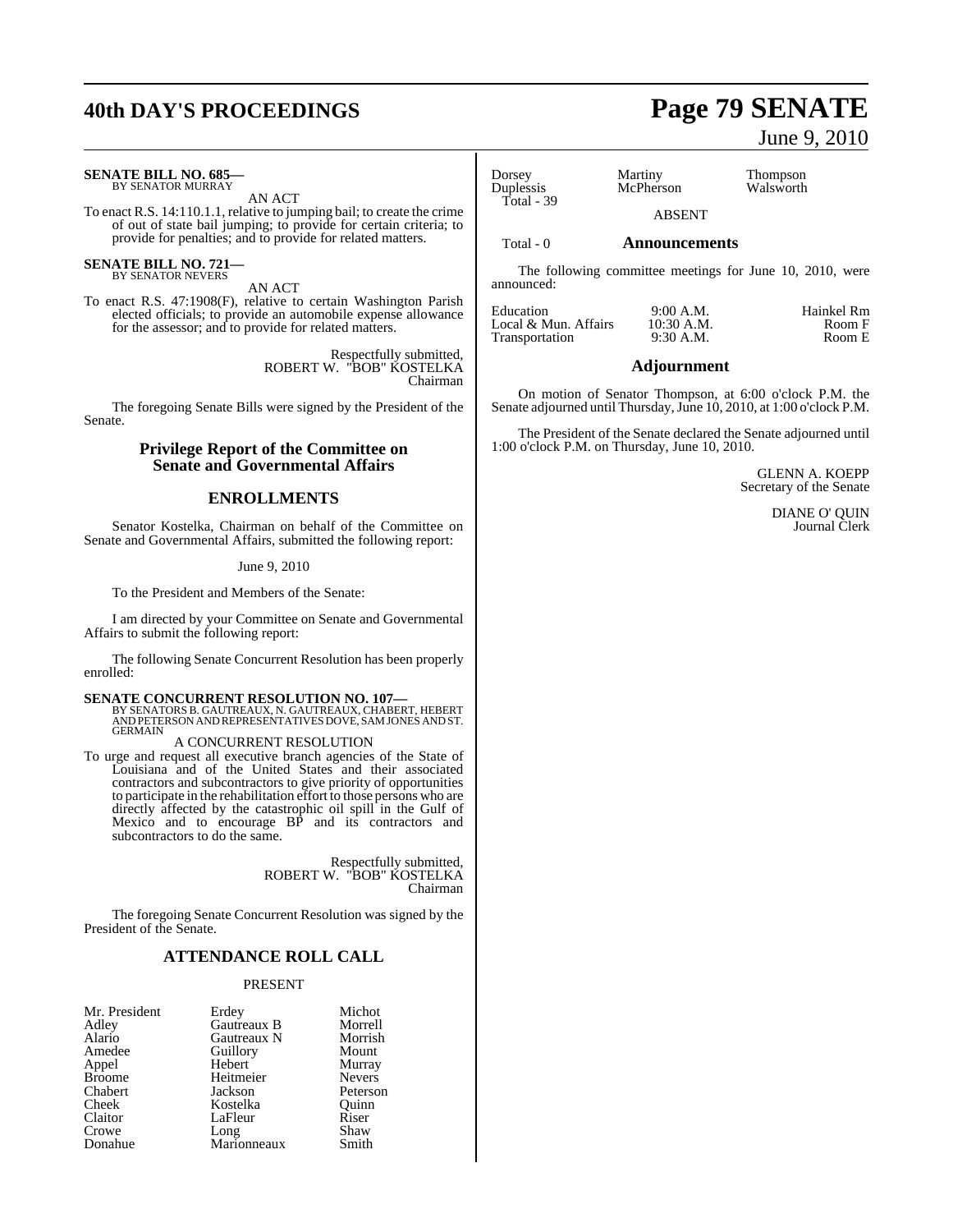**SENATE BILL NO. 685—**
BY SENATOR MURRAY

AN ACT

To enact R.S. 14:110.1.1, relative to jumping bail; to create the crime of out of state bail jumping; to provide for certain criteria; to provide for penalties; and to provide for related matters.

**SENATE BILL NO. 721—**
BY SENATOR NEVERS

AN ACT

To enact R.S. 47:1908(F), relative to certain Washington Parish elected officials; to provide an automobile expense allowance for the assessor; and to provide for related matters.

Respectfully submitted,
ROBERT W. "BOB" KOSTELKA
Chairman

The foregoing Senate Bills were signed by the President of the Senate.

## Privilege Report of the Committee on Senate and Governmental Affairs

## ENROLLMENTS

Senator Kostelka, Chairman on behalf of the Committee on Senate and Governmental Affairs, submitted the following report:

June 9, 2010

To the President and Members of the Senate:

I am directed by your Committee on Senate and Governmental Affairs to submit the following report:

The following Senate Concurrent Resolution has been properly enrolled:

**SENATE CONCURRENT RESOLUTION NO. 107—**
BY SENATORS B. GAUTREAUX, N. GAUTREAUX, CHABERT, HEBERT AND PETERSON AND REPRESENTATIVES DOVE, SAM JONES AND ST. GERMAIN

A CONCURRENT RESOLUTION

To urge and request all executive branch agencies of the State of Louisiana and of the United States and their associated contractors and subcontractors to give priority of opportunities to participate in the rehabilitation effort to those persons who are directly affected by the catastrophic oil spill in the Gulf of Mexico and to encourage BP and its contractors and subcontractors to do the same.

Respectfully submitted,
ROBERT W. "BOB" KOSTELKA
Chairman

The foregoing Senate Concurrent Resolution was signed by the President of the Senate.

## ATTENDANCE ROLL CALL

PRESENT

| | | |
|---|---|---|
| Mr. President | Erdey | Michot |
| Adley | Gautreaux B | Morrell |
| Alario | Gautreaux N | Morrish |
| Amedee | Guillory | Mount |
| Appel | Hebert | Murray |
| Broome | Heitmeier | Nevers |
| Chabert | Jackson | Peterson |
| Cheek | Kostelka | Quinn |
| Claitor | LaFleur | Riser |
| Crowe | Long | Shaw |
| Donahue | Marionneaux | Smith |
| Dorsey | Martiny | Thompson |
| Duplessis | McPherson | Walsworth |

Total - 39

ABSENT

Total - 0

## Announcements

The following committee meetings for June 10, 2010, were announced:

| | | |
|---|---|---|
| Education | 9:00 A.M. | Hainkel Rm |
| Local & Mun. Affairs | 10:30 A.M. | Room F |
| Transportation | 9:30 A.M. | Room E |

## Adjournment

On motion of Senator Thompson, at 6:00 o'clock P.M. the Senate adjourned until Thursday, June 10, 2010, at 1:00 o'clock P.M.

The President of the Senate declared the Senate adjourned until 1:00 o'clock P.M. on Thursday, June 10, 2010.

GLENN A. KOEPP
Secretary of the Senate

DIANE O' QUIN
Journal Clerk